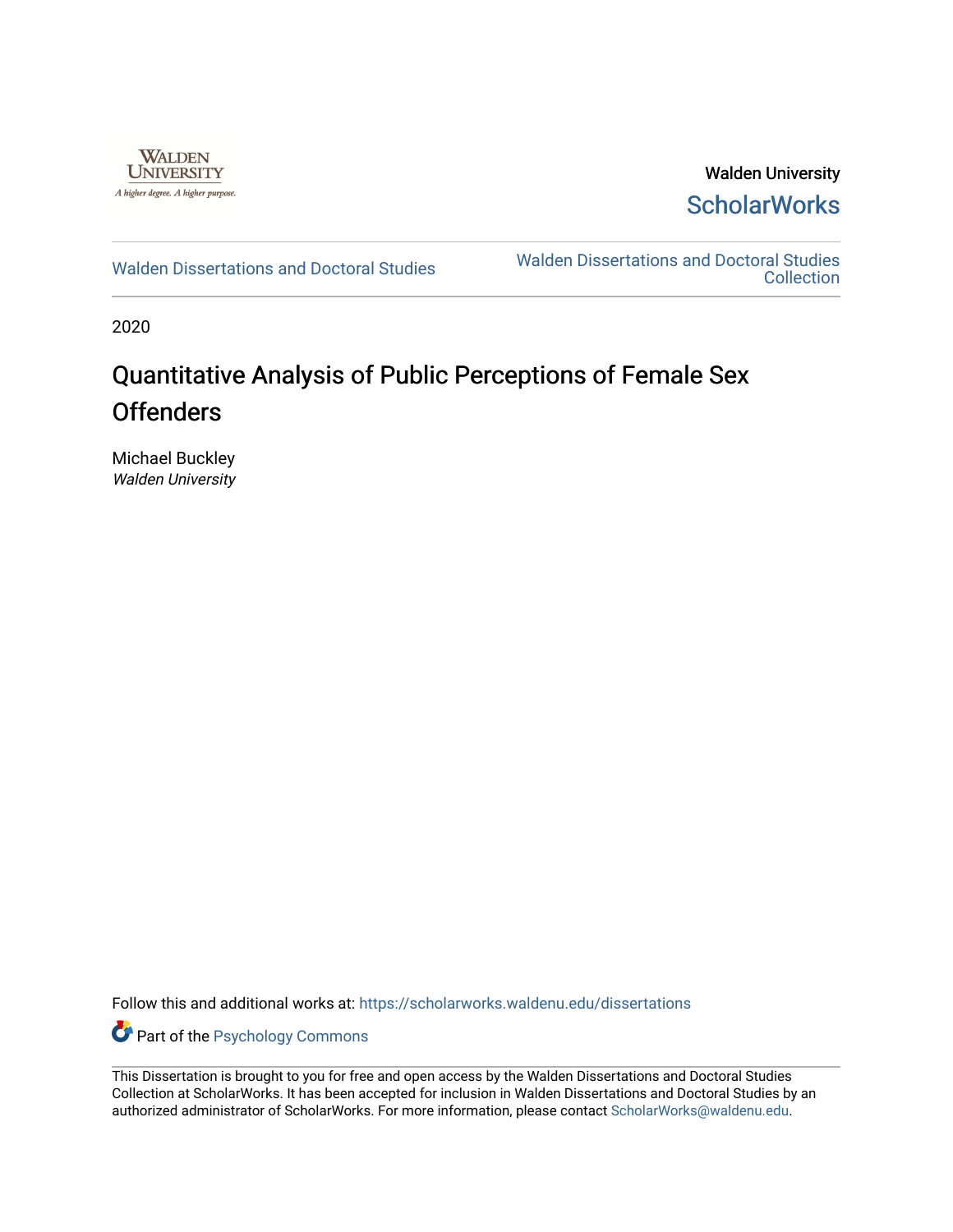Walden University

ScholarWorks

Walden Dissertations and Doctoral Studies

Walden Dissertations and Doctoral Studies Collection

2020

# Quantitative Analysis of Public Perceptions of Female Sex Offenders

Michael Buckley
*Walden University*

Follow this and additional works at: https://scholarworks.waldenu.edu/dissertations

Part of the Psychology Commons

This Dissertation is brought to you for free and open access by the Walden Dissertations and Doctoral Studies Collection at ScholarWorks. It has been accepted for inclusion in Walden Dissertations and Doctoral Studies by an authorized administrator of ScholarWorks. For more information, please contact ScholarWorks@waldenu.edu.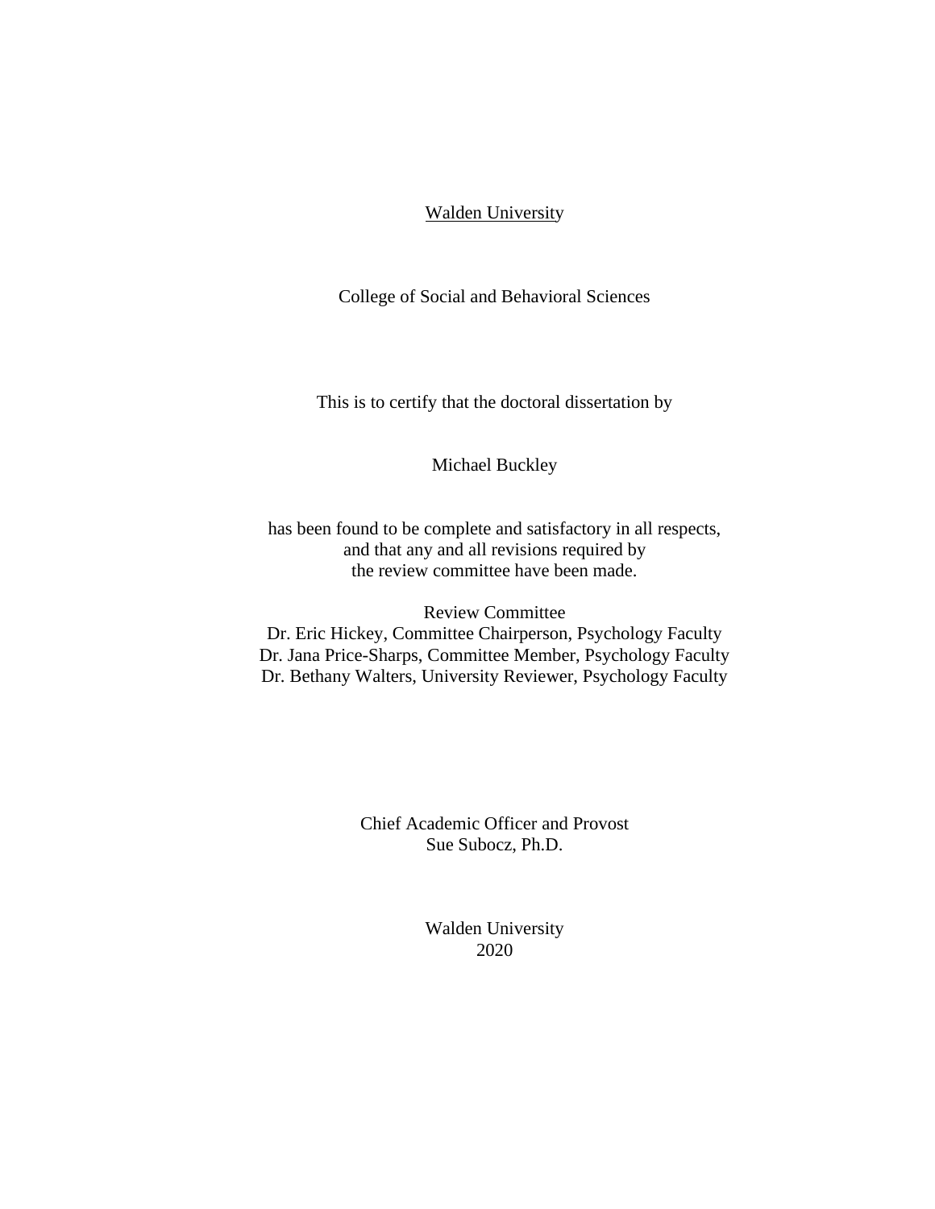Walden University

College of Social and Behavioral Sciences

This is to certify that the doctoral dissertation by

Michael Buckley

has been found to be complete and satisfactory in all respects,
and that any and all revisions required by
the review committee have been made.

Review Committee
Dr. Eric Hickey, Committee Chairperson, Psychology Faculty
Dr. Jana Price-Sharps, Committee Member, Psychology Faculty
Dr. Bethany Walters, University Reviewer, Psychology Faculty

Chief Academic Officer and Provost
Sue Subocz, Ph.D.

Walden University
2020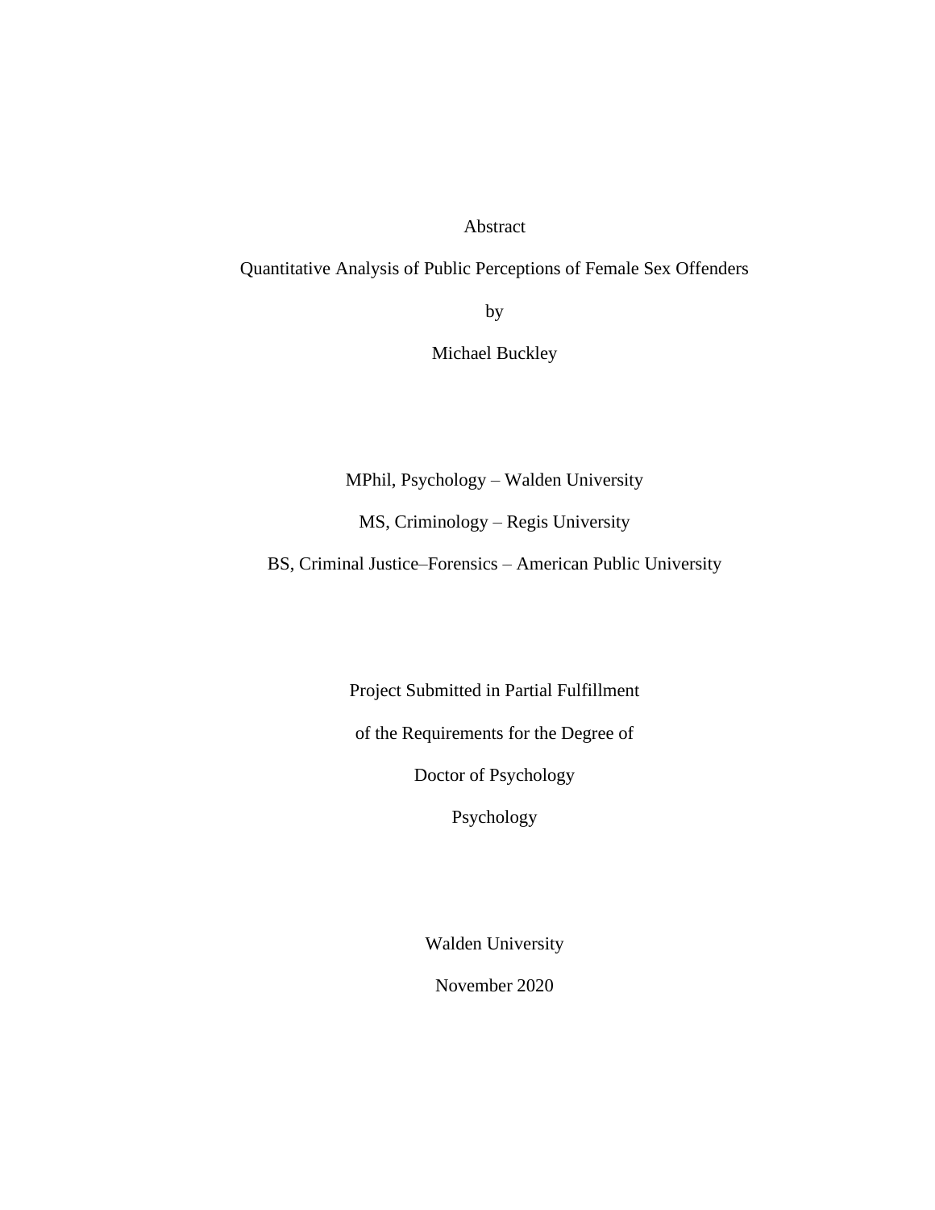Abstract

Quantitative Analysis of Public Perceptions of Female Sex Offenders

by

Michael Buckley

MPhil, Psychology – Walden University

MS, Criminology – Regis University

BS, Criminal Justice–Forensics – American Public University

Project Submitted in Partial Fulfillment

of the Requirements for the Degree of

Doctor of Psychology

Psychology

Walden University

November 2020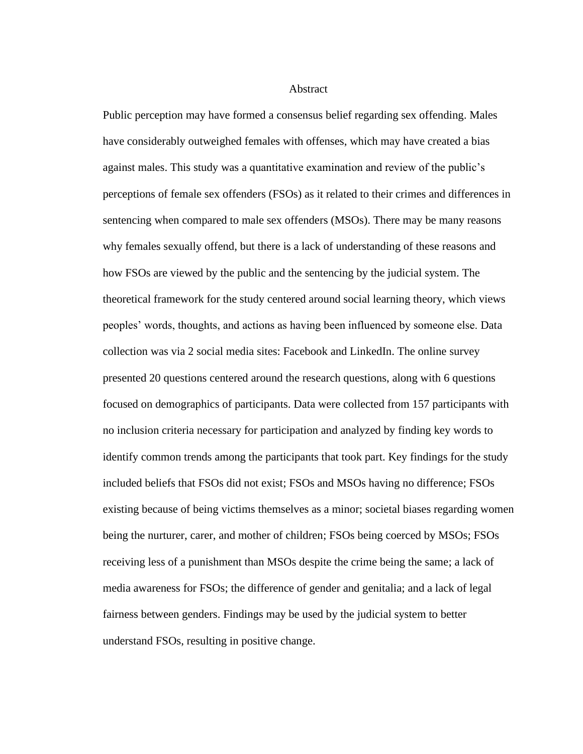# Abstract

Public perception may have formed a consensus belief regarding sex offending. Males have considerably outweighed females with offenses, which may have created a bias against males. This study was a quantitative examination and review of the public's perceptions of female sex offenders (FSOs) as it related to their crimes and differences in sentencing when compared to male sex offenders (MSOs). There may be many reasons why females sexually offend, but there is a lack of understanding of these reasons and how FSOs are viewed by the public and the sentencing by the judicial system. The theoretical framework for the study centered around social learning theory, which views peoples' words, thoughts, and actions as having been influenced by someone else. Data collection was via 2 social media sites: Facebook and LinkedIn. The online survey presented 20 questions centered around the research questions, along with 6 questions focused on demographics of participants. Data were collected from 157 participants with no inclusion criteria necessary for participation and analyzed by finding key words to identify common trends among the participants that took part. Key findings for the study included beliefs that FSOs did not exist; FSOs and MSOs having no difference; FSOs existing because of being victims themselves as a minor; societal biases regarding women being the nurturer, carer, and mother of children; FSOs being coerced by MSOs; FSOs receiving less of a punishment than MSOs despite the crime being the same; a lack of media awareness for FSOs; the difference of gender and genitalia; and a lack of legal fairness between genders. Findings may be used by the judicial system to better understand FSOs, resulting in positive change.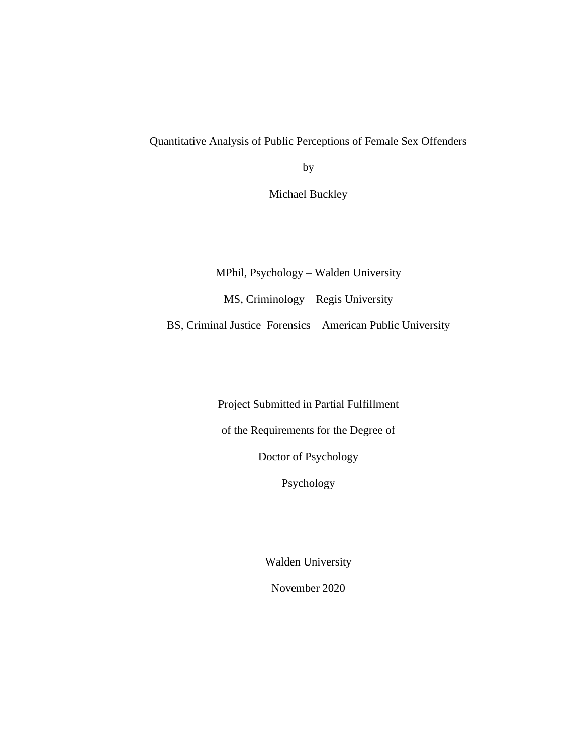Quantitative Analysis of Public Perceptions of Female Sex Offenders

by

Michael Buckley

MPhil, Psychology – Walden University

MS, Criminology – Regis University

BS, Criminal Justice–Forensics – American Public University

Project Submitted in Partial Fulfillment

of the Requirements for the Degree of

Doctor of Psychology

Psychology

Walden University

November 2020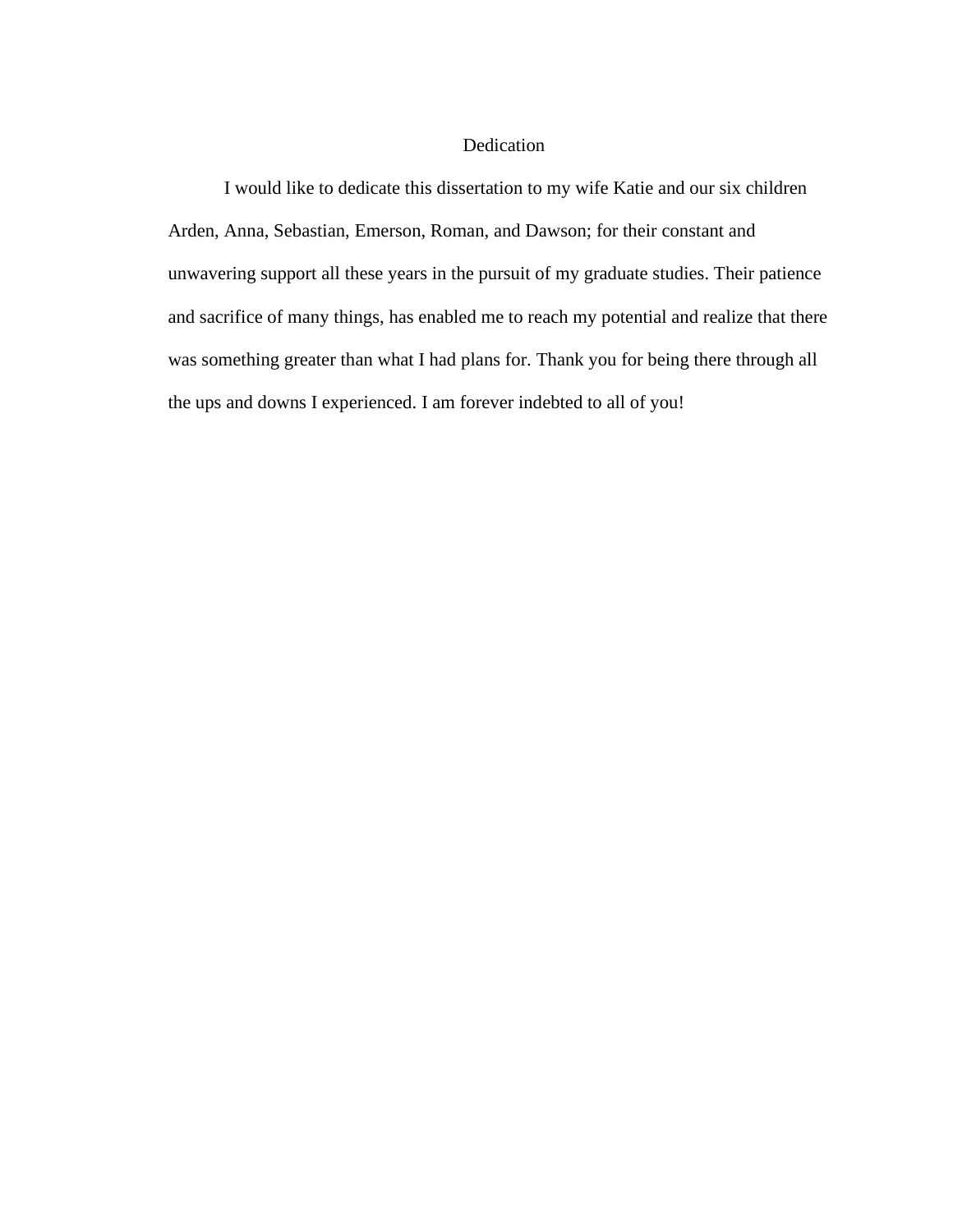# Dedication

I would like to dedicate this dissertation to my wife Katie and our six children Arden, Anna, Sebastian, Emerson, Roman, and Dawson; for their constant and unwavering support all these years in the pursuit of my graduate studies. Their patience and sacrifice of many things, has enabled me to reach my potential and realize that there was something greater than what I had plans for. Thank you for being there through all the ups and downs I experienced. I am forever indebted to all of you!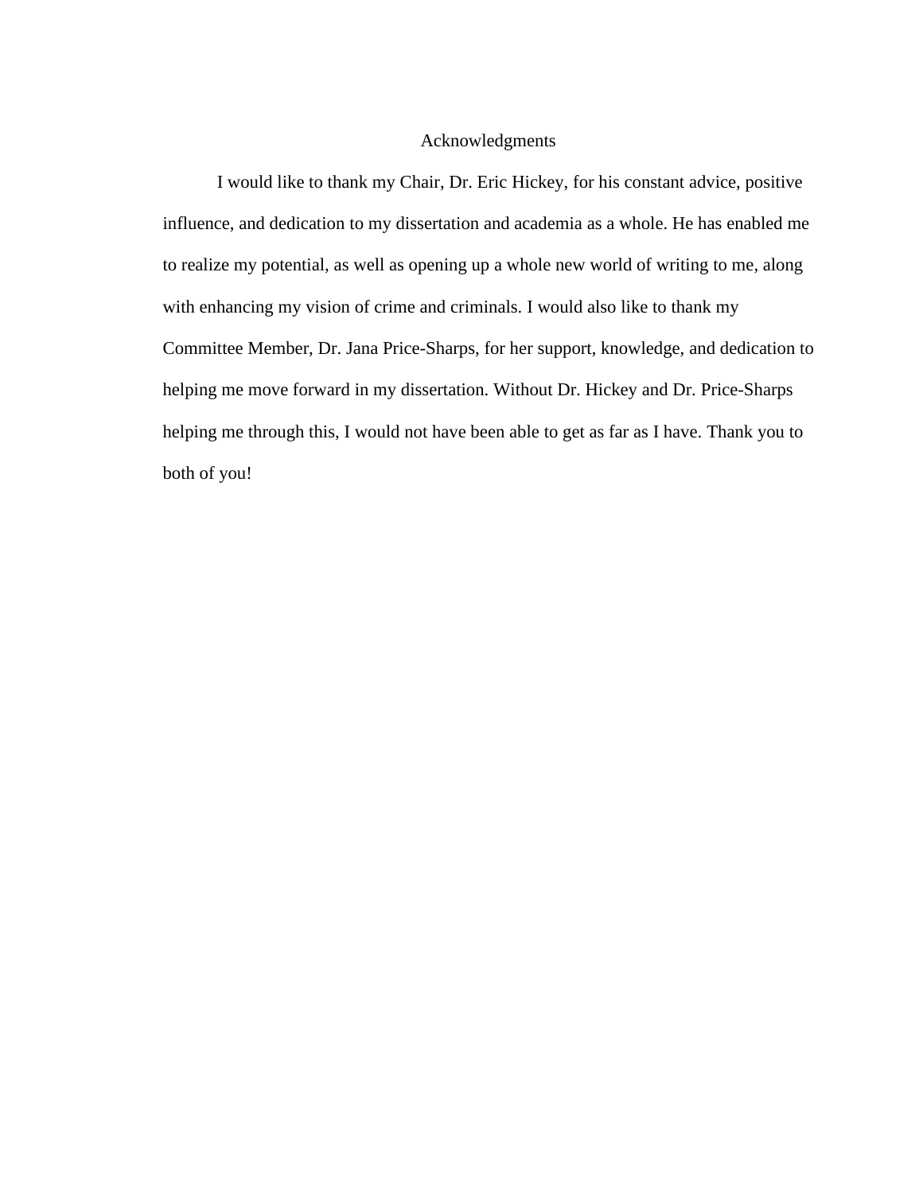# Acknowledgments

I would like to thank my Chair, Dr. Eric Hickey, for his constant advice, positive influence, and dedication to my dissertation and academia as a whole. He has enabled me to realize my potential, as well as opening up a whole new world of writing to me, along with enhancing my vision of crime and criminals. I would also like to thank my Committee Member, Dr. Jana Price-Sharps, for her support, knowledge, and dedication to helping me move forward in my dissertation. Without Dr. Hickey and Dr. Price-Sharps helping me through this, I would not have been able to get as far as I have. Thank you to both of you!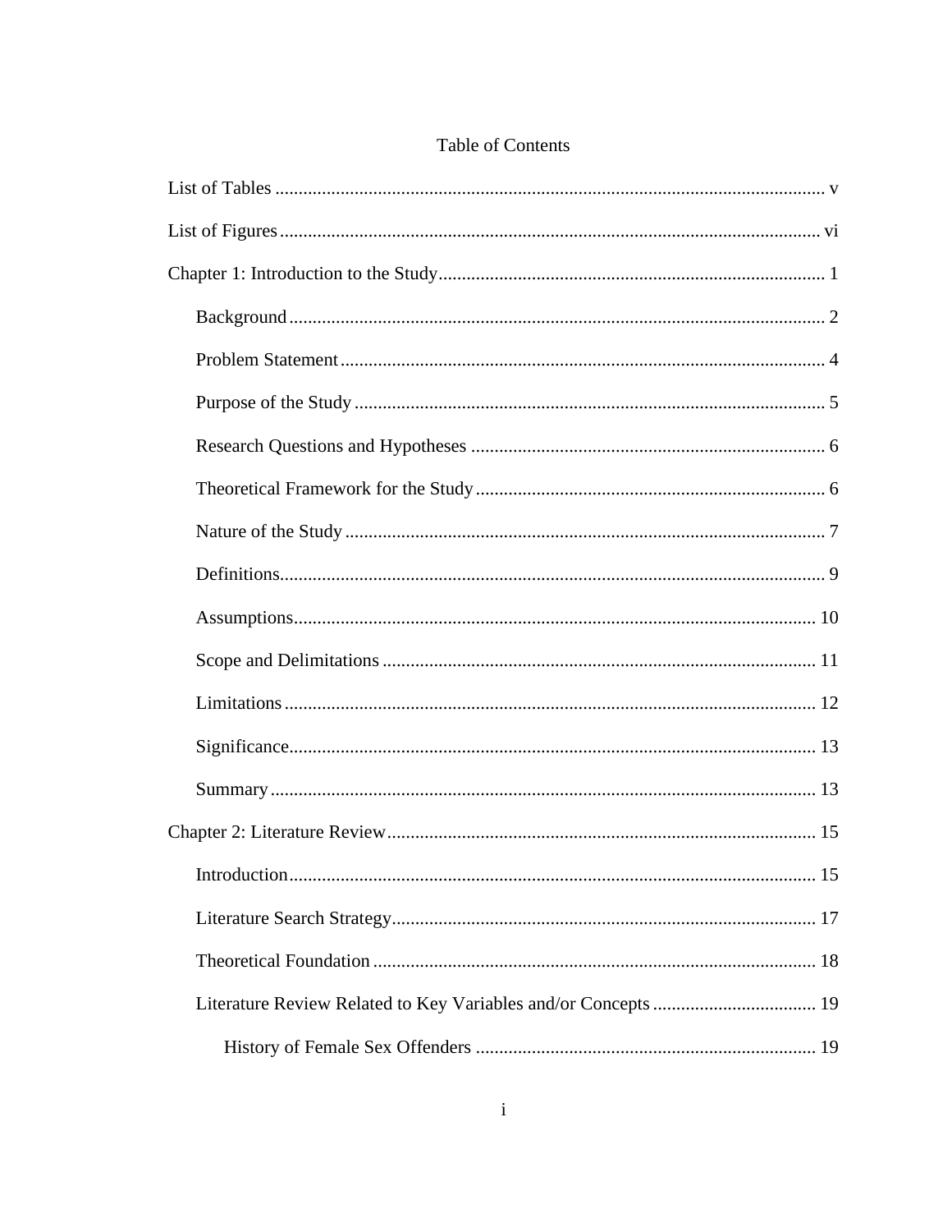# Table of Contents

List of Tables ..................................................................................................................... v

List of Figures .................................................................................................................. vi

Chapter 1: Introduction to the Study.................................................................................. 1

- Background .................................................................................................................. 2
- Problem Statement ....................................................................................................... 4
- Purpose of the Study .................................................................................................... 5
- Research Questions and Hypotheses ........................................................................... 6
- Theoretical Framework for the Study .......................................................................... 6
- Nature of the Study ...................................................................................................... 7
- Definitions.................................................................................................................... 9
- Assumptions............................................................................................................... 10
- Scope and Delimitations ............................................................................................ 11
- Limitations ................................................................................................................. 12
- Significance................................................................................................................ 13
- Summary .................................................................................................................... 13

Chapter 2: Literature Review ........................................................................................... 15

- Introduction ................................................................................................................ 15
- Literature Search Strategy .......................................................................................... 17
- Theoretical Foundation .............................................................................................. 18
- Literature Review Related to Key Variables and/or Concepts ................................... 19
  - History of Female Sex Offenders ........................................................................ 19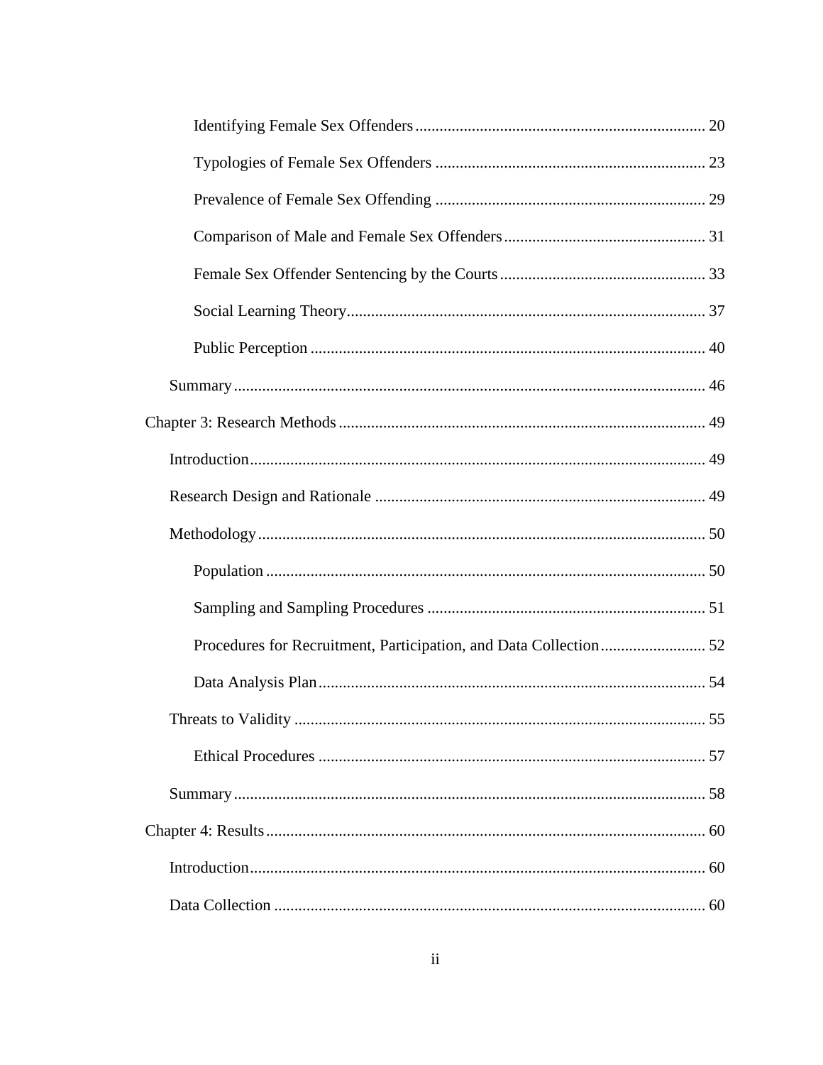Identifying Female Sex Offenders ........................................................................ 20

Typologies of Female Sex Offenders ................................................................... 23

Prevalence of Female Sex Offending ................................................................... 29

Comparison of Male and Female Sex Offenders .................................................. 31

Female Sex Offender Sentencing by the Courts ................................................... 33

Social Learning Theory ......................................................................................... 37

Public Perception .................................................................................................. 40

Summary ..................................................................................................................... 46

Chapter 3: Research Methods ........................................................................................... 49

Introduction ................................................................................................................. 49

Research Design and Rationale .................................................................................. 49

Methodology ............................................................................................................... 50

Population ............................................................................................................. 50

Sampling and Sampling Procedures ..................................................................... 51

Procedures for Recruitment, Participation, and Data Collection .......................... 52

Data Analysis Plan ................................................................................................ 54

Threats to Validity ...................................................................................................... 55

Ethical Procedures ................................................................................................ 57

Summary ..................................................................................................................... 58

Chapter 4: Results ............................................................................................................. 60

Introduction ................................................................................................................. 60

Data Collection ........................................................................................................... 60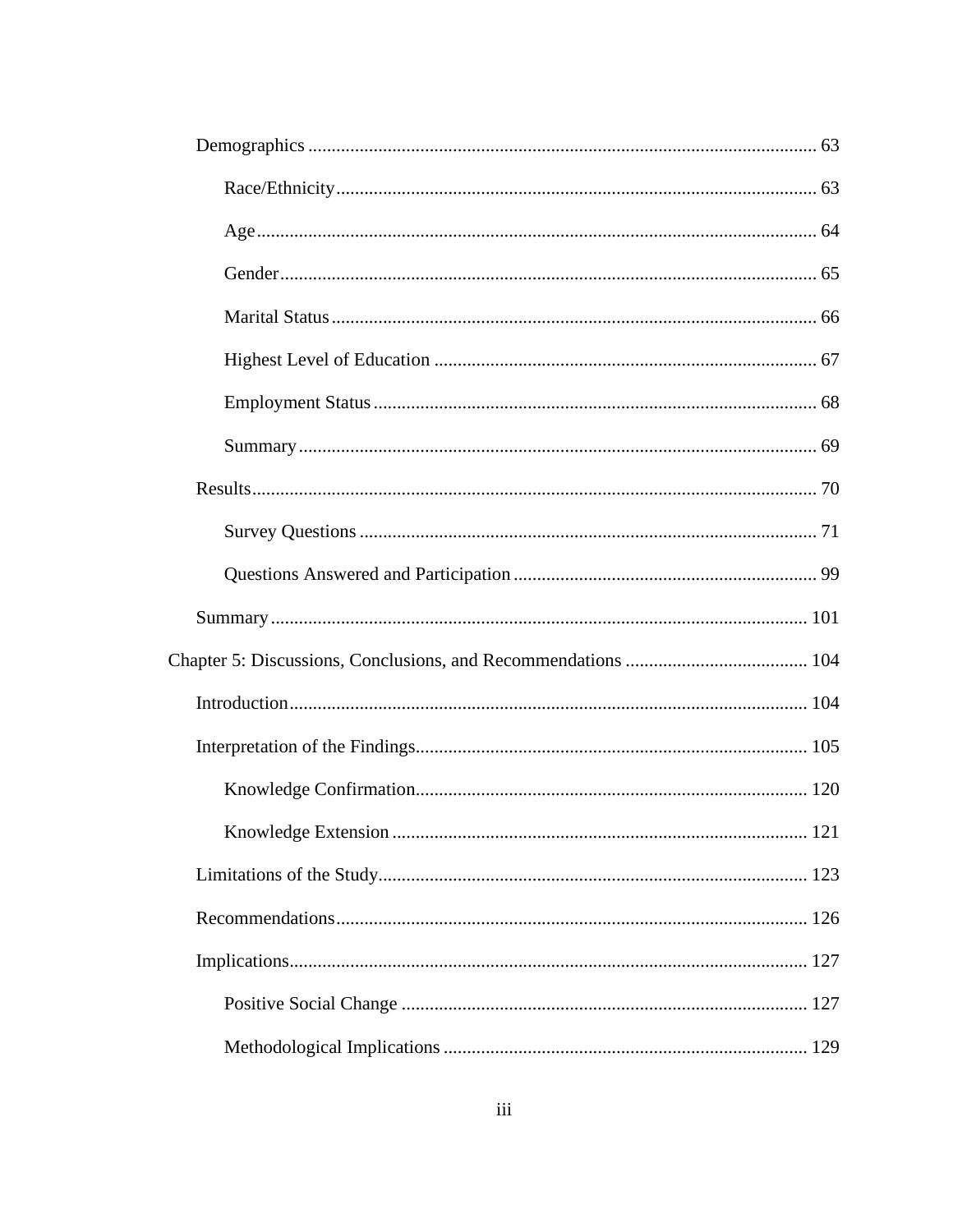Demographics ............................................................................................................ 63

Race/Ethnicity...................................................................................................... 63

Age ...................................................................................................................... 64

Gender ................................................................................................................. 65

Marital Status ....................................................................................................... 66

Highest Level of Education ................................................................................. 67

Employment Status .............................................................................................. 68

Summary .............................................................................................................. 69

Results ....................................................................................................................... 70

Survey Questions ................................................................................................. 71

Questions Answered and Participation ................................................................ 99

Summary ................................................................................................................. 101

Chapter 5: Discussions, Conclusions, and Recommendations ....................................... 104

Introduction .............................................................................................................. 104

Interpretation of the Findings .................................................................................... 105

Knowledge Confirmation .................................................................................... 120

Knowledge Extension .......................................................................................... 121

Limitations of the Study ............................................................................................ 123

Recommendations ..................................................................................................... 126

Implications .............................................................................................................. 127

Positive Social Change ....................................................................................... 127

Methodological Implications .............................................................................. 129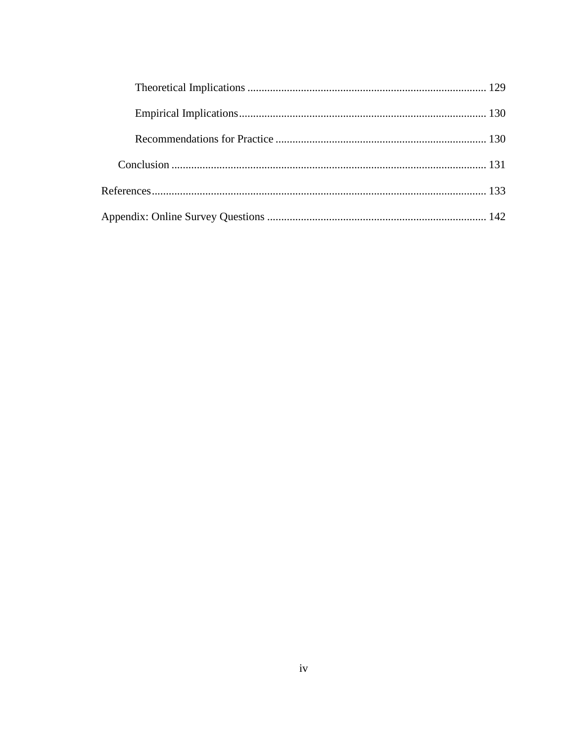Theoretical Implications ..................................................................................... 129

Empirical Implications........................................................................................ 130

Recommendations for Practice ........................................................................... 130

Conclusion ................................................................................................................ 131

References....................................................................................................................... 133

Appendix: Online Survey Questions .............................................................................. 142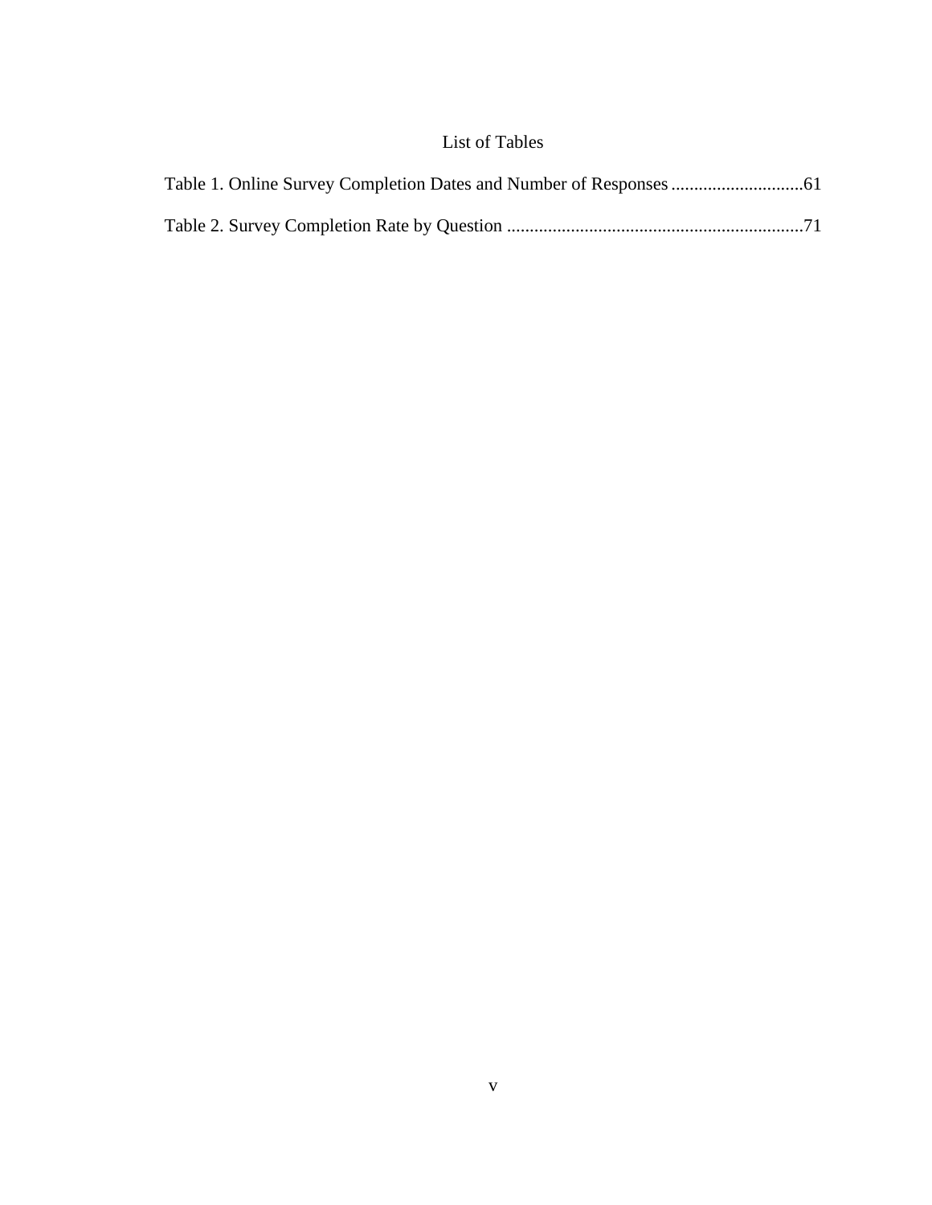# List of Tables

Table 1. Online Survey Completion Dates and Number of Responses .............................61

Table 2. Survey Completion Rate by Question .................................................................71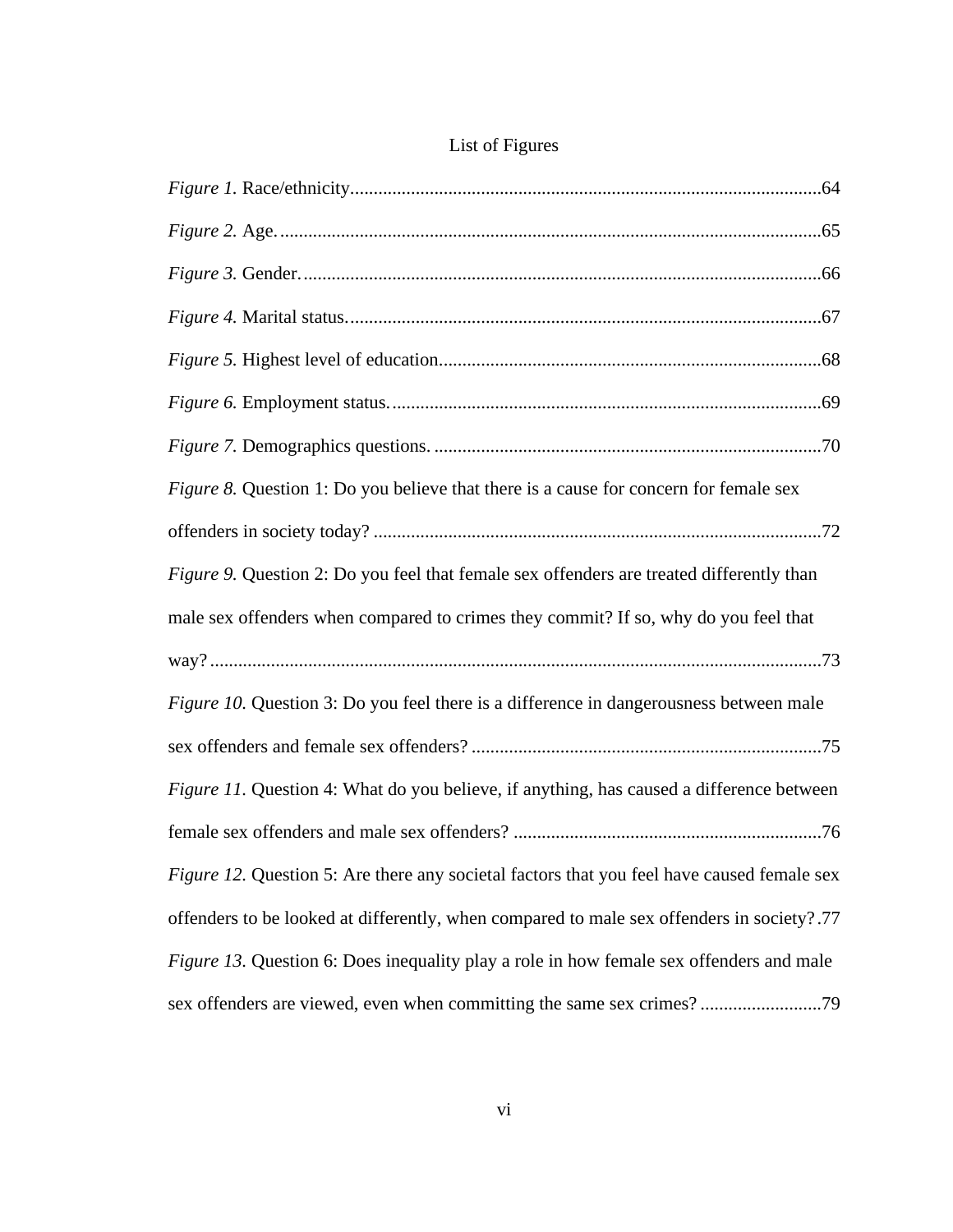# List of Figures

*Figure 1.* Race/ethnicity....................................................................................................64

*Figure 2.* Age. ..................................................................................................................65

*Figure 3.* Gender. .............................................................................................................66

*Figure 4.* Marital status. ...................................................................................................67

*Figure 5.* Highest level of education.................................................................................68

*Figure 6.* Employment status. ...........................................................................................69

*Figure 7.* Demographics questions. ..................................................................................70

*Figure 8.* Question 1: Do you believe that there is a cause for concern for female sex offenders in society today? ................................................................................................72

*Figure 9.* Question 2: Do you feel that female sex offenders are treated differently than male sex offenders when compared to crimes they commit? If so, why do you feel that way? ..................................................................................................................................73

*Figure 10.* Question 3: Do you feel there is a difference in dangerousness between male sex offenders and female sex offenders? ...........................................................................75

*Figure 11.* Question 4: What do you believe, if anything, has caused a difference between female sex offenders and male sex offenders? ..................................................................76

*Figure 12.* Question 5: Are there any societal factors that you feel have caused female sex offenders to be looked at differently, when compared to male sex offenders in society? .77

*Figure 13.* Question 6: Does inequality play a role in how female sex offenders and male sex offenders are viewed, even when committing the same sex crimes? ..........................79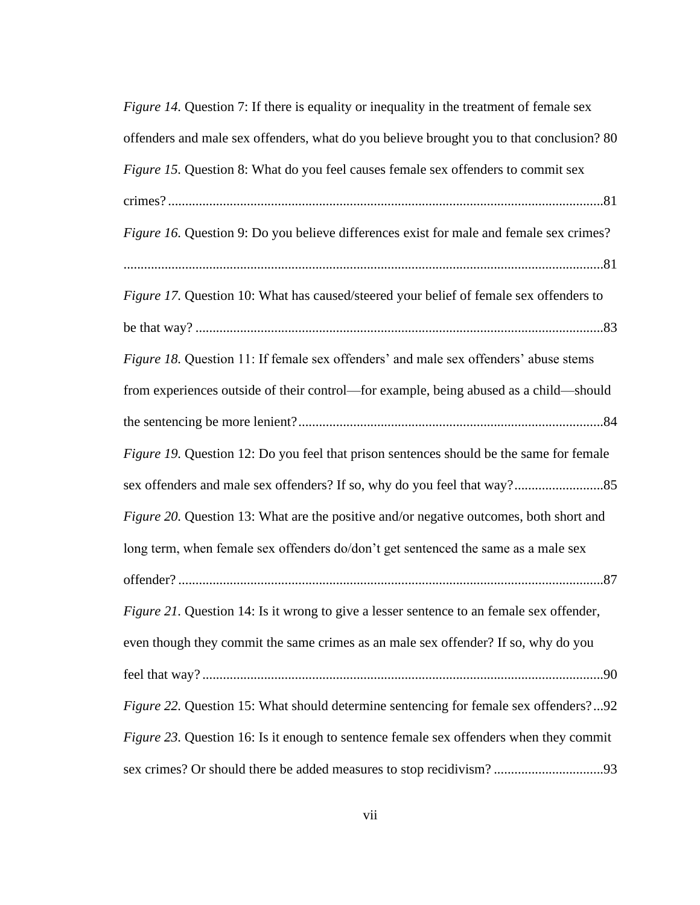*Figure 14.* Question 7: If there is equality or inequality in the treatment of female sex offenders and male sex offenders, what do you believe brought you to that conclusion? 80

*Figure 15.* Question 8: What do you feel causes female sex offenders to commit sex crimes?..............................................................................................................................81

*Figure 16.* Question 9: Do you believe differences exist for male and female sex crimes? ..........................................................................................................................................81

*Figure 17.* Question 10: What has caused/steered your belief of female sex offenders to be that way? ......................................................................................................................83

*Figure 18.* Question 11: If female sex offenders' and male sex offenders' abuse stems from experiences outside of their control—for example, being abused as a child—should the sentencing be more lenient?.........................................................................................84

*Figure 19.* Question 12: Do you feel that prison sentences should be the same for female sex offenders and male sex offenders? If so, why do you feel that way?..........................85

*Figure 20.* Question 13: What are the positive and/or negative outcomes, both short and long term, when female sex offenders do/don't get sentenced the same as a male sex offender? ............................................................................................................................87

*Figure 21.* Question 14: Is it wrong to give a lesser sentence to an female sex offender, even though they commit the same crimes as an male sex offender? If so, why do you feel that way?.....................................................................................................................90

*Figure 22.* Question 15: What should determine sentencing for female sex offenders?...92

*Figure 23.* Question 16: Is it enough to sentence female sex offenders when they commit sex crimes? Or should there be added measures to stop recidivism? ................................93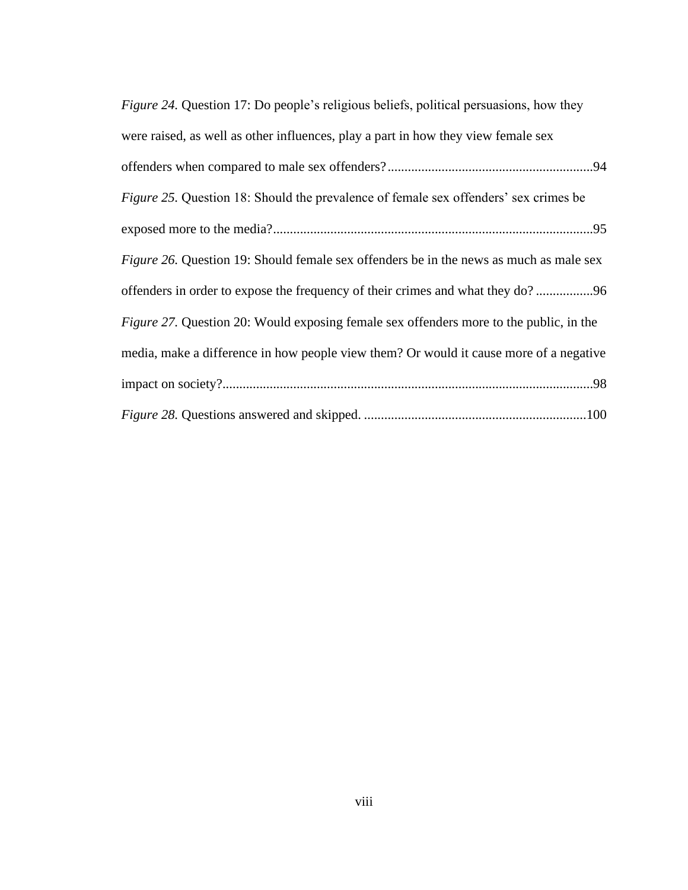*Figure 24.* Question 17: Do people's religious beliefs, political persuasions, how they were raised, as well as other influences, play a part in how they view female sex offenders when compared to male sex offenders?............................................................94

*Figure 25*. Question 18: Should the prevalence of female sex offenders' sex crimes be exposed more to the media?..............................................................................................95

*Figure 26.* Question 19: Should female sex offenders be in the news as much as male sex offenders in order to expose the frequency of their crimes and what they do? ................96

*Figure 27*. Question 20: Would exposing female sex offenders more to the public, in the media, make a difference in how people view them? Or would it cause more of a negative impact on society?.............................................................................................................98

*Figure 28.* Questions answered and skipped. .................................................................100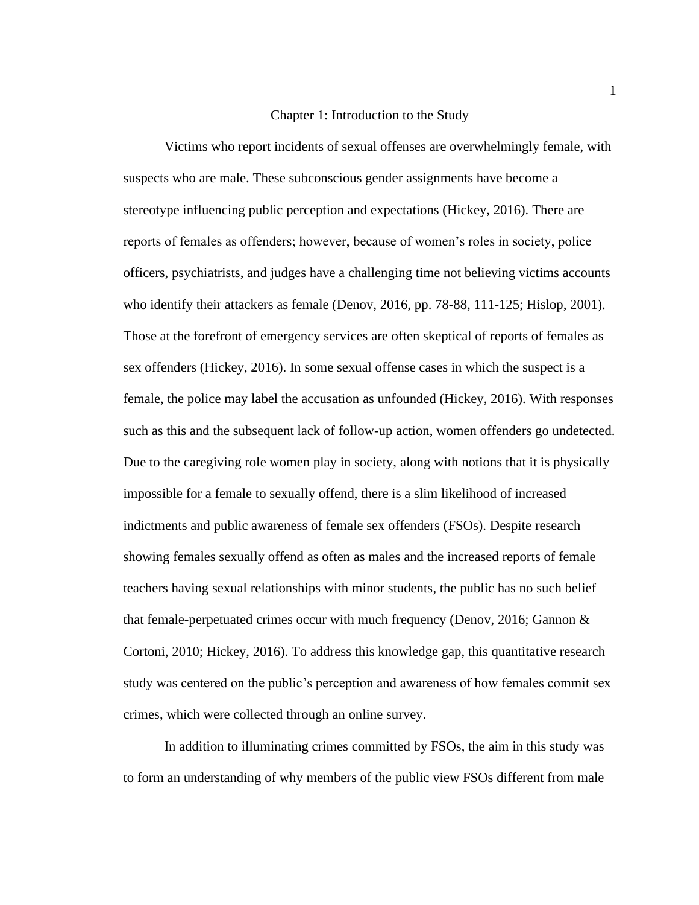# Chapter 1: Introduction to the Study

Victims who report incidents of sexual offenses are overwhelmingly female, with suspects who are male. These subconscious gender assignments have become a stereotype influencing public perception and expectations (Hickey, 2016). There are reports of females as offenders; however, because of women's roles in society, police officers, psychiatrists, and judges have a challenging time not believing victims accounts who identify their attackers as female (Denov, 2016, pp. 78-88, 111-125; Hislop, 2001). Those at the forefront of emergency services are often skeptical of reports of females as sex offenders (Hickey, 2016). In some sexual offense cases in which the suspect is a female, the police may label the accusation as unfounded (Hickey, 2016). With responses such as this and the subsequent lack of follow-up action, women offenders go undetected. Due to the caregiving role women play in society, along with notions that it is physically impossible for a female to sexually offend, there is a slim likelihood of increased indictments and public awareness of female sex offenders (FSOs). Despite research showing females sexually offend as often as males and the increased reports of female teachers having sexual relationships with minor students, the public has no such belief that female-perpetuated crimes occur with much frequency (Denov, 2016; Gannon & Cortoni, 2010; Hickey, 2016). To address this knowledge gap, this quantitative research study was centered on the public's perception and awareness of how females commit sex crimes, which were collected through an online survey.

In addition to illuminating crimes committed by FSOs, the aim in this study was to form an understanding of why members of the public view FSOs different from male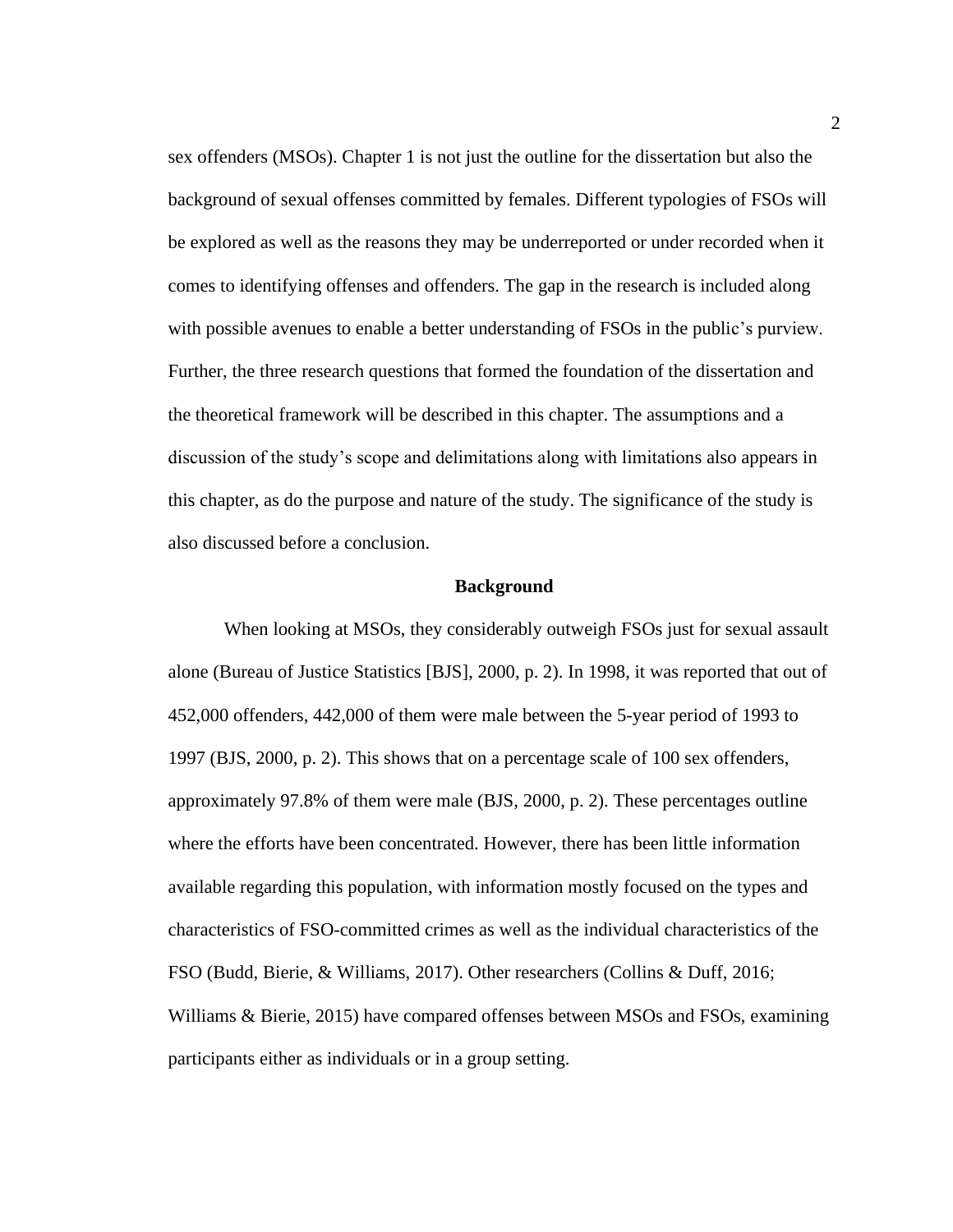sex offenders (MSOs). Chapter 1 is not just the outline for the dissertation but also the background of sexual offenses committed by females. Different typologies of FSOs will be explored as well as the reasons they may be underreported or under recorded when it comes to identifying offenses and offenders. The gap in the research is included along with possible avenues to enable a better understanding of FSOs in the public's purview. Further, the three research questions that formed the foundation of the dissertation and the theoretical framework will be described in this chapter. The assumptions and a discussion of the study's scope and delimitations along with limitations also appears in this chapter, as do the purpose and nature of the study. The significance of the study is also discussed before a conclusion.

## Background

When looking at MSOs, they considerably outweigh FSOs just for sexual assault alone (Bureau of Justice Statistics [BJS], 2000, p. 2). In 1998, it was reported that out of 452,000 offenders, 442,000 of them were male between the 5-year period of 1993 to 1997 (BJS, 2000, p. 2). This shows that on a percentage scale of 100 sex offenders, approximately 97.8% of them were male (BJS, 2000, p. 2). These percentages outline where the efforts have been concentrated. However, there has been little information available regarding this population, with information mostly focused on the types and characteristics of FSO-committed crimes as well as the individual characteristics of the FSO (Budd, Bierie, & Williams, 2017). Other researchers (Collins & Duff, 2016; Williams & Bierie, 2015) have compared offenses between MSOs and FSOs, examining participants either as individuals or in a group setting.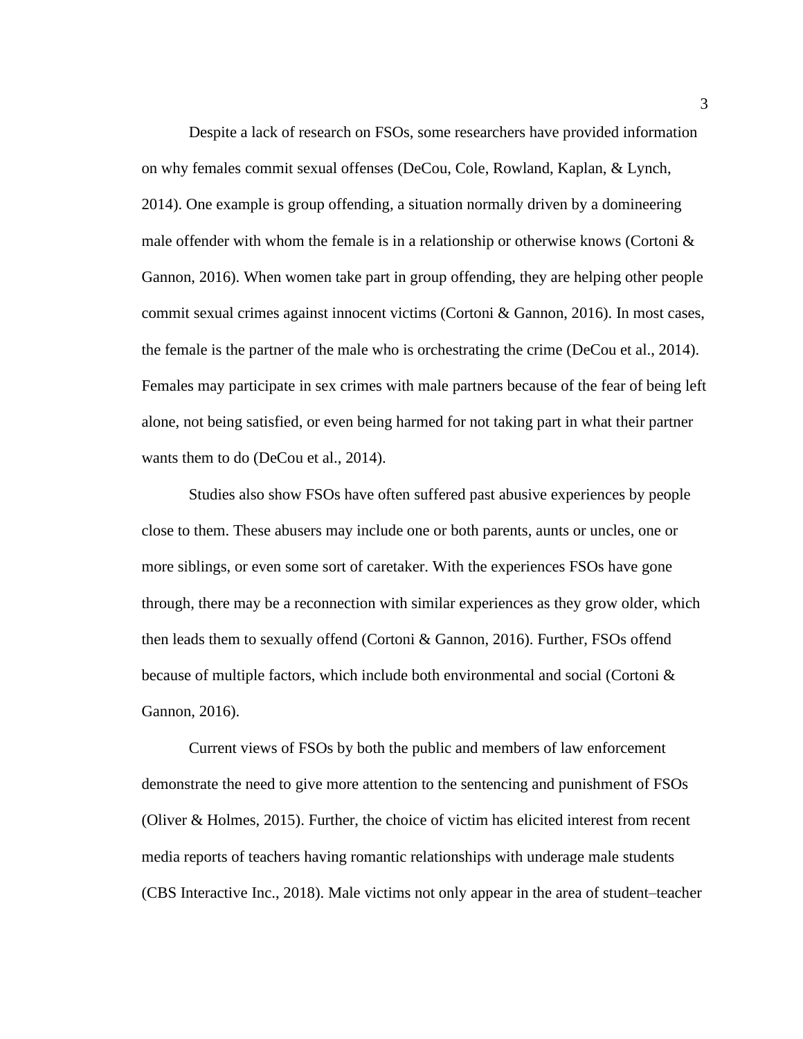Despite a lack of research on FSOs, some researchers have provided information on why females commit sexual offenses (DeCou, Cole, Rowland, Kaplan, & Lynch, 2014). One example is group offending, a situation normally driven by a domineering male offender with whom the female is in a relationship or otherwise knows (Cortoni & Gannon, 2016). When women take part in group offending, they are helping other people commit sexual crimes against innocent victims (Cortoni & Gannon, 2016). In most cases, the female is the partner of the male who is orchestrating the crime (DeCou et al., 2014). Females may participate in sex crimes with male partners because of the fear of being left alone, not being satisfied, or even being harmed for not taking part in what their partner wants them to do (DeCou et al., 2014).

Studies also show FSOs have often suffered past abusive experiences by people close to them. These abusers may include one or both parents, aunts or uncles, one or more siblings, or even some sort of caretaker. With the experiences FSOs have gone through, there may be a reconnection with similar experiences as they grow older, which then leads them to sexually offend (Cortoni & Gannon, 2016). Further, FSOs offend because of multiple factors, which include both environmental and social (Cortoni & Gannon, 2016).

Current views of FSOs by both the public and members of law enforcement demonstrate the need to give more attention to the sentencing and punishment of FSOs (Oliver & Holmes, 2015). Further, the choice of victim has elicited interest from recent media reports of teachers having romantic relationships with underage male students (CBS Interactive Inc., 2018). Male victims not only appear in the area of student–teacher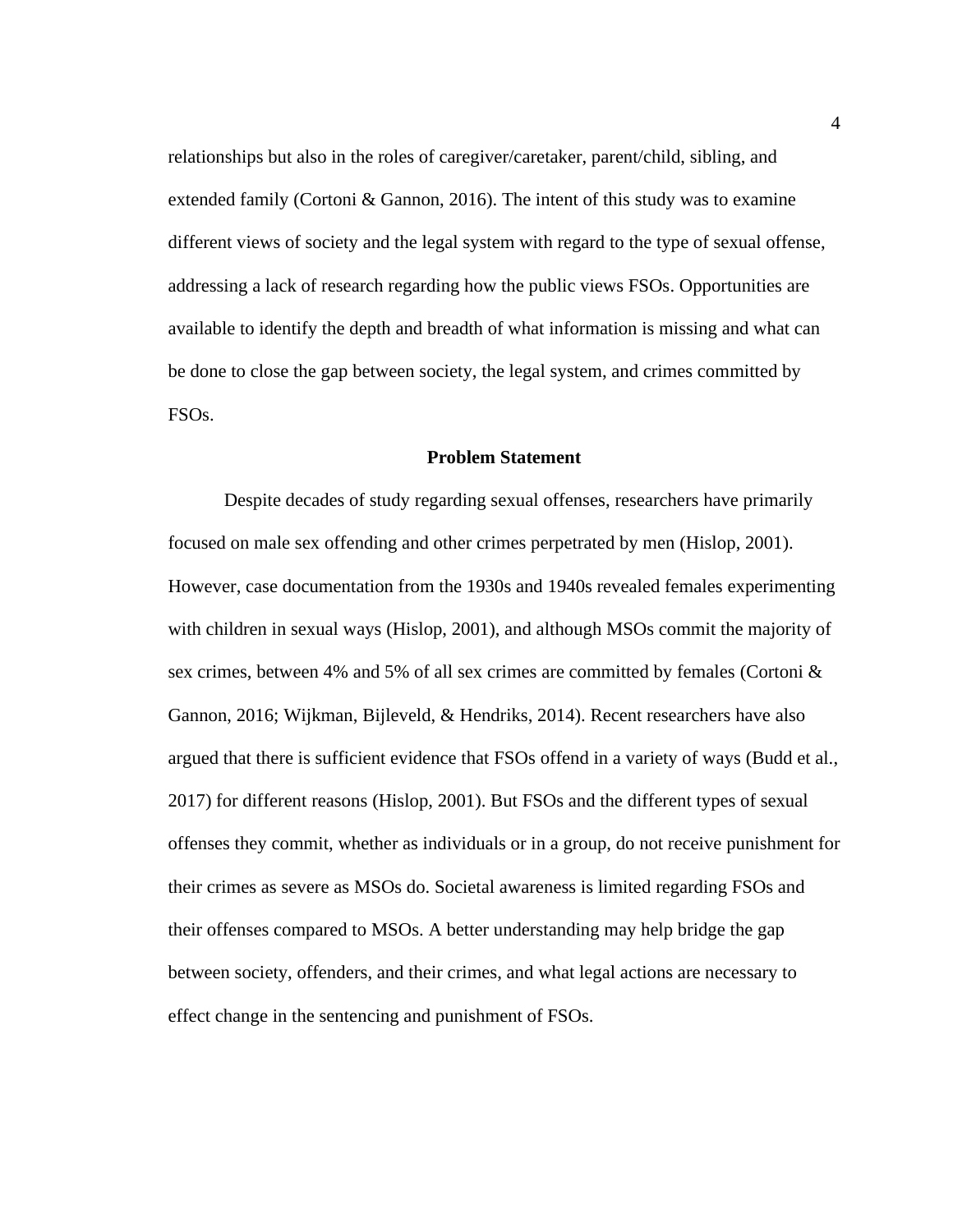relationships but also in the roles of caregiver/caretaker, parent/child, sibling, and extended family (Cortoni & Gannon, 2016). The intent of this study was to examine different views of society and the legal system with regard to the type of sexual offense, addressing a lack of research regarding how the public views FSOs. Opportunities are available to identify the depth and breadth of what information is missing and what can be done to close the gap between society, the legal system, and crimes committed by FSOs.

## Problem Statement

Despite decades of study regarding sexual offenses, researchers have primarily focused on male sex offending and other crimes perpetrated by men (Hislop, 2001). However, case documentation from the 1930s and 1940s revealed females experimenting with children in sexual ways (Hislop, 2001), and although MSOs commit the majority of sex crimes, between 4% and 5% of all sex crimes are committed by females (Cortoni & Gannon, 2016; Wijkman, Bijleveld, & Hendriks, 2014). Recent researchers have also argued that there is sufficient evidence that FSOs offend in a variety of ways (Budd et al., 2017) for different reasons (Hislop, 2001). But FSOs and the different types of sexual offenses they commit, whether as individuals or in a group, do not receive punishment for their crimes as severe as MSOs do. Societal awareness is limited regarding FSOs and their offenses compared to MSOs. A better understanding may help bridge the gap between society, offenders, and their crimes, and what legal actions are necessary to effect change in the sentencing and punishment of FSOs.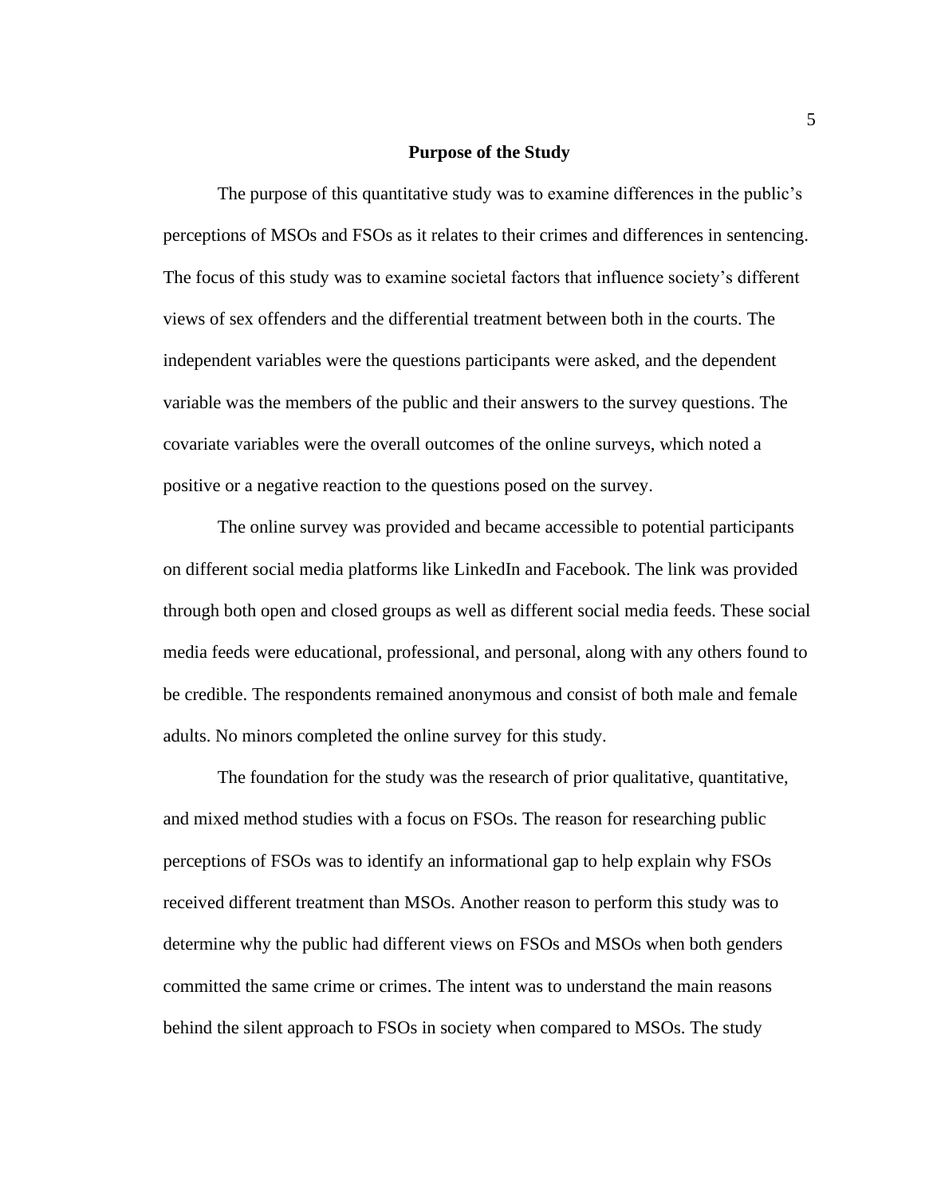## Purpose of the Study

The purpose of this quantitative study was to examine differences in the public's perceptions of MSOs and FSOs as it relates to their crimes and differences in sentencing. The focus of this study was to examine societal factors that influence society's different views of sex offenders and the differential treatment between both in the courts. The independent variables were the questions participants were asked, and the dependent variable was the members of the public and their answers to the survey questions. The covariate variables were the overall outcomes of the online surveys, which noted a positive or a negative reaction to the questions posed on the survey.

The online survey was provided and became accessible to potential participants on different social media platforms like LinkedIn and Facebook. The link was provided through both open and closed groups as well as different social media feeds. These social media feeds were educational, professional, and personal, along with any others found to be credible. The respondents remained anonymous and consist of both male and female adults. No minors completed the online survey for this study.

The foundation for the study was the research of prior qualitative, quantitative, and mixed method studies with a focus on FSOs. The reason for researching public perceptions of FSOs was to identify an informational gap to help explain why FSOs received different treatment than MSOs. Another reason to perform this study was to determine why the public had different views on FSOs and MSOs when both genders committed the same crime or crimes. The intent was to understand the main reasons behind the silent approach to FSOs in society when compared to MSOs. The study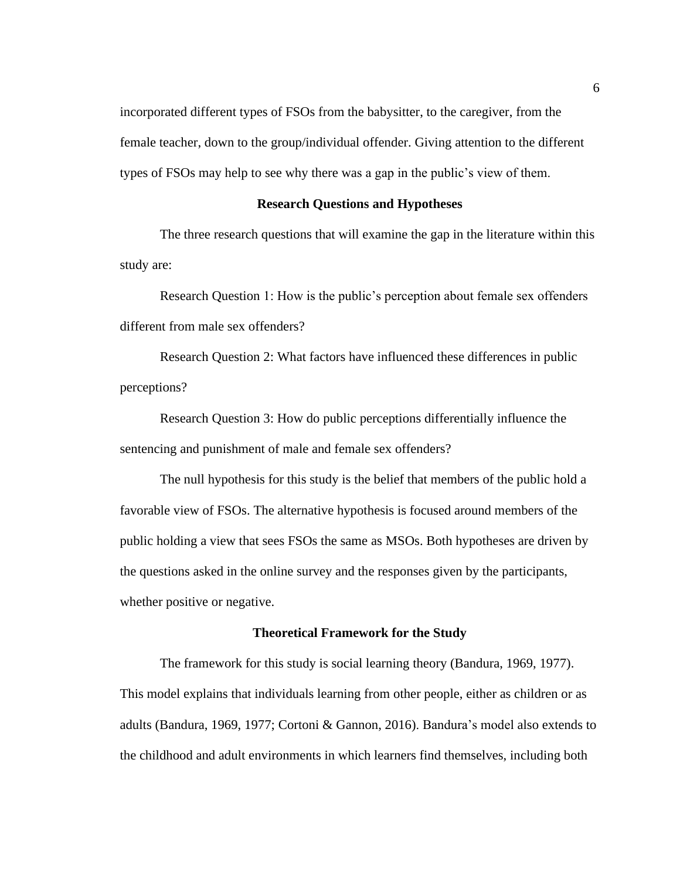incorporated different types of FSOs from the babysitter, to the caregiver, from the female teacher, down to the group/individual offender. Giving attention to the different types of FSOs may help to see why there was a gap in the public's view of them.

## Research Questions and Hypotheses

The three research questions that will examine the gap in the literature within this study are:

Research Question 1: How is the public's perception about female sex offenders different from male sex offenders?

Research Question 2: What factors have influenced these differences in public perceptions?

Research Question 3: How do public perceptions differentially influence the sentencing and punishment of male and female sex offenders?

The null hypothesis for this study is the belief that members of the public hold a favorable view of FSOs. The alternative hypothesis is focused around members of the public holding a view that sees FSOs the same as MSOs. Both hypotheses are driven by the questions asked in the online survey and the responses given by the participants, whether positive or negative.

## Theoretical Framework for the Study

The framework for this study is social learning theory (Bandura, 1969, 1977). This model explains that individuals learning from other people, either as children or as adults (Bandura, 1969, 1977; Cortoni & Gannon, 2016). Bandura's model also extends to the childhood and adult environments in which learners find themselves, including both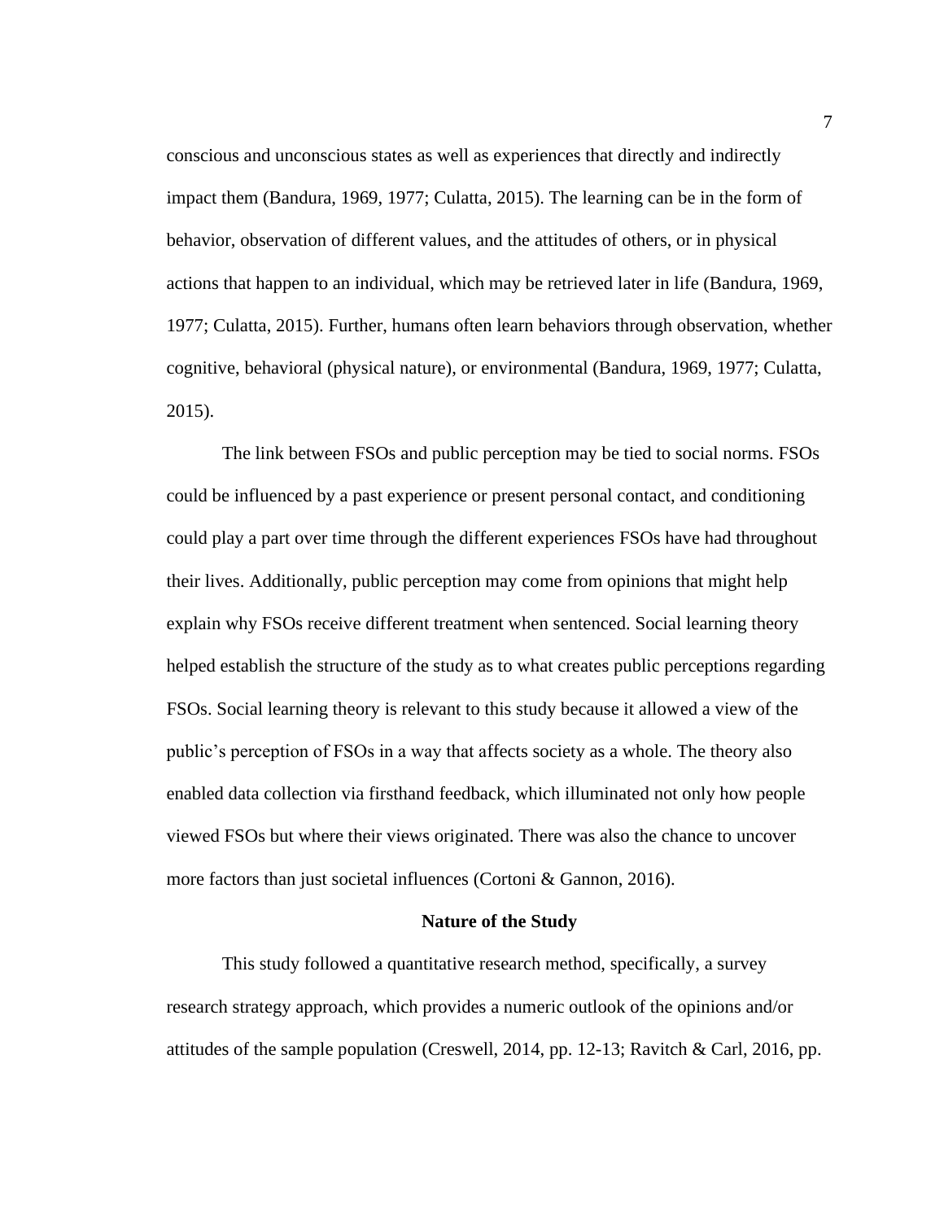conscious and unconscious states as well as experiences that directly and indirectly impact them (Bandura, 1969, 1977; Culatta, 2015). The learning can be in the form of behavior, observation of different values, and the attitudes of others, or in physical actions that happen to an individual, which may be retrieved later in life (Bandura, 1969, 1977; Culatta, 2015). Further, humans often learn behaviors through observation, whether cognitive, behavioral (physical nature), or environmental (Bandura, 1969, 1977; Culatta, 2015).

The link between FSOs and public perception may be tied to social norms. FSOs could be influenced by a past experience or present personal contact, and conditioning could play a part over time through the different experiences FSOs have had throughout their lives. Additionally, public perception may come from opinions that might help explain why FSOs receive different treatment when sentenced. Social learning theory helped establish the structure of the study as to what creates public perceptions regarding FSOs. Social learning theory is relevant to this study because it allowed a view of the public's perception of FSOs in a way that affects society as a whole. The theory also enabled data collection via firsthand feedback, which illuminated not only how people viewed FSOs but where their views originated. There was also the chance to uncover more factors than just societal influences (Cortoni & Gannon, 2016).

## Nature of the Study

This study followed a quantitative research method, specifically, a survey research strategy approach, which provides a numeric outlook of the opinions and/or attitudes of the sample population (Creswell, 2014, pp. 12-13; Ravitch & Carl, 2016, pp.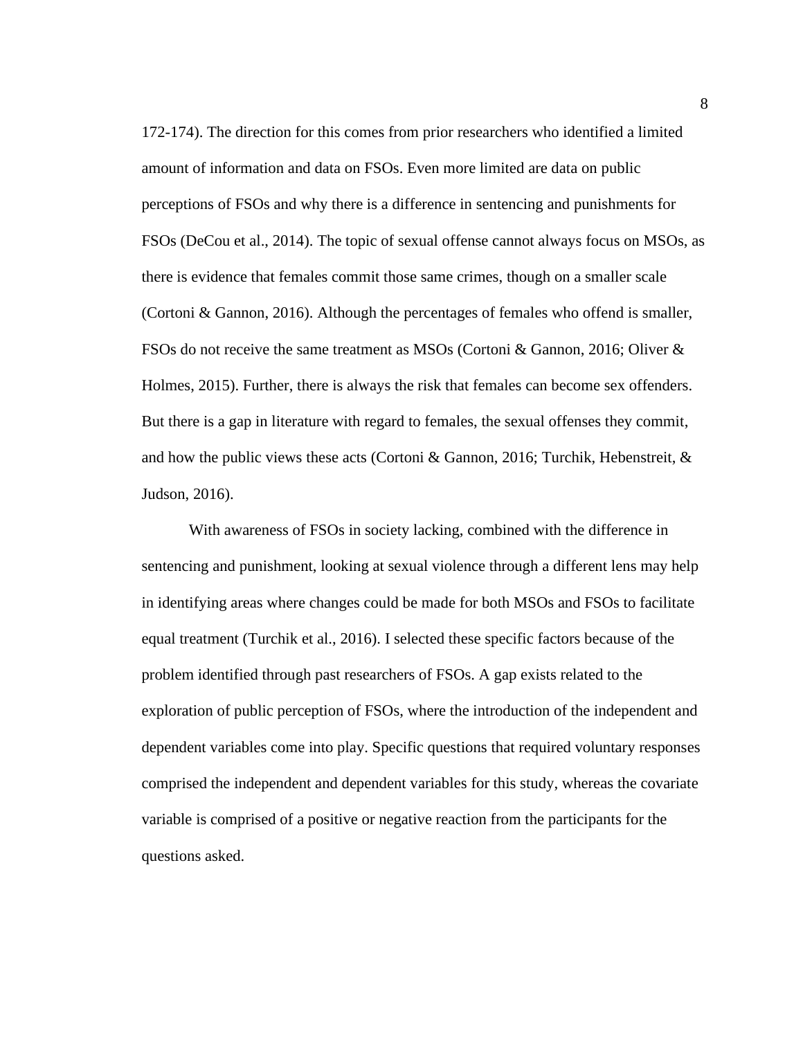172-174). The direction for this comes from prior researchers who identified a limited amount of information and data on FSOs. Even more limited are data on public perceptions of FSOs and why there is a difference in sentencing and punishments for FSOs (DeCou et al., 2014). The topic of sexual offense cannot always focus on MSOs, as there is evidence that females commit those same crimes, though on a smaller scale (Cortoni & Gannon, 2016). Although the percentages of females who offend is smaller, FSOs do not receive the same treatment as MSOs (Cortoni & Gannon, 2016; Oliver & Holmes, 2015). Further, there is always the risk that females can become sex offenders. But there is a gap in literature with regard to females, the sexual offenses they commit, and how the public views these acts (Cortoni & Gannon, 2016; Turchik, Hebenstreit, & Judson, 2016).

With awareness of FSOs in society lacking, combined with the difference in sentencing and punishment, looking at sexual violence through a different lens may help in identifying areas where changes could be made for both MSOs and FSOs to facilitate equal treatment (Turchik et al., 2016). I selected these specific factors because of the problem identified through past researchers of FSOs. A gap exists related to the exploration of public perception of FSOs, where the introduction of the independent and dependent variables come into play. Specific questions that required voluntary responses comprised the independent and dependent variables for this study, whereas the covariate variable is comprised of a positive or negative reaction from the participants for the questions asked.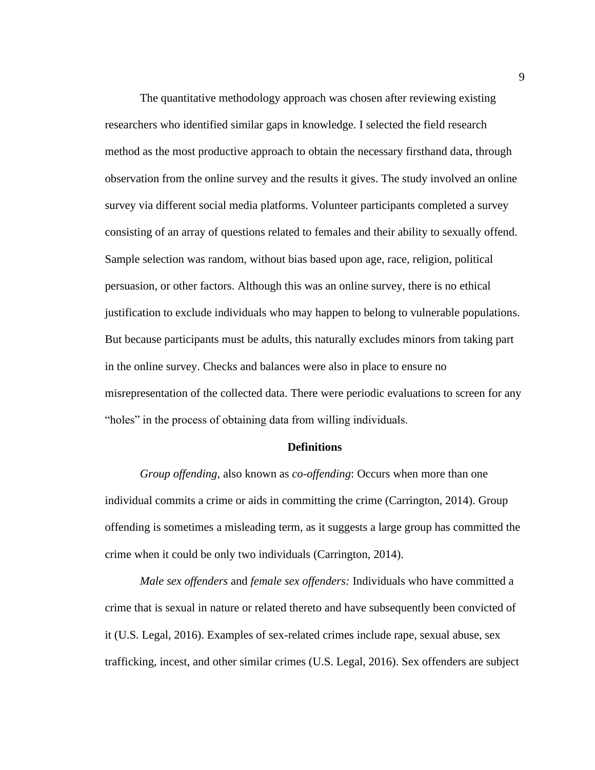The quantitative methodology approach was chosen after reviewing existing researchers who identified similar gaps in knowledge. I selected the field research method as the most productive approach to obtain the necessary firsthand data, through observation from the online survey and the results it gives. The study involved an online survey via different social media platforms. Volunteer participants completed a survey consisting of an array of questions related to females and their ability to sexually offend. Sample selection was random, without bias based upon age, race, religion, political persuasion, or other factors. Although this was an online survey, there is no ethical justification to exclude individuals who may happen to belong to vulnerable populations. But because participants must be adults, this naturally excludes minors from taking part in the online survey. Checks and balances were also in place to ensure no misrepresentation of the collected data. There were periodic evaluations to screen for any "holes" in the process of obtaining data from willing individuals.

## Definitions

*Group offending*, also known as *co-offending*: Occurs when more than one individual commits a crime or aids in committing the crime (Carrington, 2014). Group offending is sometimes a misleading term, as it suggests a large group has committed the crime when it could be only two individuals (Carrington, 2014).

*Male sex offenders* and *female sex offenders:* Individuals who have committed a crime that is sexual in nature or related thereto and have subsequently been convicted of it (U.S. Legal, 2016). Examples of sex-related crimes include rape, sexual abuse, sex trafficking, incest, and other similar crimes (U.S. Legal, 2016). Sex offenders are subject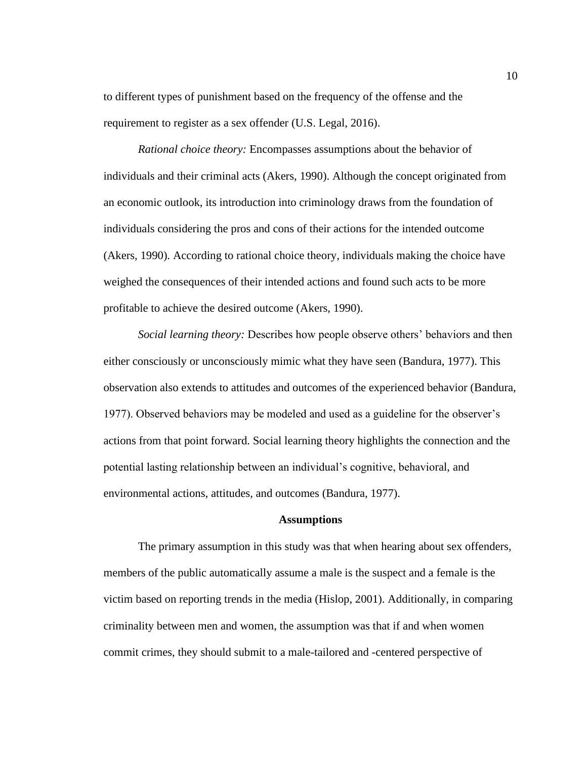to different types of punishment based on the frequency of the offense and the requirement to register as a sex offender (U.S. Legal, 2016).

*Rational choice theory:* Encompasses assumptions about the behavior of individuals and their criminal acts (Akers, 1990). Although the concept originated from an economic outlook, its introduction into criminology draws from the foundation of individuals considering the pros and cons of their actions for the intended outcome (Akers, 1990). According to rational choice theory, individuals making the choice have weighed the consequences of their intended actions and found such acts to be more profitable to achieve the desired outcome (Akers, 1990).

*Social learning theory:* Describes how people observe others' behaviors and then either consciously or unconsciously mimic what they have seen (Bandura, 1977). This observation also extends to attitudes and outcomes of the experienced behavior (Bandura, 1977). Observed behaviors may be modeled and used as a guideline for the observer's actions from that point forward. Social learning theory highlights the connection and the potential lasting relationship between an individual's cognitive, behavioral, and environmental actions, attitudes, and outcomes (Bandura, 1977).

## Assumptions

The primary assumption in this study was that when hearing about sex offenders, members of the public automatically assume a male is the suspect and a female is the victim based on reporting trends in the media (Hislop, 2001). Additionally, in comparing criminality between men and women, the assumption was that if and when women commit crimes, they should submit to a male-tailored and -centered perspective of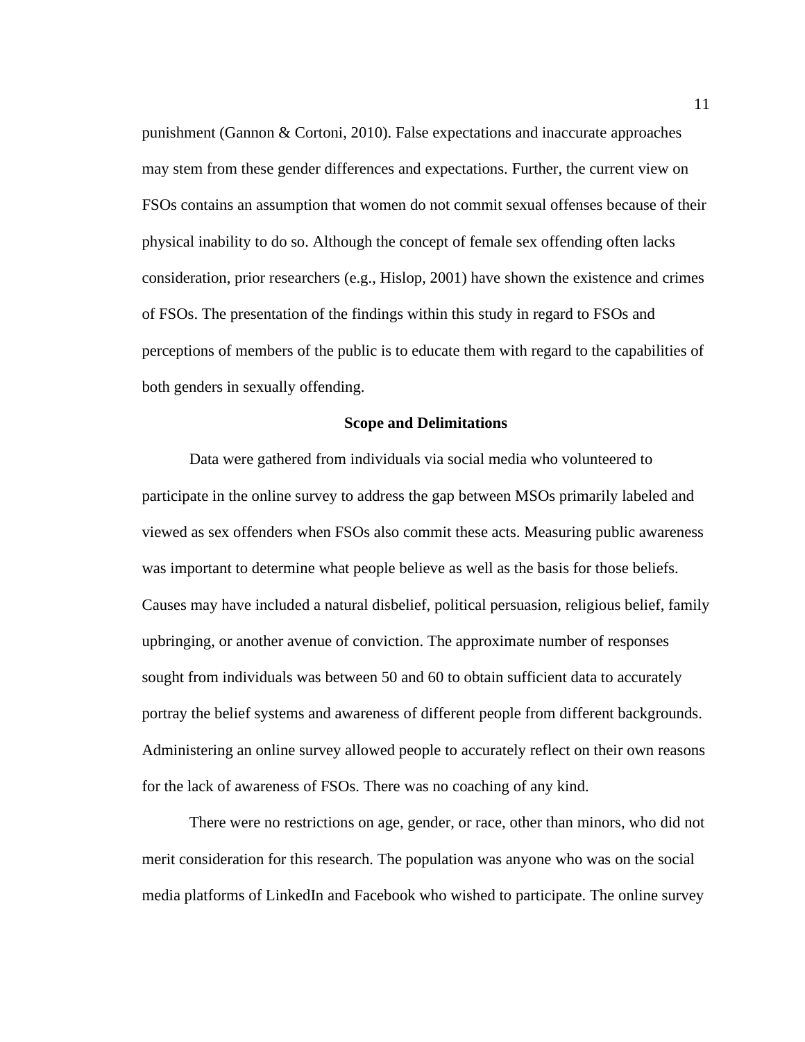punishment (Gannon & Cortoni, 2010). False expectations and inaccurate approaches may stem from these gender differences and expectations. Further, the current view on FSOs contains an assumption that women do not commit sexual offenses because of their physical inability to do so. Although the concept of female sex offending often lacks consideration, prior researchers (e.g., Hislop, 2001) have shown the existence and crimes of FSOs. The presentation of the findings within this study in regard to FSOs and perceptions of members of the public is to educate them with regard to the capabilities of both genders in sexually offending.

## Scope and Delimitations

Data were gathered from individuals via social media who volunteered to participate in the online survey to address the gap between MSOs primarily labeled and viewed as sex offenders when FSOs also commit these acts. Measuring public awareness was important to determine what people believe as well as the basis for those beliefs. Causes may have included a natural disbelief, political persuasion, religious belief, family upbringing, or another avenue of conviction. The approximate number of responses sought from individuals was between 50 and 60 to obtain sufficient data to accurately portray the belief systems and awareness of different people from different backgrounds. Administering an online survey allowed people to accurately reflect on their own reasons for the lack of awareness of FSOs. There was no coaching of any kind.

There were no restrictions on age, gender, or race, other than minors, who did not merit consideration for this research. The population was anyone who was on the social media platforms of LinkedIn and Facebook who wished to participate. The online survey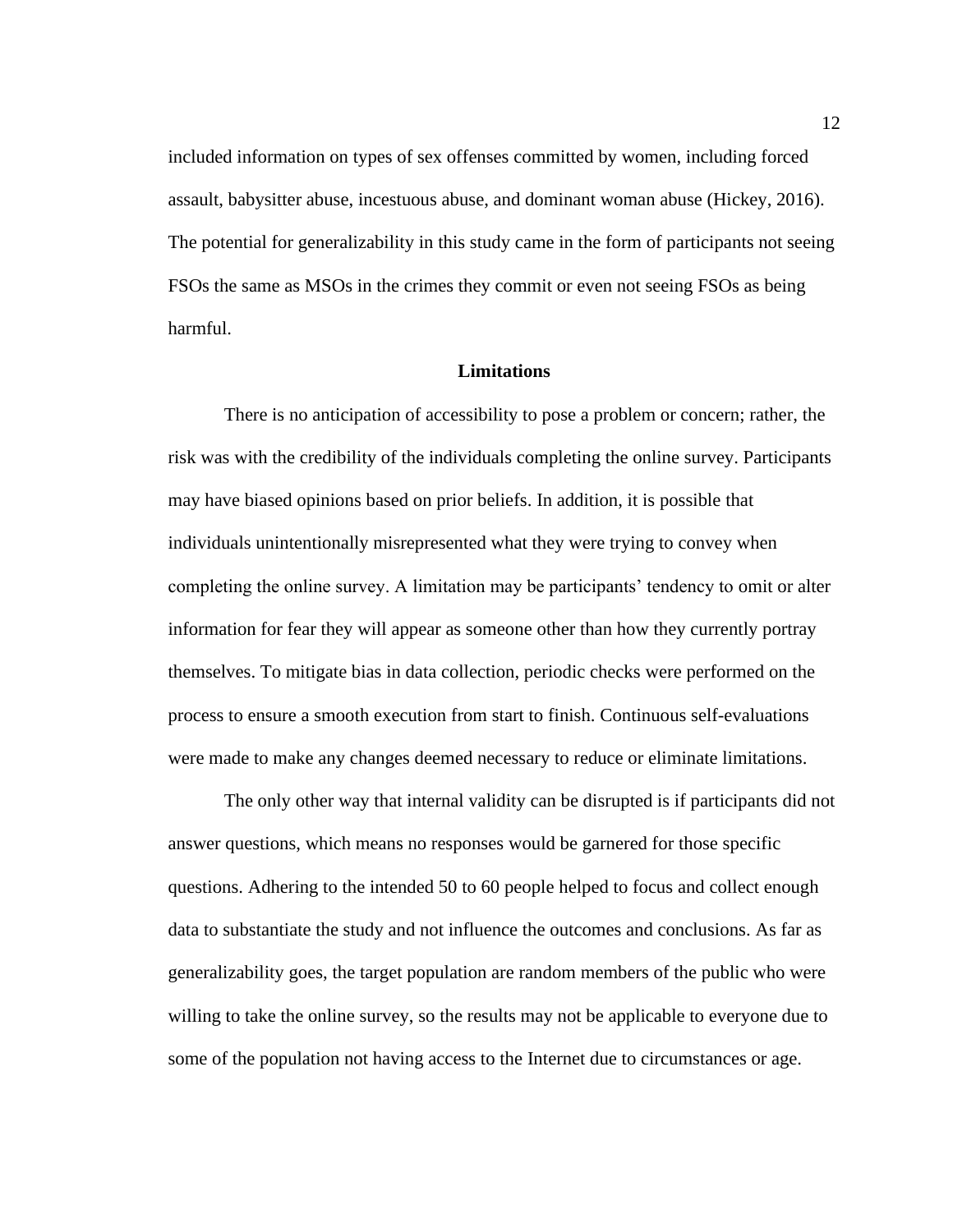included information on types of sex offenses committed by women, including forced assault, babysitter abuse, incestuous abuse, and dominant woman abuse (Hickey, 2016). The potential for generalizability in this study came in the form of participants not seeing FSOs the same as MSOs in the crimes they commit or even not seeing FSOs as being harmful.

## Limitations

There is no anticipation of accessibility to pose a problem or concern; rather, the risk was with the credibility of the individuals completing the online survey. Participants may have biased opinions based on prior beliefs. In addition, it is possible that individuals unintentionally misrepresented what they were trying to convey when completing the online survey. A limitation may be participants' tendency to omit or alter information for fear they will appear as someone other than how they currently portray themselves. To mitigate bias in data collection, periodic checks were performed on the process to ensure a smooth execution from start to finish. Continuous self-evaluations were made to make any changes deemed necessary to reduce or eliminate limitations.

The only other way that internal validity can be disrupted is if participants did not answer questions, which means no responses would be garnered for those specific questions. Adhering to the intended 50 to 60 people helped to focus and collect enough data to substantiate the study and not influence the outcomes and conclusions. As far as generalizability goes, the target population are random members of the public who were willing to take the online survey, so the results may not be applicable to everyone due to some of the population not having access to the Internet due to circumstances or age.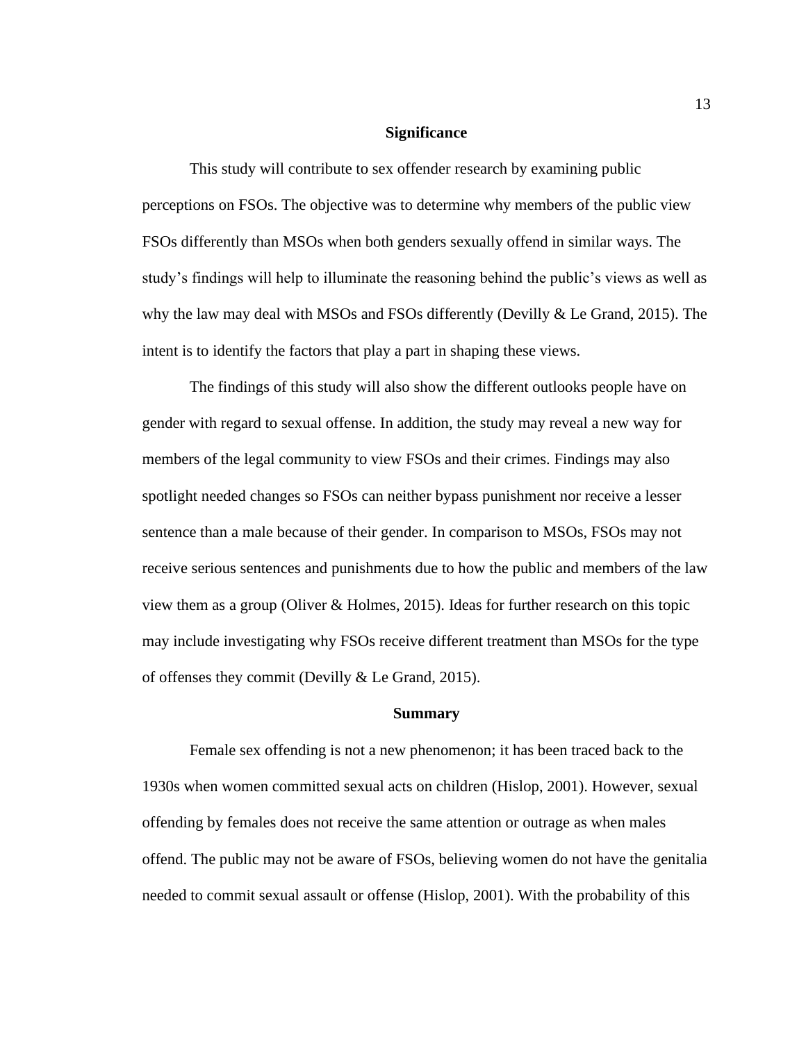## Significance

This study will contribute to sex offender research by examining public perceptions on FSOs. The objective was to determine why members of the public view FSOs differently than MSOs when both genders sexually offend in similar ways. The study's findings will help to illuminate the reasoning behind the public's views as well as why the law may deal with MSOs and FSOs differently (Devilly & Le Grand, 2015). The intent is to identify the factors that play a part in shaping these views.

The findings of this study will also show the different outlooks people have on gender with regard to sexual offense. In addition, the study may reveal a new way for members of the legal community to view FSOs and their crimes. Findings may also spotlight needed changes so FSOs can neither bypass punishment nor receive a lesser sentence than a male because of their gender. In comparison to MSOs, FSOs may not receive serious sentences and punishments due to how the public and members of the law view them as a group (Oliver & Holmes, 2015). Ideas for further research on this topic may include investigating why FSOs receive different treatment than MSOs for the type of offenses they commit (Devilly & Le Grand, 2015).

## Summary

Female sex offending is not a new phenomenon; it has been traced back to the 1930s when women committed sexual acts on children (Hislop, 2001). However, sexual offending by females does not receive the same attention or outrage as when males offend. The public may not be aware of FSOs, believing women do not have the genitalia needed to commit sexual assault or offense (Hislop, 2001). With the probability of this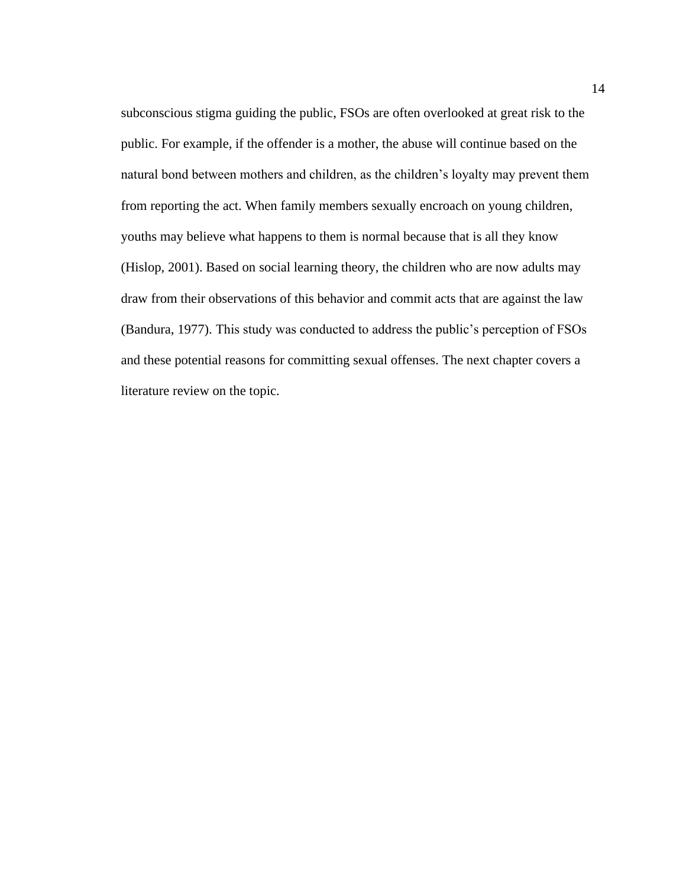subconscious stigma guiding the public, FSOs are often overlooked at great risk to the public. For example, if the offender is a mother, the abuse will continue based on the natural bond between mothers and children, as the children's loyalty may prevent them from reporting the act. When family members sexually encroach on young children, youths may believe what happens to them is normal because that is all they know (Hislop, 2001). Based on social learning theory, the children who are now adults may draw from their observations of this behavior and commit acts that are against the law (Bandura, 1977). This study was conducted to address the public's perception of FSOs and these potential reasons for committing sexual offenses. The next chapter covers a literature review on the topic.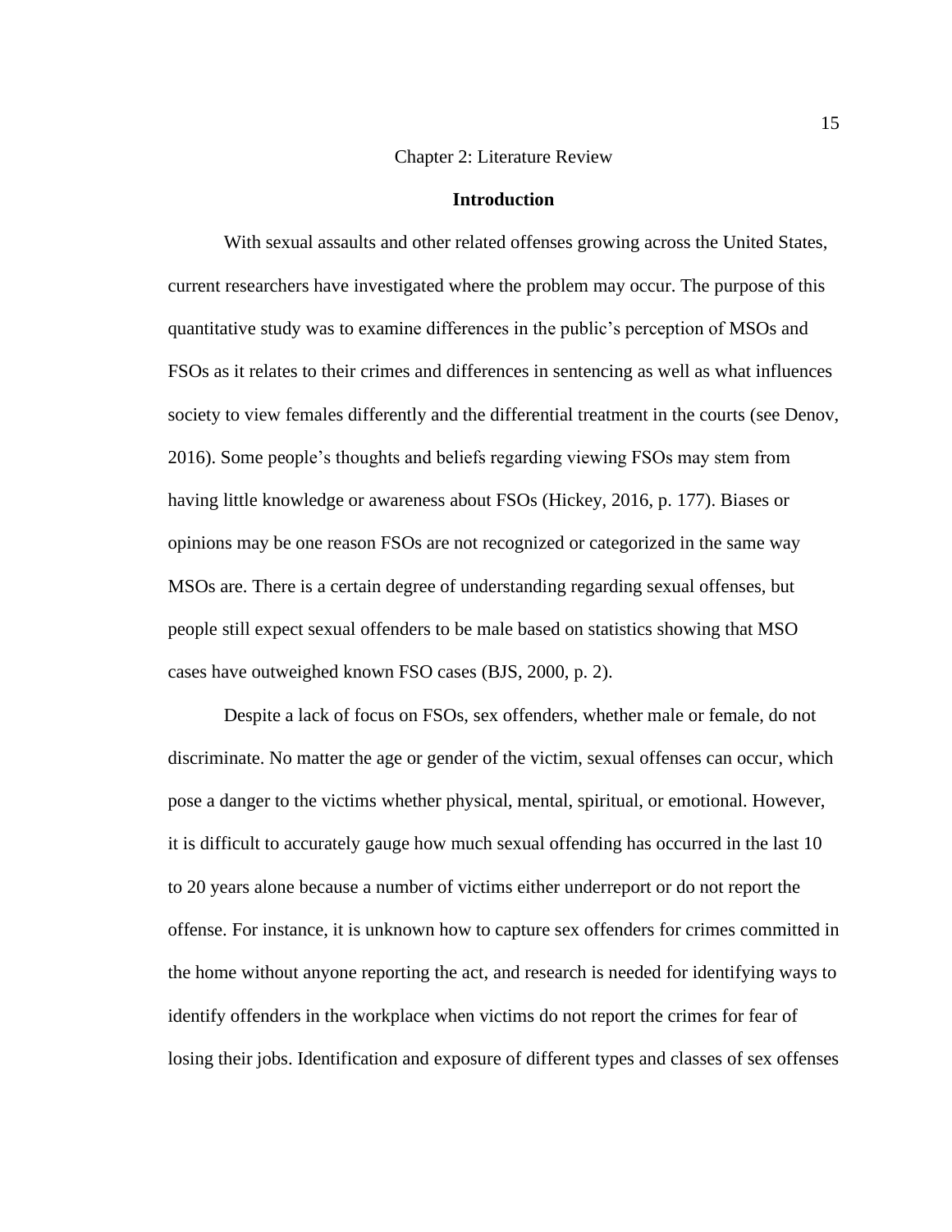Chapter 2: Literature Review

## Introduction

With sexual assaults and other related offenses growing across the United States, current researchers have investigated where the problem may occur. The purpose of this quantitative study was to examine differences in the public's perception of MSOs and FSOs as it relates to their crimes and differences in sentencing as well as what influences society to view females differently and the differential treatment in the courts (see Denov, 2016). Some people's thoughts and beliefs regarding viewing FSOs may stem from having little knowledge or awareness about FSOs (Hickey, 2016, p. 177). Biases or opinions may be one reason FSOs are not recognized or categorized in the same way MSOs are. There is a certain degree of understanding regarding sexual offenses, but people still expect sexual offenders to be male based on statistics showing that MSO cases have outweighed known FSO cases (BJS, 2000, p. 2).

Despite a lack of focus on FSOs, sex offenders, whether male or female, do not discriminate. No matter the age or gender of the victim, sexual offenses can occur, which pose a danger to the victims whether physical, mental, spiritual, or emotional. However, it is difficult to accurately gauge how much sexual offending has occurred in the last 10 to 20 years alone because a number of victims either underreport or do not report the offense. For instance, it is unknown how to capture sex offenders for crimes committed in the home without anyone reporting the act, and research is needed for identifying ways to identify offenders in the workplace when victims do not report the crimes for fear of losing their jobs. Identification and exposure of different types and classes of sex offenses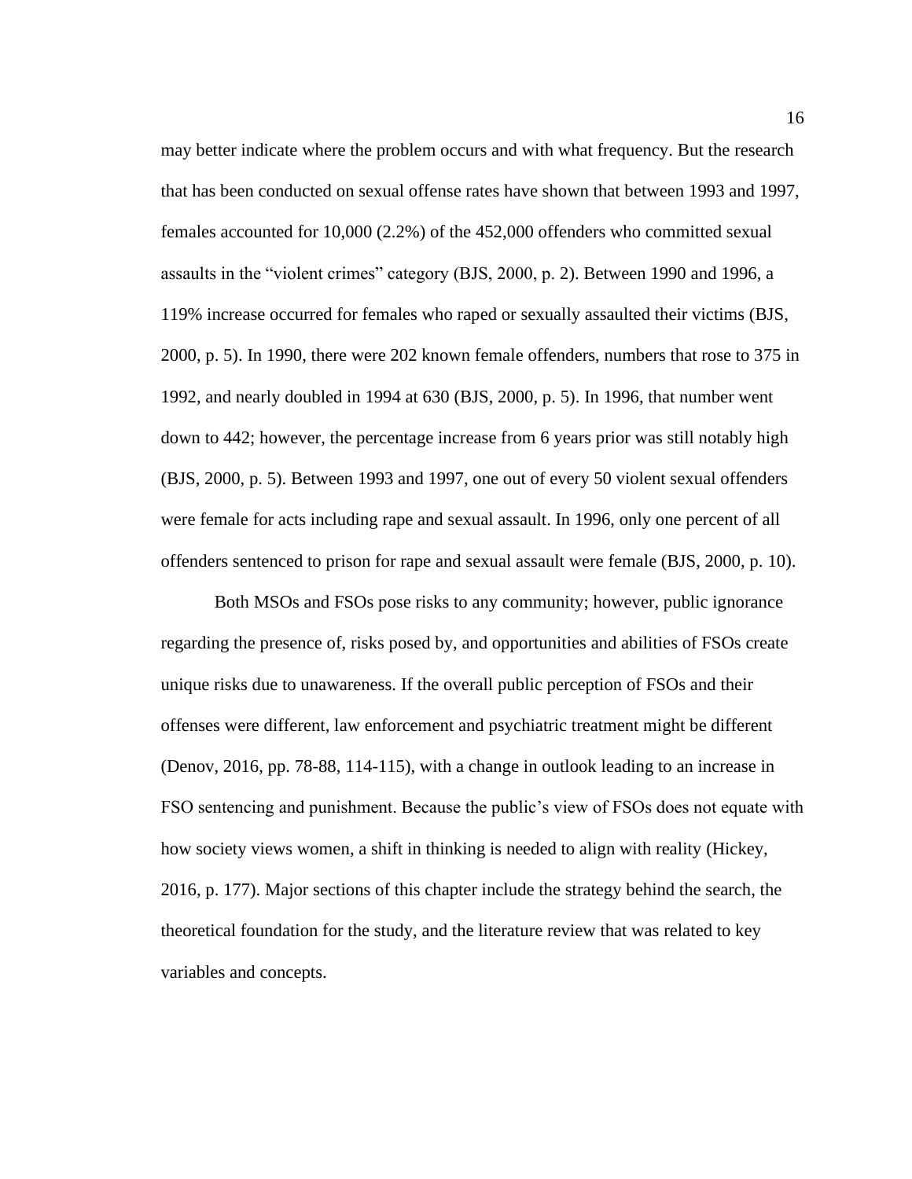may better indicate where the problem occurs and with what frequency. But the research that has been conducted on sexual offense rates have shown that between 1993 and 1997, females accounted for 10,000 (2.2%) of the 452,000 offenders who committed sexual assaults in the "violent crimes" category (BJS, 2000, p. 2). Between 1990 and 1996, a 119% increase occurred for females who raped or sexually assaulted their victims (BJS, 2000, p. 5). In 1990, there were 202 known female offenders, numbers that rose to 375 in 1992, and nearly doubled in 1994 at 630 (BJS, 2000, p. 5). In 1996, that number went down to 442; however, the percentage increase from 6 years prior was still notably high (BJS, 2000, p. 5). Between 1993 and 1997, one out of every 50 violent sexual offenders were female for acts including rape and sexual assault. In 1996, only one percent of all offenders sentenced to prison for rape and sexual assault were female (BJS, 2000, p. 10).

Both MSOs and FSOs pose risks to any community; however, public ignorance regarding the presence of, risks posed by, and opportunities and abilities of FSOs create unique risks due to unawareness. If the overall public perception of FSOs and their offenses were different, law enforcement and psychiatric treatment might be different (Denov, 2016, pp. 78-88, 114-115), with a change in outlook leading to an increase in FSO sentencing and punishment. Because the public's view of FSOs does not equate with how society views women, a shift in thinking is needed to align with reality (Hickey, 2016, p. 177). Major sections of this chapter include the strategy behind the search, the theoretical foundation for the study, and the literature review that was related to key variables and concepts.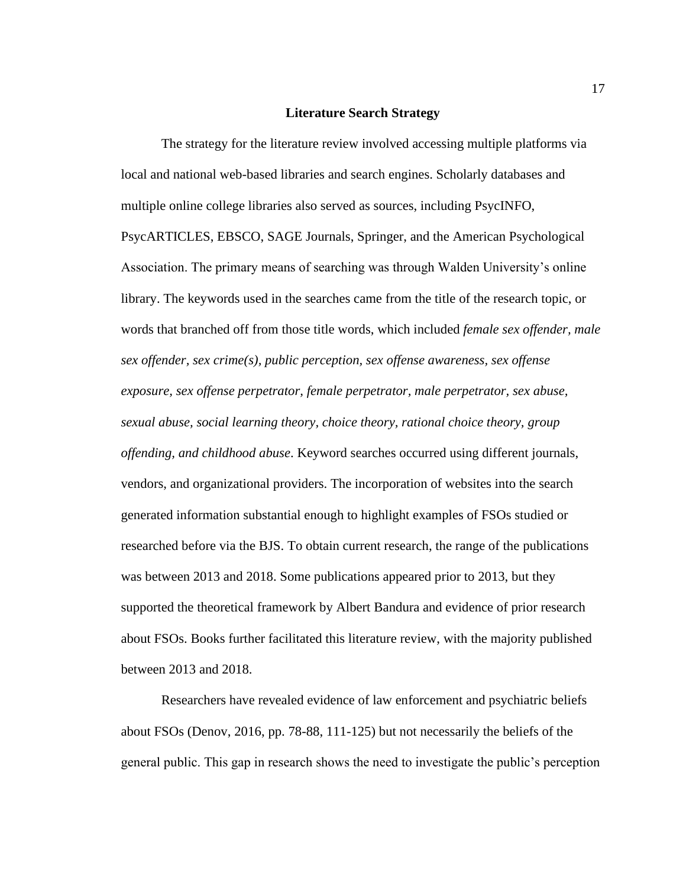## Literature Search Strategy

The strategy for the literature review involved accessing multiple platforms via local and national web-based libraries and search engines. Scholarly databases and multiple online college libraries also served as sources, including PsycINFO, PsycARTICLES, EBSCO, SAGE Journals, Springer, and the American Psychological Association. The primary means of searching was through Walden University's online library. The keywords used in the searches came from the title of the research topic, or words that branched off from those title words, which included *female sex offender, male sex offender, sex crime(s), public perception, sex offense awareness, sex offense exposure, sex offense perpetrator, female perpetrator, male perpetrator, sex abuse, sexual abuse, social learning theory, choice theory, rational choice theory, group offending, and childhood abuse*. Keyword searches occurred using different journals, vendors, and organizational providers. The incorporation of websites into the search generated information substantial enough to highlight examples of FSOs studied or researched before via the BJS. To obtain current research, the range of the publications was between 2013 and 2018. Some publications appeared prior to 2013, but they supported the theoretical framework by Albert Bandura and evidence of prior research about FSOs. Books further facilitated this literature review, with the majority published between 2013 and 2018.

Researchers have revealed evidence of law enforcement and psychiatric beliefs about FSOs (Denov, 2016, pp. 78-88, 111-125) but not necessarily the beliefs of the general public. This gap in research shows the need to investigate the public's perception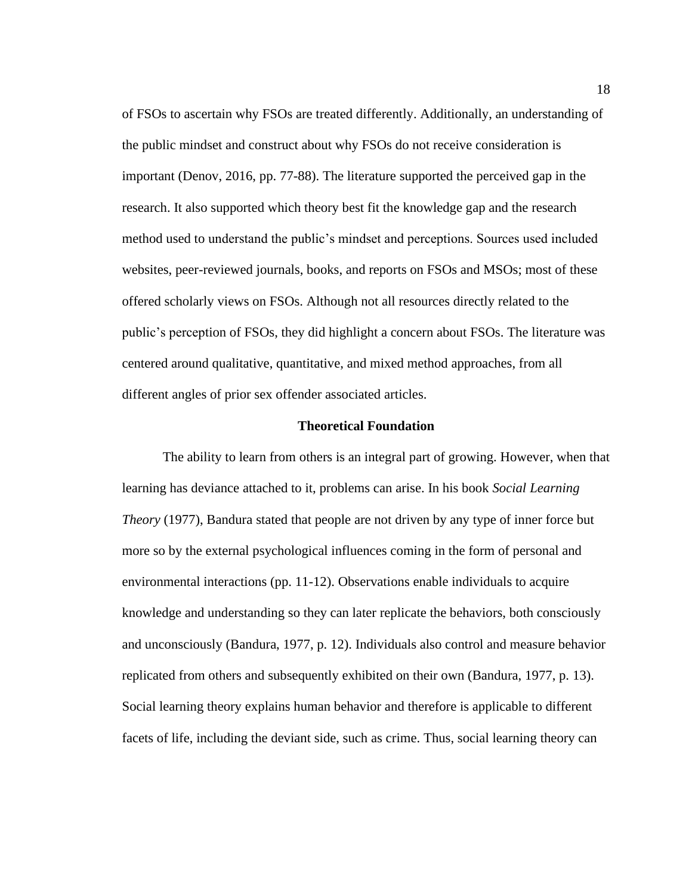of FSOs to ascertain why FSOs are treated differently. Additionally, an understanding of the public mindset and construct about why FSOs do not receive consideration is important (Denov, 2016, pp. 77-88). The literature supported the perceived gap in the research. It also supported which theory best fit the knowledge gap and the research method used to understand the public's mindset and perceptions. Sources used included websites, peer-reviewed journals, books, and reports on FSOs and MSOs; most of these offered scholarly views on FSOs. Although not all resources directly related to the public's perception of FSOs, they did highlight a concern about FSOs. The literature was centered around qualitative, quantitative, and mixed method approaches, from all different angles of prior sex offender associated articles.

## Theoretical Foundation

The ability to learn from others is an integral part of growing. However, when that learning has deviance attached to it, problems can arise. In his book *Social Learning Theory* (1977), Bandura stated that people are not driven by any type of inner force but more so by the external psychological influences coming in the form of personal and environmental interactions (pp. 11-12). Observations enable individuals to acquire knowledge and understanding so they can later replicate the behaviors, both consciously and unconsciously (Bandura, 1977, p. 12). Individuals also control and measure behavior replicated from others and subsequently exhibited on their own (Bandura, 1977, p. 13). Social learning theory explains human behavior and therefore is applicable to different facets of life, including the deviant side, such as crime. Thus, social learning theory can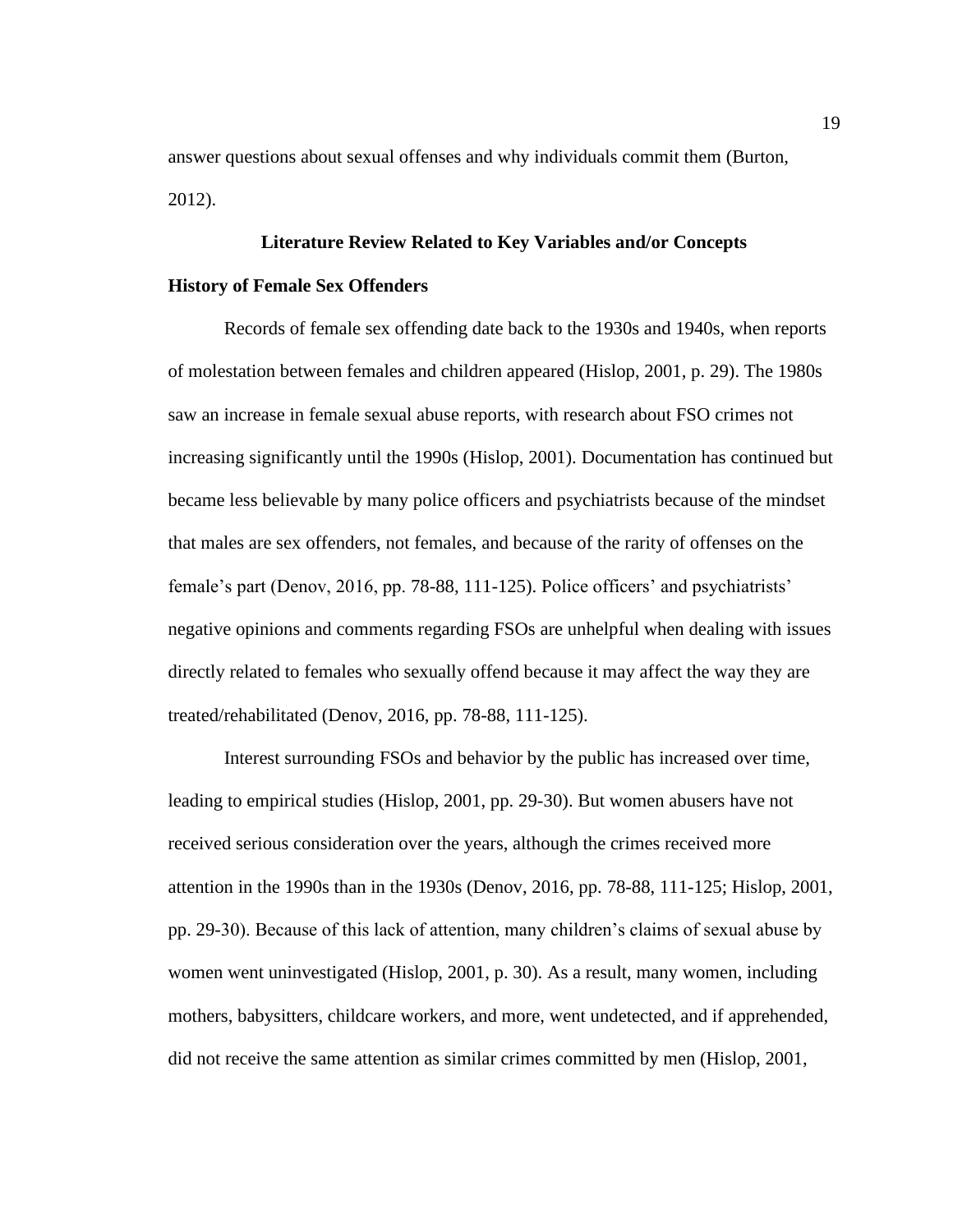answer questions about sexual offenses and why individuals commit them (Burton, 2012).

## Literature Review Related to Key Variables and/or Concepts

### History of Female Sex Offenders

Records of female sex offending date back to the 1930s and 1940s, when reports of molestation between females and children appeared (Hislop, 2001, p. 29). The 1980s saw an increase in female sexual abuse reports, with research about FSO crimes not increasing significantly until the 1990s (Hislop, 2001). Documentation has continued but became less believable by many police officers and psychiatrists because of the mindset that males are sex offenders, not females, and because of the rarity of offenses on the female's part (Denov, 2016, pp. 78-88, 111-125). Police officers' and psychiatrists' negative opinions and comments regarding FSOs are unhelpful when dealing with issues directly related to females who sexually offend because it may affect the way they are treated/rehabilitated (Denov, 2016, pp. 78-88, 111-125).

Interest surrounding FSOs and behavior by the public has increased over time, leading to empirical studies (Hislop, 2001, pp. 29-30). But women abusers have not received serious consideration over the years, although the crimes received more attention in the 1990s than in the 1930s (Denov, 2016, pp. 78-88, 111-125; Hislop, 2001, pp. 29-30). Because of this lack of attention, many children's claims of sexual abuse by women went uninvestigated (Hislop, 2001, p. 30). As a result, many women, including mothers, babysitters, childcare workers, and more, went undetected, and if apprehended, did not receive the same attention as similar crimes committed by men (Hislop, 2001,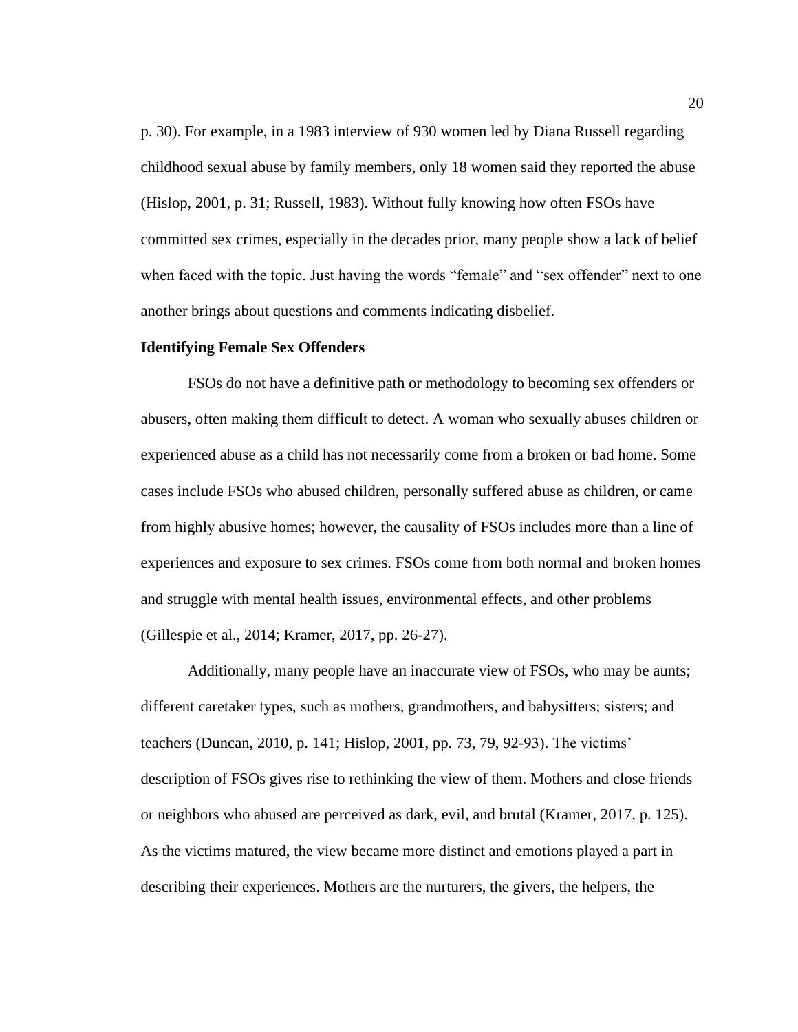p. 30). For example, in a 1983 interview of 930 women led by Diana Russell regarding childhood sexual abuse by family members, only 18 women said they reported the abuse (Hislop, 2001, p. 31; Russell, 1983). Without fully knowing how often FSOs have committed sex crimes, especially in the decades prior, many people show a lack of belief when faced with the topic. Just having the words "female" and "sex offender" next to one another brings about questions and comments indicating disbelief.

**Identifying Female Sex Offenders**

FSOs do not have a definitive path or methodology to becoming sex offenders or abusers, often making them difficult to detect. A woman who sexually abuses children or experienced abuse as a child has not necessarily come from a broken or bad home. Some cases include FSOs who abused children, personally suffered abuse as children, or came from highly abusive homes; however, the causality of FSOs includes more than a line of experiences and exposure to sex crimes. FSOs come from both normal and broken homes and struggle with mental health issues, environmental effects, and other problems (Gillespie et al., 2014; Kramer, 2017, pp. 26-27).

Additionally, many people have an inaccurate view of FSOs, who may be aunts; different caretaker types, such as mothers, grandmothers, and babysitters; sisters; and teachers (Duncan, 2010, p. 141; Hislop, 2001, pp. 73, 79, 92-93). The victims' description of FSOs gives rise to rethinking the view of them. Mothers and close friends or neighbors who abused are perceived as dark, evil, and brutal (Kramer, 2017, p. 125). As the victims matured, the view became more distinct and emotions played a part in describing their experiences. Mothers are the nurturers, the givers, the helpers, the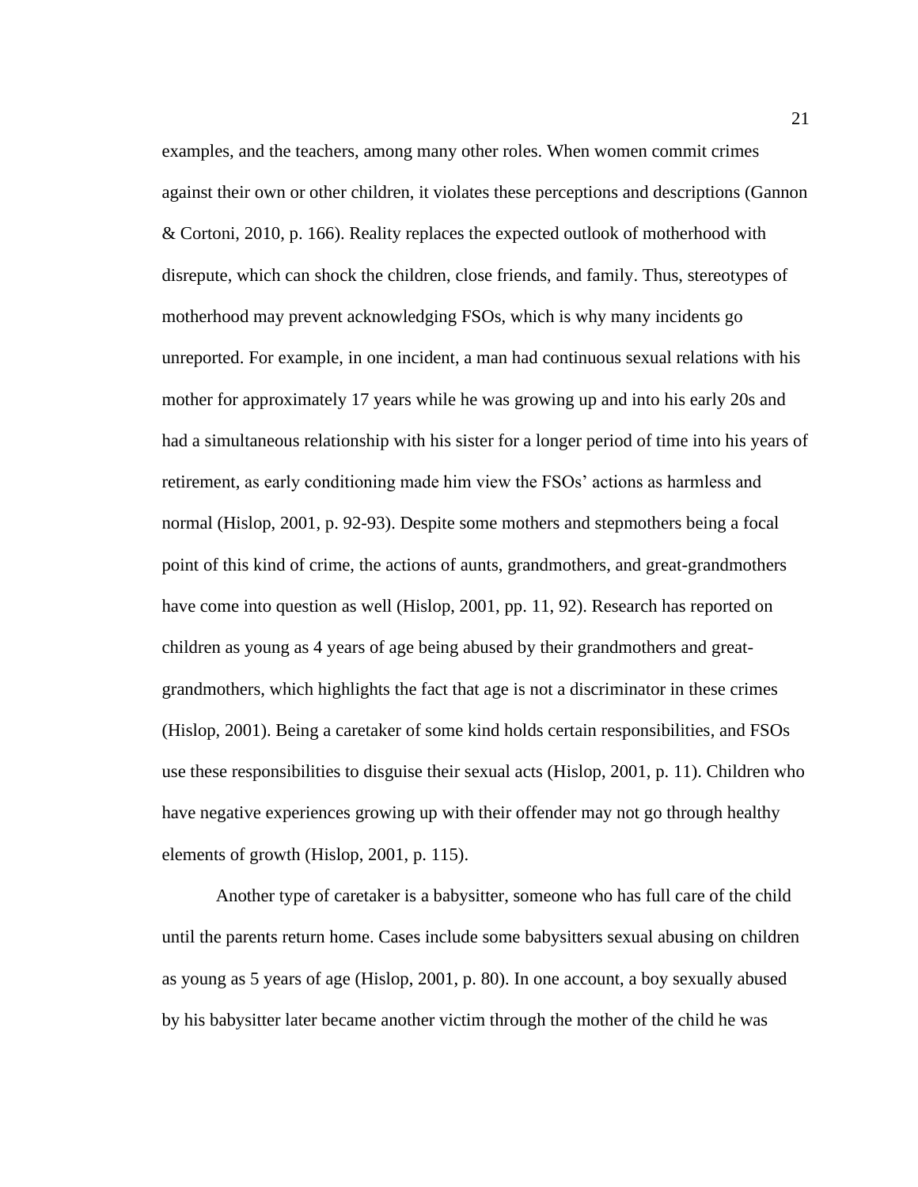examples, and the teachers, among many other roles. When women commit crimes against their own or other children, it violates these perceptions and descriptions (Gannon & Cortoni, 2010, p. 166). Reality replaces the expected outlook of motherhood with disrepute, which can shock the children, close friends, and family. Thus, stereotypes of motherhood may prevent acknowledging FSOs, which is why many incidents go unreported. For example, in one incident, a man had continuous sexual relations with his mother for approximately 17 years while he was growing up and into his early 20s and had a simultaneous relationship with his sister for a longer period of time into his years of retirement, as early conditioning made him view the FSOs' actions as harmless and normal (Hislop, 2001, p. 92-93). Despite some mothers and stepmothers being a focal point of this kind of crime, the actions of aunts, grandmothers, and great-grandmothers have come into question as well (Hislop, 2001, pp. 11, 92). Research has reported on children as young as 4 years of age being abused by their grandmothers and great-grandmothers, which highlights the fact that age is not a discriminator in these crimes (Hislop, 2001). Being a caretaker of some kind holds certain responsibilities, and FSOs use these responsibilities to disguise their sexual acts (Hislop, 2001, p. 11). Children who have negative experiences growing up with their offender may not go through healthy elements of growth (Hislop, 2001, p. 115).

Another type of caretaker is a babysitter, someone who has full care of the child until the parents return home. Cases include some babysitters sexual abusing on children as young as 5 years of age (Hislop, 2001, p. 80). In one account, a boy sexually abused by his babysitter later became another victim through the mother of the child he was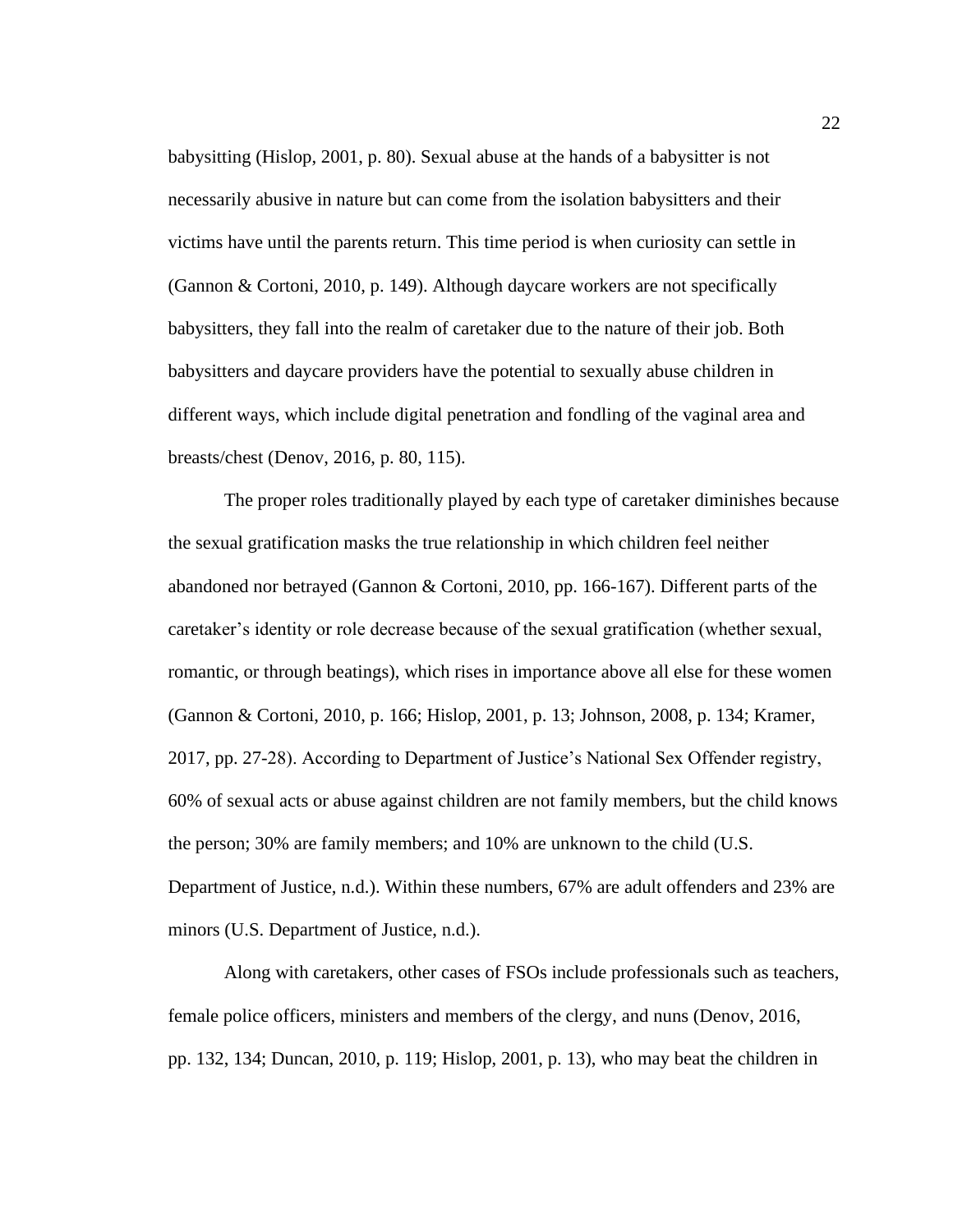babysitting (Hislop, 2001, p. 80). Sexual abuse at the hands of a babysitter is not necessarily abusive in nature but can come from the isolation babysitters and their victims have until the parents return. This time period is when curiosity can settle in (Gannon & Cortoni, 2010, p. 149). Although daycare workers are not specifically babysitters, they fall into the realm of caretaker due to the nature of their job. Both babysitters and daycare providers have the potential to sexually abuse children in different ways, which include digital penetration and fondling of the vaginal area and breasts/chest (Denov, 2016, p. 80, 115).

The proper roles traditionally played by each type of caretaker diminishes because the sexual gratification masks the true relationship in which children feel neither abandoned nor betrayed (Gannon & Cortoni, 2010, pp. 166-167). Different parts of the caretaker's identity or role decrease because of the sexual gratification (whether sexual, romantic, or through beatings), which rises in importance above all else for these women (Gannon & Cortoni, 2010, p. 166; Hislop, 2001, p. 13; Johnson, 2008, p. 134; Kramer, 2017, pp. 27-28). According to Department of Justice's National Sex Offender registry, 60% of sexual acts or abuse against children are not family members, but the child knows the person; 30% are family members; and 10% are unknown to the child (U.S. Department of Justice, n.d.). Within these numbers, 67% are adult offenders and 23% are minors (U.S. Department of Justice, n.d.).

Along with caretakers, other cases of FSOs include professionals such as teachers, female police officers, ministers and members of the clergy, and nuns (Denov, 2016, pp. 132, 134; Duncan, 2010, p. 119; Hislop, 2001, p. 13), who may beat the children in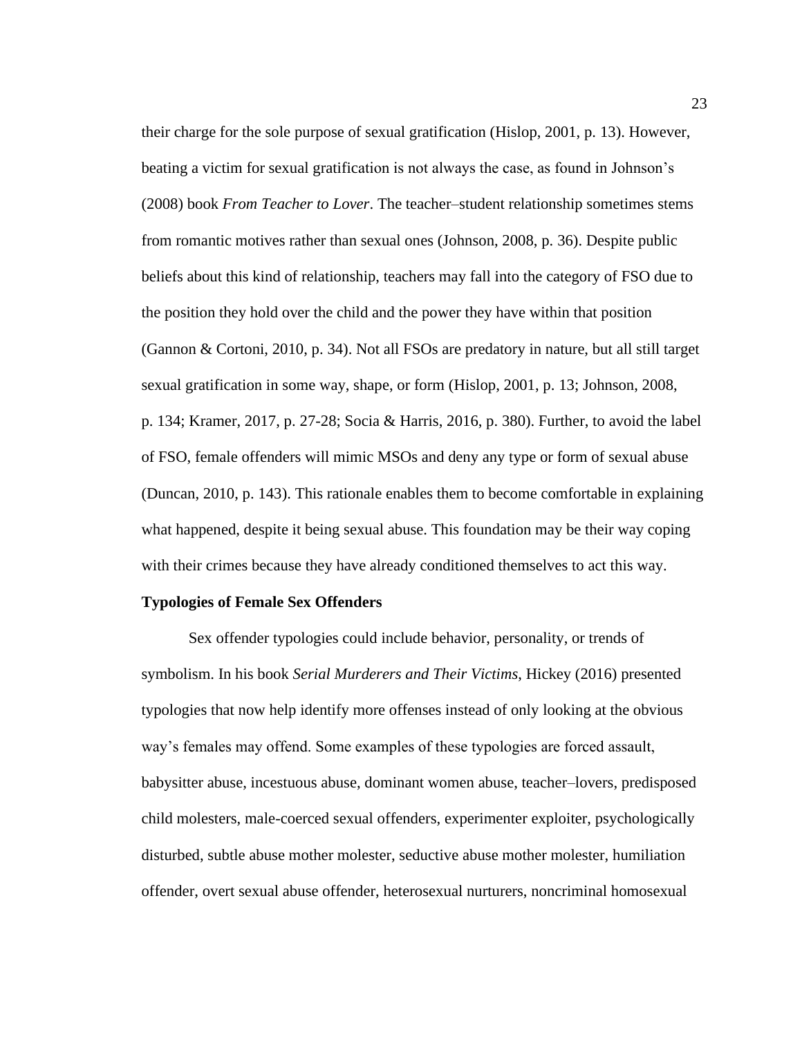their charge for the sole purpose of sexual gratification (Hislop, 2001, p. 13). However, beating a victim for sexual gratification is not always the case, as found in Johnson's (2008) book *From Teacher to Lover*. The teacher–student relationship sometimes stems from romantic motives rather than sexual ones (Johnson, 2008, p. 36). Despite public beliefs about this kind of relationship, teachers may fall into the category of FSO due to the position they hold over the child and the power they have within that position (Gannon & Cortoni, 2010, p. 34). Not all FSOs are predatory in nature, but all still target sexual gratification in some way, shape, or form (Hislop, 2001, p. 13; Johnson, 2008, p. 134; Kramer, 2017, p. 27-28; Socia & Harris, 2016, p. 380). Further, to avoid the label of FSO, female offenders will mimic MSOs and deny any type or form of sexual abuse (Duncan, 2010, p. 143). This rationale enables them to become comfortable in explaining what happened, despite it being sexual abuse. This foundation may be their way coping with their crimes because they have already conditioned themselves to act this way.

**Typologies of Female Sex Offenders**

Sex offender typologies could include behavior, personality, or trends of symbolism. In his book *Serial Murderers and Their Victims*, Hickey (2016) presented typologies that now help identify more offenses instead of only looking at the obvious way's females may offend. Some examples of these typologies are forced assault, babysitter abuse, incestuous abuse, dominant women abuse, teacher–lovers, predisposed child molesters, male-coerced sexual offenders, experimenter exploiter, psychologically disturbed, subtle abuse mother molester, seductive abuse mother molester, humiliation offender, overt sexual abuse offender, heterosexual nurturers, noncriminal homosexual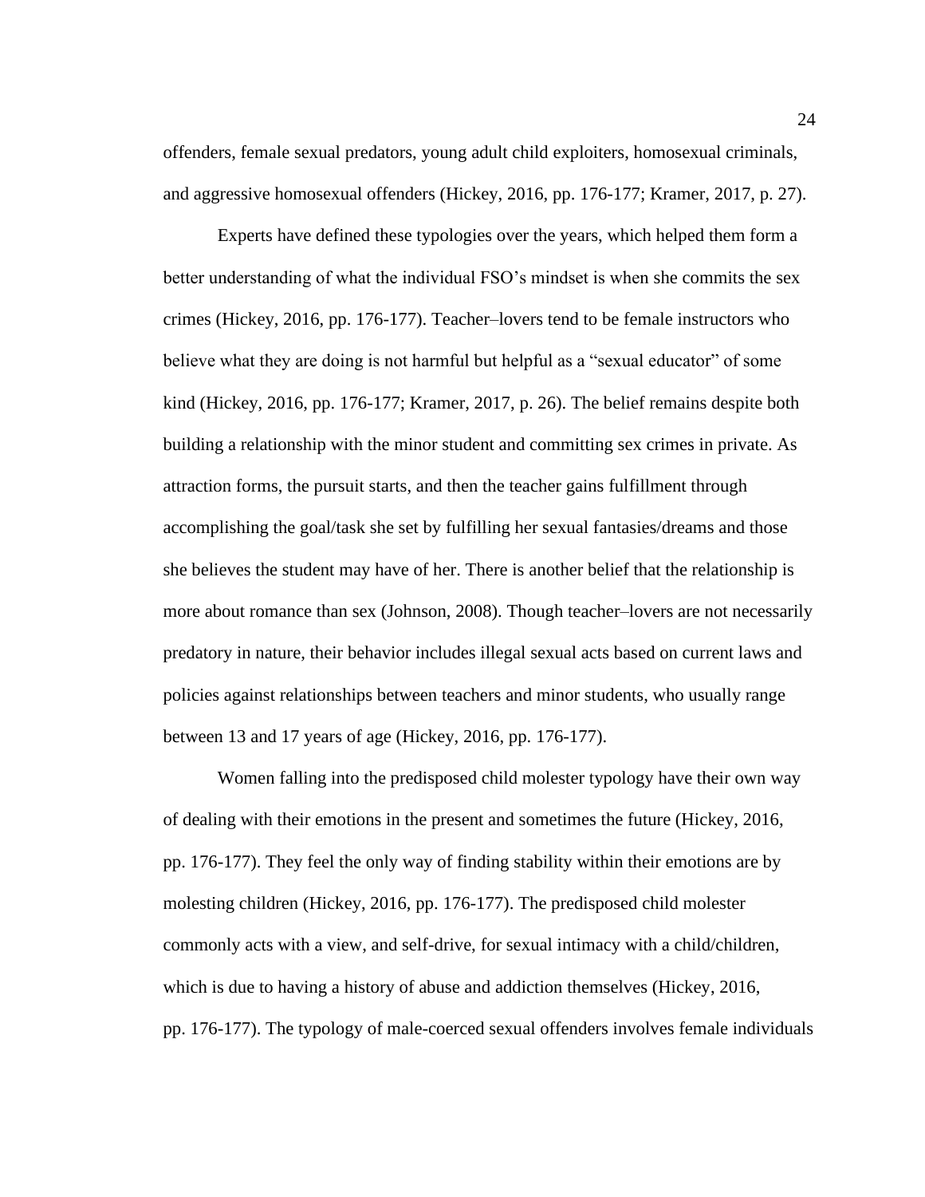offenders, female sexual predators, young adult child exploiters, homosexual criminals, and aggressive homosexual offenders (Hickey, 2016, pp. 176-177; Kramer, 2017, p. 27).

Experts have defined these typologies over the years, which helped them form a better understanding of what the individual FSO's mindset is when she commits the sex crimes (Hickey, 2016, pp. 176-177). Teacher–lovers tend to be female instructors who believe what they are doing is not harmful but helpful as a "sexual educator" of some kind (Hickey, 2016, pp. 176-177; Kramer, 2017, p. 26). The belief remains despite both building a relationship with the minor student and committing sex crimes in private. As attraction forms, the pursuit starts, and then the teacher gains fulfillment through accomplishing the goal/task she set by fulfilling her sexual fantasies/dreams and those she believes the student may have of her. There is another belief that the relationship is more about romance than sex (Johnson, 2008). Though teacher–lovers are not necessarily predatory in nature, their behavior includes illegal sexual acts based on current laws and policies against relationships between teachers and minor students, who usually range between 13 and 17 years of age (Hickey, 2016, pp. 176-177).

Women falling into the predisposed child molester typology have their own way of dealing with their emotions in the present and sometimes the future (Hickey, 2016, pp. 176-177). They feel the only way of finding stability within their emotions are by molesting children (Hickey, 2016, pp. 176-177). The predisposed child molester commonly acts with a view, and self-drive, for sexual intimacy with a child/children, which is due to having a history of abuse and addiction themselves (Hickey, 2016, pp. 176-177). The typology of male-coerced sexual offenders involves female individuals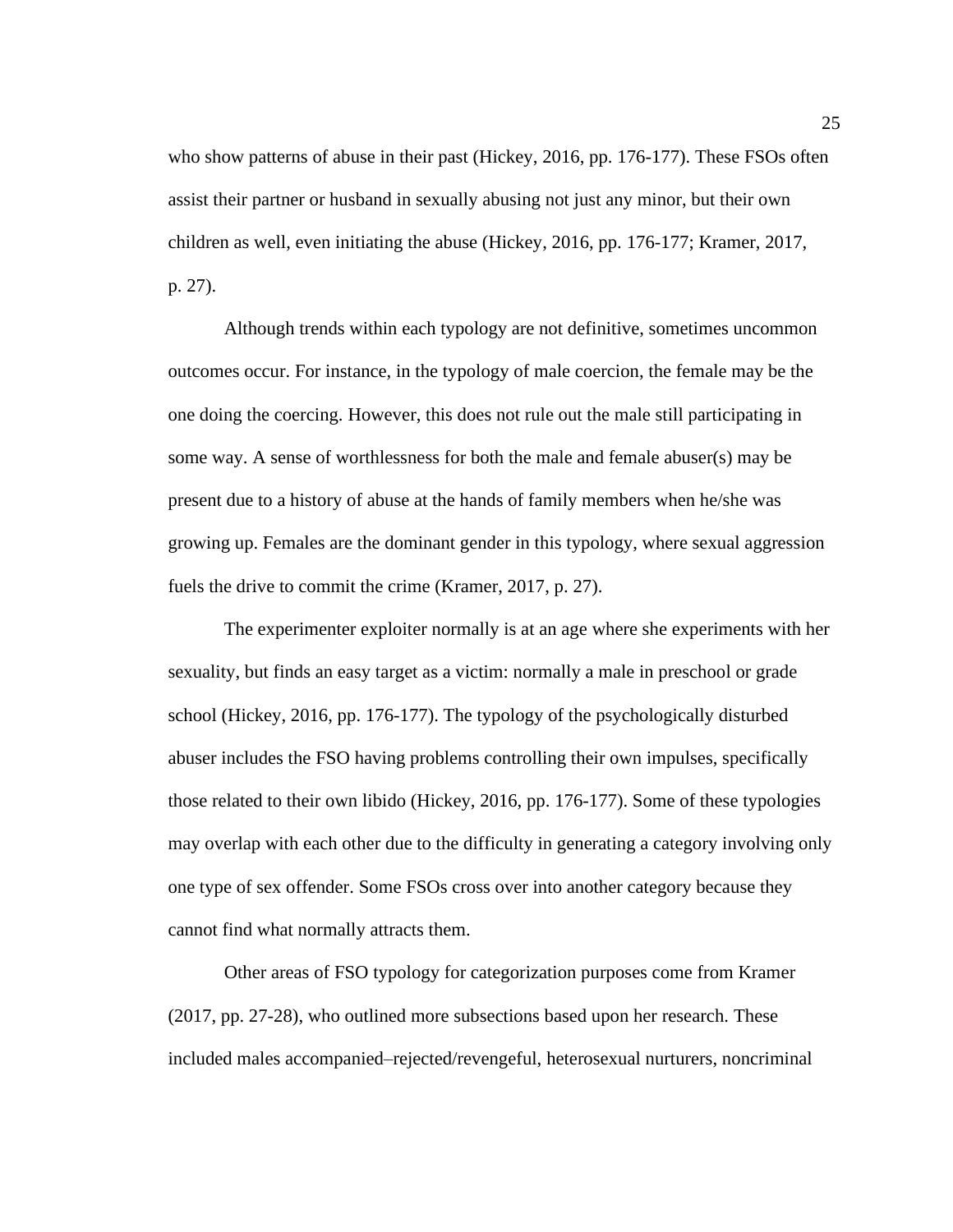who show patterns of abuse in their past (Hickey, 2016, pp. 176-177). These FSOs often assist their partner or husband in sexually abusing not just any minor, but their own children as well, even initiating the abuse (Hickey, 2016, pp. 176-177; Kramer, 2017, p. 27).

Although trends within each typology are not definitive, sometimes uncommon outcomes occur. For instance, in the typology of male coercion, the female may be the one doing the coercing. However, this does not rule out the male still participating in some way. A sense of worthlessness for both the male and female abuser(s) may be present due to a history of abuse at the hands of family members when he/she was growing up. Females are the dominant gender in this typology, where sexual aggression fuels the drive to commit the crime (Kramer, 2017, p. 27).

The experimenter exploiter normally is at an age where she experiments with her sexuality, but finds an easy target as a victim: normally a male in preschool or grade school (Hickey, 2016, pp. 176-177). The typology of the psychologically disturbed abuser includes the FSO having problems controlling their own impulses, specifically those related to their own libido (Hickey, 2016, pp. 176-177). Some of these typologies may overlap with each other due to the difficulty in generating a category involving only one type of sex offender. Some FSOs cross over into another category because they cannot find what normally attracts them.

Other areas of FSO typology for categorization purposes come from Kramer (2017, pp. 27-28), who outlined more subsections based upon her research. These included males accompanied–rejected/revengeful, heterosexual nurturers, noncriminal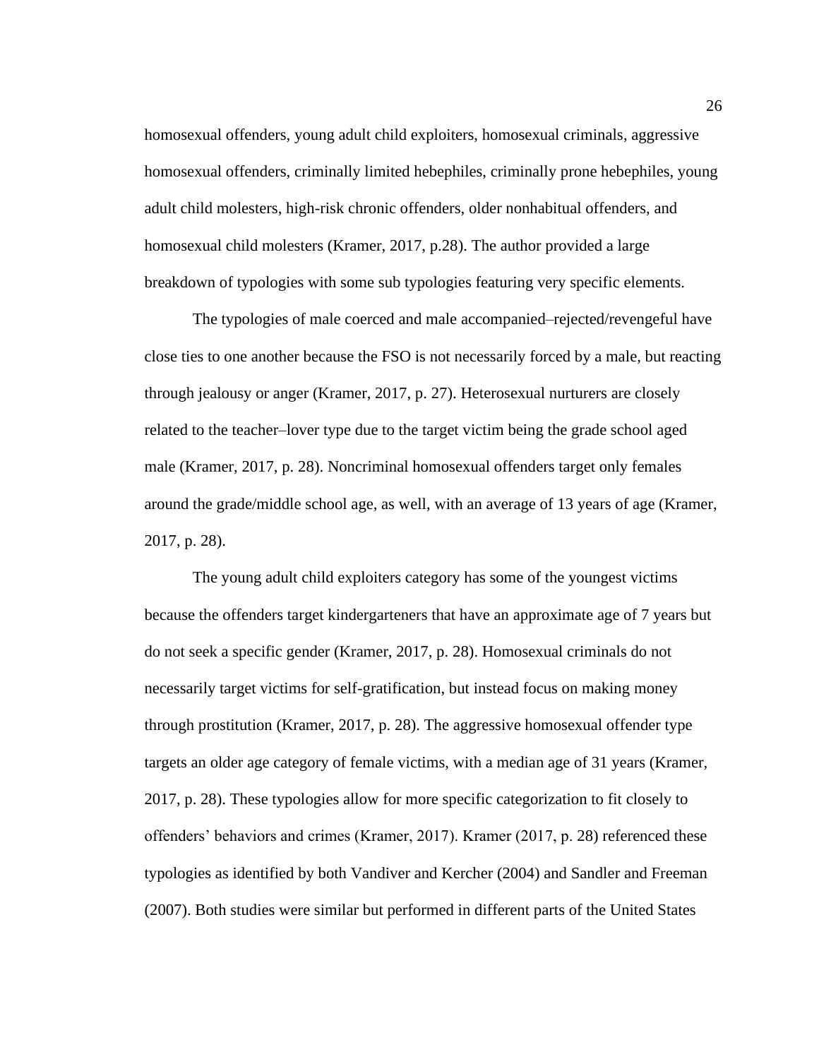homosexual offenders, young adult child exploiters, homosexual criminals, aggressive homosexual offenders, criminally limited hebephiles, criminally prone hebephiles, young adult child molesters, high-risk chronic offenders, older nonhabitual offenders, and homosexual child molesters (Kramer, 2017, p.28). The author provided a large breakdown of typologies with some sub typologies featuring very specific elements.

The typologies of male coerced and male accompanied–rejected/revengeful have close ties to one another because the FSO is not necessarily forced by a male, but reacting through jealousy or anger (Kramer, 2017, p. 27). Heterosexual nurturers are closely related to the teacher–lover type due to the target victim being the grade school aged male (Kramer, 2017, p. 28). Noncriminal homosexual offenders target only females around the grade/middle school age, as well, with an average of 13 years of age (Kramer, 2017, p. 28).

The young adult child exploiters category has some of the youngest victims because the offenders target kindergarteners that have an approximate age of 7 years but do not seek a specific gender (Kramer, 2017, p. 28). Homosexual criminals do not necessarily target victims for self-gratification, but instead focus on making money through prostitution (Kramer, 2017, p. 28). The aggressive homosexual offender type targets an older age category of female victims, with a median age of 31 years (Kramer, 2017, p. 28). These typologies allow for more specific categorization to fit closely to offenders' behaviors and crimes (Kramer, 2017). Kramer (2017, p. 28) referenced these typologies as identified by both Vandiver and Kercher (2004) and Sandler and Freeman (2007). Both studies were similar but performed in different parts of the United States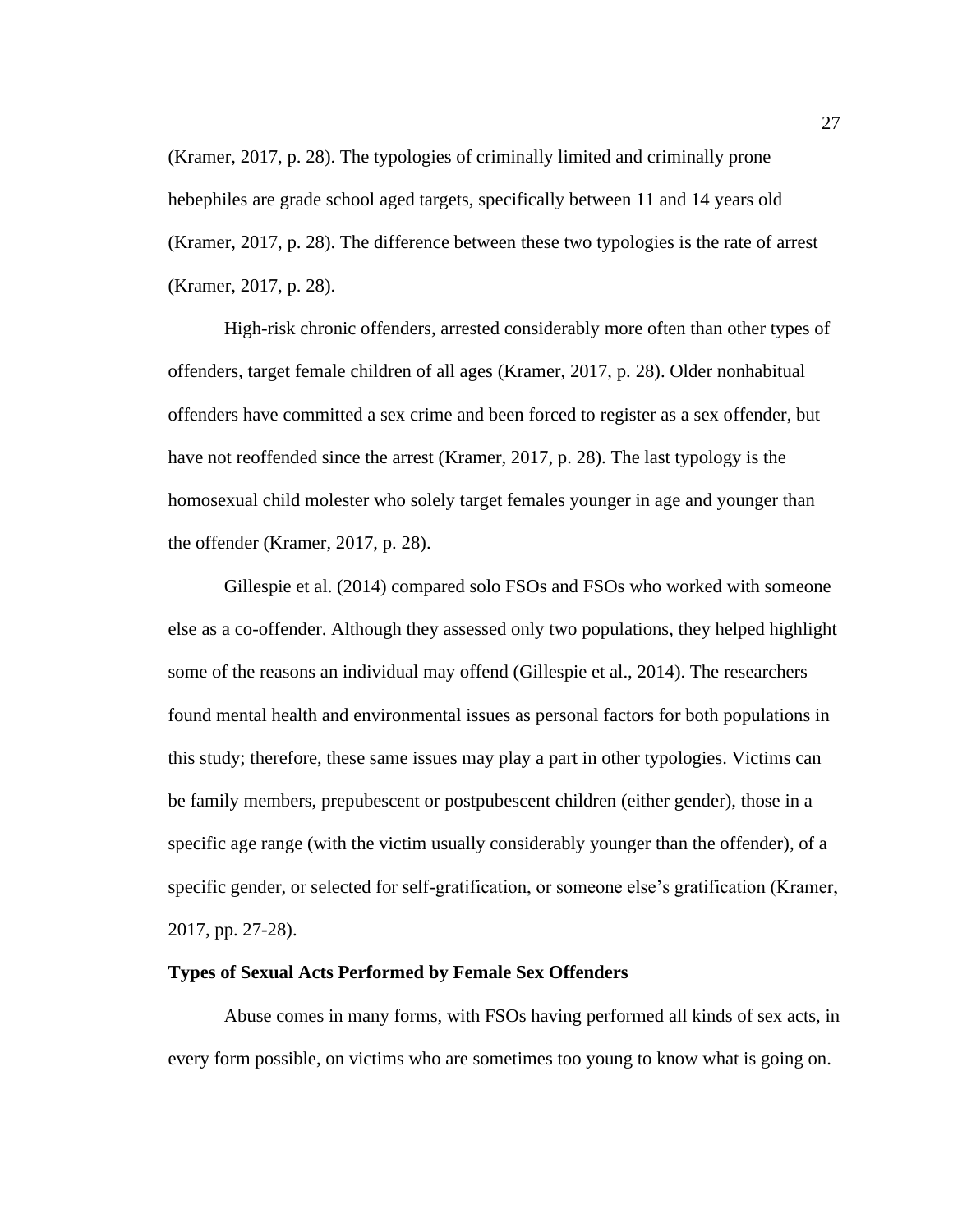(Kramer, 2017, p. 28). The typologies of criminally limited and criminally prone hebephiles are grade school aged targets, specifically between 11 and 14 years old (Kramer, 2017, p. 28). The difference between these two typologies is the rate of arrest (Kramer, 2017, p. 28).

High-risk chronic offenders, arrested considerably more often than other types of offenders, target female children of all ages (Kramer, 2017, p. 28). Older nonhabitual offenders have committed a sex crime and been forced to register as a sex offender, but have not reoffended since the arrest (Kramer, 2017, p. 28). The last typology is the homosexual child molester who solely target females younger in age and younger than the offender (Kramer, 2017, p. 28).

Gillespie et al. (2014) compared solo FSOs and FSOs who worked with someone else as a co-offender. Although they assessed only two populations, they helped highlight some of the reasons an individual may offend (Gillespie et al., 2014). The researchers found mental health and environmental issues as personal factors for both populations in this study; therefore, these same issues may play a part in other typologies. Victims can be family members, prepubescent or postpubescent children (either gender), those in a specific age range (with the victim usually considerably younger than the offender), of a specific gender, or selected for self-gratification, or someone else's gratification (Kramer, 2017, pp. 27-28).

**Types of Sexual Acts Performed by Female Sex Offenders**

Abuse comes in many forms, with FSOs having performed all kinds of sex acts, in every form possible, on victims who are sometimes too young to know what is going on.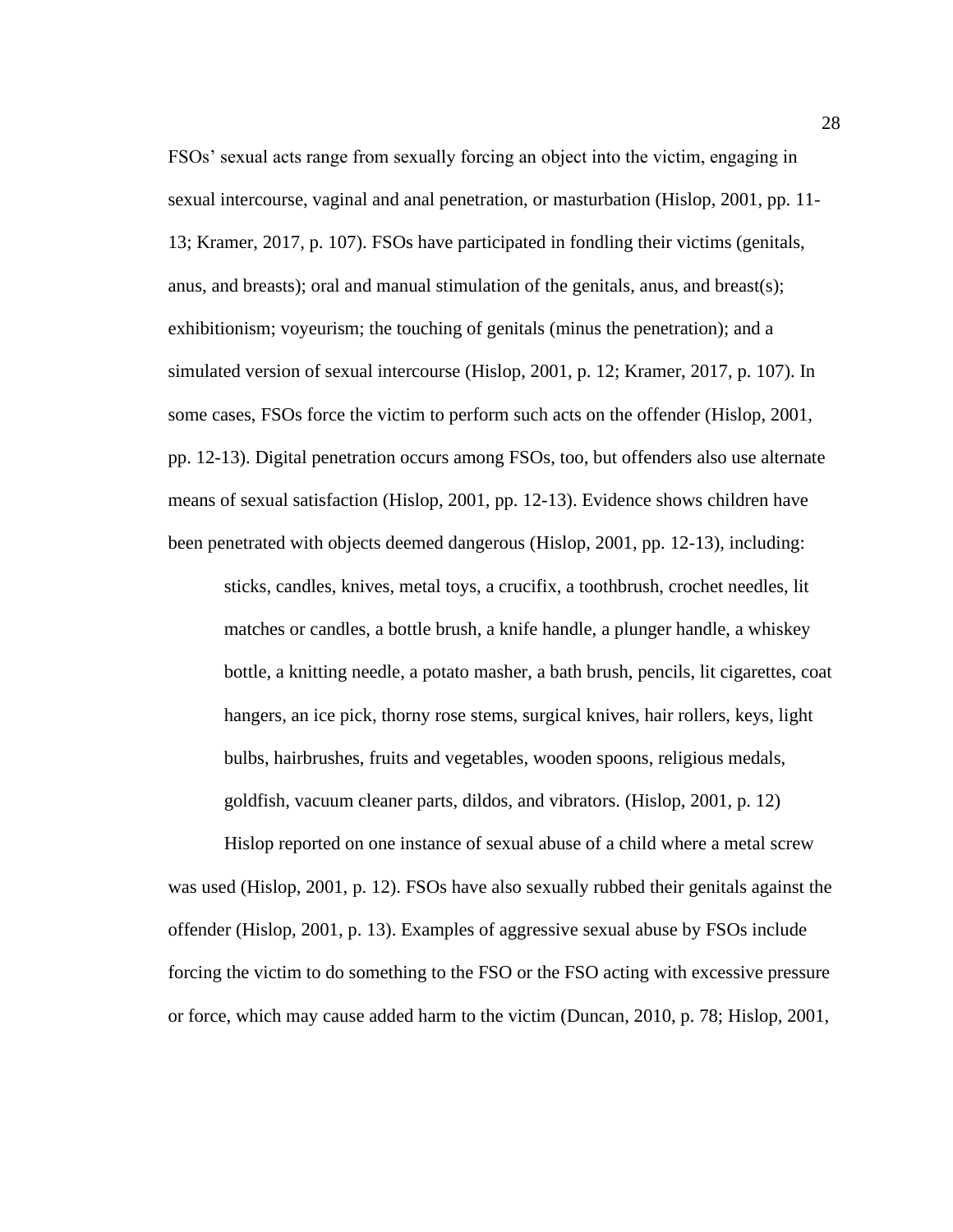FSOs' sexual acts range from sexually forcing an object into the victim, engaging in sexual intercourse, vaginal and anal penetration, or masturbation (Hislop, 2001, pp. 11-13; Kramer, 2017, p. 107). FSOs have participated in fondling their victims (genitals, anus, and breasts); oral and manual stimulation of the genitals, anus, and breast(s); exhibitionism; voyeurism; the touching of genitals (minus the penetration); and a simulated version of sexual intercourse (Hislop, 2001, p. 12; Kramer, 2017, p. 107). In some cases, FSOs force the victim to perform such acts on the offender (Hislop, 2001, pp. 12-13). Digital penetration occurs among FSOs, too, but offenders also use alternate means of sexual satisfaction (Hislop, 2001, pp. 12-13). Evidence shows children have been penetrated with objects deemed dangerous (Hislop, 2001, pp. 12-13), including:

> sticks, candles, knives, metal toys, a crucifix, a toothbrush, crochet needles, lit matches or candles, a bottle brush, a knife handle, a plunger handle, a whiskey bottle, a knitting needle, a potato masher, a bath brush, pencils, lit cigarettes, coat hangers, an ice pick, thorny rose stems, surgical knives, hair rollers, keys, light bulbs, hairbrushes, fruits and vegetables, wooden spoons, religious medals, goldfish, vacuum cleaner parts, dildos, and vibrators. (Hislop, 2001, p. 12)

Hislop reported on one instance of sexual abuse of a child where a metal screw was used (Hislop, 2001, p. 12). FSOs have also sexually rubbed their genitals against the offender (Hislop, 2001, p. 13). Examples of aggressive sexual abuse by FSOs include forcing the victim to do something to the FSO or the FSO acting with excessive pressure or force, which may cause added harm to the victim (Duncan, 2010, p. 78; Hislop, 2001,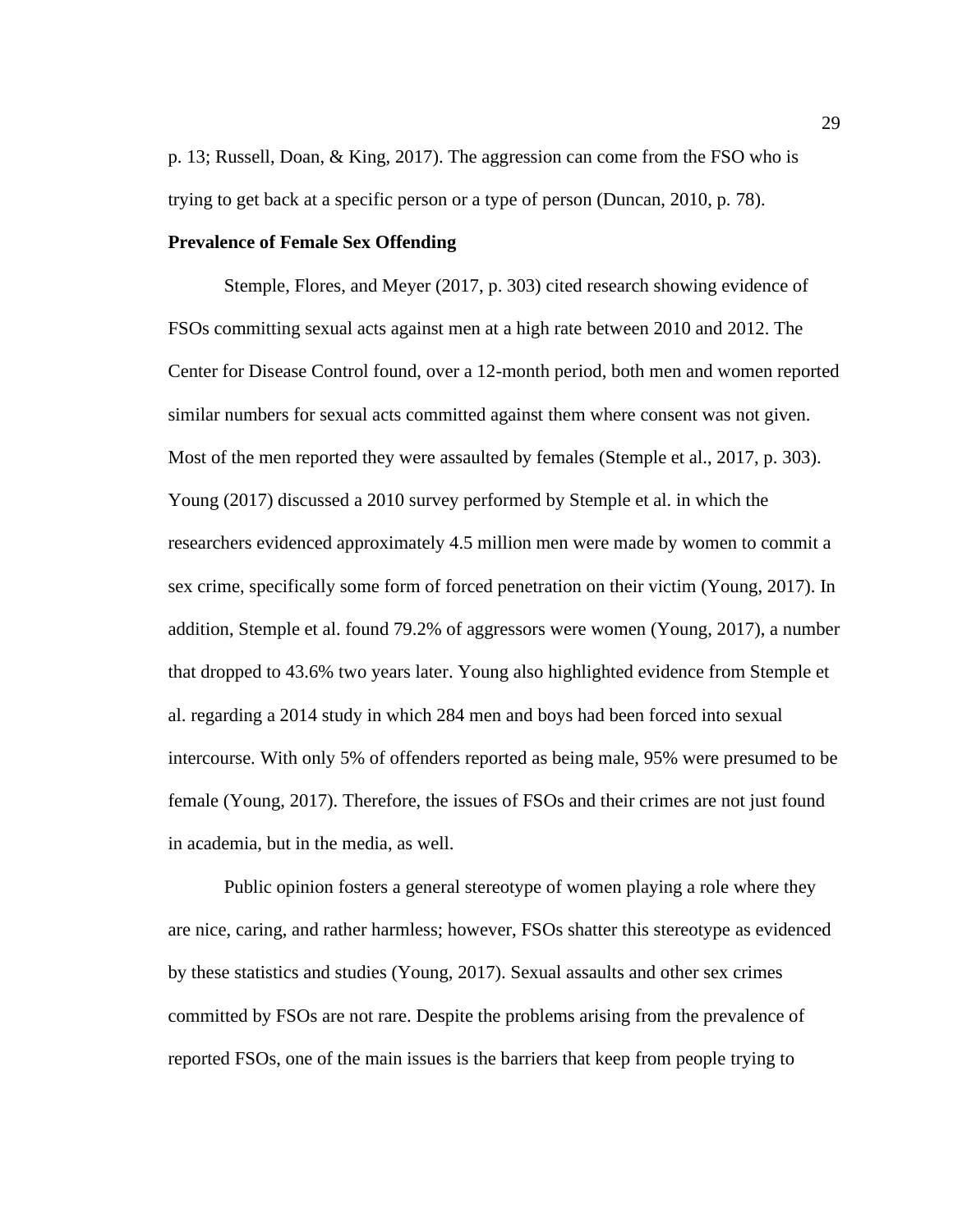p. 13; Russell, Doan, & King, 2017). The aggression can come from the FSO who is trying to get back at a specific person or a type of person (Duncan, 2010, p. 78).

**Prevalence of Female Sex Offending**

Stemple, Flores, and Meyer (2017, p. 303) cited research showing evidence of FSOs committing sexual acts against men at a high rate between 2010 and 2012. The Center for Disease Control found, over a 12-month period, both men and women reported similar numbers for sexual acts committed against them where consent was not given. Most of the men reported they were assaulted by females (Stemple et al., 2017, p. 303). Young (2017) discussed a 2010 survey performed by Stemple et al. in which the researchers evidenced approximately 4.5 million men were made by women to commit a sex crime, specifically some form of forced penetration on their victim (Young, 2017). In addition, Stemple et al. found 79.2% of aggressors were women (Young, 2017), a number that dropped to 43.6% two years later. Young also highlighted evidence from Stemple et al. regarding a 2014 study in which 284 men and boys had been forced into sexual intercourse. With only 5% of offenders reported as being male, 95% were presumed to be female (Young, 2017). Therefore, the issues of FSOs and their crimes are not just found in academia, but in the media, as well.

Public opinion fosters a general stereotype of women playing a role where they are nice, caring, and rather harmless; however, FSOs shatter this stereotype as evidenced by these statistics and studies (Young, 2017). Sexual assaults and other sex crimes committed by FSOs are not rare. Despite the problems arising from the prevalence of reported FSOs, one of the main issues is the barriers that keep from people trying to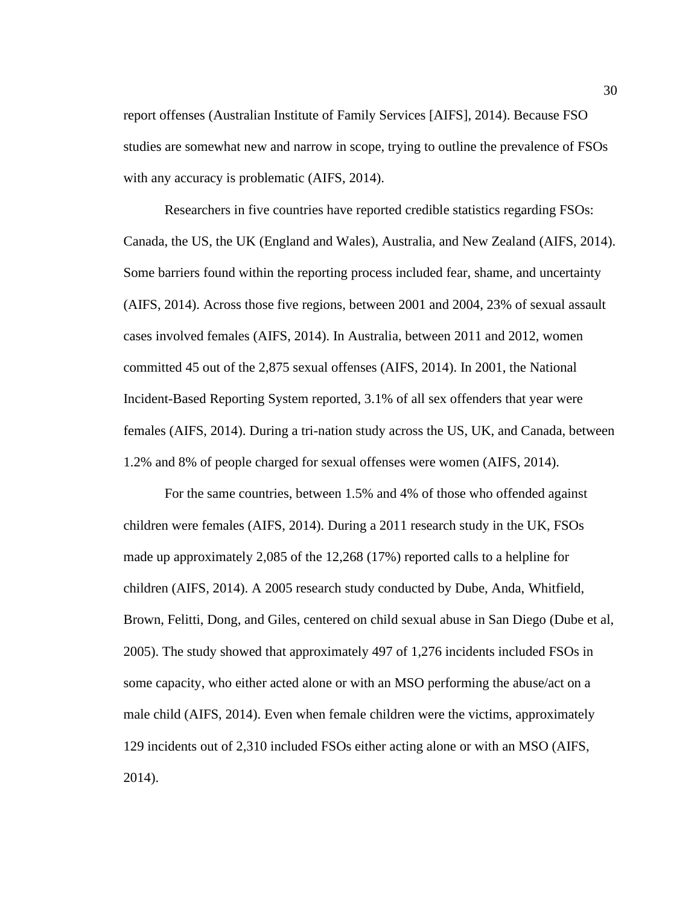report offenses (Australian Institute of Family Services [AIFS], 2014). Because FSO studies are somewhat new and narrow in scope, trying to outline the prevalence of FSOs with any accuracy is problematic (AIFS, 2014).

Researchers in five countries have reported credible statistics regarding FSOs: Canada, the US, the UK (England and Wales), Australia, and New Zealand (AIFS, 2014). Some barriers found within the reporting process included fear, shame, and uncertainty (AIFS, 2014). Across those five regions, between 2001 and 2004, 23% of sexual assault cases involved females (AIFS, 2014). In Australia, between 2011 and 2012, women committed 45 out of the 2,875 sexual offenses (AIFS, 2014). In 2001, the National Incident-Based Reporting System reported, 3.1% of all sex offenders that year were females (AIFS, 2014). During a tri-nation study across the US, UK, and Canada, between 1.2% and 8% of people charged for sexual offenses were women (AIFS, 2014).

For the same countries, between 1.5% and 4% of those who offended against children were females (AIFS, 2014). During a 2011 research study in the UK, FSOs made up approximately 2,085 of the 12,268 (17%) reported calls to a helpline for children (AIFS, 2014). A 2005 research study conducted by Dube, Anda, Whitfield, Brown, Felitti, Dong, and Giles, centered on child sexual abuse in San Diego (Dube et al, 2005). The study showed that approximately 497 of 1,276 incidents included FSOs in some capacity, who either acted alone or with an MSO performing the abuse/act on a male child (AIFS, 2014). Even when female children were the victims, approximately 129 incidents out of 2,310 included FSOs either acting alone or with an MSO (AIFS, 2014).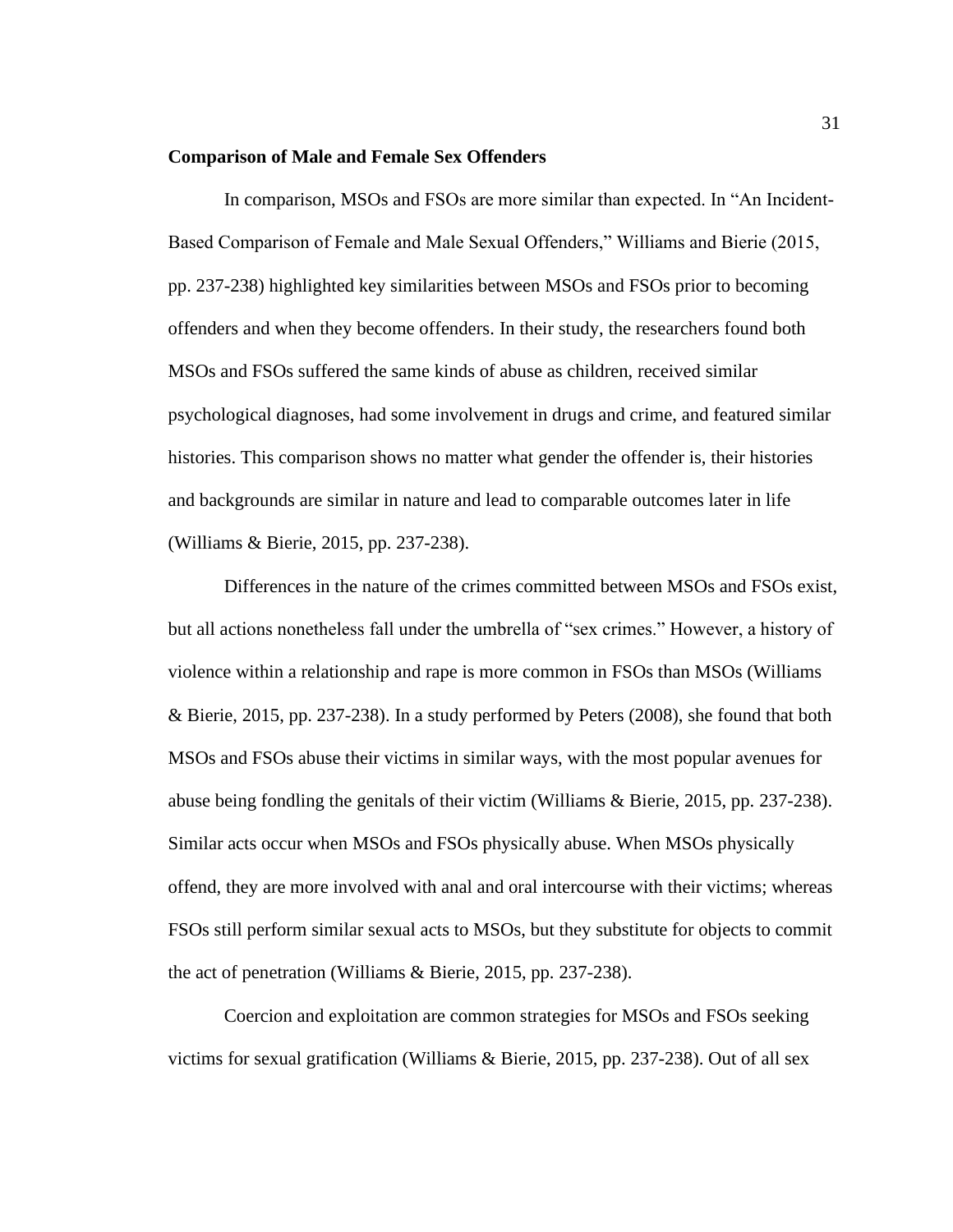**Comparison of Male and Female Sex Offenders**

In comparison, MSOs and FSOs are more similar than expected. In "An Incident-Based Comparison of Female and Male Sexual Offenders," Williams and Bierie (2015, pp. 237-238) highlighted key similarities between MSOs and FSOs prior to becoming offenders and when they become offenders. In their study, the researchers found both MSOs and FSOs suffered the same kinds of abuse as children, received similar psychological diagnoses, had some involvement in drugs and crime, and featured similar histories. This comparison shows no matter what gender the offender is, their histories and backgrounds are similar in nature and lead to comparable outcomes later in life (Williams & Bierie, 2015, pp. 237-238).

Differences in the nature of the crimes committed between MSOs and FSOs exist, but all actions nonetheless fall under the umbrella of "sex crimes." However, a history of violence within a relationship and rape is more common in FSOs than MSOs (Williams & Bierie, 2015, pp. 237-238). In a study performed by Peters (2008), she found that both MSOs and FSOs abuse their victims in similar ways, with the most popular avenues for abuse being fondling the genitals of their victim (Williams & Bierie, 2015, pp. 237-238). Similar acts occur when MSOs and FSOs physically abuse. When MSOs physically offend, they are more involved with anal and oral intercourse with their victims; whereas FSOs still perform similar sexual acts to MSOs, but they substitute for objects to commit the act of penetration (Williams & Bierie, 2015, pp. 237-238).

Coercion and exploitation are common strategies for MSOs and FSOs seeking victims for sexual gratification (Williams & Bierie, 2015, pp. 237-238). Out of all sex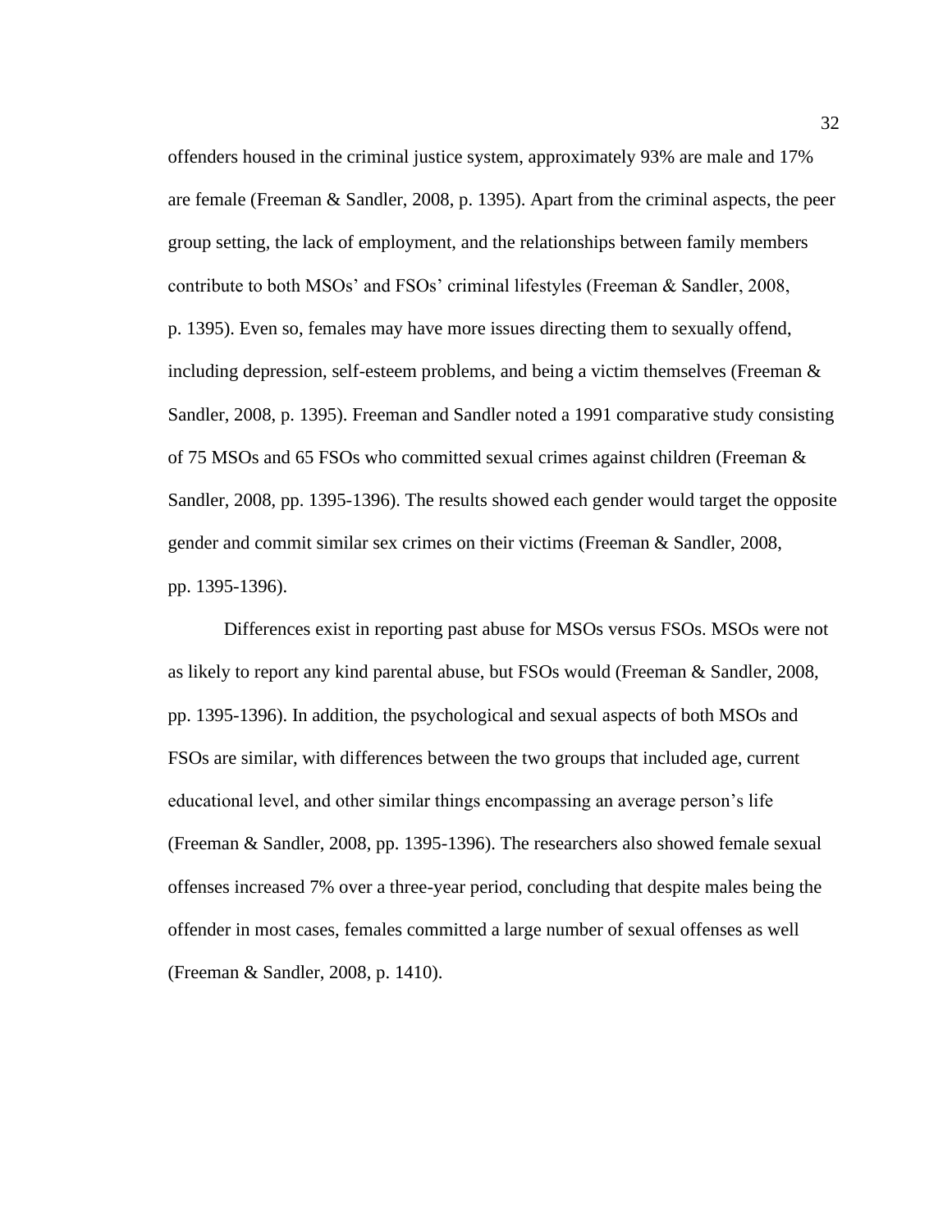offenders housed in the criminal justice system, approximately 93% are male and 17% are female (Freeman & Sandler, 2008, p. 1395). Apart from the criminal aspects, the peer group setting, the lack of employment, and the relationships between family members contribute to both MSOs' and FSOs' criminal lifestyles (Freeman & Sandler, 2008, p. 1395). Even so, females may have more issues directing them to sexually offend, including depression, self-esteem problems, and being a victim themselves (Freeman & Sandler, 2008, p. 1395). Freeman and Sandler noted a 1991 comparative study consisting of 75 MSOs and 65 FSOs who committed sexual crimes against children (Freeman & Sandler, 2008, pp. 1395-1396). The results showed each gender would target the opposite gender and commit similar sex crimes on their victims (Freeman & Sandler, 2008, pp. 1395-1396).

Differences exist in reporting past abuse for MSOs versus FSOs. MSOs were not as likely to report any kind parental abuse, but FSOs would (Freeman & Sandler, 2008, pp. 1395-1396). In addition, the psychological and sexual aspects of both MSOs and FSOs are similar, with differences between the two groups that included age, current educational level, and other similar things encompassing an average person's life (Freeman & Sandler, 2008, pp. 1395-1396). The researchers also showed female sexual offenses increased 7% over a three-year period, concluding that despite males being the offender in most cases, females committed a large number of sexual offenses as well (Freeman & Sandler, 2008, p. 1410).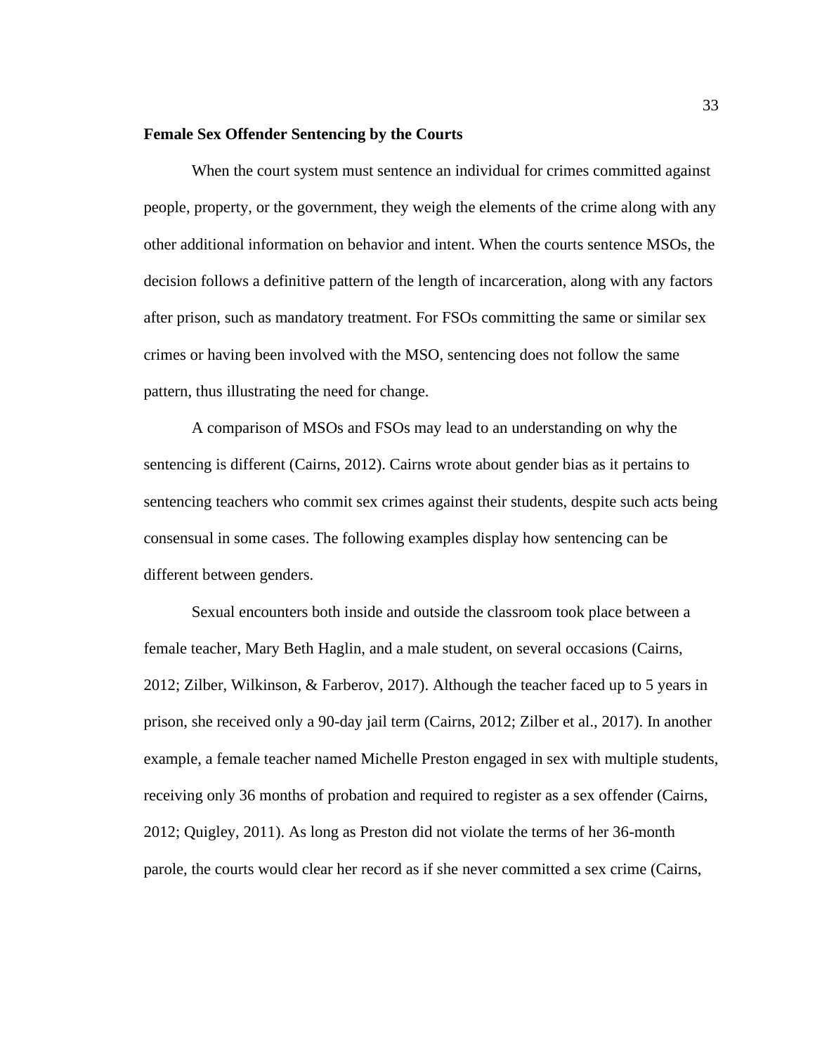**Female Sex Offender Sentencing by the Courts**

When the court system must sentence an individual for crimes committed against people, property, or the government, they weigh the elements of the crime along with any other additional information on behavior and intent. When the courts sentence MSOs, the decision follows a definitive pattern of the length of incarceration, along with any factors after prison, such as mandatory treatment. For FSOs committing the same or similar sex crimes or having been involved with the MSO, sentencing does not follow the same pattern, thus illustrating the need for change.

A comparison of MSOs and FSOs may lead to an understanding on why the sentencing is different (Cairns, 2012). Cairns wrote about gender bias as it pertains to sentencing teachers who commit sex crimes against their students, despite such acts being consensual in some cases. The following examples display how sentencing can be different between genders.

Sexual encounters both inside and outside the classroom took place between a female teacher, Mary Beth Haglin, and a male student, on several occasions (Cairns, 2012; Zilber, Wilkinson, & Farberov, 2017). Although the teacher faced up to 5 years in prison, she received only a 90-day jail term (Cairns, 2012; Zilber et al., 2017). In another example, a female teacher named Michelle Preston engaged in sex with multiple students, receiving only 36 months of probation and required to register as a sex offender (Cairns, 2012; Quigley, 2011). As long as Preston did not violate the terms of her 36-month parole, the courts would clear her record as if she never committed a sex crime (Cairns,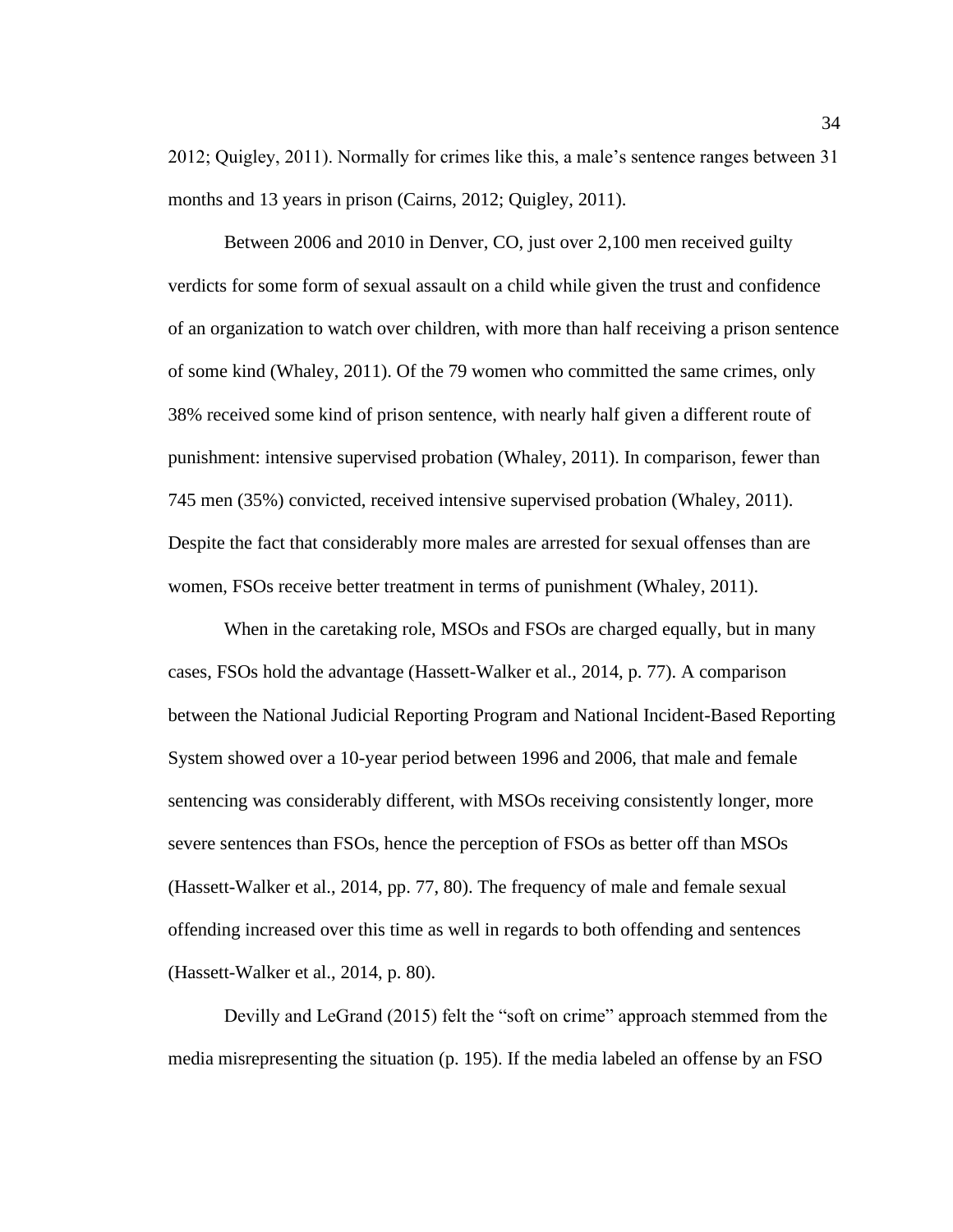2012; Quigley, 2011). Normally for crimes like this, a male's sentence ranges between 31 months and 13 years in prison (Cairns, 2012; Quigley, 2011).

Between 2006 and 2010 in Denver, CO, just over 2,100 men received guilty verdicts for some form of sexual assault on a child while given the trust and confidence of an organization to watch over children, with more than half receiving a prison sentence of some kind (Whaley, 2011). Of the 79 women who committed the same crimes, only 38% received some kind of prison sentence, with nearly half given a different route of punishment: intensive supervised probation (Whaley, 2011). In comparison, fewer than 745 men (35%) convicted, received intensive supervised probation (Whaley, 2011). Despite the fact that considerably more males are arrested for sexual offenses than are women, FSOs receive better treatment in terms of punishment (Whaley, 2011).

When in the caretaking role, MSOs and FSOs are charged equally, but in many cases, FSOs hold the advantage (Hassett-Walker et al., 2014, p. 77). A comparison between the National Judicial Reporting Program and National Incident-Based Reporting System showed over a 10-year period between 1996 and 2006, that male and female sentencing was considerably different, with MSOs receiving consistently longer, more severe sentences than FSOs, hence the perception of FSOs as better off than MSOs (Hassett-Walker et al., 2014, pp. 77, 80). The frequency of male and female sexual offending increased over this time as well in regards to both offending and sentences (Hassett-Walker et al., 2014, p. 80).

Devilly and LeGrand (2015) felt the "soft on crime" approach stemmed from the media misrepresenting the situation (p. 195). If the media labeled an offense by an FSO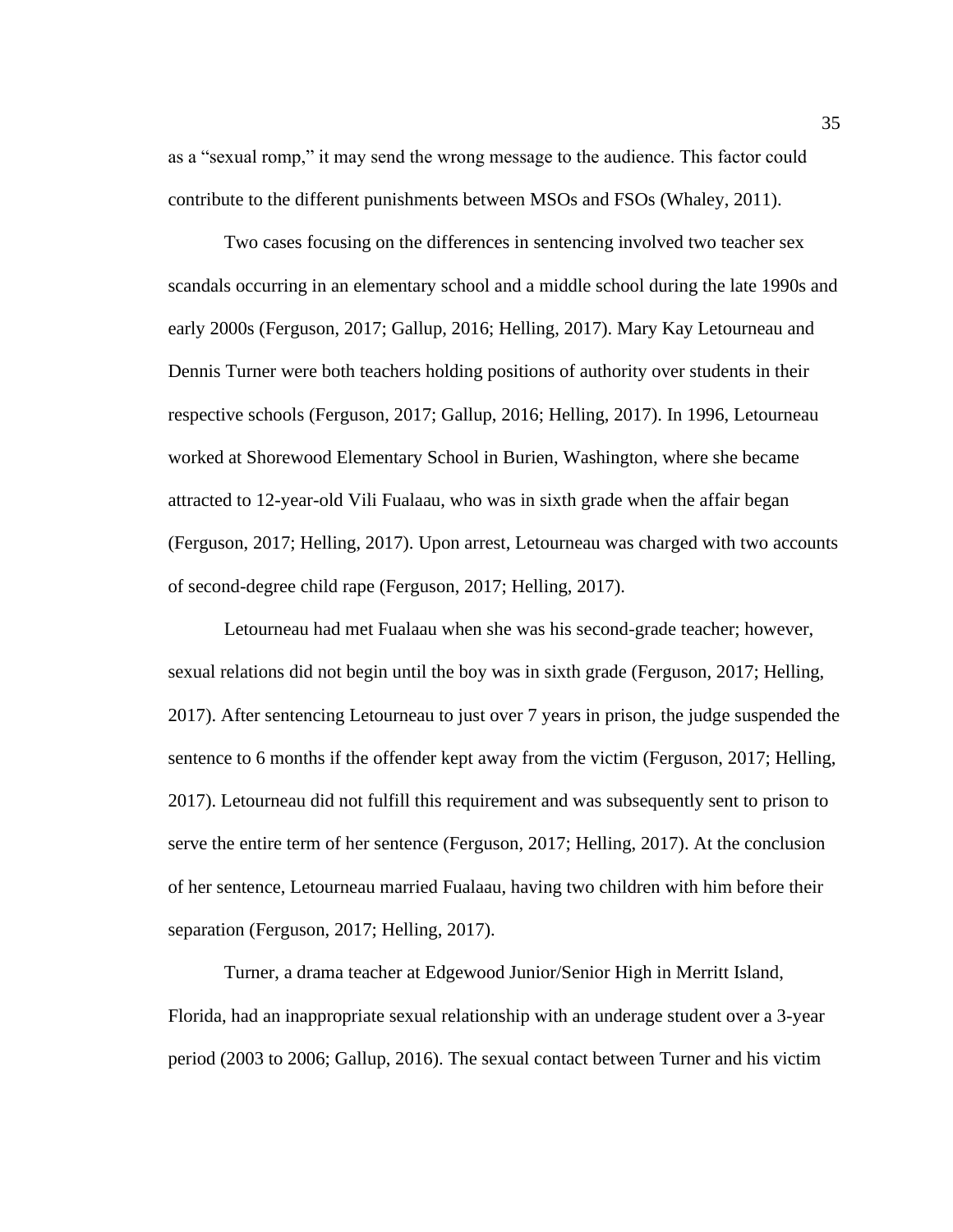as a "sexual romp," it may send the wrong message to the audience. This factor could contribute to the different punishments between MSOs and FSOs (Whaley, 2011).

Two cases focusing on the differences in sentencing involved two teacher sex scandals occurring in an elementary school and a middle school during the late 1990s and early 2000s (Ferguson, 2017; Gallup, 2016; Helling, 2017). Mary Kay Letourneau and Dennis Turner were both teachers holding positions of authority over students in their respective schools (Ferguson, 2017; Gallup, 2016; Helling, 2017). In 1996, Letourneau worked at Shorewood Elementary School in Burien, Washington, where she became attracted to 12-year-old Vili Fualaau, who was in sixth grade when the affair began (Ferguson, 2017; Helling, 2017). Upon arrest, Letourneau was charged with two accounts of second-degree child rape (Ferguson, 2017; Helling, 2017).

Letourneau had met Fualaau when she was his second-grade teacher; however, sexual relations did not begin until the boy was in sixth grade (Ferguson, 2017; Helling, 2017). After sentencing Letourneau to just over 7 years in prison, the judge suspended the sentence to 6 months if the offender kept away from the victim (Ferguson, 2017; Helling, 2017). Letourneau did not fulfill this requirement and was subsequently sent to prison to serve the entire term of her sentence (Ferguson, 2017; Helling, 2017). At the conclusion of her sentence, Letourneau married Fualaau, having two children with him before their separation (Ferguson, 2017; Helling, 2017).

Turner, a drama teacher at Edgewood Junior/Senior High in Merritt Island, Florida, had an inappropriate sexual relationship with an underage student over a 3-year period (2003 to 2006; Gallup, 2016). The sexual contact between Turner and his victim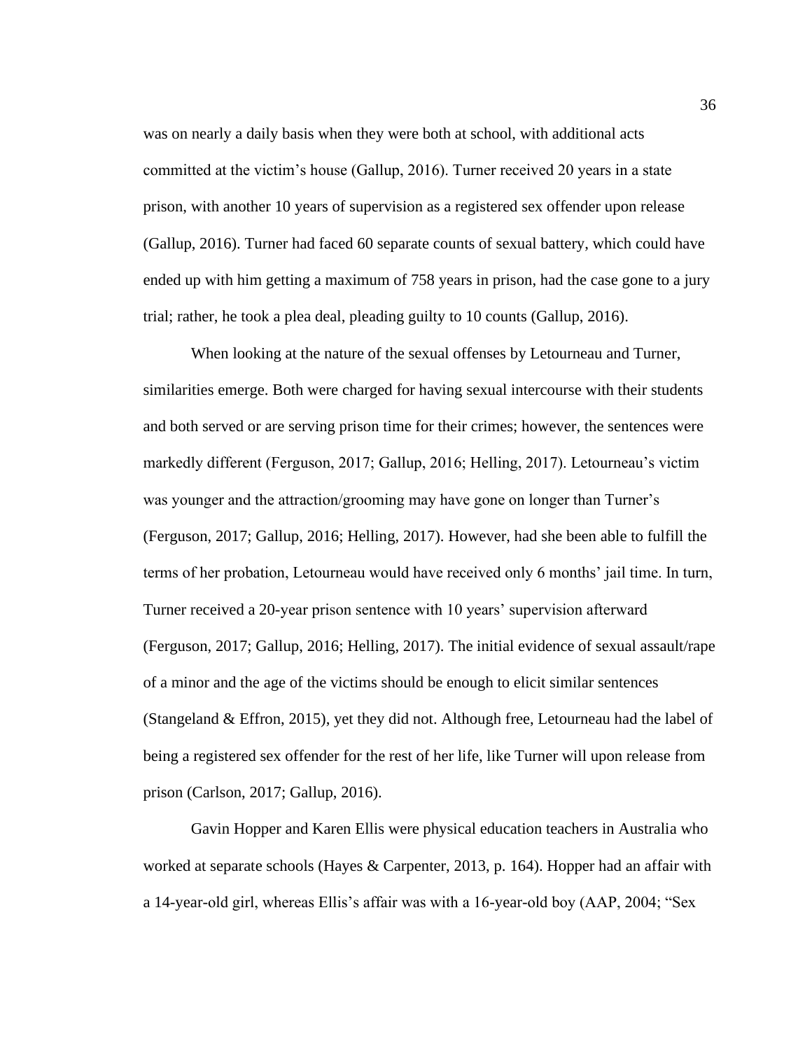was on nearly a daily basis when they were both at school, with additional acts committed at the victim's house (Gallup, 2016). Turner received 20 years in a state prison, with another 10 years of supervision as a registered sex offender upon release (Gallup, 2016). Turner had faced 60 separate counts of sexual battery, which could have ended up with him getting a maximum of 758 years in prison, had the case gone to a jury trial; rather, he took a plea deal, pleading guilty to 10 counts (Gallup, 2016).

When looking at the nature of the sexual offenses by Letourneau and Turner, similarities emerge. Both were charged for having sexual intercourse with their students and both served or are serving prison time for their crimes; however, the sentences were markedly different (Ferguson, 2017; Gallup, 2016; Helling, 2017). Letourneau's victim was younger and the attraction/grooming may have gone on longer than Turner's (Ferguson, 2017; Gallup, 2016; Helling, 2017). However, had she been able to fulfill the terms of her probation, Letourneau would have received only 6 months' jail time. In turn, Turner received a 20-year prison sentence with 10 years' supervision afterward (Ferguson, 2017; Gallup, 2016; Helling, 2017). The initial evidence of sexual assault/rape of a minor and the age of the victims should be enough to elicit similar sentences (Stangeland & Effron, 2015), yet they did not. Although free, Letourneau had the label of being a registered sex offender for the rest of her life, like Turner will upon release from prison (Carlson, 2017; Gallup, 2016).

Gavin Hopper and Karen Ellis were physical education teachers in Australia who worked at separate schools (Hayes & Carpenter, 2013, p. 164). Hopper had an affair with a 14-year-old girl, whereas Ellis's affair was with a 16-year-old boy (AAP, 2004; "Sex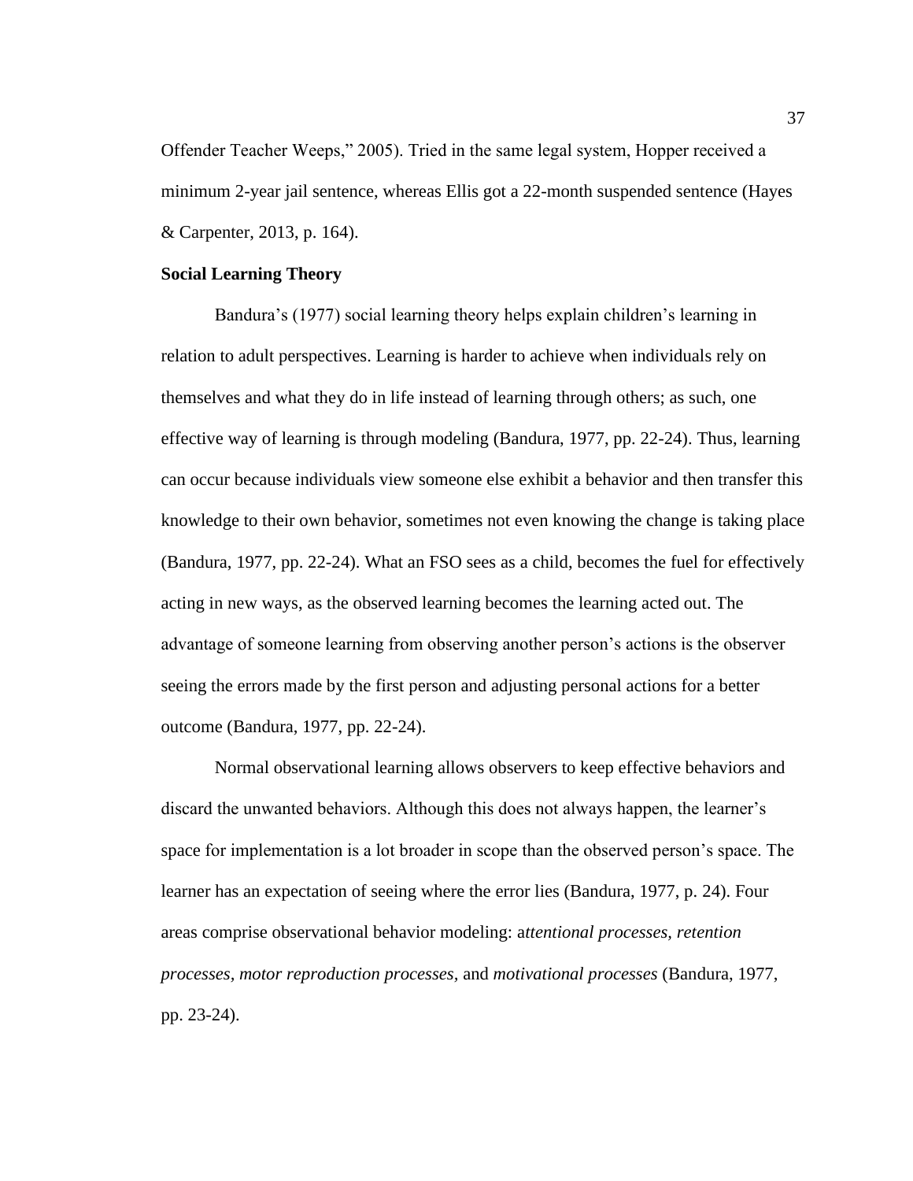Offender Teacher Weeps," 2005). Tried in the same legal system, Hopper received a minimum 2-year jail sentence, whereas Ellis got a 22-month suspended sentence (Hayes & Carpenter, 2013, p. 164).

**Social Learning Theory**

Bandura's (1977) social learning theory helps explain children's learning in relation to adult perspectives. Learning is harder to achieve when individuals rely on themselves and what they do in life instead of learning through others; as such, one effective way of learning is through modeling (Bandura, 1977, pp. 22-24). Thus, learning can occur because individuals view someone else exhibit a behavior and then transfer this knowledge to their own behavior, sometimes not even knowing the change is taking place (Bandura, 1977, pp. 22-24). What an FSO sees as a child, becomes the fuel for effectively acting in new ways, as the observed learning becomes the learning acted out. The advantage of someone learning from observing another person's actions is the observer seeing the errors made by the first person and adjusting personal actions for a better outcome (Bandura, 1977, pp. 22-24).

Normal observational learning allows observers to keep effective behaviors and discard the unwanted behaviors. Although this does not always happen, the learner's space for implementation is a lot broader in scope than the observed person's space. The learner has an expectation of seeing where the error lies (Bandura, 1977, p. 24). Four areas comprise observational behavior modeling: a*ttentional processes, retention processes, motor reproduction processes,* and *motivational processes* (Bandura, 1977, pp. 23-24).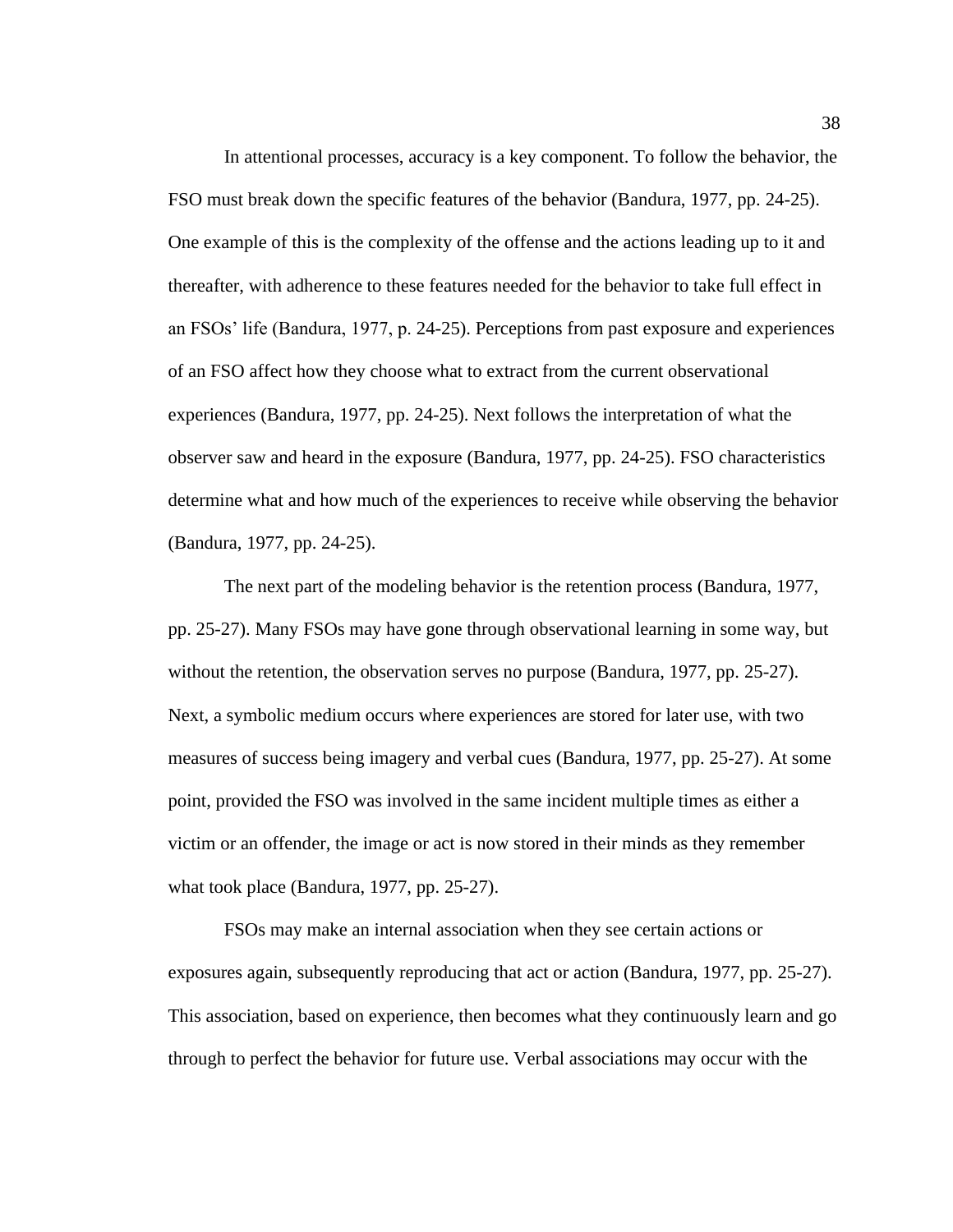In attentional processes, accuracy is a key component. To follow the behavior, the FSO must break down the specific features of the behavior (Bandura, 1977, pp. 24-25). One example of this is the complexity of the offense and the actions leading up to it and thereafter, with adherence to these features needed for the behavior to take full effect in an FSOs' life (Bandura, 1977, p. 24-25). Perceptions from past exposure and experiences of an FSO affect how they choose what to extract from the current observational experiences (Bandura, 1977, pp. 24-25). Next follows the interpretation of what the observer saw and heard in the exposure (Bandura, 1977, pp. 24-25). FSO characteristics determine what and how much of the experiences to receive while observing the behavior (Bandura, 1977, pp. 24-25).

The next part of the modeling behavior is the retention process (Bandura, 1977, pp. 25-27). Many FSOs may have gone through observational learning in some way, but without the retention, the observation serves no purpose (Bandura, 1977, pp. 25-27). Next, a symbolic medium occurs where experiences are stored for later use, with two measures of success being imagery and verbal cues (Bandura, 1977, pp. 25-27). At some point, provided the FSO was involved in the same incident multiple times as either a victim or an offender, the image or act is now stored in their minds as they remember what took place (Bandura, 1977, pp. 25-27).

FSOs may make an internal association when they see certain actions or exposures again, subsequently reproducing that act or action (Bandura, 1977, pp. 25-27). This association, based on experience, then becomes what they continuously learn and go through to perfect the behavior for future use. Verbal associations may occur with the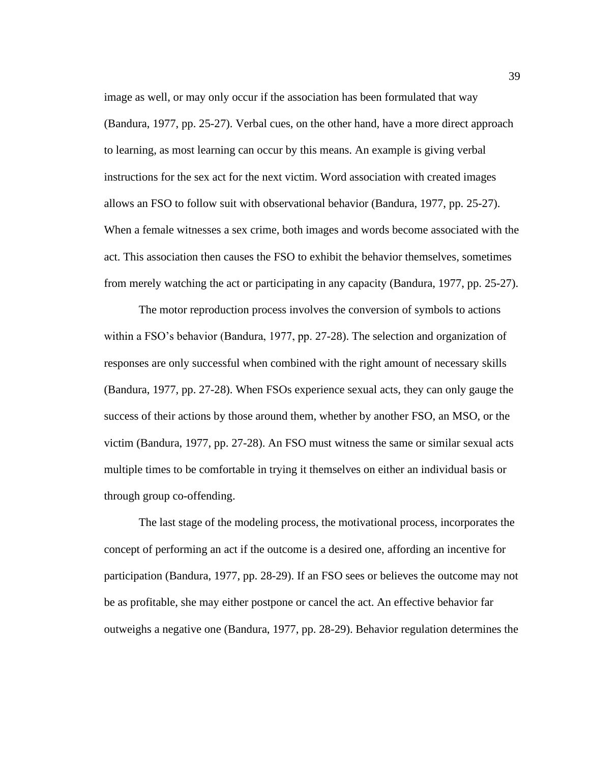image as well, or may only occur if the association has been formulated that way (Bandura, 1977, pp. 25-27). Verbal cues, on the other hand, have a more direct approach to learning, as most learning can occur by this means. An example is giving verbal instructions for the sex act for the next victim. Word association with created images allows an FSO to follow suit with observational behavior (Bandura, 1977, pp. 25-27). When a female witnesses a sex crime, both images and words become associated with the act. This association then causes the FSO to exhibit the behavior themselves, sometimes from merely watching the act or participating in any capacity (Bandura, 1977, pp. 25-27).

The motor reproduction process involves the conversion of symbols to actions within a FSO's behavior (Bandura, 1977, pp. 27-28). The selection and organization of responses are only successful when combined with the right amount of necessary skills (Bandura, 1977, pp. 27-28). When FSOs experience sexual acts, they can only gauge the success of their actions by those around them, whether by another FSO, an MSO, or the victim (Bandura, 1977, pp. 27-28). An FSO must witness the same or similar sexual acts multiple times to be comfortable in trying it themselves on either an individual basis or through group co-offending.

The last stage of the modeling process, the motivational process, incorporates the concept of performing an act if the outcome is a desired one, affording an incentive for participation (Bandura, 1977, pp. 28-29). If an FSO sees or believes the outcome may not be as profitable, she may either postpone or cancel the act. An effective behavior far outweighs a negative one (Bandura, 1977, pp. 28-29). Behavior regulation determines the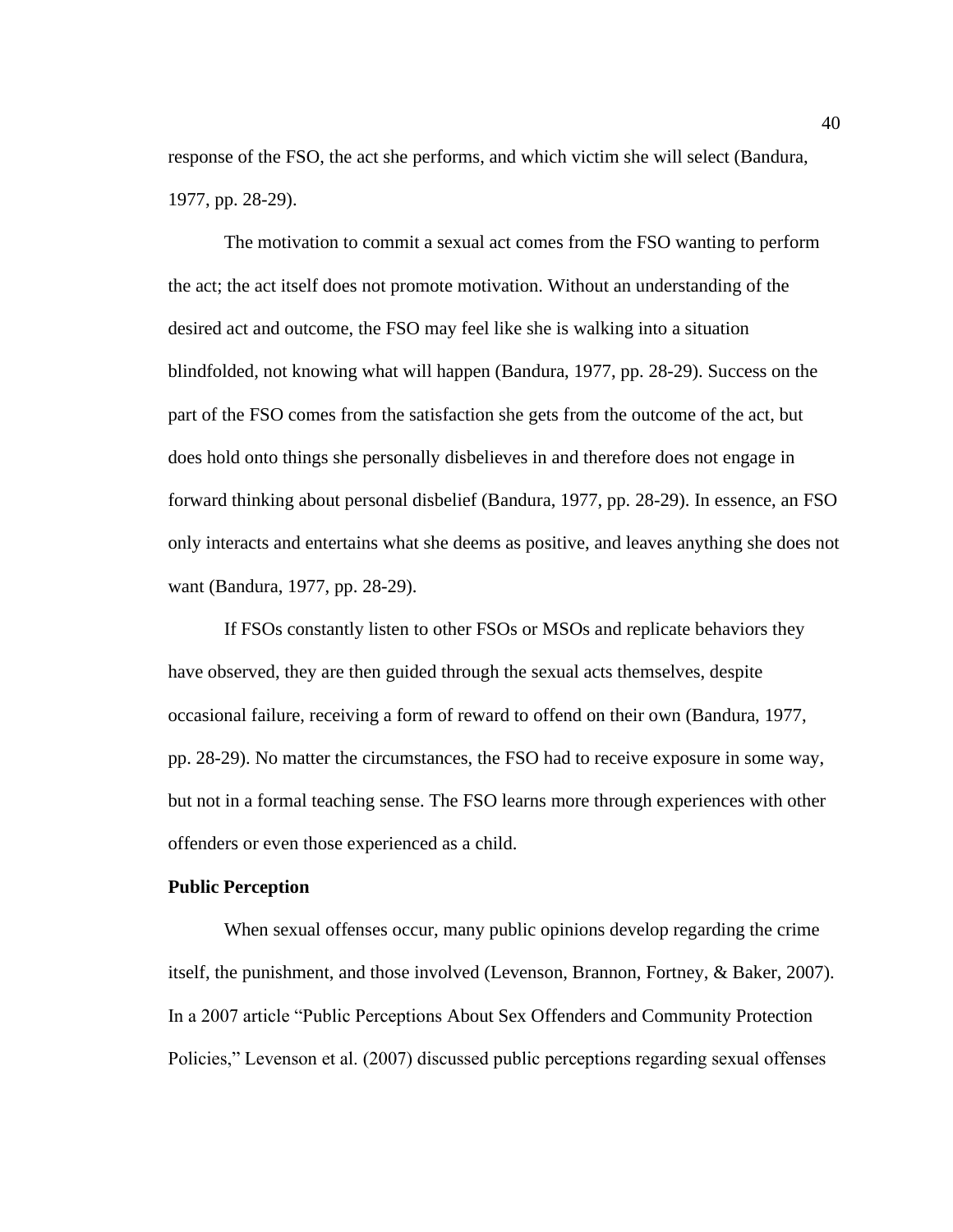response of the FSO, the act she performs, and which victim she will select (Bandura, 1977, pp. 28-29).

The motivation to commit a sexual act comes from the FSO wanting to perform the act; the act itself does not promote motivation. Without an understanding of the desired act and outcome, the FSO may feel like she is walking into a situation blindfolded, not knowing what will happen (Bandura, 1977, pp. 28-29). Success on the part of the FSO comes from the satisfaction she gets from the outcome of the act, but does hold onto things she personally disbelieves in and therefore does not engage in forward thinking about personal disbelief (Bandura, 1977, pp. 28-29). In essence, an FSO only interacts and entertains what she deems as positive, and leaves anything she does not want (Bandura, 1977, pp. 28-29).

If FSOs constantly listen to other FSOs or MSOs and replicate behaviors they have observed, they are then guided through the sexual acts themselves, despite occasional failure, receiving a form of reward to offend on their own (Bandura, 1977, pp. 28-29). No matter the circumstances, the FSO had to receive exposure in some way, but not in a formal teaching sense. The FSO learns more through experiences with other offenders or even those experienced as a child.

**Public Perception**

When sexual offenses occur, many public opinions develop regarding the crime itself, the punishment, and those involved (Levenson, Brannon, Fortney, & Baker, 2007). In a 2007 article "Public Perceptions About Sex Offenders and Community Protection Policies," Levenson et al. (2007) discussed public perceptions regarding sexual offenses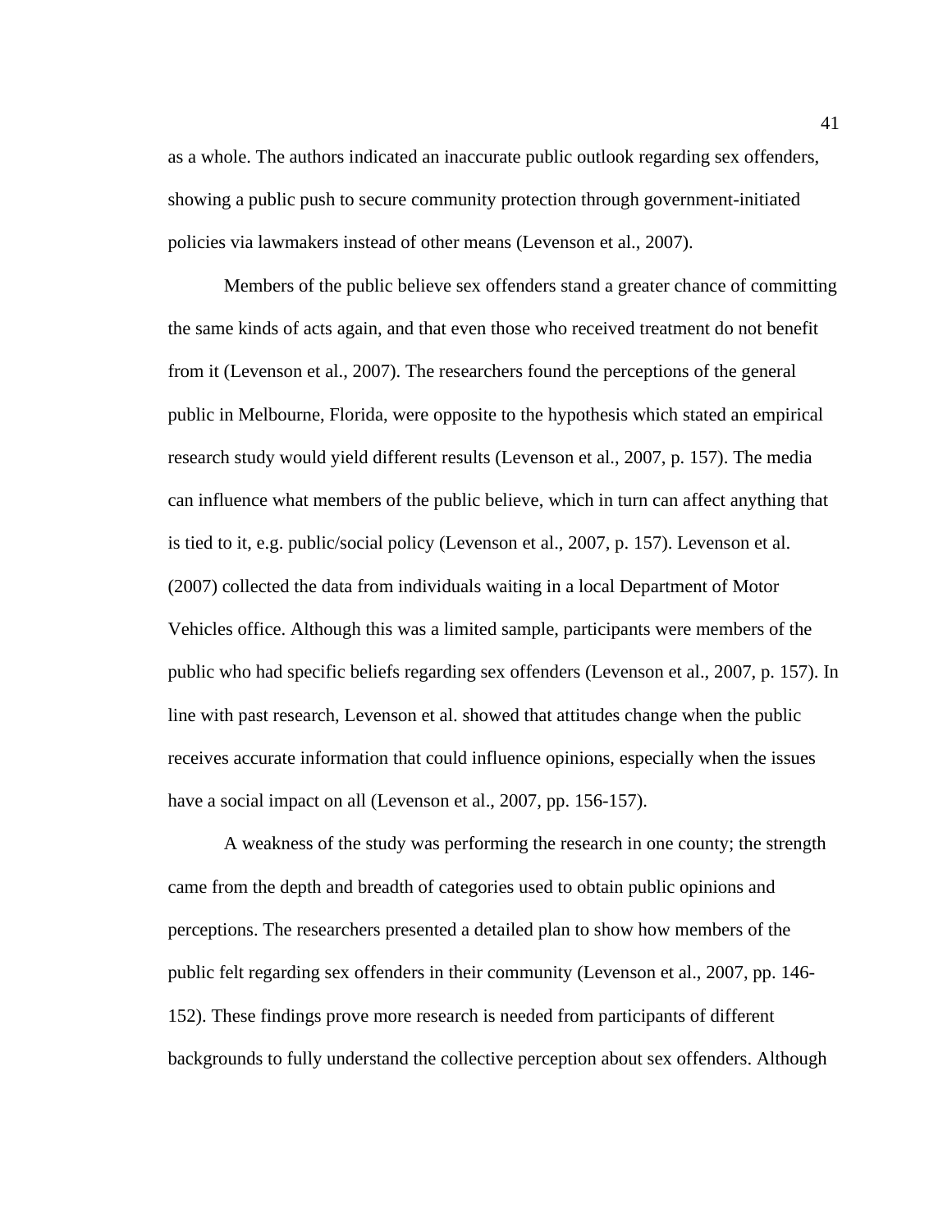as a whole. The authors indicated an inaccurate public outlook regarding sex offenders, showing a public push to secure community protection through government-initiated policies via lawmakers instead of other means (Levenson et al., 2007).

Members of the public believe sex offenders stand a greater chance of committing the same kinds of acts again, and that even those who received treatment do not benefit from it (Levenson et al., 2007). The researchers found the perceptions of the general public in Melbourne, Florida, were opposite to the hypothesis which stated an empirical research study would yield different results (Levenson et al., 2007, p. 157). The media can influence what members of the public believe, which in turn can affect anything that is tied to it, e.g. public/social policy (Levenson et al., 2007, p. 157). Levenson et al. (2007) collected the data from individuals waiting in a local Department of Motor Vehicles office. Although this was a limited sample, participants were members of the public who had specific beliefs regarding sex offenders (Levenson et al., 2007, p. 157). In line with past research, Levenson et al. showed that attitudes change when the public receives accurate information that could influence opinions, especially when the issues have a social impact on all (Levenson et al., 2007, pp. 156-157).

A weakness of the study was performing the research in one county; the strength came from the depth and breadth of categories used to obtain public opinions and perceptions. The researchers presented a detailed plan to show how members of the public felt regarding sex offenders in their community (Levenson et al., 2007, pp. 146-152). These findings prove more research is needed from participants of different backgrounds to fully understand the collective perception about sex offenders. Although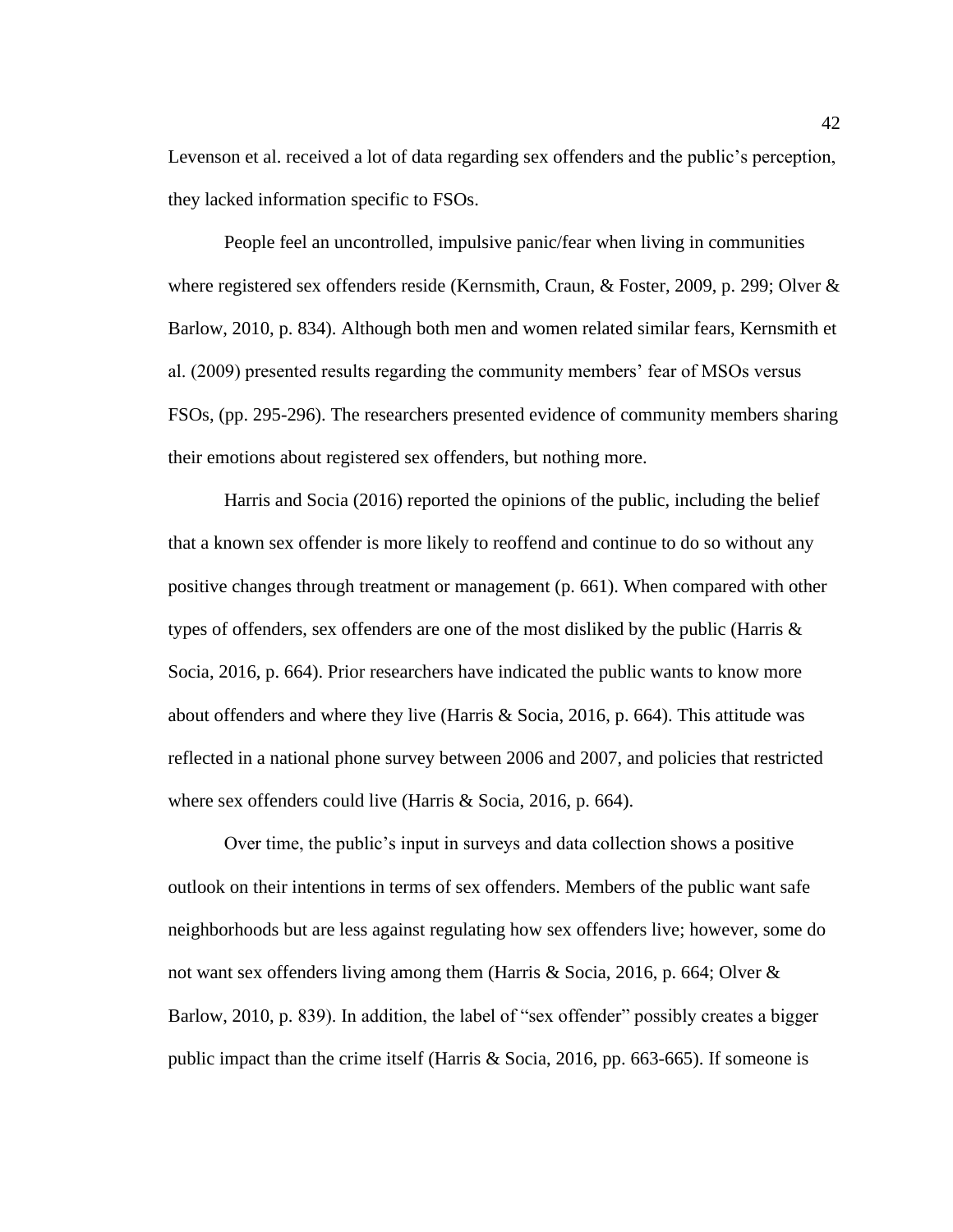Levenson et al. received a lot of data regarding sex offenders and the public's perception, they lacked information specific to FSOs.

People feel an uncontrolled, impulsive panic/fear when living in communities where registered sex offenders reside (Kernsmith, Craun, & Foster, 2009, p. 299; Olver & Barlow, 2010, p. 834). Although both men and women related similar fears, Kernsmith et al. (2009) presented results regarding the community members' fear of MSOs versus FSOs, (pp. 295-296). The researchers presented evidence of community members sharing their emotions about registered sex offenders, but nothing more.

Harris and Socia (2016) reported the opinions of the public, including the belief that a known sex offender is more likely to reoffend and continue to do so without any positive changes through treatment or management (p. 661). When compared with other types of offenders, sex offenders are one of the most disliked by the public (Harris & Socia, 2016, p. 664). Prior researchers have indicated the public wants to know more about offenders and where they live (Harris & Socia, 2016, p. 664). This attitude was reflected in a national phone survey between 2006 and 2007, and policies that restricted where sex offenders could live (Harris & Socia, 2016, p. 664).

Over time, the public's input in surveys and data collection shows a positive outlook on their intentions in terms of sex offenders. Members of the public want safe neighborhoods but are less against regulating how sex offenders live; however, some do not want sex offenders living among them (Harris & Socia, 2016, p. 664; Olver & Barlow, 2010, p. 839). In addition, the label of "sex offender" possibly creates a bigger public impact than the crime itself (Harris & Socia, 2016, pp. 663-665). If someone is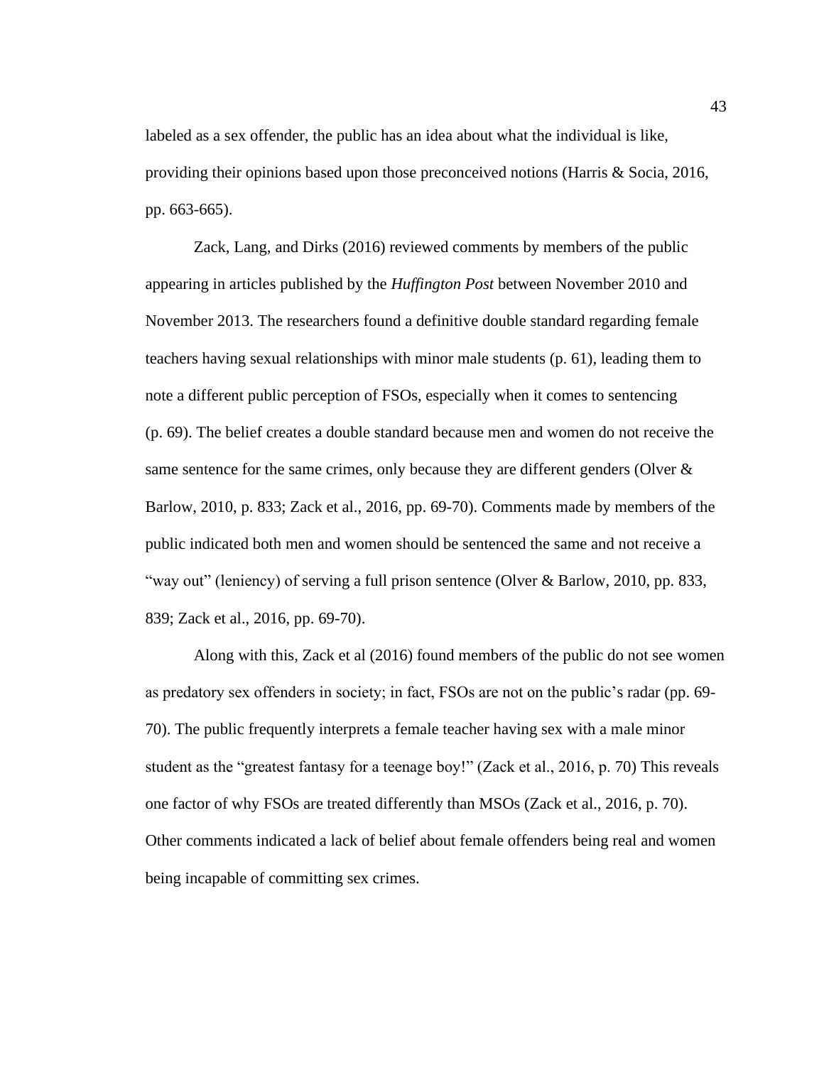labeled as a sex offender, the public has an idea about what the individual is like, providing their opinions based upon those preconceived notions (Harris & Socia, 2016, pp. 663-665).

Zack, Lang, and Dirks (2016) reviewed comments by members of the public appearing in articles published by the *Huffington Post* between November 2010 and November 2013. The researchers found a definitive double standard regarding female teachers having sexual relationships with minor male students (p. 61), leading them to note a different public perception of FSOs, especially when it comes to sentencing (p. 69). The belief creates a double standard because men and women do not receive the same sentence for the same crimes, only because they are different genders (Olver & Barlow, 2010, p. 833; Zack et al., 2016, pp. 69-70). Comments made by members of the public indicated both men and women should be sentenced the same and not receive a "way out" (leniency) of serving a full prison sentence (Olver & Barlow, 2010, pp. 833, 839; Zack et al., 2016, pp. 69-70).

Along with this, Zack et al (2016) found members of the public do not see women as predatory sex offenders in society; in fact, FSOs are not on the public's radar (pp. 69-70). The public frequently interprets a female teacher having sex with a male minor student as the "greatest fantasy for a teenage boy!" (Zack et al., 2016, p. 70) This reveals one factor of why FSOs are treated differently than MSOs (Zack et al., 2016, p. 70). Other comments indicated a lack of belief about female offenders being real and women being incapable of committing sex crimes.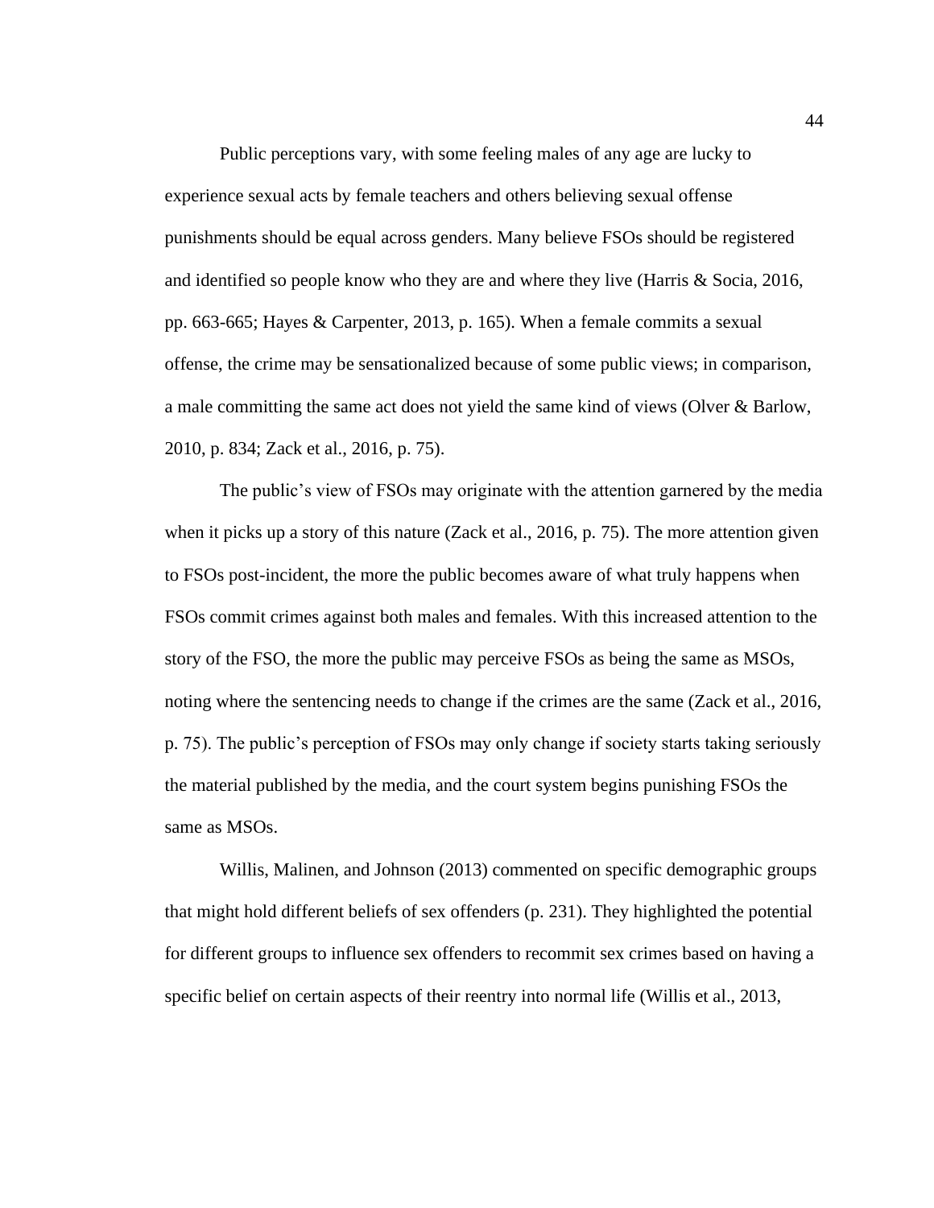Public perceptions vary, with some feeling males of any age are lucky to experience sexual acts by female teachers and others believing sexual offense punishments should be equal across genders. Many believe FSOs should be registered and identified so people know who they are and where they live (Harris & Socia, 2016, pp. 663-665; Hayes & Carpenter, 2013, p. 165). When a female commits a sexual offense, the crime may be sensationalized because of some public views; in comparison, a male committing the same act does not yield the same kind of views (Olver & Barlow, 2010, p. 834; Zack et al., 2016, p. 75).

The public's view of FSOs may originate with the attention garnered by the media when it picks up a story of this nature (Zack et al., 2016, p. 75). The more attention given to FSOs post-incident, the more the public becomes aware of what truly happens when FSOs commit crimes against both males and females. With this increased attention to the story of the FSO, the more the public may perceive FSOs as being the same as MSOs, noting where the sentencing needs to change if the crimes are the same (Zack et al., 2016, p. 75). The public's perception of FSOs may only change if society starts taking seriously the material published by the media, and the court system begins punishing FSOs the same as MSOs.

Willis, Malinen, and Johnson (2013) commented on specific demographic groups that might hold different beliefs of sex offenders (p. 231). They highlighted the potential for different groups to influence sex offenders to recommit sex crimes based on having a specific belief on certain aspects of their reentry into normal life (Willis et al., 2013,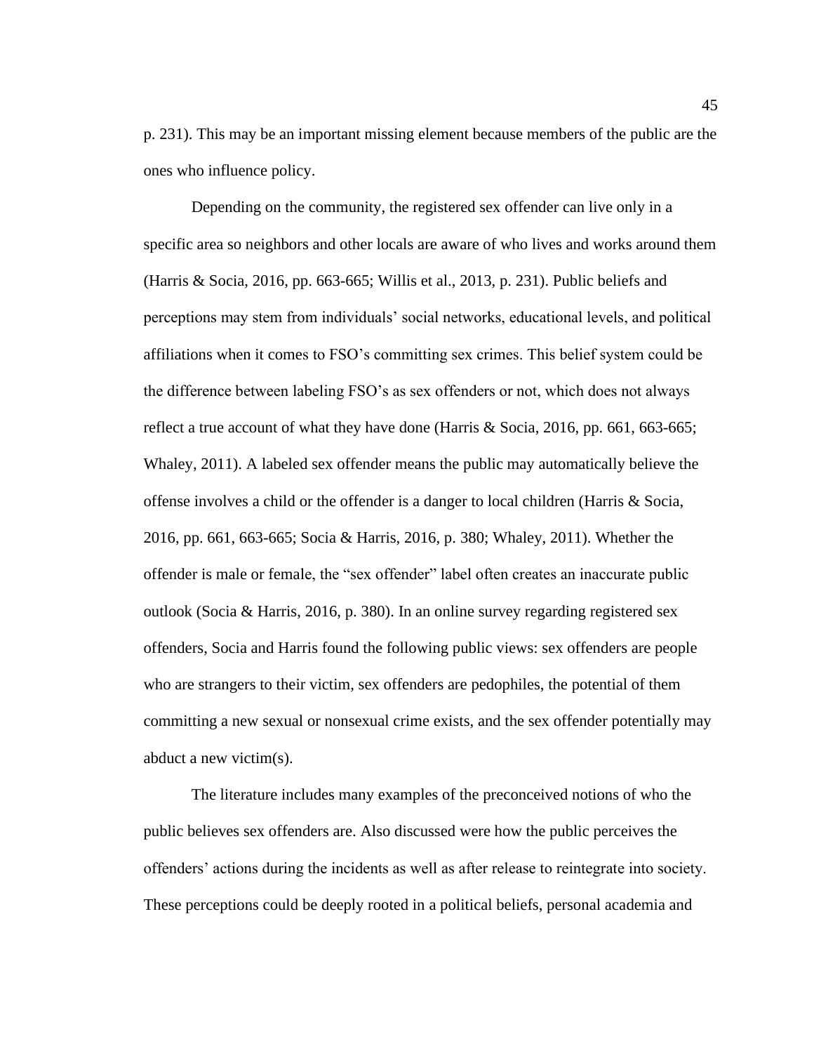p. 231). This may be an important missing element because members of the public are the ones who influence policy.

Depending on the community, the registered sex offender can live only in a specific area so neighbors and other locals are aware of who lives and works around them (Harris & Socia, 2016, pp. 663-665; Willis et al., 2013, p. 231). Public beliefs and perceptions may stem from individuals' social networks, educational levels, and political affiliations when it comes to FSO's committing sex crimes. This belief system could be the difference between labeling FSO's as sex offenders or not, which does not always reflect a true account of what they have done (Harris & Socia, 2016, pp. 661, 663-665; Whaley, 2011). A labeled sex offender means the public may automatically believe the offense involves a child or the offender is a danger to local children (Harris & Socia, 2016, pp. 661, 663-665; Socia & Harris, 2016, p. 380; Whaley, 2011). Whether the offender is male or female, the "sex offender" label often creates an inaccurate public outlook (Socia & Harris, 2016, p. 380). In an online survey regarding registered sex offenders, Socia and Harris found the following public views: sex offenders are people who are strangers to their victim, sex offenders are pedophiles, the potential of them committing a new sexual or nonsexual crime exists, and the sex offender potentially may abduct a new victim(s).

The literature includes many examples of the preconceived notions of who the public believes sex offenders are. Also discussed were how the public perceives the offenders' actions during the incidents as well as after release to reintegrate into society. These perceptions could be deeply rooted in a political beliefs, personal academia and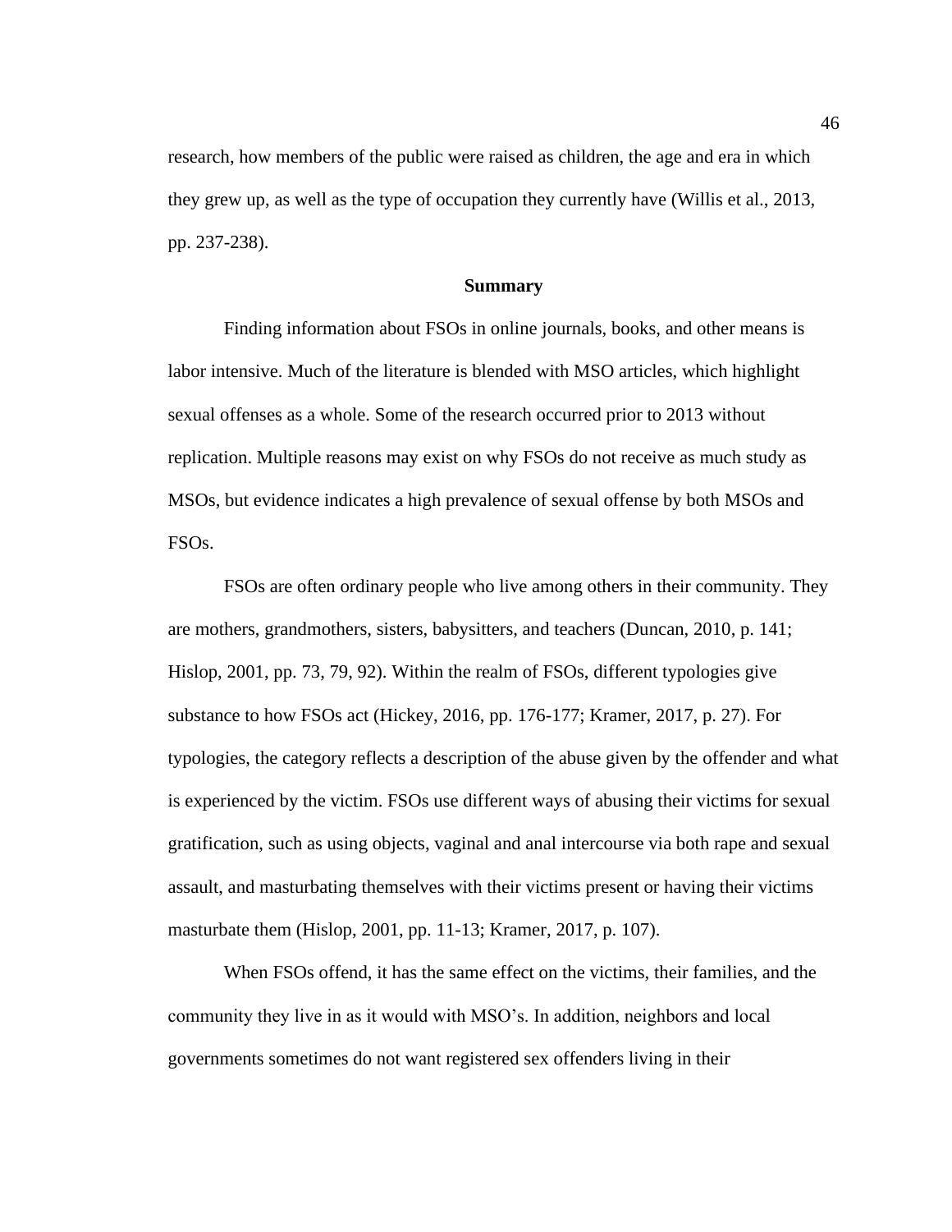research, how members of the public were raised as children, the age and era in which they grew up, as well as the type of occupation they currently have (Willis et al., 2013, pp. 237-238).

## Summary

Finding information about FSOs in online journals, books, and other means is labor intensive. Much of the literature is blended with MSO articles, which highlight sexual offenses as a whole. Some of the research occurred prior to 2013 without replication. Multiple reasons may exist on why FSOs do not receive as much study as MSOs, but evidence indicates a high prevalence of sexual offense by both MSOs and FSOs.

FSOs are often ordinary people who live among others in their community. They are mothers, grandmothers, sisters, babysitters, and teachers (Duncan, 2010, p. 141; Hislop, 2001, pp. 73, 79, 92). Within the realm of FSOs, different typologies give substance to how FSOs act (Hickey, 2016, pp. 176-177; Kramer, 2017, p. 27). For typologies, the category reflects a description of the abuse given by the offender and what is experienced by the victim. FSOs use different ways of abusing their victims for sexual gratification, such as using objects, vaginal and anal intercourse via both rape and sexual assault, and masturbating themselves with their victims present or having their victims masturbate them (Hislop, 2001, pp. 11-13; Kramer, 2017, p. 107).

When FSOs offend, it has the same effect on the victims, their families, and the community they live in as it would with MSO's. In addition, neighbors and local governments sometimes do not want registered sex offenders living in their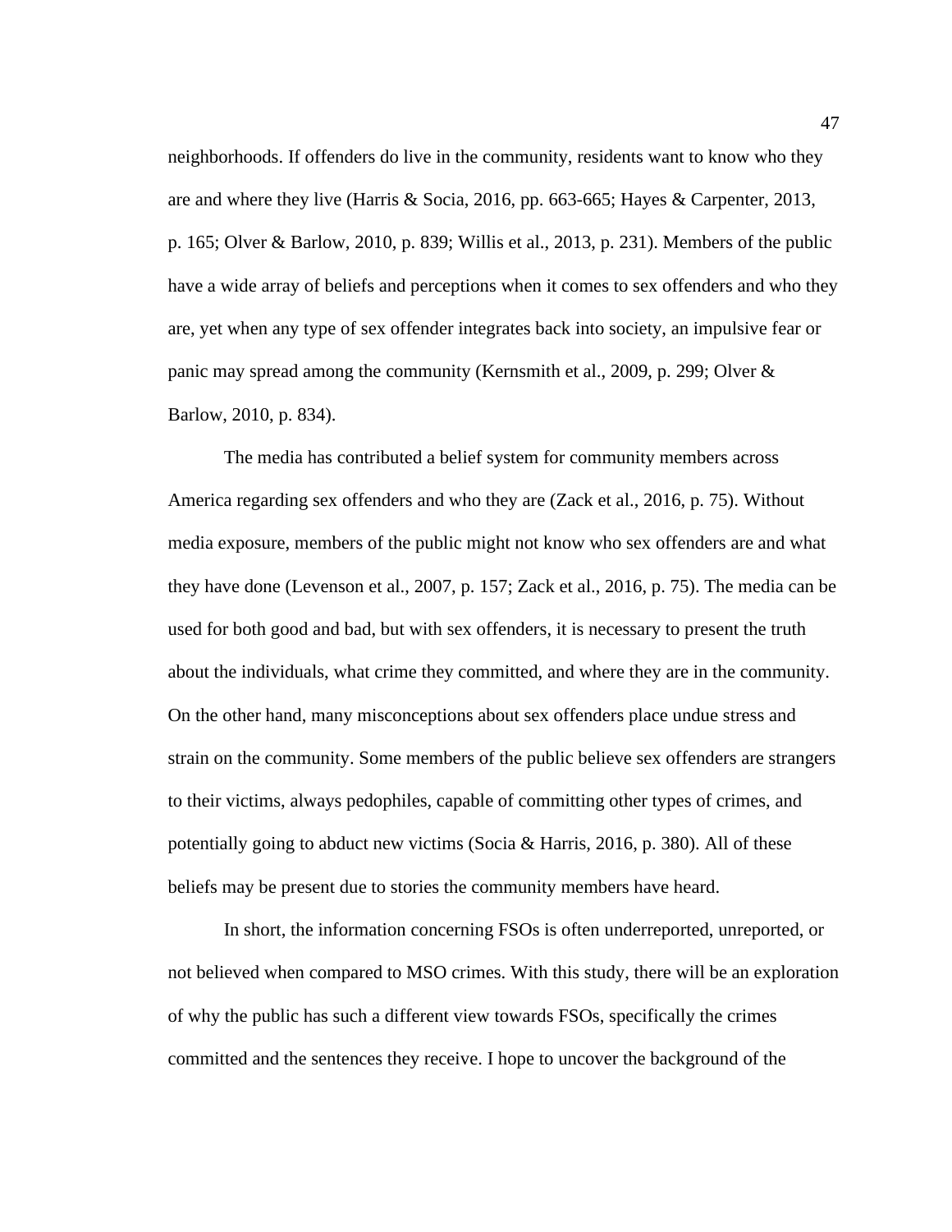neighborhoods. If offenders do live in the community, residents want to know who they are and where they live (Harris & Socia, 2016, pp. 663-665; Hayes & Carpenter, 2013, p. 165; Olver & Barlow, 2010, p. 839; Willis et al., 2013, p. 231). Members of the public have a wide array of beliefs and perceptions when it comes to sex offenders and who they are, yet when any type of sex offender integrates back into society, an impulsive fear or panic may spread among the community (Kernsmith et al., 2009, p. 299; Olver & Barlow, 2010, p. 834).

The media has contributed a belief system for community members across America regarding sex offenders and who they are (Zack et al., 2016, p. 75). Without media exposure, members of the public might not know who sex offenders are and what they have done (Levenson et al., 2007, p. 157; Zack et al., 2016, p. 75). The media can be used for both good and bad, but with sex offenders, it is necessary to present the truth about the individuals, what crime they committed, and where they are in the community. On the other hand, many misconceptions about sex offenders place undue stress and strain on the community. Some members of the public believe sex offenders are strangers to their victims, always pedophiles, capable of committing other types of crimes, and potentially going to abduct new victims (Socia & Harris, 2016, p. 380). All of these beliefs may be present due to stories the community members have heard.

In short, the information concerning FSOs is often underreported, unreported, or not believed when compared to MSO crimes. With this study, there will be an exploration of why the public has such a different view towards FSOs, specifically the crimes committed and the sentences they receive. I hope to uncover the background of the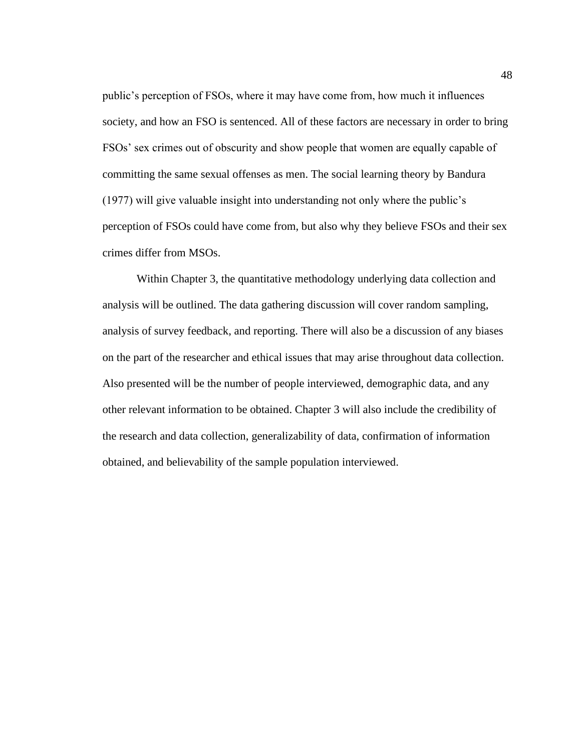public's perception of FSOs, where it may have come from, how much it influences society, and how an FSO is sentenced. All of these factors are necessary in order to bring FSOs' sex crimes out of obscurity and show people that women are equally capable of committing the same sexual offenses as men. The social learning theory by Bandura (1977) will give valuable insight into understanding not only where the public's perception of FSOs could have come from, but also why they believe FSOs and their sex crimes differ from MSOs.

Within Chapter 3, the quantitative methodology underlying data collection and analysis will be outlined. The data gathering discussion will cover random sampling, analysis of survey feedback, and reporting. There will also be a discussion of any biases on the part of the researcher and ethical issues that may arise throughout data collection. Also presented will be the number of people interviewed, demographic data, and any other relevant information to be obtained. Chapter 3 will also include the credibility of the research and data collection, generalizability of data, confirmation of information obtained, and believability of the sample population interviewed.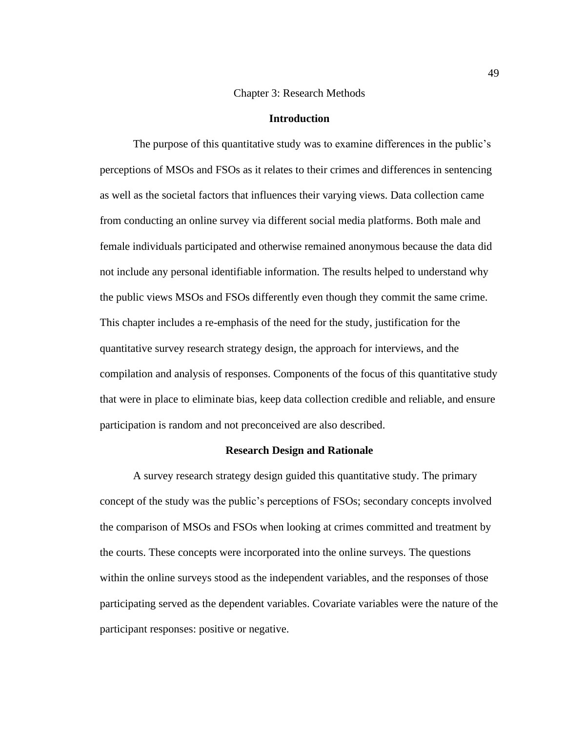# Chapter 3: Research Methods

## Introduction

The purpose of this quantitative study was to examine differences in the public's perceptions of MSOs and FSOs as it relates to their crimes and differences in sentencing as well as the societal factors that influences their varying views. Data collection came from conducting an online survey via different social media platforms. Both male and female individuals participated and otherwise remained anonymous because the data did not include any personal identifiable information. The results helped to understand why the public views MSOs and FSOs differently even though they commit the same crime. This chapter includes a re-emphasis of the need for the study, justification for the quantitative survey research strategy design, the approach for interviews, and the compilation and analysis of responses. Components of the focus of this quantitative study that were in place to eliminate bias, keep data collection credible and reliable, and ensure participation is random and not preconceived are also described.

## Research Design and Rationale

A survey research strategy design guided this quantitative study. The primary concept of the study was the public's perceptions of FSOs; secondary concepts involved the comparison of MSOs and FSOs when looking at crimes committed and treatment by the courts. These concepts were incorporated into the online surveys. The questions within the online surveys stood as the independent variables, and the responses of those participating served as the dependent variables. Covariate variables were the nature of the participant responses: positive or negative.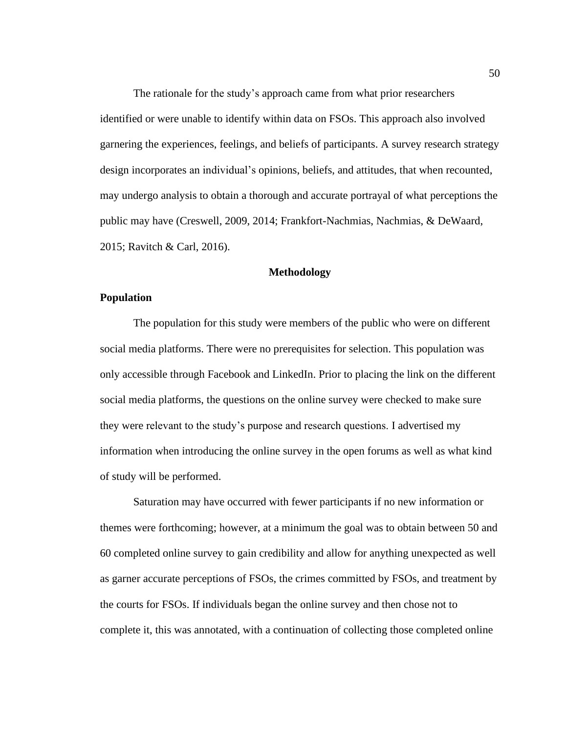The rationale for the study's approach came from what prior researchers identified or were unable to identify within data on FSOs. This approach also involved garnering the experiences, feelings, and beliefs of participants. A survey research strategy design incorporates an individual's opinions, beliefs, and attitudes, that when recounted, may undergo analysis to obtain a thorough and accurate portrayal of what perceptions the public may have (Creswell, 2009, 2014; Frankfort-Nachmias, Nachmias, & DeWaard, 2015; Ravitch & Carl, 2016).

## Methodology

### Population

The population for this study were members of the public who were on different social media platforms. There were no prerequisites for selection. This population was only accessible through Facebook and LinkedIn. Prior to placing the link on the different social media platforms, the questions on the online survey were checked to make sure they were relevant to the study's purpose and research questions. I advertised my information when introducing the online survey in the open forums as well as what kind of study will be performed.

Saturation may have occurred with fewer participants if no new information or themes were forthcoming; however, at a minimum the goal was to obtain between 50 and 60 completed online survey to gain credibility and allow for anything unexpected as well as garner accurate perceptions of FSOs, the crimes committed by FSOs, and treatment by the courts for FSOs. If individuals began the online survey and then chose not to complete it, this was annotated, with a continuation of collecting those completed online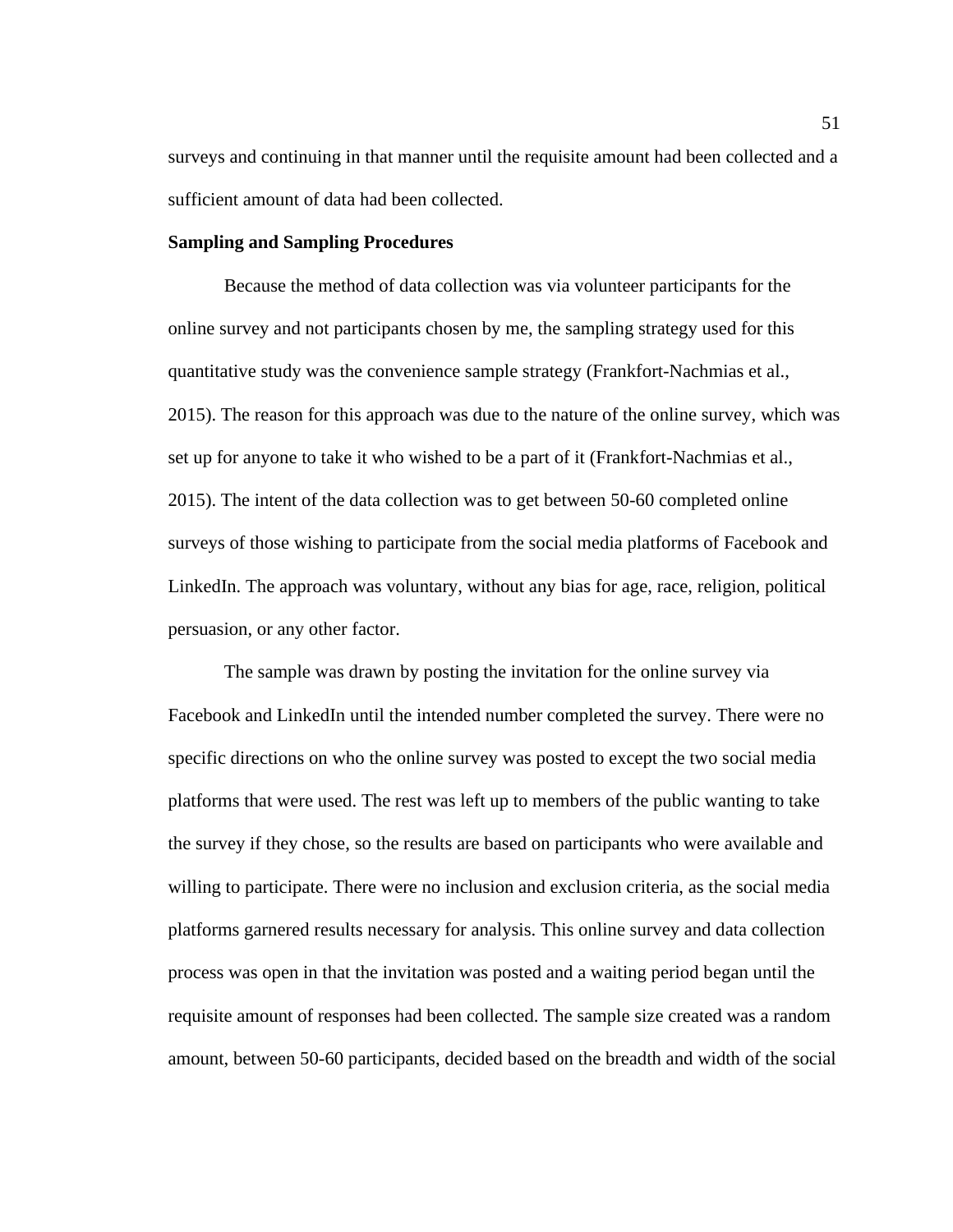surveys and continuing in that manner until the requisite amount had been collected and a sufficient amount of data had been collected.

### Sampling and Sampling Procedures

Because the method of data collection was via volunteer participants for the online survey and not participants chosen by me, the sampling strategy used for this quantitative study was the convenience sample strategy (Frankfort-Nachmias et al., 2015). The reason for this approach was due to the nature of the online survey, which was set up for anyone to take it who wished to be a part of it (Frankfort-Nachmias et al., 2015). The intent of the data collection was to get between 50-60 completed online surveys of those wishing to participate from the social media platforms of Facebook and LinkedIn. The approach was voluntary, without any bias for age, race, religion, political persuasion, or any other factor.

The sample was drawn by posting the invitation for the online survey via Facebook and LinkedIn until the intended number completed the survey. There were no specific directions on who the online survey was posted to except the two social media platforms that were used. The rest was left up to members of the public wanting to take the survey if they chose, so the results are based on participants who were available and willing to participate. There were no inclusion and exclusion criteria, as the social media platforms garnered results necessary for analysis. This online survey and data collection process was open in that the invitation was posted and a waiting period began until the requisite amount of responses had been collected. The sample size created was a random amount, between 50-60 participants, decided based on the breadth and width of the social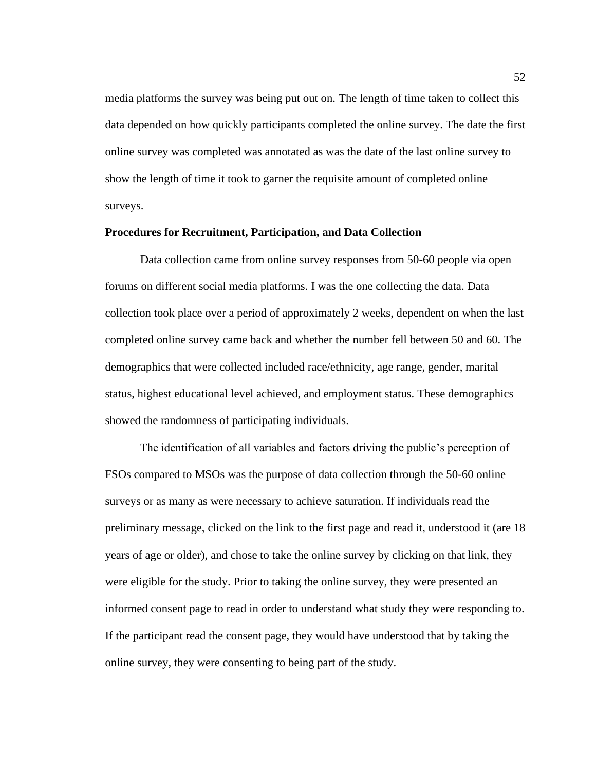media platforms the survey was being put out on. The length of time taken to collect this data depended on how quickly participants completed the online survey. The date the first online survey was completed was annotated as was the date of the last online survey to show the length of time it took to garner the requisite amount of completed online surveys.

**Procedures for Recruitment, Participation, and Data Collection**

Data collection came from online survey responses from 50-60 people via open forums on different social media platforms. I was the one collecting the data. Data collection took place over a period of approximately 2 weeks, dependent on when the last completed online survey came back and whether the number fell between 50 and 60. The demographics that were collected included race/ethnicity, age range, gender, marital status, highest educational level achieved, and employment status. These demographics showed the randomness of participating individuals.

The identification of all variables and factors driving the public's perception of FSOs compared to MSOs was the purpose of data collection through the 50-60 online surveys or as many as were necessary to achieve saturation. If individuals read the preliminary message, clicked on the link to the first page and read it, understood it (are 18 years of age or older), and chose to take the online survey by clicking on that link, they were eligible for the study. Prior to taking the online survey, they were presented an informed consent page to read in order to understand what study they were responding to. If the participant read the consent page, they would have understood that by taking the online survey, they were consenting to being part of the study.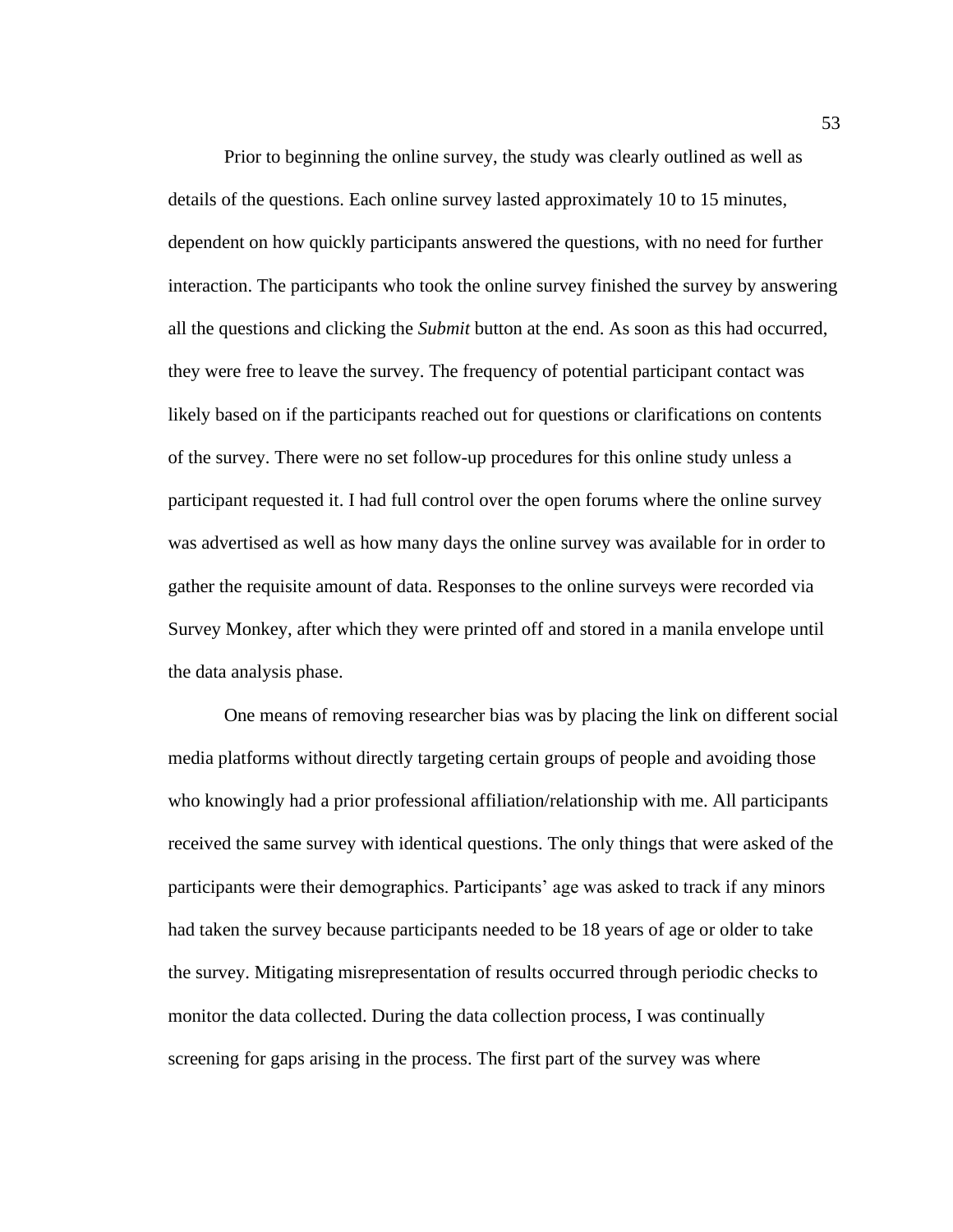Prior to beginning the online survey, the study was clearly outlined as well as details of the questions. Each online survey lasted approximately 10 to 15 minutes, dependent on how quickly participants answered the questions, with no need for further interaction. The participants who took the online survey finished the survey by answering all the questions and clicking the *Submit* button at the end. As soon as this had occurred, they were free to leave the survey. The frequency of potential participant contact was likely based on if the participants reached out for questions or clarifications on contents of the survey. There were no set follow-up procedures for this online study unless a participant requested it. I had full control over the open forums where the online survey was advertised as well as how many days the online survey was available for in order to gather the requisite amount of data. Responses to the online surveys were recorded via Survey Monkey, after which they were printed off and stored in a manila envelope until the data analysis phase.

One means of removing researcher bias was by placing the link on different social media platforms without directly targeting certain groups of people and avoiding those who knowingly had a prior professional affiliation/relationship with me. All participants received the same survey with identical questions. The only things that were asked of the participants were their demographics. Participants' age was asked to track if any minors had taken the survey because participants needed to be 18 years of age or older to take the survey. Mitigating misrepresentation of results occurred through periodic checks to monitor the data collected. During the data collection process, I was continually screening for gaps arising in the process. The first part of the survey was where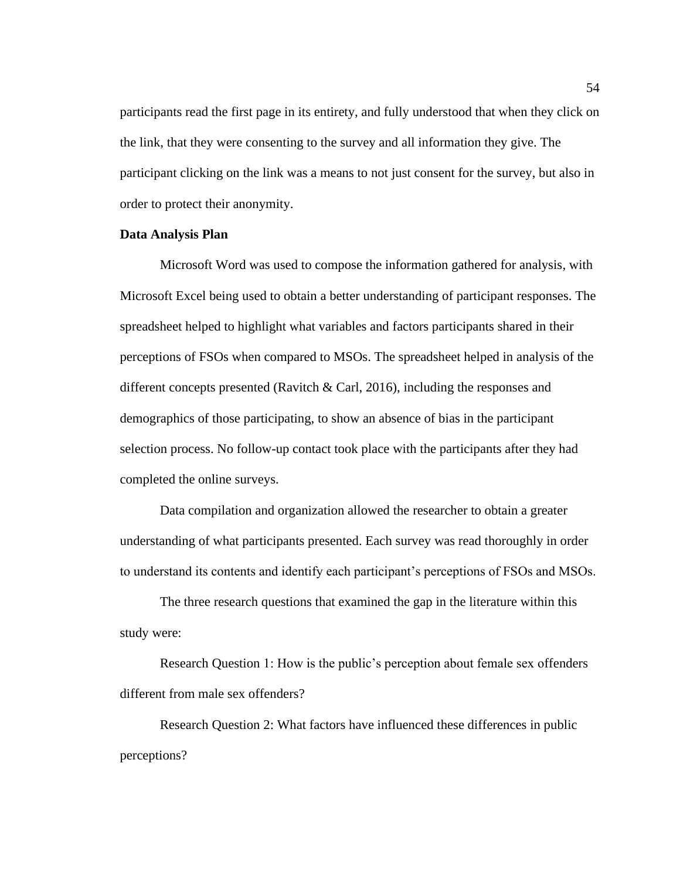participants read the first page in its entirety, and fully understood that when they click on the link, that they were consenting to the survey and all information they give. The participant clicking on the link was a means to not just consent for the survey, but also in order to protect their anonymity.

**Data Analysis Plan**

Microsoft Word was used to compose the information gathered for analysis, with Microsoft Excel being used to obtain a better understanding of participant responses. The spreadsheet helped to highlight what variables and factors participants shared in their perceptions of FSOs when compared to MSOs. The spreadsheet helped in analysis of the different concepts presented (Ravitch & Carl, 2016), including the responses and demographics of those participating, to show an absence of bias in the participant selection process. No follow-up contact took place with the participants after they had completed the online surveys.

Data compilation and organization allowed the researcher to obtain a greater understanding of what participants presented. Each survey was read thoroughly in order to understand its contents and identify each participant's perceptions of FSOs and MSOs.

The three research questions that examined the gap in the literature within this study were:

Research Question 1: How is the public's perception about female sex offenders different from male sex offenders?

Research Question 2: What factors have influenced these differences in public perceptions?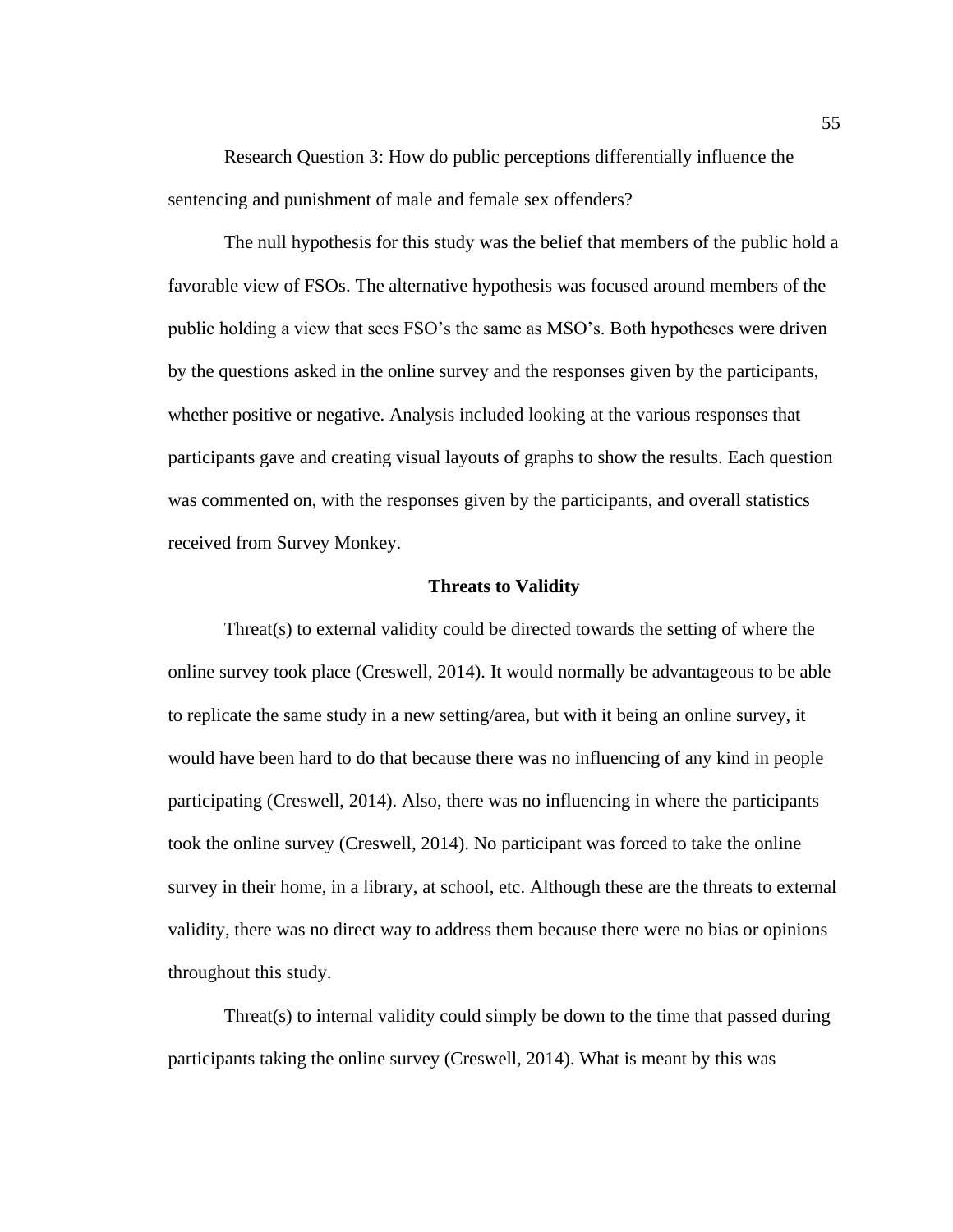Research Question 3: How do public perceptions differentially influence the sentencing and punishment of male and female sex offenders?

The null hypothesis for this study was the belief that members of the public hold a favorable view of FSOs. The alternative hypothesis was focused around members of the public holding a view that sees FSO's the same as MSO's. Both hypotheses were driven by the questions asked in the online survey and the responses given by the participants, whether positive or negative. Analysis included looking at the various responses that participants gave and creating visual layouts of graphs to show the results. Each question was commented on, with the responses given by the participants, and overall statistics received from Survey Monkey.

## Threats to Validity

Threat(s) to external validity could be directed towards the setting of where the online survey took place (Creswell, 2014). It would normally be advantageous to be able to replicate the same study in a new setting/area, but with it being an online survey, it would have been hard to do that because there was no influencing of any kind in people participating (Creswell, 2014). Also, there was no influencing in where the participants took the online survey (Creswell, 2014). No participant was forced to take the online survey in their home, in a library, at school, etc. Although these are the threats to external validity, there was no direct way to address them because there were no bias or opinions throughout this study.

Threat(s) to internal validity could simply be down to the time that passed during participants taking the online survey (Creswell, 2014). What is meant by this was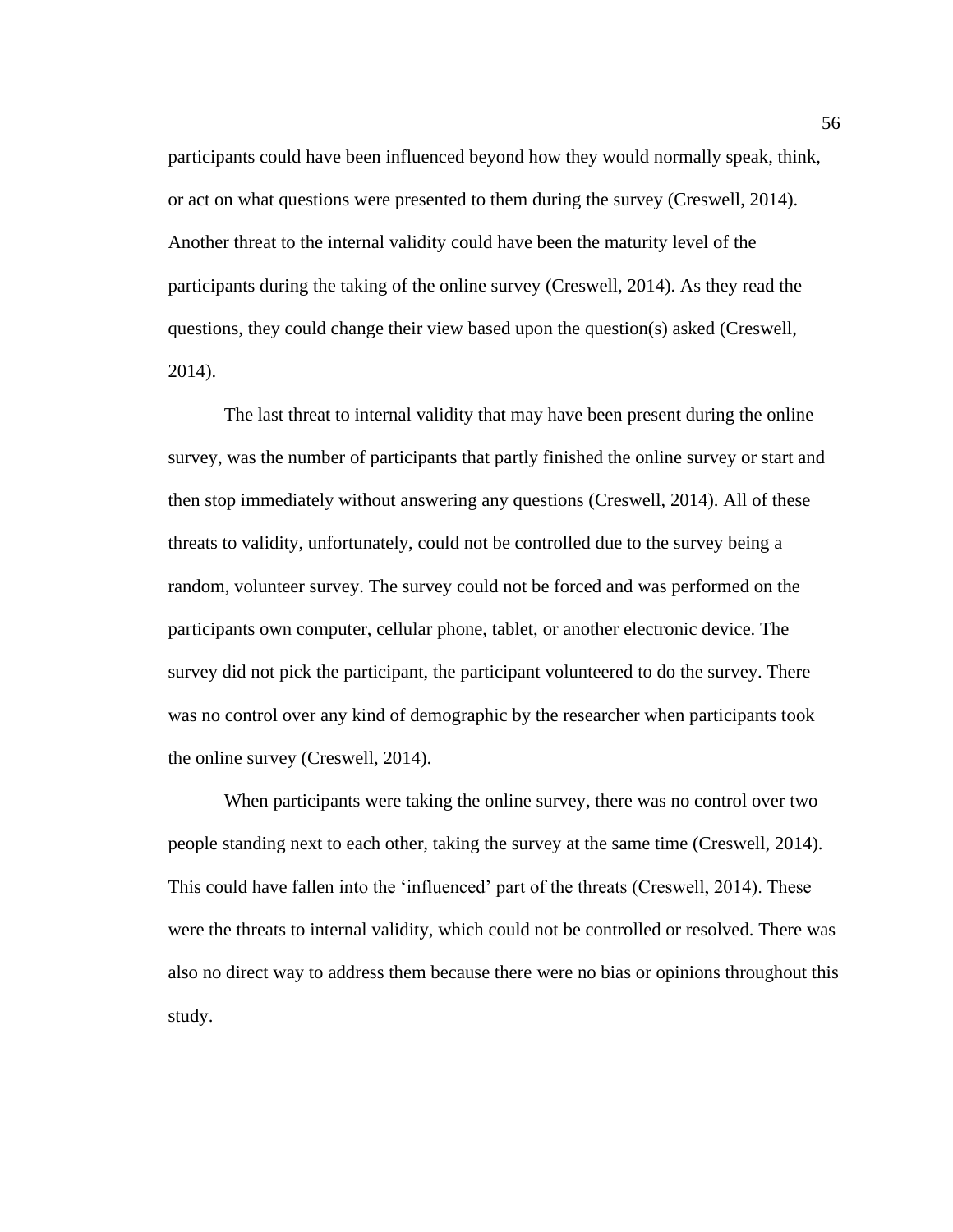participants could have been influenced beyond how they would normally speak, think, or act on what questions were presented to them during the survey (Creswell, 2014). Another threat to the internal validity could have been the maturity level of the participants during the taking of the online survey (Creswell, 2014). As they read the questions, they could change their view based upon the question(s) asked (Creswell, 2014).

The last threat to internal validity that may have been present during the online survey, was the number of participants that partly finished the online survey or start and then stop immediately without answering any questions (Creswell, 2014). All of these threats to validity, unfortunately, could not be controlled due to the survey being a random, volunteer survey. The survey could not be forced and was performed on the participants own computer, cellular phone, tablet, or another electronic device. The survey did not pick the participant, the participant volunteered to do the survey. There was no control over any kind of demographic by the researcher when participants took the online survey (Creswell, 2014).

When participants were taking the online survey, there was no control over two people standing next to each other, taking the survey at the same time (Creswell, 2014). This could have fallen into the 'influenced' part of the threats (Creswell, 2014). These were the threats to internal validity, which could not be controlled or resolved. There was also no direct way to address them because there were no bias or opinions throughout this study.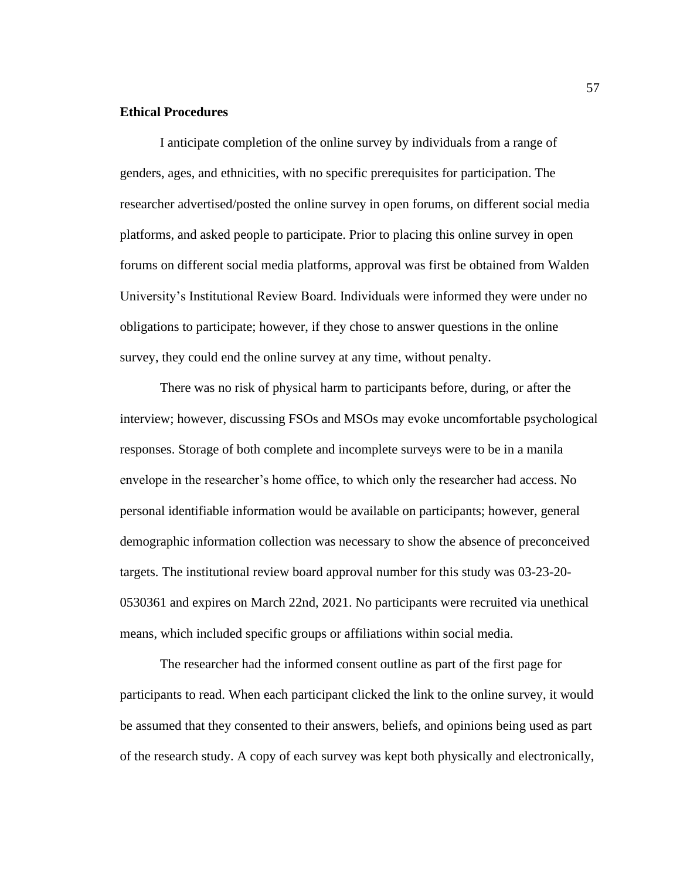### Ethical Procedures

I anticipate completion of the online survey by individuals from a range of genders, ages, and ethnicities, with no specific prerequisites for participation. The researcher advertised/posted the online survey in open forums, on different social media platforms, and asked people to participate. Prior to placing this online survey in open forums on different social media platforms, approval was first be obtained from Walden University's Institutional Review Board. Individuals were informed they were under no obligations to participate; however, if they chose to answer questions in the online survey, they could end the online survey at any time, without penalty.

There was no risk of physical harm to participants before, during, or after the interview; however, discussing FSOs and MSOs may evoke uncomfortable psychological responses. Storage of both complete and incomplete surveys were to be in a manila envelope in the researcher's home office, to which only the researcher had access. No personal identifiable information would be available on participants; however, general demographic information collection was necessary to show the absence of preconceived targets. The institutional review board approval number for this study was 03-23-20-0530361 and expires on March 22nd, 2021. No participants were recruited via unethical means, which included specific groups or affiliations within social media.

The researcher had the informed consent outline as part of the first page for participants to read. When each participant clicked the link to the online survey, it would be assumed that they consented to their answers, beliefs, and opinions being used as part of the research study. A copy of each survey was kept both physically and electronically,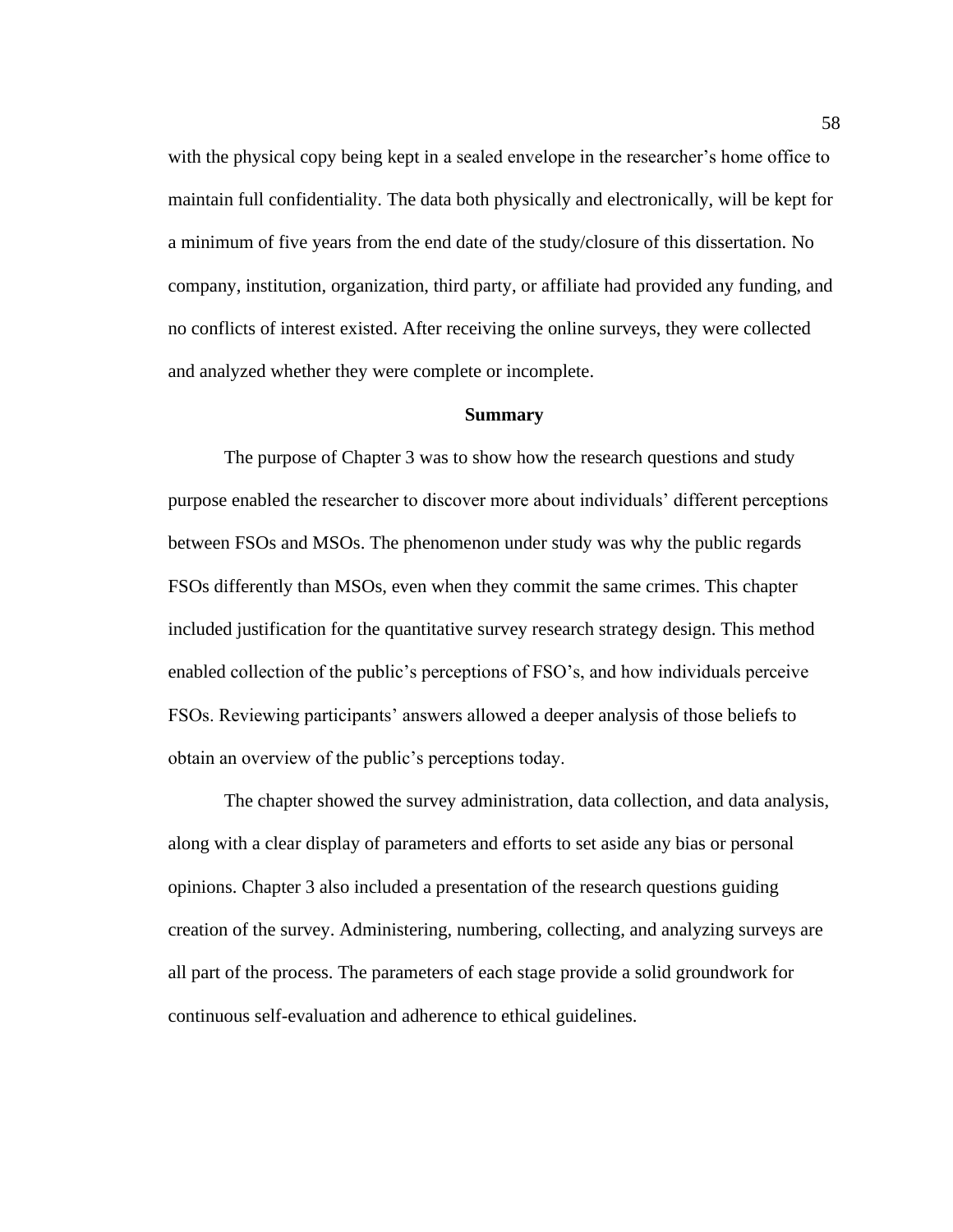with the physical copy being kept in a sealed envelope in the researcher's home office to maintain full confidentiality. The data both physically and electronically, will be kept for a minimum of five years from the end date of the study/closure of this dissertation. No company, institution, organization, third party, or affiliate had provided any funding, and no conflicts of interest existed. After receiving the online surveys, they were collected and analyzed whether they were complete or incomplete.

## Summary

The purpose of Chapter 3 was to show how the research questions and study purpose enabled the researcher to discover more about individuals' different perceptions between FSOs and MSOs. The phenomenon under study was why the public regards FSOs differently than MSOs, even when they commit the same crimes. This chapter included justification for the quantitative survey research strategy design. This method enabled collection of the public's perceptions of FSO's, and how individuals perceive FSOs. Reviewing participants' answers allowed a deeper analysis of those beliefs to obtain an overview of the public's perceptions today.

The chapter showed the survey administration, data collection, and data analysis, along with a clear display of parameters and efforts to set aside any bias or personal opinions. Chapter 3 also included a presentation of the research questions guiding creation of the survey. Administering, numbering, collecting, and analyzing surveys are all part of the process. The parameters of each stage provide a solid groundwork for continuous self-evaluation and adherence to ethical guidelines.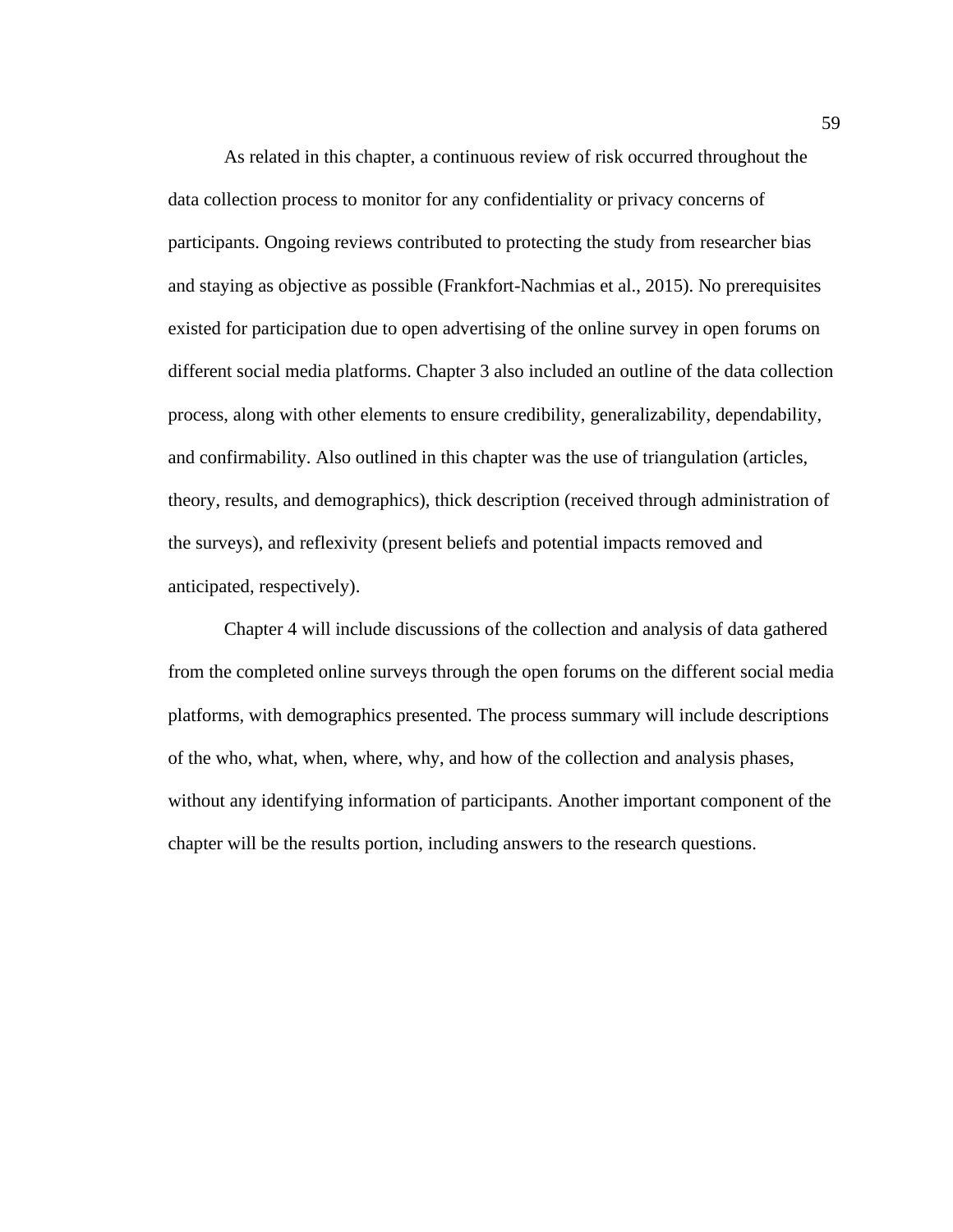As related in this chapter, a continuous review of risk occurred throughout the data collection process to monitor for any confidentiality or privacy concerns of participants. Ongoing reviews contributed to protecting the study from researcher bias and staying as objective as possible (Frankfort-Nachmias et al., 2015). No prerequisites existed for participation due to open advertising of the online survey in open forums on different social media platforms. Chapter 3 also included an outline of the data collection process, along with other elements to ensure credibility, generalizability, dependability, and confirmability. Also outlined in this chapter was the use of triangulation (articles, theory, results, and demographics), thick description (received through administration of the surveys), and reflexivity (present beliefs and potential impacts removed and anticipated, respectively).

Chapter 4 will include discussions of the collection and analysis of data gathered from the completed online surveys through the open forums on the different social media platforms, with demographics presented. The process summary will include descriptions of the who, what, when, where, why, and how of the collection and analysis phases, without any identifying information of participants. Another important component of the chapter will be the results portion, including answers to the research questions.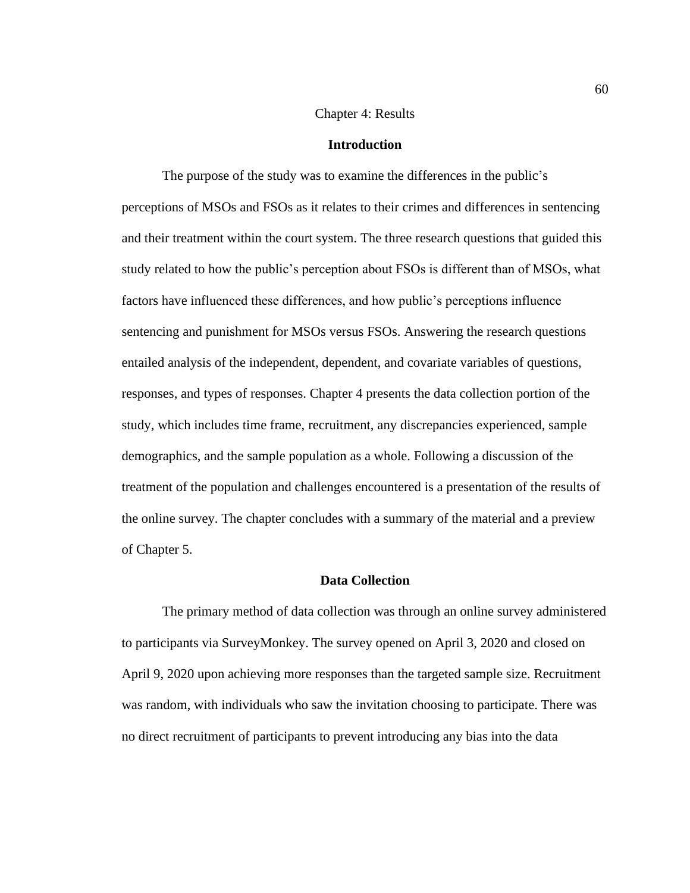# Chapter 4: Results

## Introduction

The purpose of the study was to examine the differences in the public's perceptions of MSOs and FSOs as it relates to their crimes and differences in sentencing and their treatment within the court system. The three research questions that guided this study related to how the public's perception about FSOs is different than of MSOs, what factors have influenced these differences, and how public's perceptions influence sentencing and punishment for MSOs versus FSOs. Answering the research questions entailed analysis of the independent, dependent, and covariate variables of questions, responses, and types of responses. Chapter 4 presents the data collection portion of the study, which includes time frame, recruitment, any discrepancies experienced, sample demographics, and the sample population as a whole. Following a discussion of the treatment of the population and challenges encountered is a presentation of the results of the online survey. The chapter concludes with a summary of the material and a preview of Chapter 5.

## Data Collection

The primary method of data collection was through an online survey administered to participants via SurveyMonkey. The survey opened on April 3, 2020 and closed on April 9, 2020 upon achieving more responses than the targeted sample size. Recruitment was random, with individuals who saw the invitation choosing to participate. There was no direct recruitment of participants to prevent introducing any bias into the data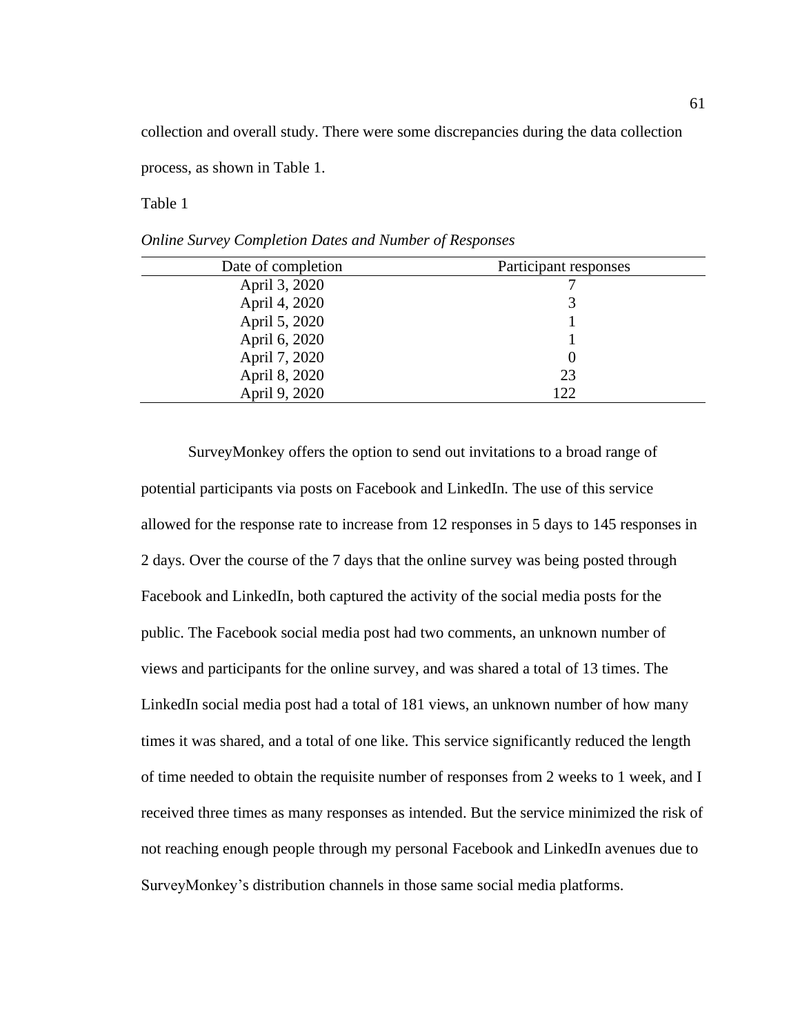collection and overall study. There were some discrepancies during the data collection process, as shown in Table 1.

Table 1

*Online Survey Completion Dates and Number of Responses*

| Date of completion | Participant responses |
|---|---|
| April 3, 2020 | 7 |
| April 4, 2020 | 3 |
| April 5, 2020 | 1 |
| April 6, 2020 | 1 |
| April 7, 2020 | 0 |
| April 8, 2020 | 23 |
| April 9, 2020 | 122 |

SurveyMonkey offers the option to send out invitations to a broad range of potential participants via posts on Facebook and LinkedIn. The use of this service allowed for the response rate to increase from 12 responses in 5 days to 145 responses in 2 days. Over the course of the 7 days that the online survey was being posted through Facebook and LinkedIn, both captured the activity of the social media posts for the public. The Facebook social media post had two comments, an unknown number of views and participants for the online survey, and was shared a total of 13 times. The LinkedIn social media post had a total of 181 views, an unknown number of how many times it was shared, and a total of one like. This service significantly reduced the length of time needed to obtain the requisite number of responses from 2 weeks to 1 week, and I received three times as many responses as intended. But the service minimized the risk of not reaching enough people through my personal Facebook and LinkedIn avenues due to SurveyMonkey's distribution channels in those same social media platforms.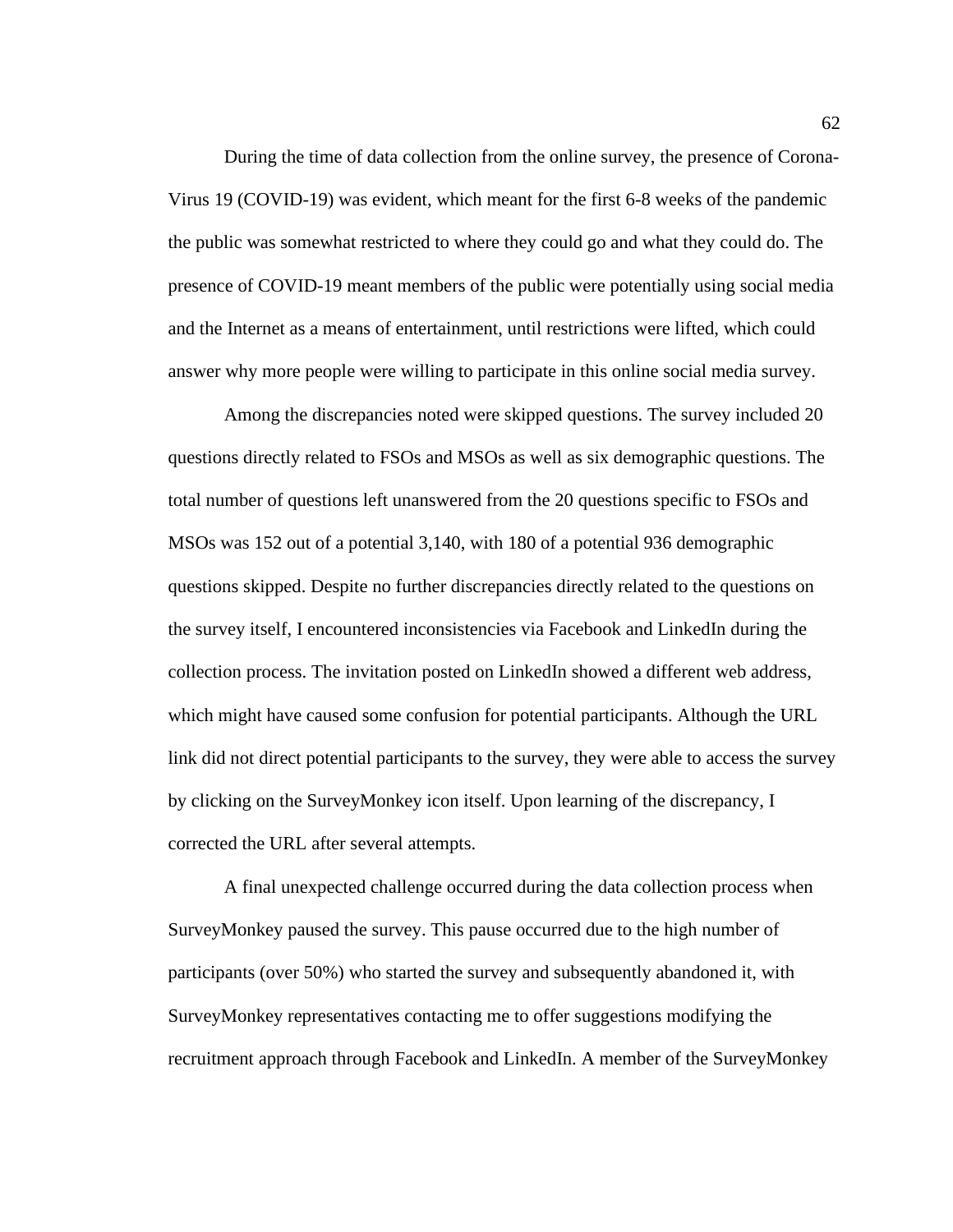During the time of data collection from the online survey, the presence of Corona-Virus 19 (COVID-19) was evident, which meant for the first 6-8 weeks of the pandemic the public was somewhat restricted to where they could go and what they could do. The presence of COVID-19 meant members of the public were potentially using social media and the Internet as a means of entertainment, until restrictions were lifted, which could answer why more people were willing to participate in this online social media survey.

Among the discrepancies noted were skipped questions. The survey included 20 questions directly related to FSOs and MSOs as well as six demographic questions. The total number of questions left unanswered from the 20 questions specific to FSOs and MSOs was 152 out of a potential 3,140, with 180 of a potential 936 demographic questions skipped. Despite no further discrepancies directly related to the questions on the survey itself, I encountered inconsistencies via Facebook and LinkedIn during the collection process. The invitation posted on LinkedIn showed a different web address, which might have caused some confusion for potential participants. Although the URL link did not direct potential participants to the survey, they were able to access the survey by clicking on the SurveyMonkey icon itself. Upon learning of the discrepancy, I corrected the URL after several attempts.

A final unexpected challenge occurred during the data collection process when SurveyMonkey paused the survey. This pause occurred due to the high number of participants (over 50%) who started the survey and subsequently abandoned it, with SurveyMonkey representatives contacting me to offer suggestions modifying the recruitment approach through Facebook and LinkedIn. A member of the SurveyMonkey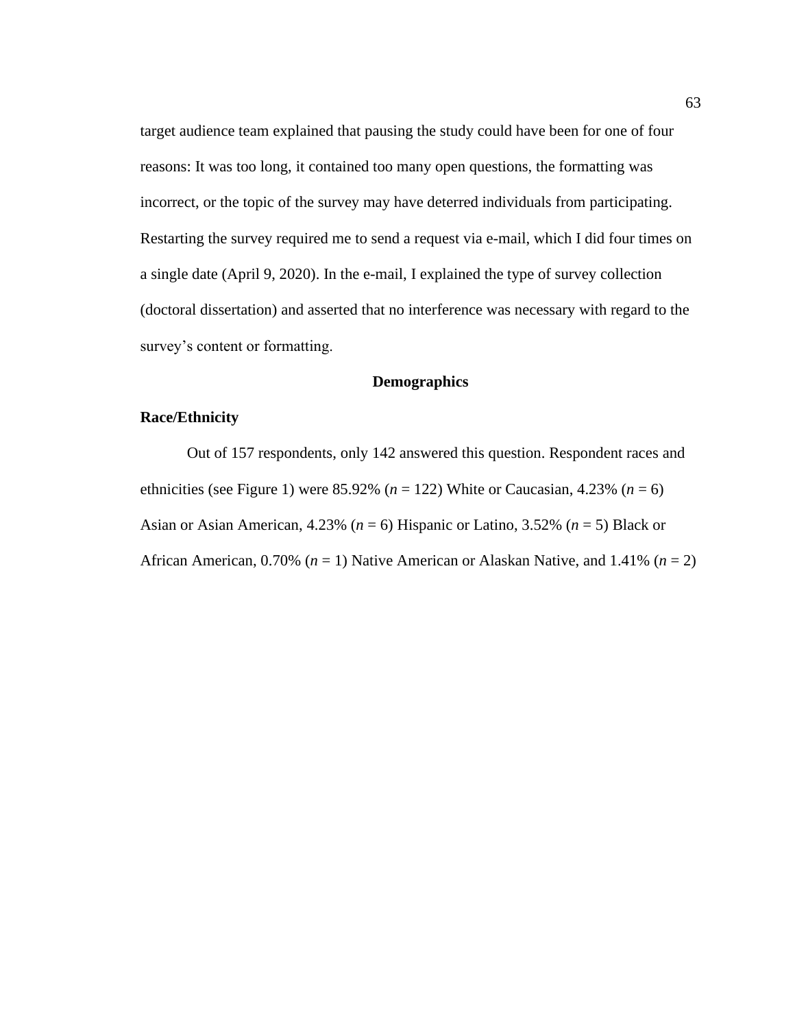target audience team explained that pausing the study could have been for one of four reasons: It was too long, it contained too many open questions, the formatting was incorrect, or the topic of the survey may have deterred individuals from participating. Restarting the survey required me to send a request via e-mail, which I did four times on a single date (April 9, 2020). In the e-mail, I explained the type of survey collection (doctoral dissertation) and asserted that no interference was necessary with regard to the survey's content or formatting.

## Demographics

### Race/Ethnicity

Out of 157 respondents, only 142 answered this question. Respondent races and ethnicities (see Figure 1) were 85.92% (*n* = 122) White or Caucasian, 4.23% (*n* = 6) Asian or Asian American, 4.23% (*n* = 6) Hispanic or Latino, 3.52% (*n* = 5) Black or African American, 0.70% (*n* = 1) Native American or Alaskan Native, and 1.41% (*n* = 2)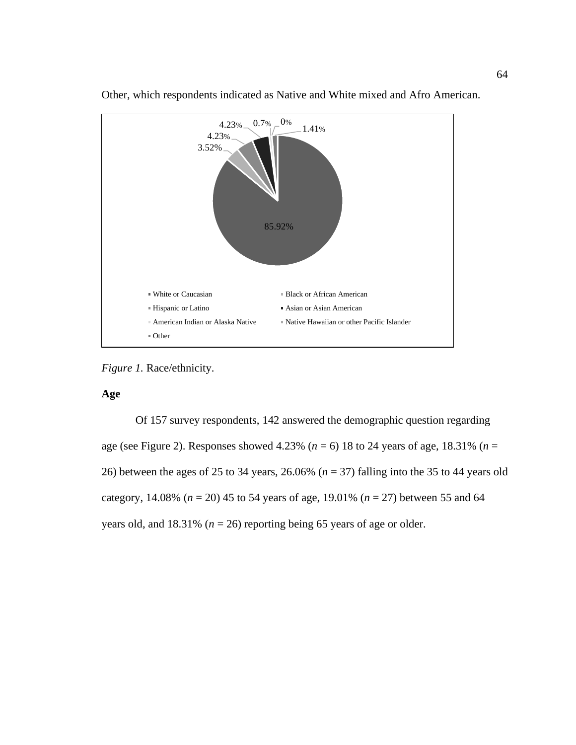Other, which respondents indicated as Native and White mixed and Afro American.

*Figure 1.* Race/ethnicity.

**Age**

Of 157 survey respondents, 142 answered the demographic question regarding age (see Figure 2). Responses showed 4.23% (*n* = 6) 18 to 24 years of age, 18.31% (*n* = 26) between the ages of 25 to 34 years, 26.06% (*n* = 37) falling into the 35 to 44 years old category, 14.08% (*n* = 20) 45 to 54 years of age, 19.01% (*n* = 27) between 55 and 64 years old, and 18.31% (*n* = 26) reporting being 65 years of age or older.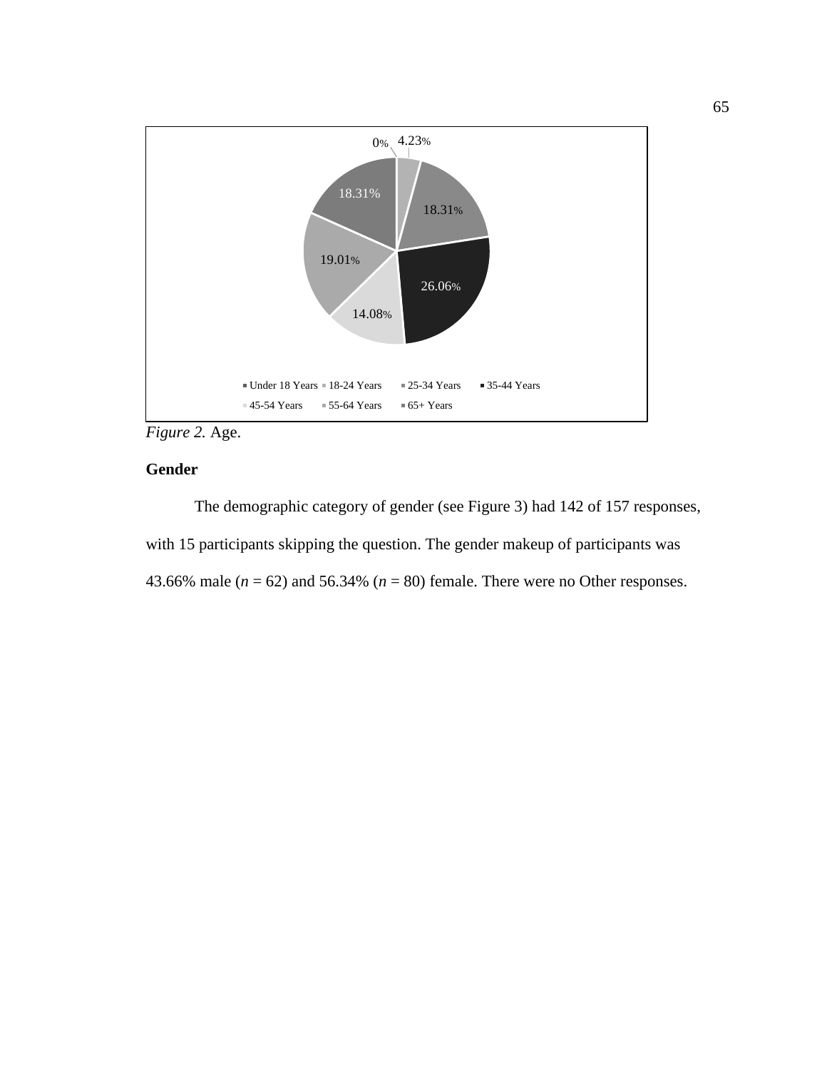*Figure 2.* Age.

**Gender**

The demographic category of gender (see Figure 3) had 142 of 157 responses, with 15 participants skipping the question. The gender makeup of participants was 43.66% male (*n* = 62) and 56.34% (*n* = 80) female. There were no Other responses.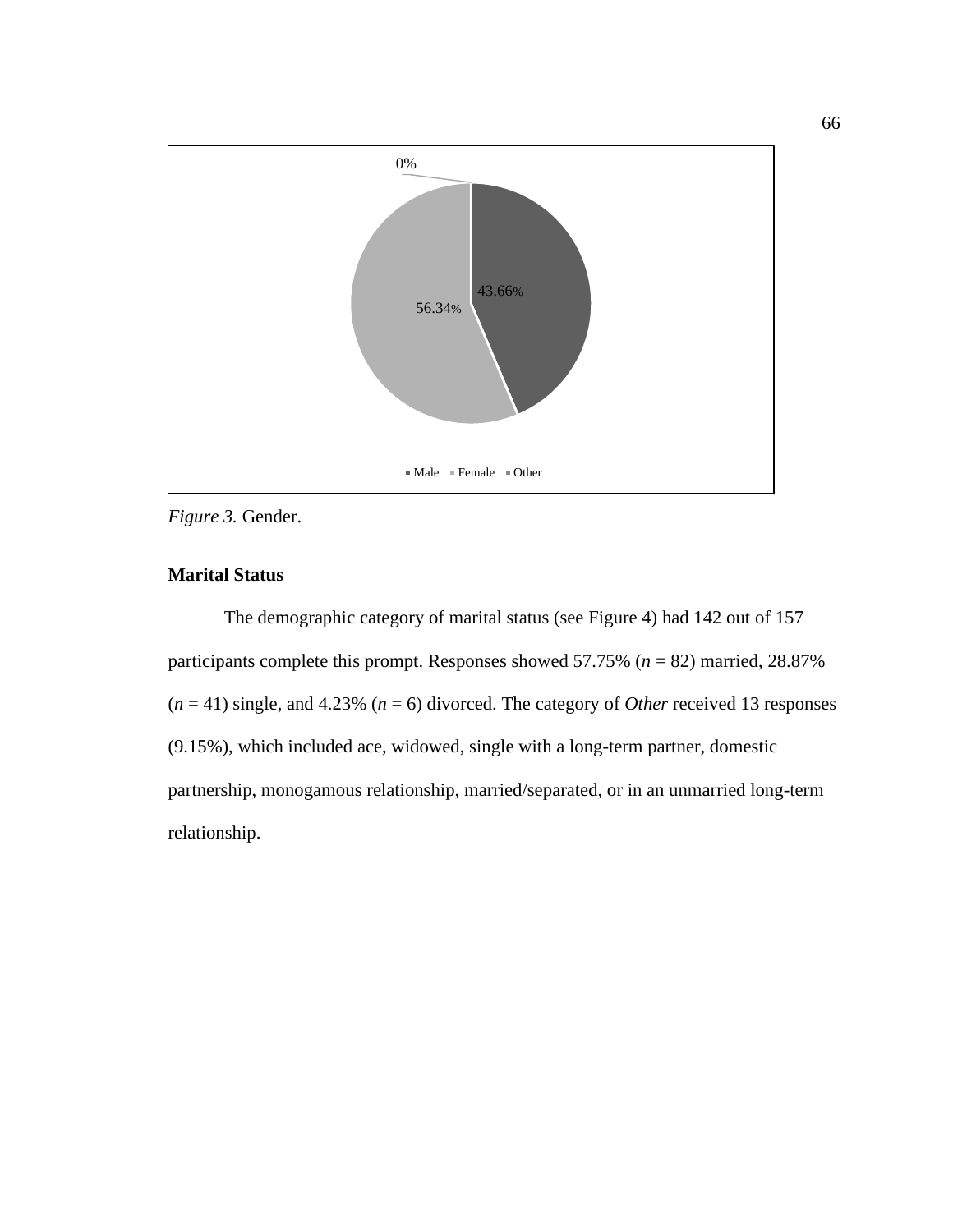0%

43.66%

56.34%

■ Male ■ Female ■ Other

*Figure 3.* Gender.

**Marital Status**

The demographic category of marital status (see Figure 4) had 142 out of 157 participants complete this prompt. Responses showed 57.75% (*n* = 82) married, 28.87% (*n* = 41) single, and 4.23% (*n* = 6) divorced. The category of *Other* received 13 responses (9.15%), which included ace, widowed, single with a long-term partner, domestic partnership, monogamous relationship, married/separated, or in an unmarried long-term relationship.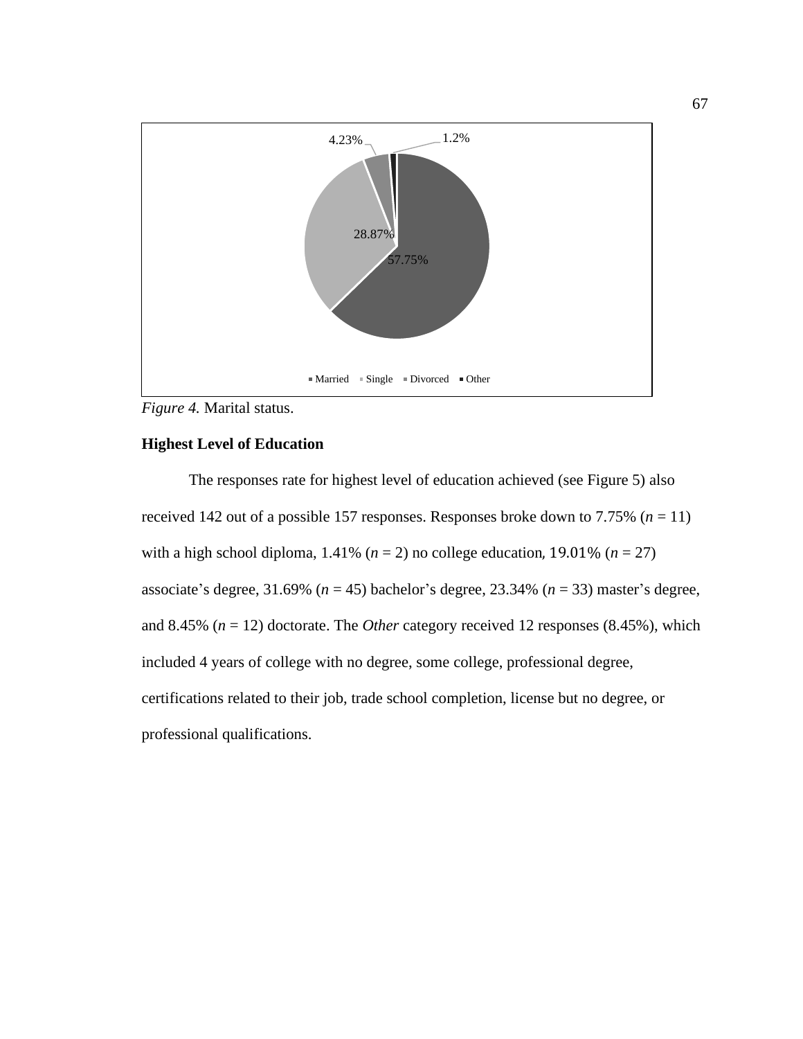*Figure 4.* Marital status.

**Highest Level of Education**

The responses rate for highest level of education achieved (see Figure 5) also received 142 out of a possible 157 responses. Responses broke down to 7.75% (*n* = 11) with a high school diploma, 1.41% (*n* = 2) no college education, 19.01% (*n* = 27) associate's degree, 31.69% (*n* = 45) bachelor's degree, 23.34% (*n* = 33) master's degree, and 8.45% (*n* = 12) doctorate. The *Other* category received 12 responses (8.45%), which included 4 years of college with no degree, some college, professional degree, certifications related to their job, trade school completion, license but no degree, or professional qualifications.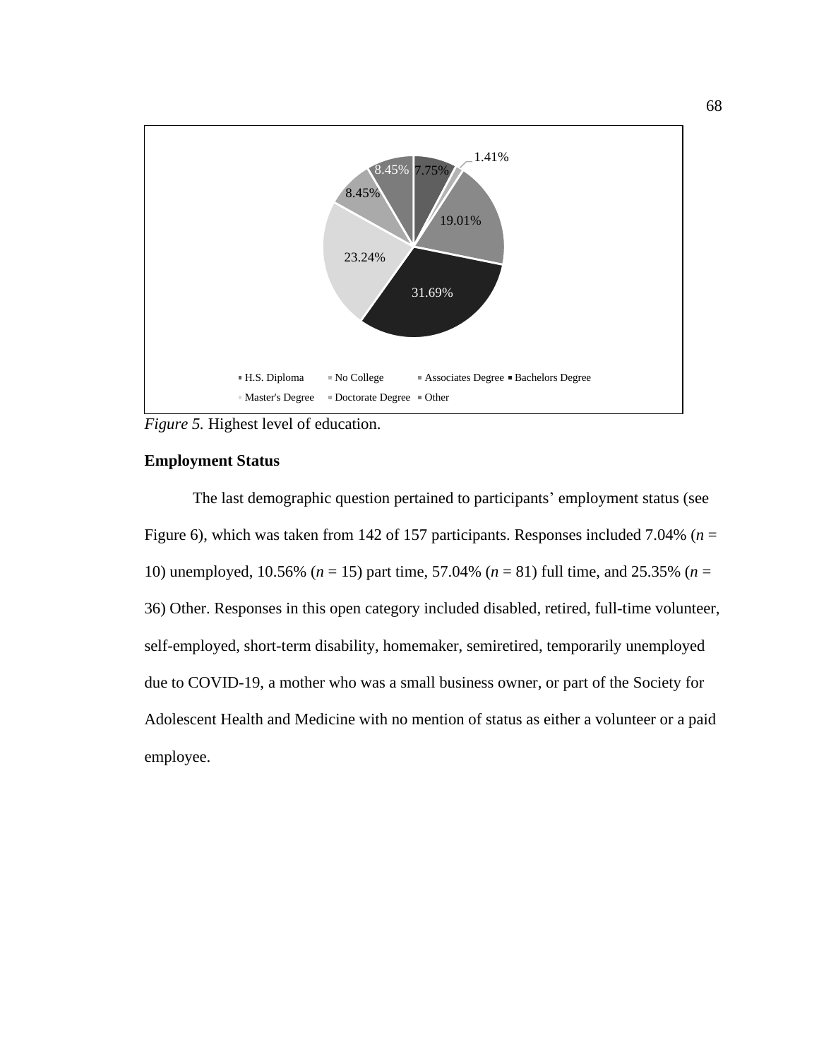*Figure 5.* Highest level of education.

**Employment Status**

The last demographic question pertained to participants' employment status (see Figure 6), which was taken from 142 of 157 participants. Responses included 7.04% (*n* = 10) unemployed, 10.56% (*n* = 15) part time, 57.04% (*n* = 81) full time, and 25.35% (*n* = 36) Other. Responses in this open category included disabled, retired, full-time volunteer, self-employed, short-term disability, homemaker, semiretired, temporarily unemployed due to COVID-19, a mother who was a small business owner, or part of the Society for Adolescent Health and Medicine with no mention of status as either a volunteer or a paid employee.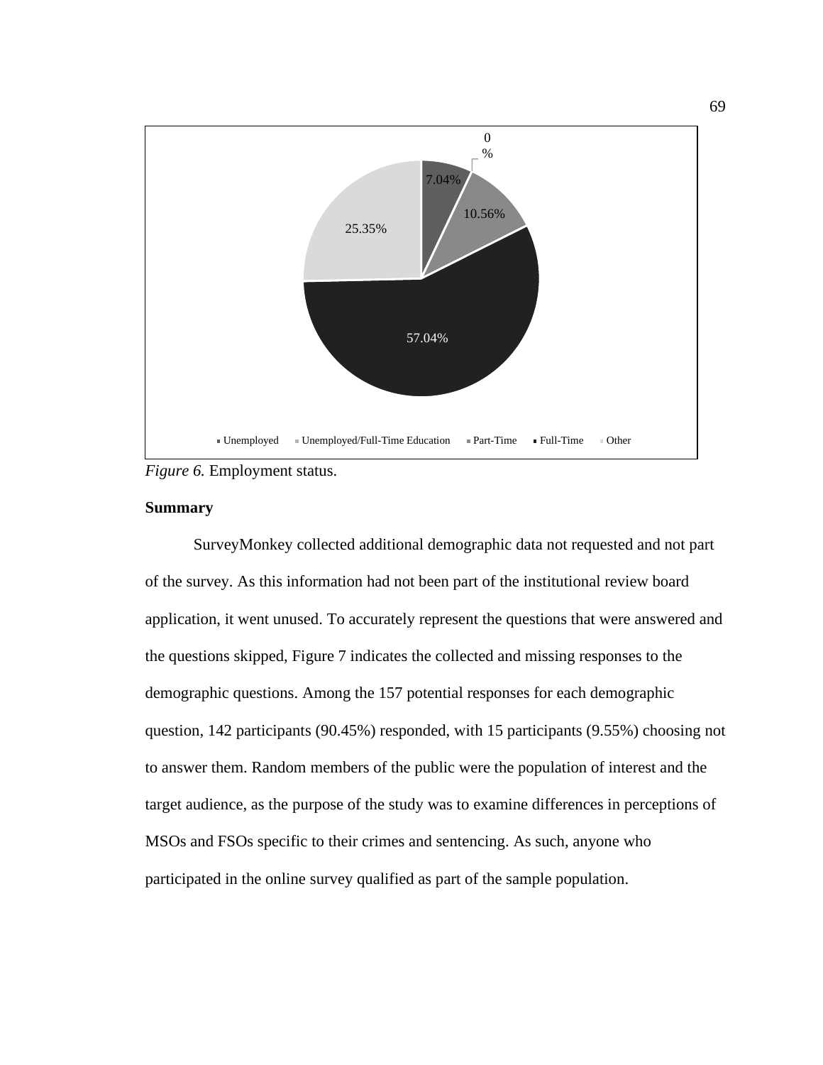0 %

7.04%

10.56%

25.35%

57.04%

Unemployed | Unemployed/Full-Time Education | Part-Time | Full-Time | Other

*Figure 6.* Employment status.

**Summary**

SurveyMonkey collected additional demographic data not requested and not part of the survey. As this information had not been part of the institutional review board application, it went unused. To accurately represent the questions that were answered and the questions skipped, Figure 7 indicates the collected and missing responses to the demographic questions. Among the 157 potential responses for each demographic question, 142 participants (90.45%) responded, with 15 participants (9.55%) choosing not to answer them. Random members of the public were the population of interest and the target audience, as the purpose of the study was to examine differences in perceptions of MSOs and FSOs specific to their crimes and sentencing. As such, anyone who participated in the online survey qualified as part of the sample population.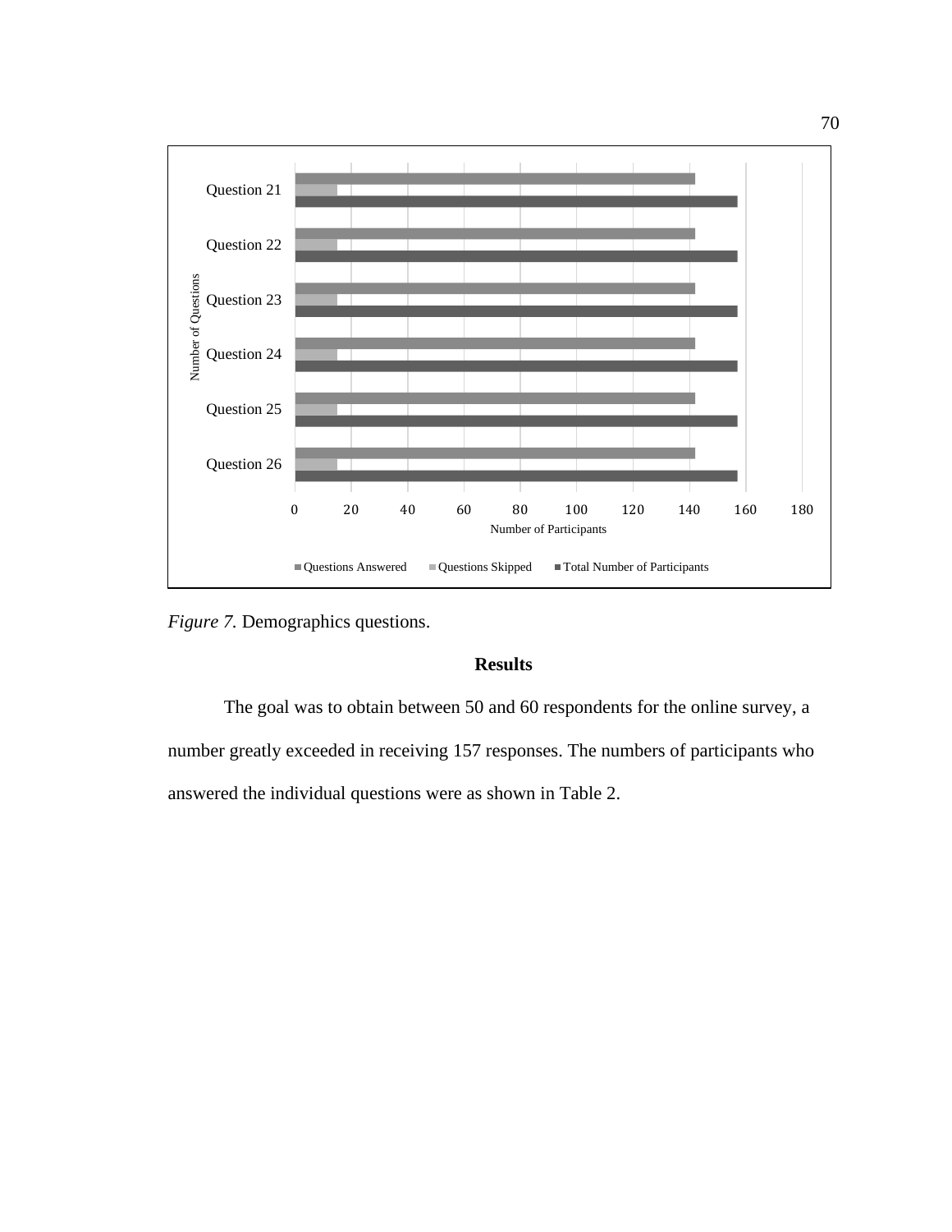*Figure 7.* Demographics questions.

## Results

The goal was to obtain between 50 and 60 respondents for the online survey, a number greatly exceeded in receiving 157 responses. The numbers of participants who answered the individual questions were as shown in Table 2.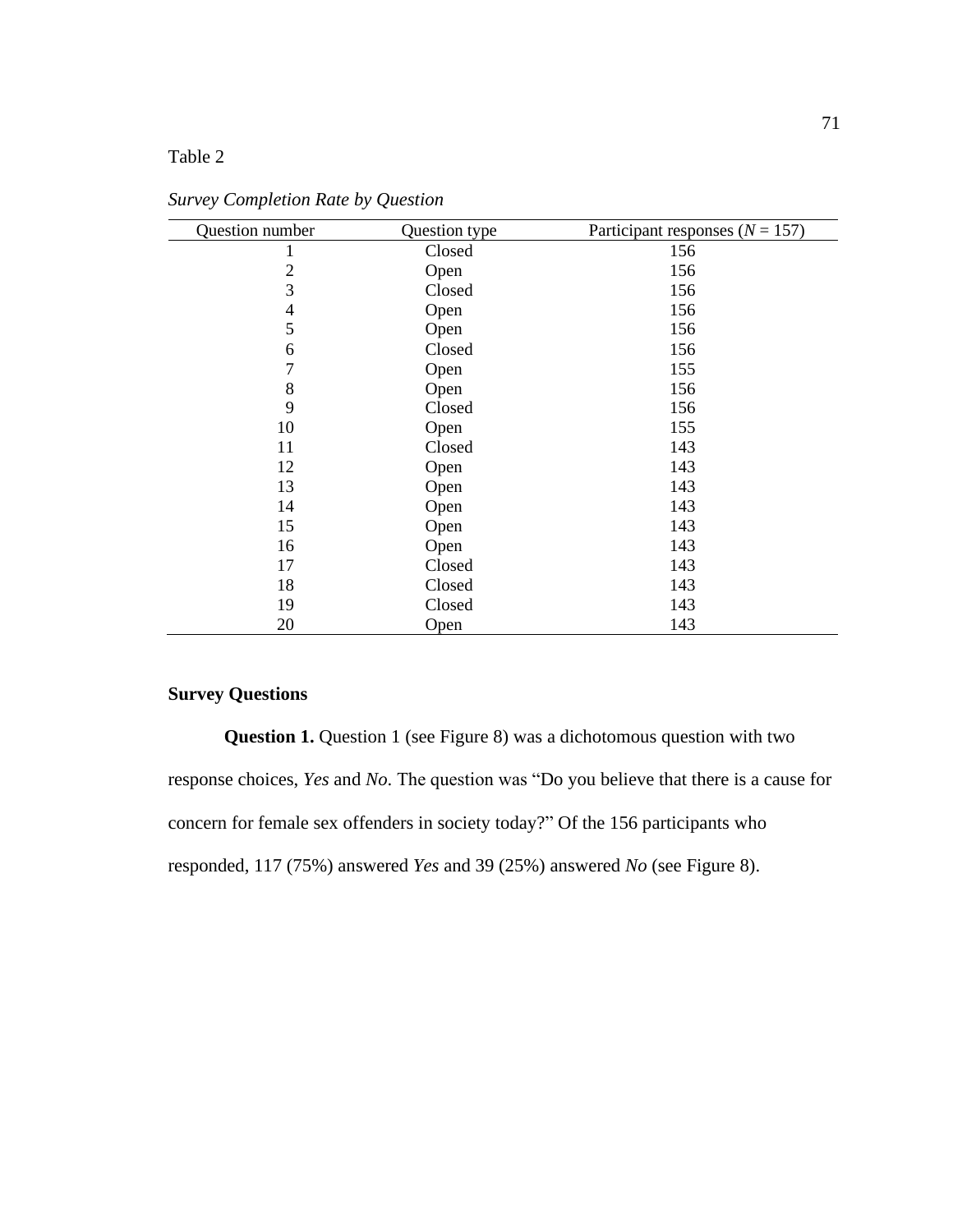Table 2

*Survey Completion Rate by Question*

| Question number | Question type | Participant responses ($N$ = 157) |
|---|---|---|
| 1 | Closed | 156 |
| 2 | Open | 156 |
| 3 | Closed | 156 |
| 4 | Open | 156 |
| 5 | Open | 156 |
| 6 | Closed | 156 |
| 7 | Open | 155 |
| 8 | Open | 156 |
| 9 | Closed | 156 |
| 10 | Open | 155 |
| 11 | Closed | 143 |
| 12 | Open | 143 |
| 13 | Open | 143 |
| 14 | Open | 143 |
| 15 | Open | 143 |
| 16 | Open | 143 |
| 17 | Closed | 143 |
| 18 | Closed | 143 |
| 19 | Closed | 143 |
| 20 | Open | 143 |

## Survey Questions

**Question 1.** Question 1 (see Figure 8) was a dichotomous question with two response choices, *Yes* and *No*. The question was "Do you believe that there is a cause for concern for female sex offenders in society today?" Of the 156 participants who responded, 117 (75%) answered *Yes* and 39 (25%) answered *No* (see Figure 8).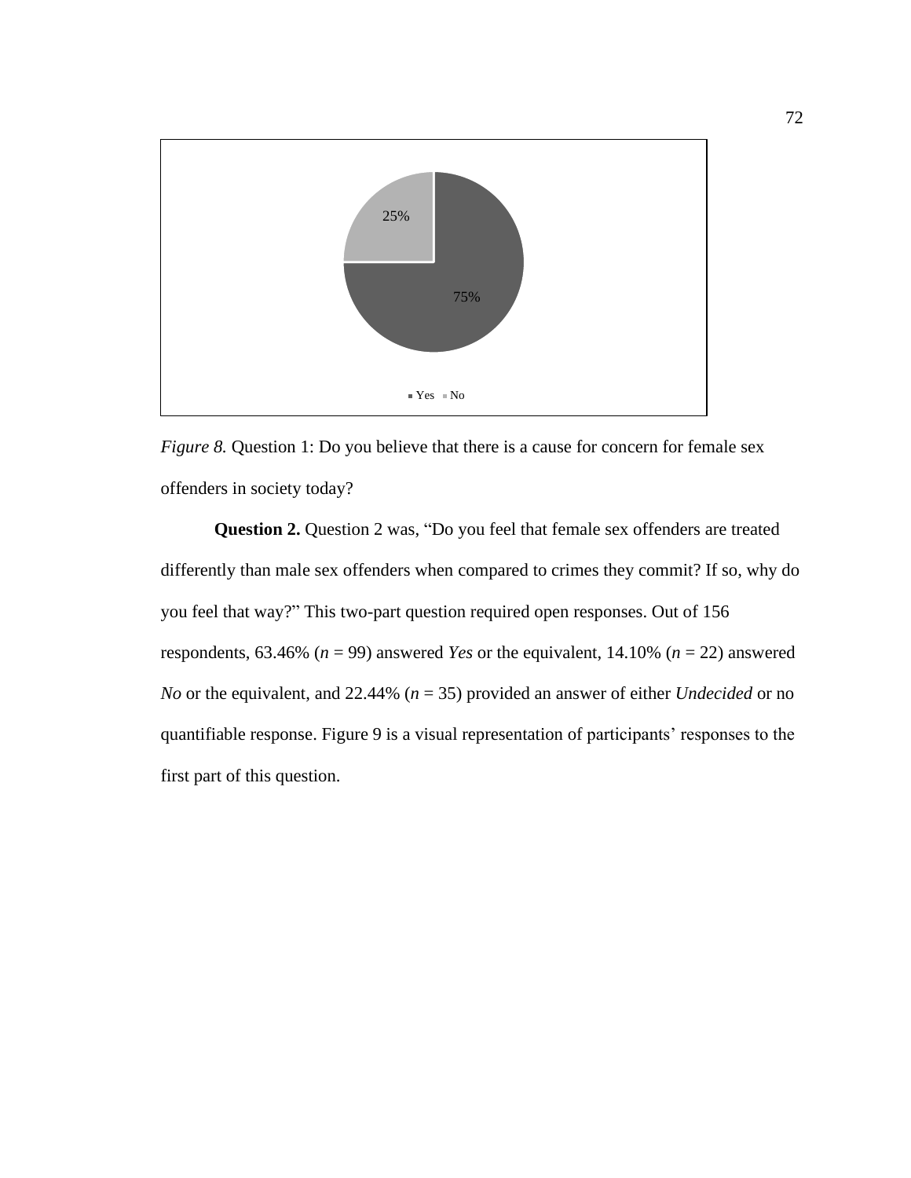*Figure 8.* Question 1: Do you believe that there is a cause for concern for female sex offenders in society today?

**Question 2.** Question 2 was, "Do you feel that female sex offenders are treated differently than male sex offenders when compared to crimes they commit? If so, why do you feel that way?" This two-part question required open responses. Out of 156 respondents, 63.46% ($n$ = 99) answered *Yes* or the equivalent, 14.10% ($n$ = 22) answered *No* or the equivalent, and 22.44% ($n$ = 35) provided an answer of either *Undecided* or no quantifiable response. Figure 9 is a visual representation of participants' responses to the first part of this question.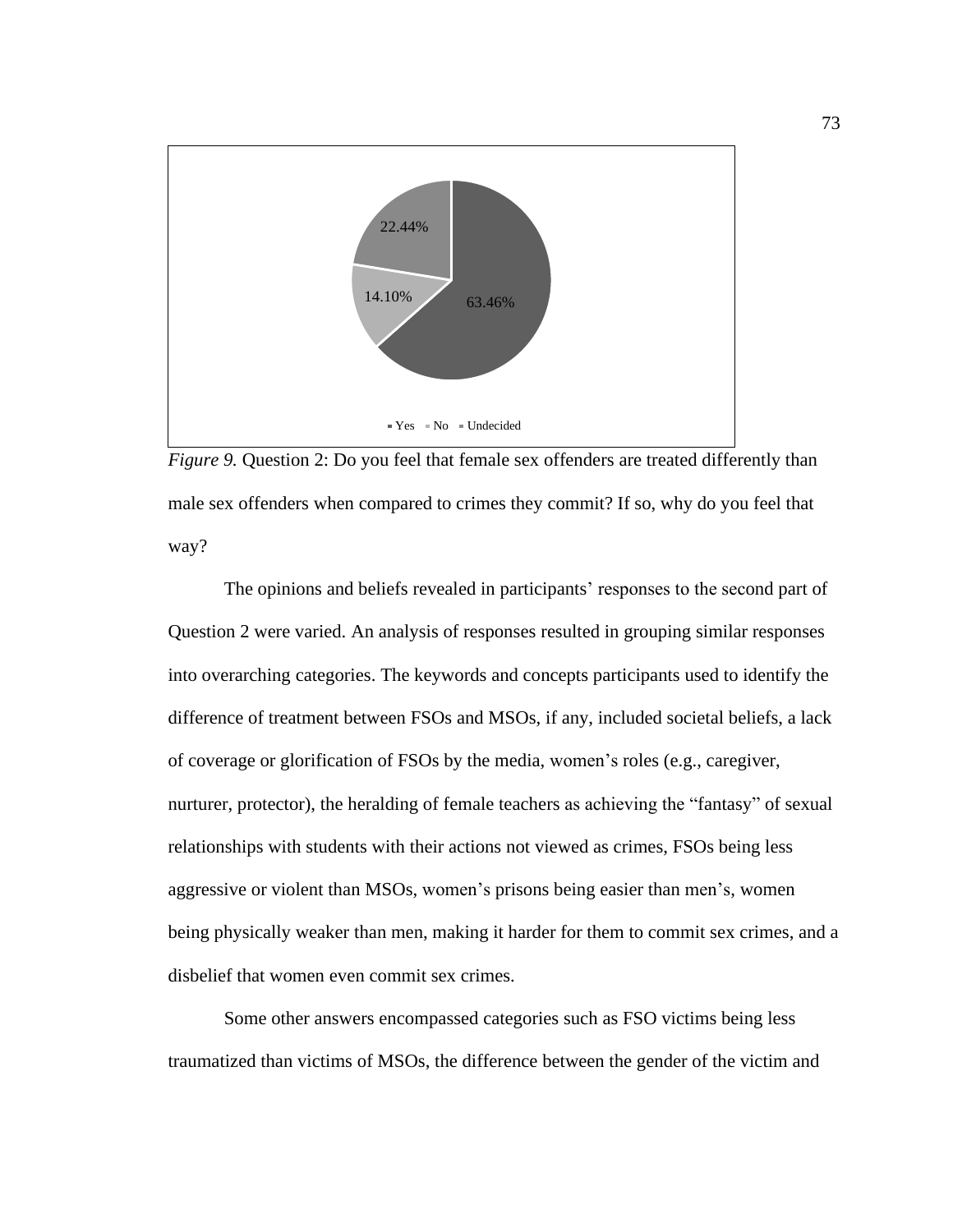*Figure 9.* Question 2: Do you feel that female sex offenders are treated differently than male sex offenders when compared to crimes they commit? If so, why do you feel that way?

The opinions and beliefs revealed in participants' responses to the second part of Question 2 were varied. An analysis of responses resulted in grouping similar responses into overarching categories. The keywords and concepts participants used to identify the difference of treatment between FSOs and MSOs, if any, included societal beliefs, a lack of coverage or glorification of FSOs by the media, women's roles (e.g., caregiver, nurturer, protector), the heralding of female teachers as achieving the "fantasy" of sexual relationships with students with their actions not viewed as crimes, FSOs being less aggressive or violent than MSOs, women's prisons being easier than men's, women being physically weaker than men, making it harder for them to commit sex crimes, and a disbelief that women even commit sex crimes.

Some other answers encompassed categories such as FSO victims being less traumatized than victims of MSOs, the difference between the gender of the victim and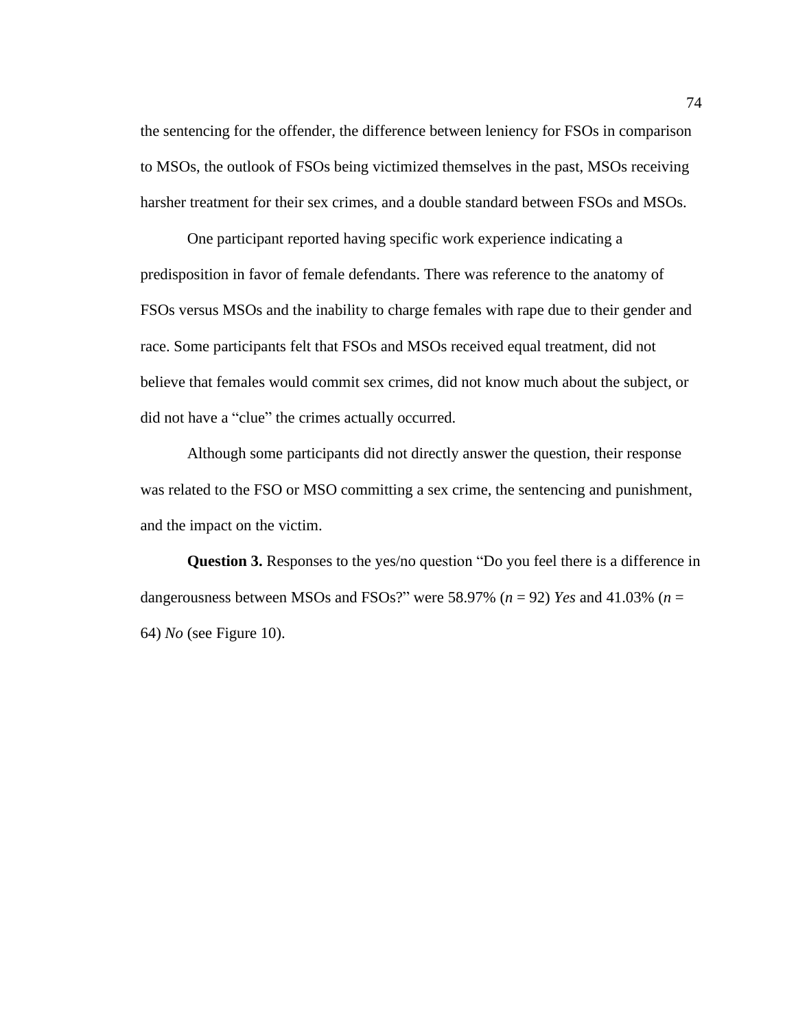the sentencing for the offender, the difference between leniency for FSOs in comparison to MSOs, the outlook of FSOs being victimized themselves in the past, MSOs receiving harsher treatment for their sex crimes, and a double standard between FSOs and MSOs.

One participant reported having specific work experience indicating a predisposition in favor of female defendants. There was reference to the anatomy of FSOs versus MSOs and the inability to charge females with rape due to their gender and race. Some participants felt that FSOs and MSOs received equal treatment, did not believe that females would commit sex crimes, did not know much about the subject, or did not have a "clue" the crimes actually occurred.

Although some participants did not directly answer the question, their response was related to the FSO or MSO committing a sex crime, the sentencing and punishment, and the impact on the victim.

**Question 3.** Responses to the yes/no question "Do you feel there is a difference in dangerousness between MSOs and FSOs?" were 58.97% ($n$ = 92) *Yes* and 41.03% ($n$ = 64) *No* (see Figure 10).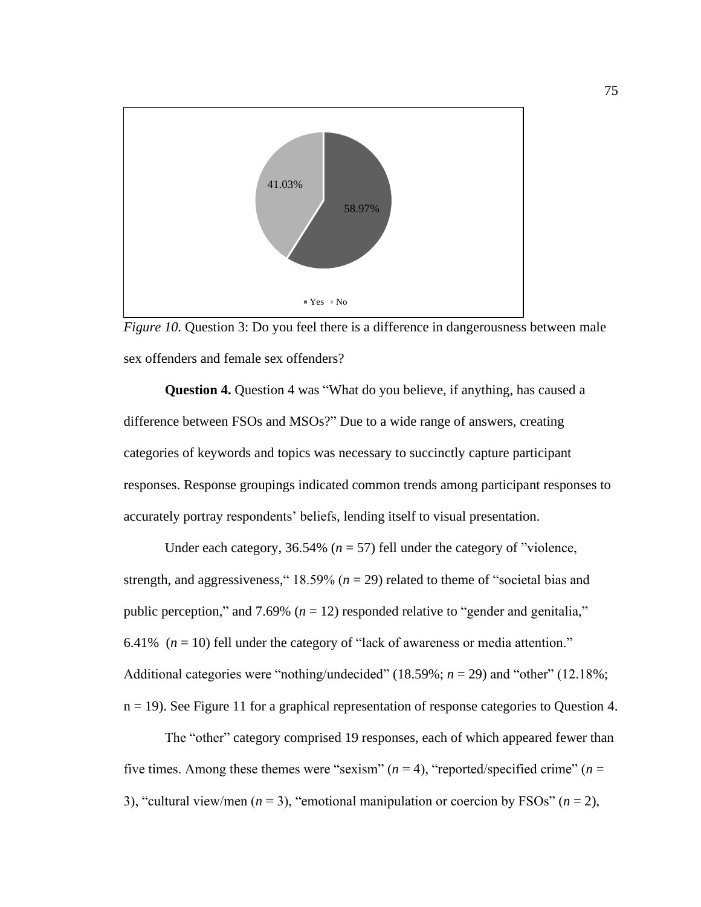*Figure 10.* Question 3: Do you feel there is a difference in dangerousness between male sex offenders and female sex offenders?

**Question 4.** Question 4 was "What do you believe, if anything, has caused a difference between FSOs and MSOs?" Due to a wide range of answers, creating categories of keywords and topics was necessary to succinctly capture participant responses. Response groupings indicated common trends among participant responses to accurately portray respondents' beliefs, lending itself to visual presentation.

Under each category, 36.54% ($n$ = 57) fell under the category of "violence, strength, and aggressiveness," 18.59% ($n$ = 29) related to theme of "societal bias and public perception," and 7.69% ($n$ = 12) responded relative to "gender and genitalia," 6.41% ($n$ = 10) fell under the category of "lack of awareness or media attention." Additional categories were "nothing/undecided" (18.59%; $n$ = 29) and "other" (12.18%; n = 19). See Figure 11 for a graphical representation of response categories to Question 4.

The "other" category comprised 19 responses, each of which appeared fewer than five times. Among these themes were "sexism" ($n$ = 4), "reported/specified crime" ($n$ = 3), "cultural view/men ($n$ = 3), "emotional manipulation or coercion by FSOs" ($n$ = 2),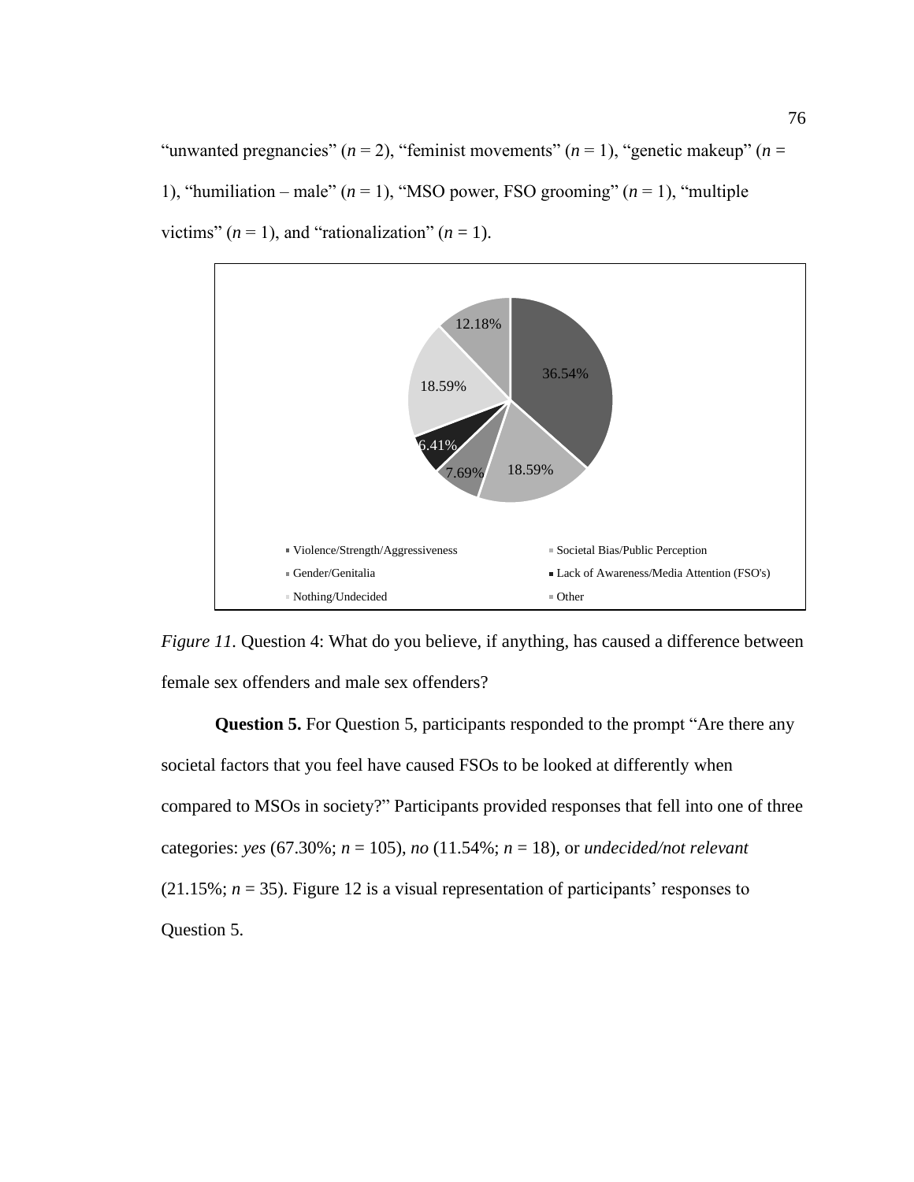"unwanted pregnancies" ($n$ = 2), "feminist movements" ($n$ = 1), "genetic makeup" ($n$ = 1), "humiliation – male" ($n$ = 1), "MSO power, FSO grooming" ($n$ = 1), "multiple victims" ($n$ = 1), and "rationalization" ($n$ = 1).

*Figure 11.* Question 4: What do you believe, if anything, has caused a difference between female sex offenders and male sex offenders?

**Question 5.** For Question 5, participants responded to the prompt "Are there any societal factors that you feel have caused FSOs to be looked at differently when compared to MSOs in society?" Participants provided responses that fell into one of three categories: *yes* (67.30%; $n$ = 105), *no* (11.54%; $n$ = 18), or *undecided/not relevant* (21.15%; $n$ = 35). Figure 12 is a visual representation of participants' responses to Question 5.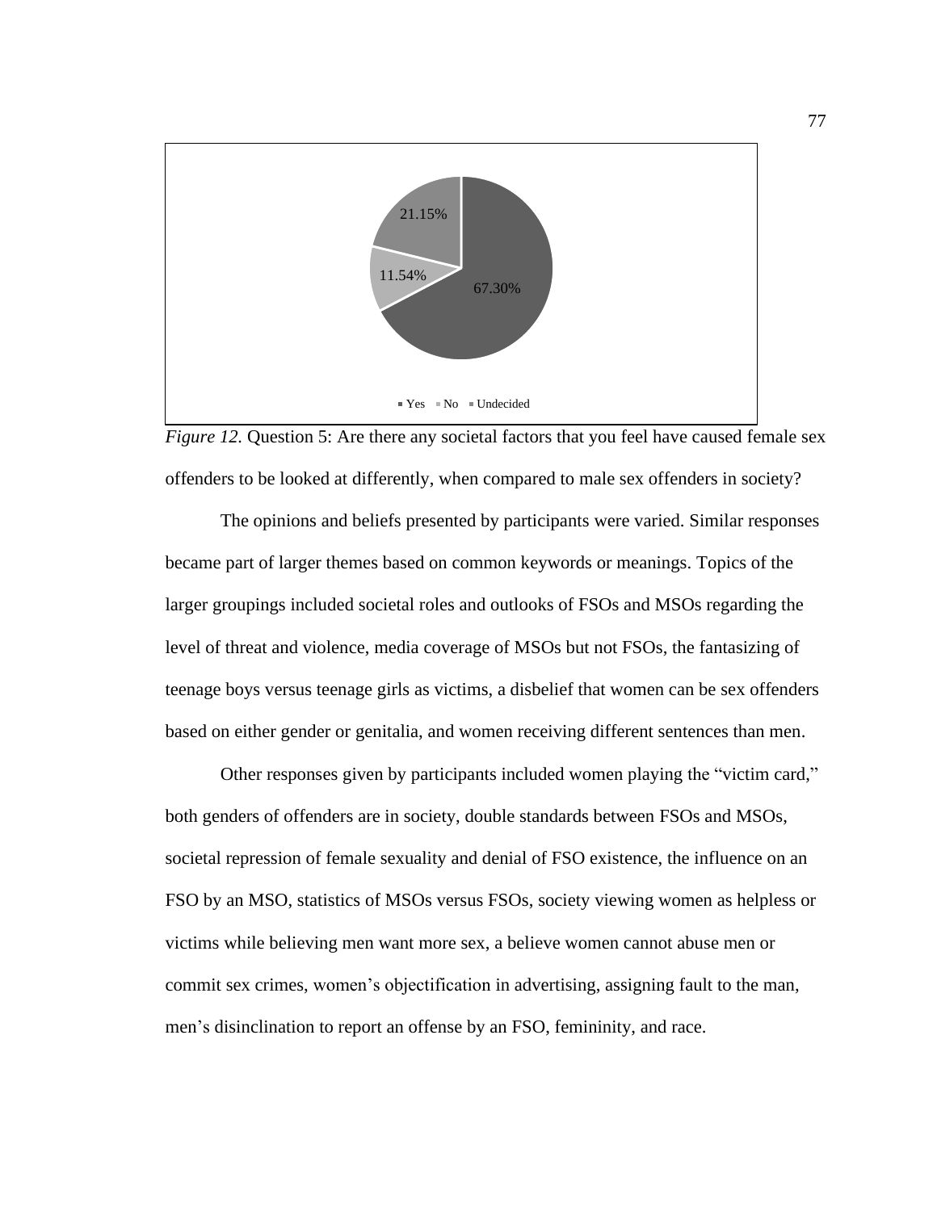*Figure 12.* Question 5: Are there any societal factors that you feel have caused female sex offenders to be looked at differently, when compared to male sex offenders in society?

The opinions and beliefs presented by participants were varied. Similar responses became part of larger themes based on common keywords or meanings. Topics of the larger groupings included societal roles and outlooks of FSOs and MSOs regarding the level of threat and violence, media coverage of MSOs but not FSOs, the fantasizing of teenage boys versus teenage girls as victims, a disbelief that women can be sex offenders based on either gender or genitalia, and women receiving different sentences than men.

Other responses given by participants included women playing the "victim card," both genders of offenders are in society, double standards between FSOs and MSOs, societal repression of female sexuality and denial of FSO existence, the influence on an FSO by an MSO, statistics of MSOs versus FSOs, society viewing women as helpless or victims while believing men want more sex, a believe women cannot abuse men or commit sex crimes, women's objectification in advertising, assigning fault to the man, men's disinclination to report an offense by an FSO, femininity, and race.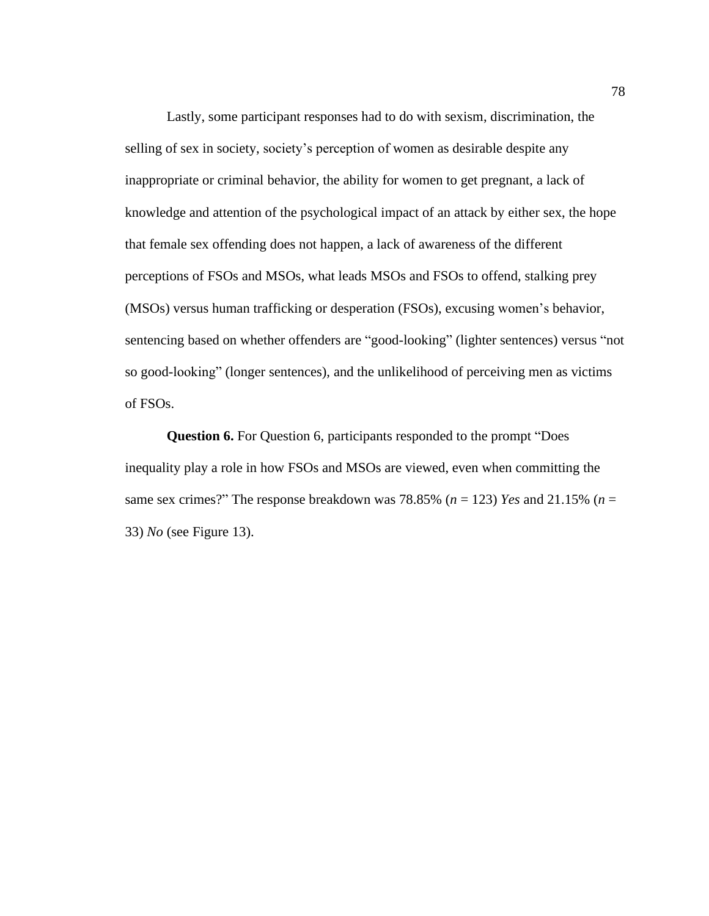Lastly, some participant responses had to do with sexism, discrimination, the selling of sex in society, society's perception of women as desirable despite any inappropriate or criminal behavior, the ability for women to get pregnant, a lack of knowledge and attention of the psychological impact of an attack by either sex, the hope that female sex offending does not happen, a lack of awareness of the different perceptions of FSOs and MSOs, what leads MSOs and FSOs to offend, stalking prey (MSOs) versus human trafficking or desperation (FSOs), excusing women's behavior, sentencing based on whether offenders are "good-looking" (lighter sentences) versus "not so good-looking" (longer sentences), and the unlikelihood of perceiving men as victims of FSOs.

**Question 6.** For Question 6, participants responded to the prompt "Does inequality play a role in how FSOs and MSOs are viewed, even when committing the same sex crimes?" The response breakdown was 78.85% ($n$ = 123) *Yes* and 21.15% ($n$ = 33) *No* (see Figure 13).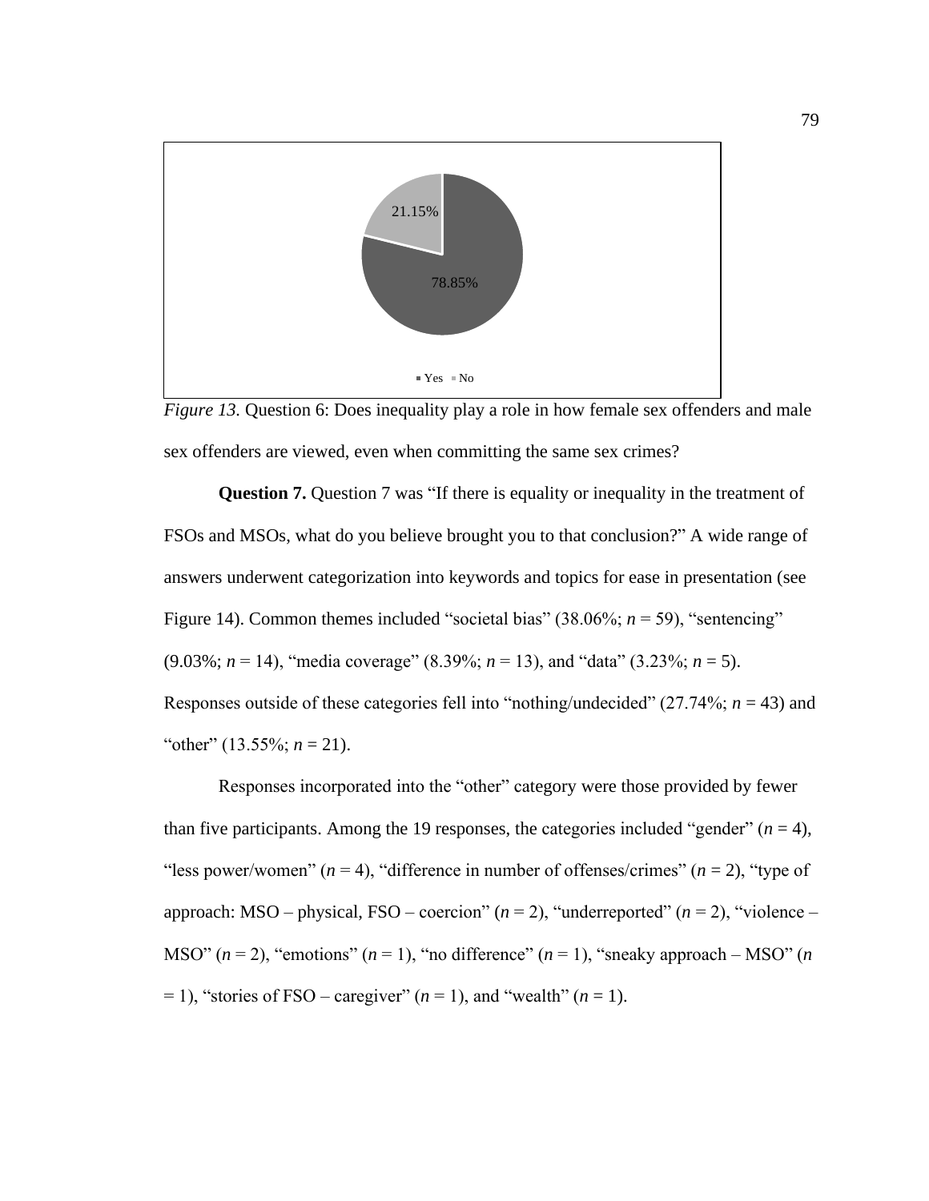21.15%

78.85%

■ Yes ■ No

*Figure 13.* Question 6: Does inequality play a role in how female sex offenders and male sex offenders are viewed, even when committing the same sex crimes?

**Question 7.** Question 7 was “If there is equality or inequality in the treatment of FSOs and MSOs, what do you believe brought you to that conclusion?” A wide range of answers underwent categorization into keywords and topics for ease in presentation (see Figure 14). Common themes included “societal bias” (38.06%; *n* = 59), “sentencing” (9.03%; *n* = 14), “media coverage” (8.39%; *n* = 13), and “data” (3.23%; *n* = 5). Responses outside of these categories fell into “nothing/undecided” (27.74%; *n* = 43) and “other” (13.55%; *n* = 21).

Responses incorporated into the “other” category were those provided by fewer than five participants. Among the 19 responses, the categories included “gender” (*n* = 4), “less power/women” (*n* = 4), “difference in number of offenses/crimes” (*n* = 2), “type of approach: MSO – physical, FSO – coercion” (*n* = 2), “underreported” (*n* = 2), “violence – MSO” (*n* = 2), “emotions” (*n* = 1), “no difference” (*n* = 1), “sneaky approach – MSO” (*n* = 1), “stories of FSO – caregiver” (*n* = 1), and “wealth” (*n* = 1).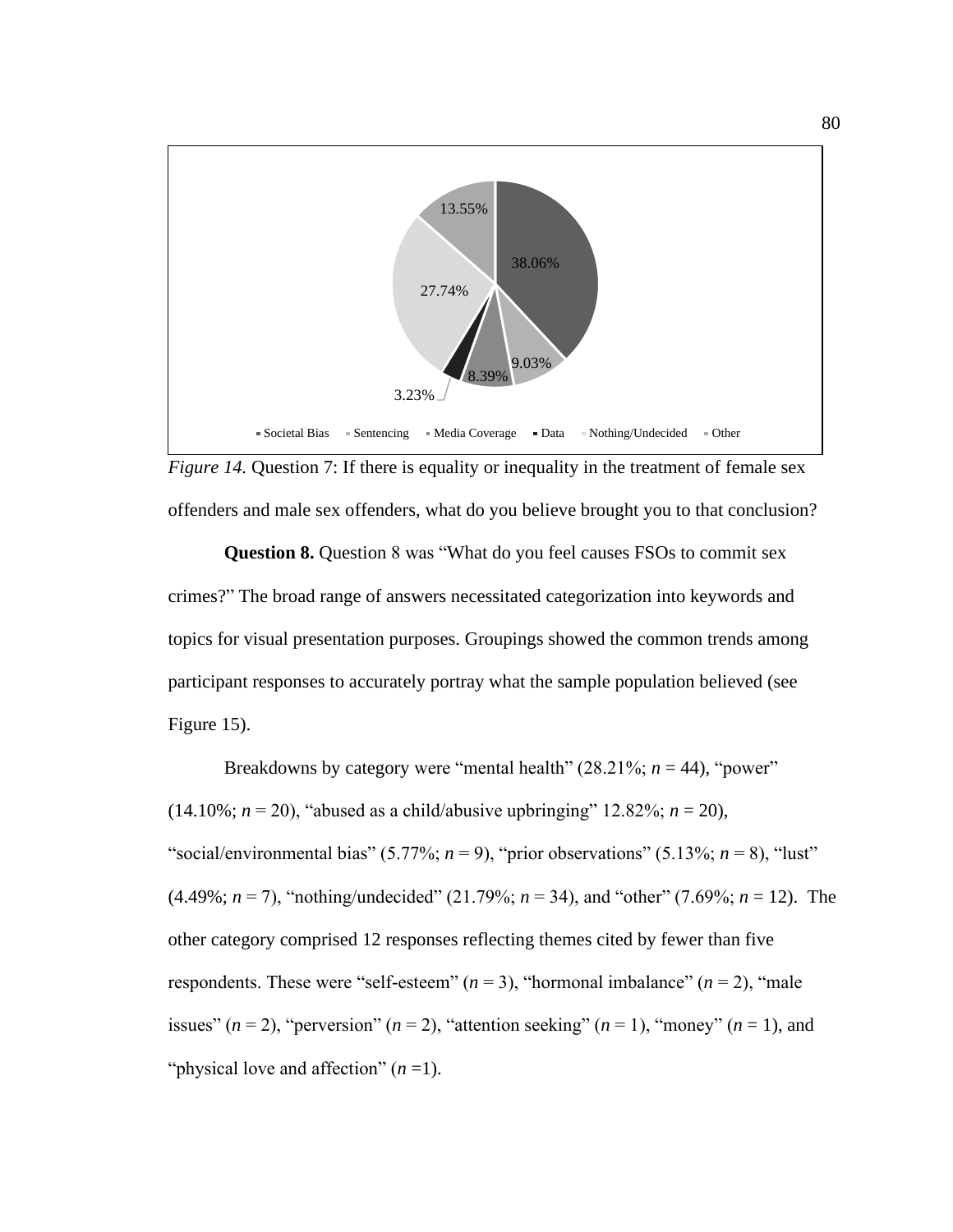*Figure 14.* Question 7: If there is equality or inequality in the treatment of female sex offenders and male sex offenders, what do you believe brought you to that conclusion?

**Question 8.** Question 8 was "What do you feel causes FSOs to commit sex crimes?" The broad range of answers necessitated categorization into keywords and topics for visual presentation purposes. Groupings showed the common trends among participant responses to accurately portray what the sample population believed (see Figure 15).

Breakdowns by category were "mental health" (28.21%; $n = 44$), "power" (14.10%; $n = 20$), "abused as a child/abusive upbringing" 12.82%; $n = 20$), "social/environmental bias" (5.77%; $n = 9$), "prior observations" (5.13%; $n = 8$), "lust" (4.49%; $n = 7$), "nothing/undecided" (21.79%; $n = 34$), and "other" (7.69%; $n = 12$). The other category comprised 12 responses reflecting themes cited by fewer than five respondents. These were "self-esteem" ($n = 3$), "hormonal imbalance" ($n = 2$), "male issues" ($n = 2$), "perversion" ($n = 2$), "attention seeking" ($n = 1$), "money" ($n = 1$), and "physical love and affection" ($n = 1$).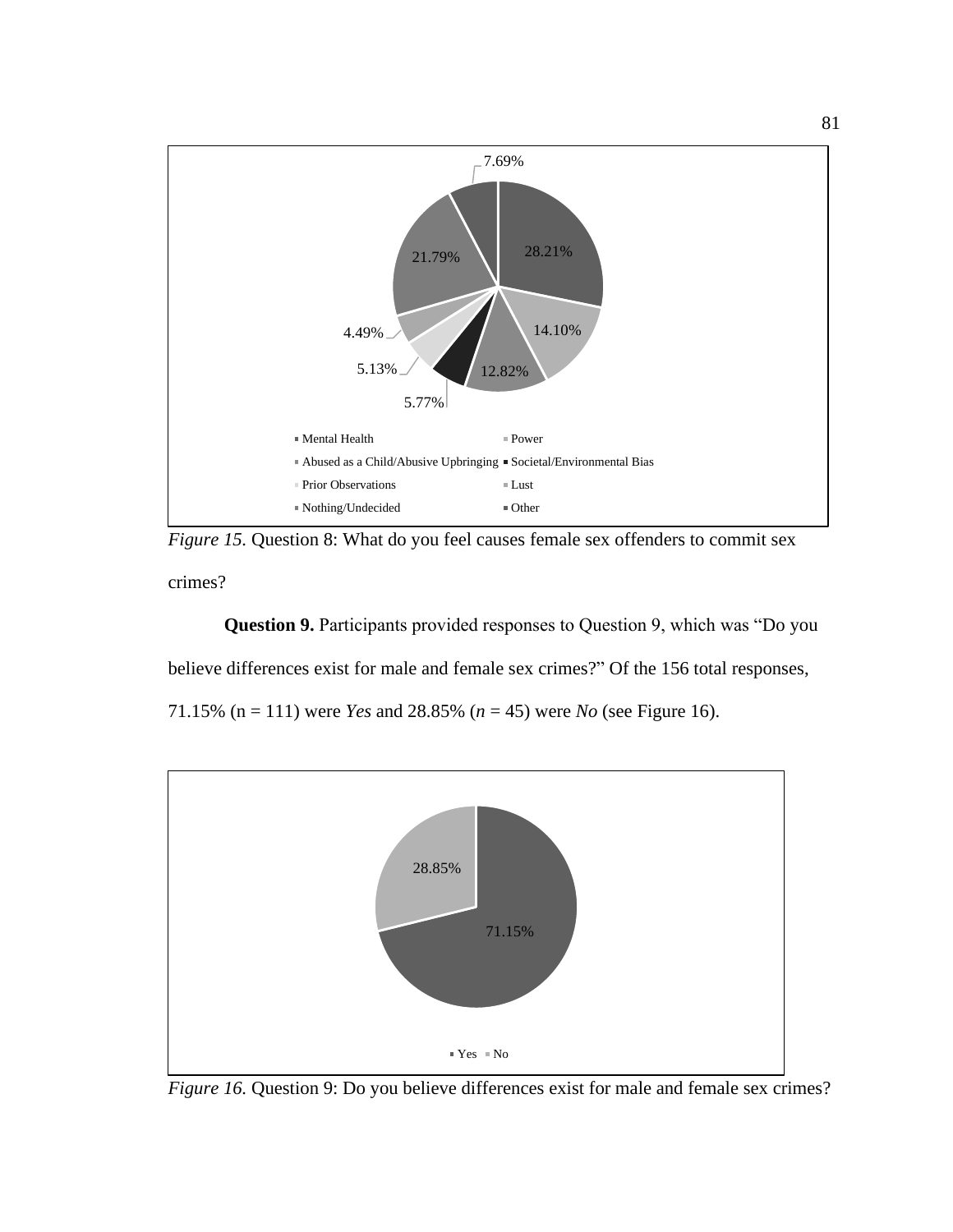*Figure 15.* Question 8: What do you feel causes female sex offenders to commit sex crimes?

**Question 9.** Participants provided responses to Question 9, which was “Do you believe differences exist for male and female sex crimes?” Of the 156 total responses, 71.15% (n = 111) were *Yes* and 28.85% (*n* = 45) were *No* (see Figure 16).

*Figure 16.* Question 9: Do you believe differences exist for male and female sex crimes?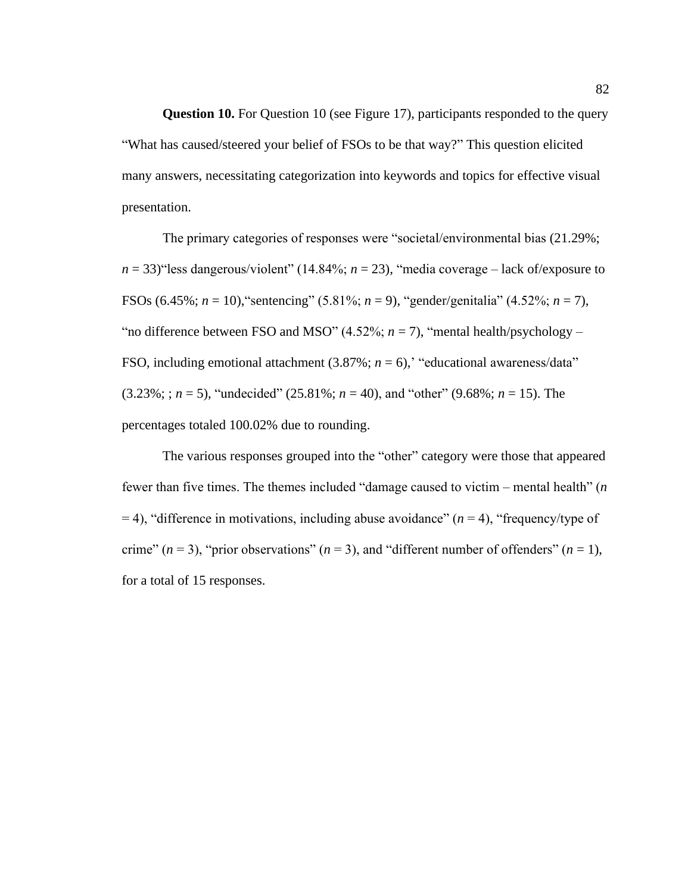**Question 10.** For Question 10 (see Figure 17), participants responded to the query "What has caused/steered your belief of FSOs to be that way?" This question elicited many answers, necessitating categorization into keywords and topics for effective visual presentation.

The primary categories of responses were "societal/environmental bias (21.29%; *n* = 33)"less dangerous/violent" (14.84%; *n* = 23), "media coverage – lack of/exposure to FSOs (6.45%; *n* = 10),"sentencing" (5.81%; *n* = 9), "gender/genitalia" (4.52%; *n* = 7), "no difference between FSO and MSO" (4.52%; *n* = 7), "mental health/psychology – FSO, including emotional attachment (3.87%; *n* = 6),' "educational awareness/data" (3.23%; ; *n* = 5), "undecided" (25.81%; *n* = 40), and "other" (9.68%; *n* = 15). The percentages totaled 100.02% due to rounding.

The various responses grouped into the "other" category were those that appeared fewer than five times. The themes included "damage caused to victim – mental health" (*n* = 4), "difference in motivations, including abuse avoidance" (*n* = 4), "frequency/type of crime" (*n* = 3), "prior observations" (*n* = 3), and "different number of offenders" (*n* = 1), for a total of 15 responses.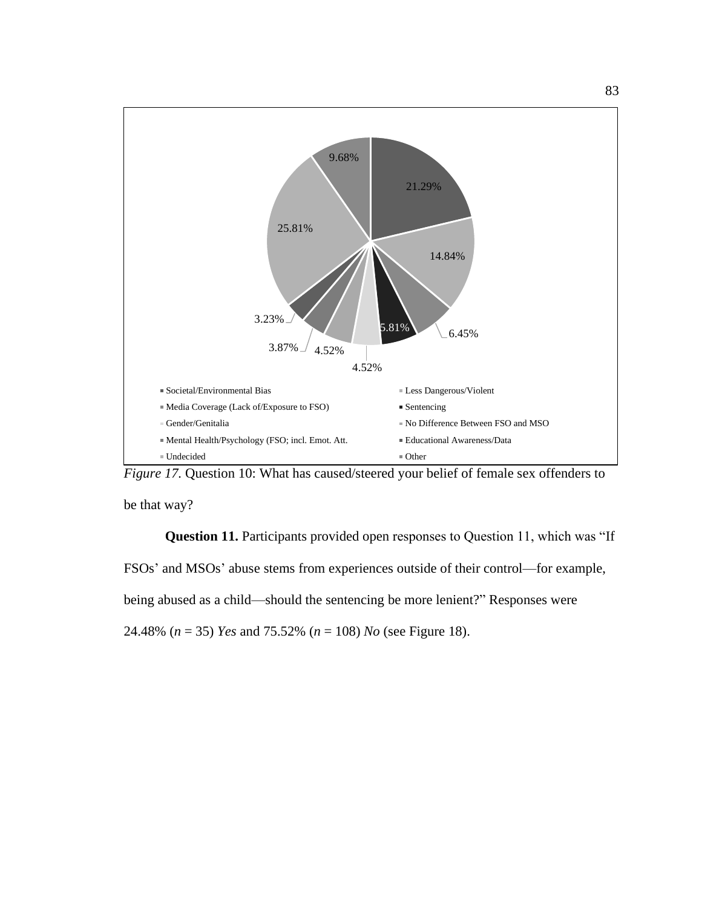9.68%

21.29%

25.81%

14.84%

3.23%

5.81%

6.45%

3.87%

4.52%

4.52%

- Societal/Environmental Bias
- Less Dangerous/Violent
- Media Coverage (Lack of/Exposure to FSO)
- Sentencing
- Gender/Genitalia
- No Difference Between FSO and MSO
- Mental Health/Psychology (FSO; incl. Emot. Att.
- Educational Awareness/Data
- Undecided
- Other

*Figure 17.* Question 10: What has caused/steered your belief of female sex offenders to be that way?

**Question 11.** Participants provided open responses to Question 11, which was "If FSOs' and MSOs' abuse stems from experiences outside of their control—for example, being abused as a child—should the sentencing be more lenient?" Responses were 24.48% ($n$ = 35) *Yes* and 75.52% ($n$ = 108) *No* (see Figure 18).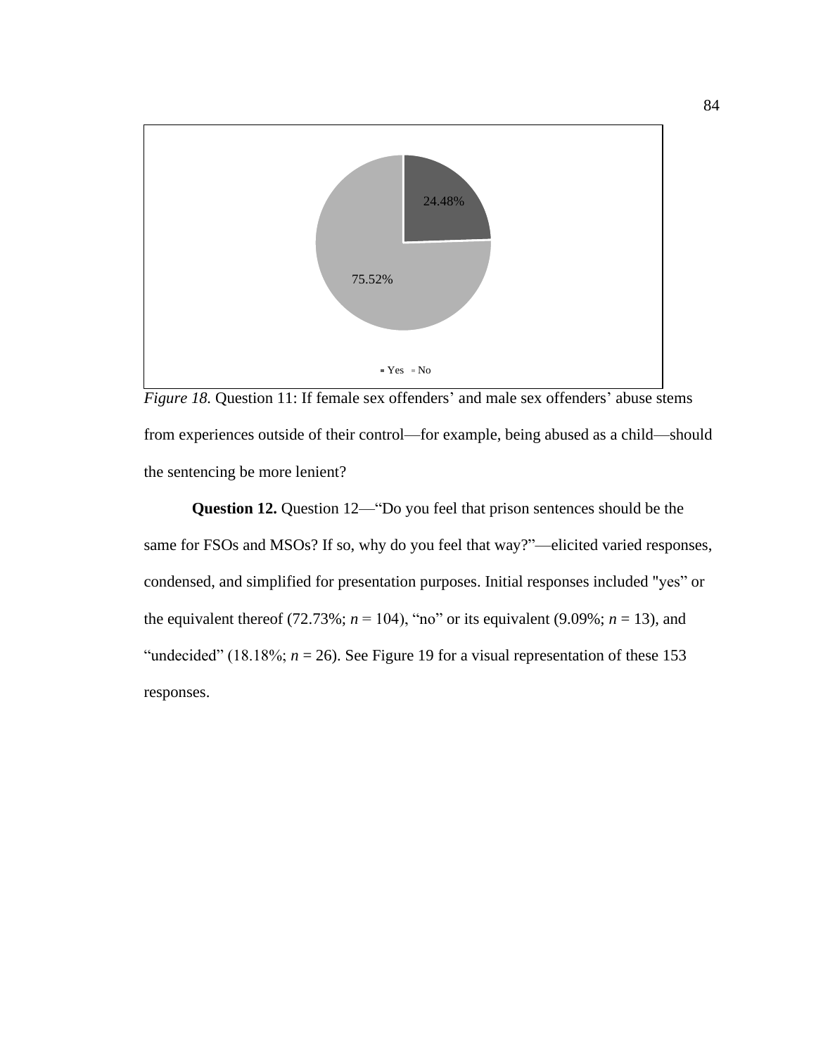*Figure 18.* Question 11: If female sex offenders' and male sex offenders' abuse stems from experiences outside of their control—for example, being abused as a child—should the sentencing be more lenient?

**Question 12.** Question 12—"Do you feel that prison sentences should be the same for FSOs and MSOs? If so, why do you feel that way?"—elicited varied responses, condensed, and simplified for presentation purposes. Initial responses included "yes" or the equivalent thereof (72.73%; $n$ = 104), "no" or its equivalent (9.09%; $n$ = 13), and "undecided" (18.18%; $n$ = 26). See Figure 19 for a visual representation of these 153 responses.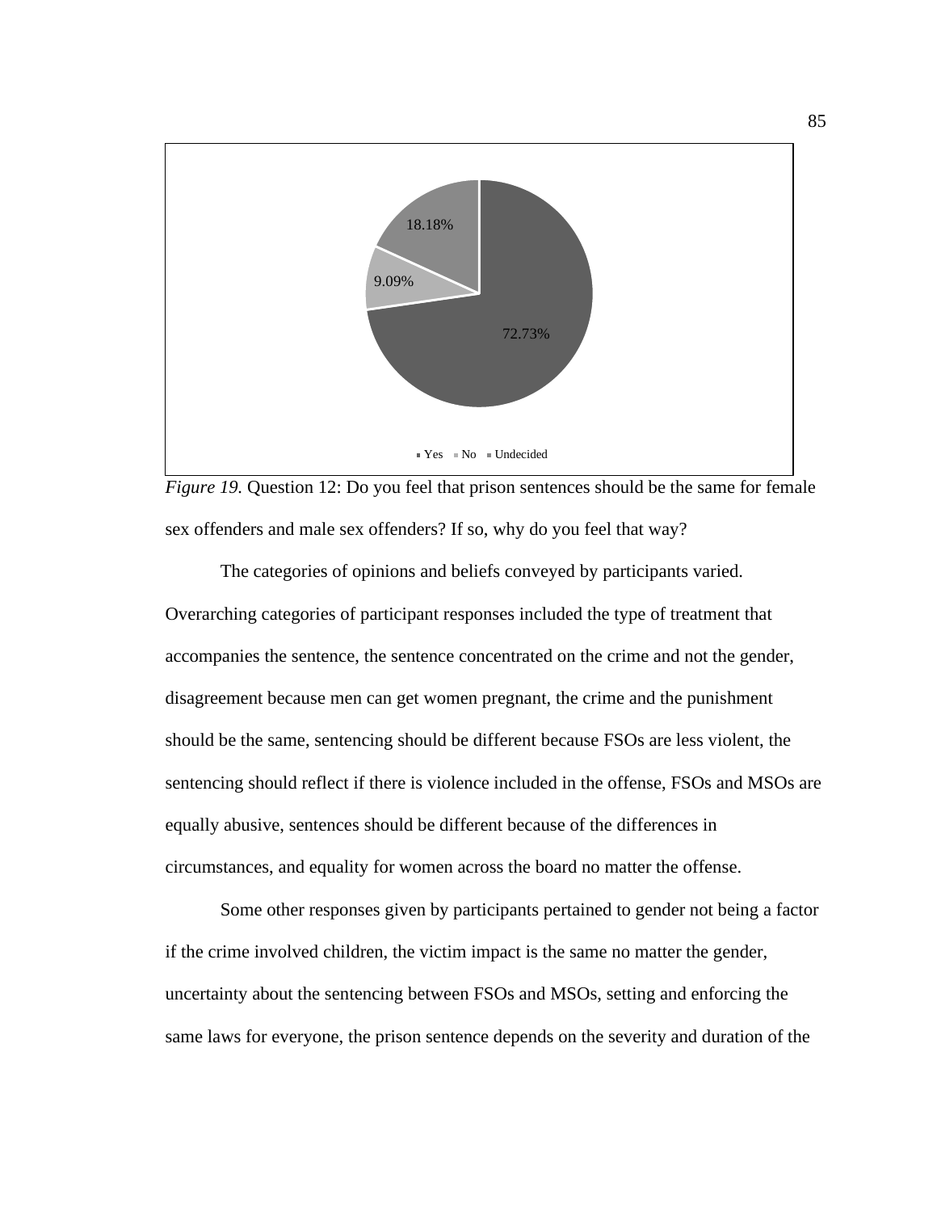*Figure 19.* Question 12: Do you feel that prison sentences should be the same for female sex offenders and male sex offenders? If so, why do you feel that way?

The categories of opinions and beliefs conveyed by participants varied. Overarching categories of participant responses included the type of treatment that accompanies the sentence, the sentence concentrated on the crime and not the gender, disagreement because men can get women pregnant, the crime and the punishment should be the same, sentencing should be different because FSOs are less violent, the sentencing should reflect if there is violence included in the offense, FSOs and MSOs are equally abusive, sentences should be different because of the differences in circumstances, and equality for women across the board no matter the offense.

Some other responses given by participants pertained to gender not being a factor if the crime involved children, the victim impact is the same no matter the gender, uncertainty about the sentencing between FSOs and MSOs, setting and enforcing the same laws for everyone, the prison sentence depends on the severity and duration of the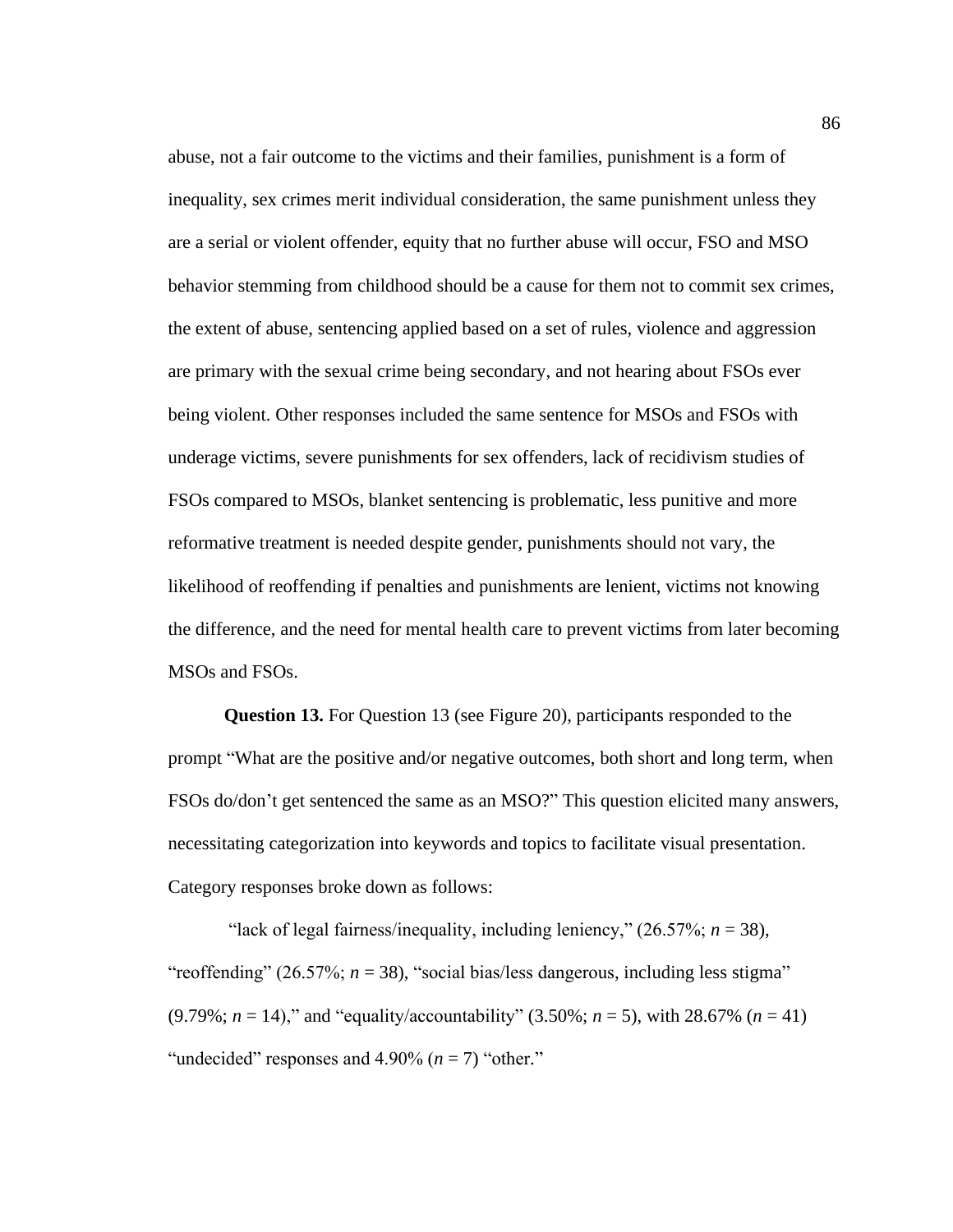abuse, not a fair outcome to the victims and their families, punishment is a form of inequality, sex crimes merit individual consideration, the same punishment unless they are a serial or violent offender, equity that no further abuse will occur, FSO and MSO behavior stemming from childhood should be a cause for them not to commit sex crimes, the extent of abuse, sentencing applied based on a set of rules, violence and aggression are primary with the sexual crime being secondary, and not hearing about FSOs ever being violent. Other responses included the same sentence for MSOs and FSOs with underage victims, severe punishments for sex offenders, lack of recidivism studies of FSOs compared to MSOs, blanket sentencing is problematic, less punitive and more reformative treatment is needed despite gender, punishments should not vary, the likelihood of reoffending if penalties and punishments are lenient, victims not knowing the difference, and the need for mental health care to prevent victims from later becoming MSOs and FSOs.

**Question 13.** For Question 13 (see Figure 20), participants responded to the prompt "What are the positive and/or negative outcomes, both short and long term, when FSOs do/don't get sentenced the same as an MSO?" This question elicited many answers, necessitating categorization into keywords and topics to facilitate visual presentation. Category responses broke down as follows:

"lack of legal fairness/inequality, including leniency," (26.57%; $n = 38$), "reoffending" (26.57%; $n = 38$), "social bias/less dangerous, including less stigma" (9.79%; $n = 14$)," and "equality/accountability" (3.50%; $n = 5$), with 28.67% ($n = 41$) "undecided" responses and 4.90% ($n = 7$) "other."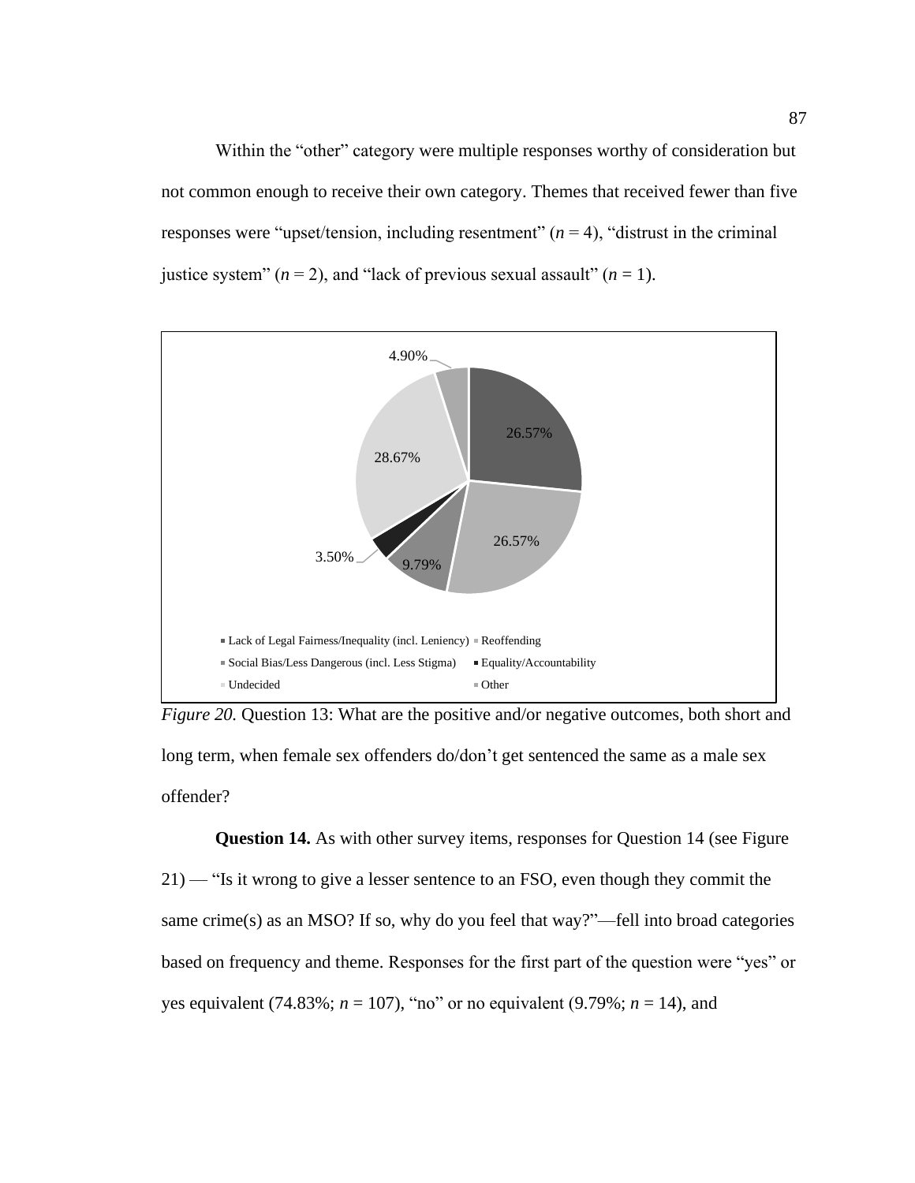Within the "other" category were multiple responses worthy of consideration but not common enough to receive their own category. Themes that received fewer than five responses were "upset/tension, including resentment" ($n$ = 4), "distrust in the criminal justice system" ($n$ = 2), and "lack of previous sexual assault" ($n$ = 1).

4.90%

26.57%

28.67%

26.57%

3.50%

9.79%

Lack of Legal Fairness/Inequality (incl. Leniency) Reoffending

Social Bias/Less Dangerous (incl. Less Stigma) Equality/Accountability

Undecided Other

*Figure 20.* Question 13: What are the positive and/or negative outcomes, both short and long term, when female sex offenders do/don't get sentenced the same as a male sex offender?

**Question 14.** As with other survey items, responses for Question 14 (see Figure 21) — "Is it wrong to give a lesser sentence to an FSO, even though they commit the same crime(s) as an MSO? If so, why do you feel that way?"—fell into broad categories based on frequency and theme. Responses for the first part of the question were "yes" or yes equivalent (74.83%; $n$ = 107), "no" or no equivalent (9.79%; $n$ = 14), and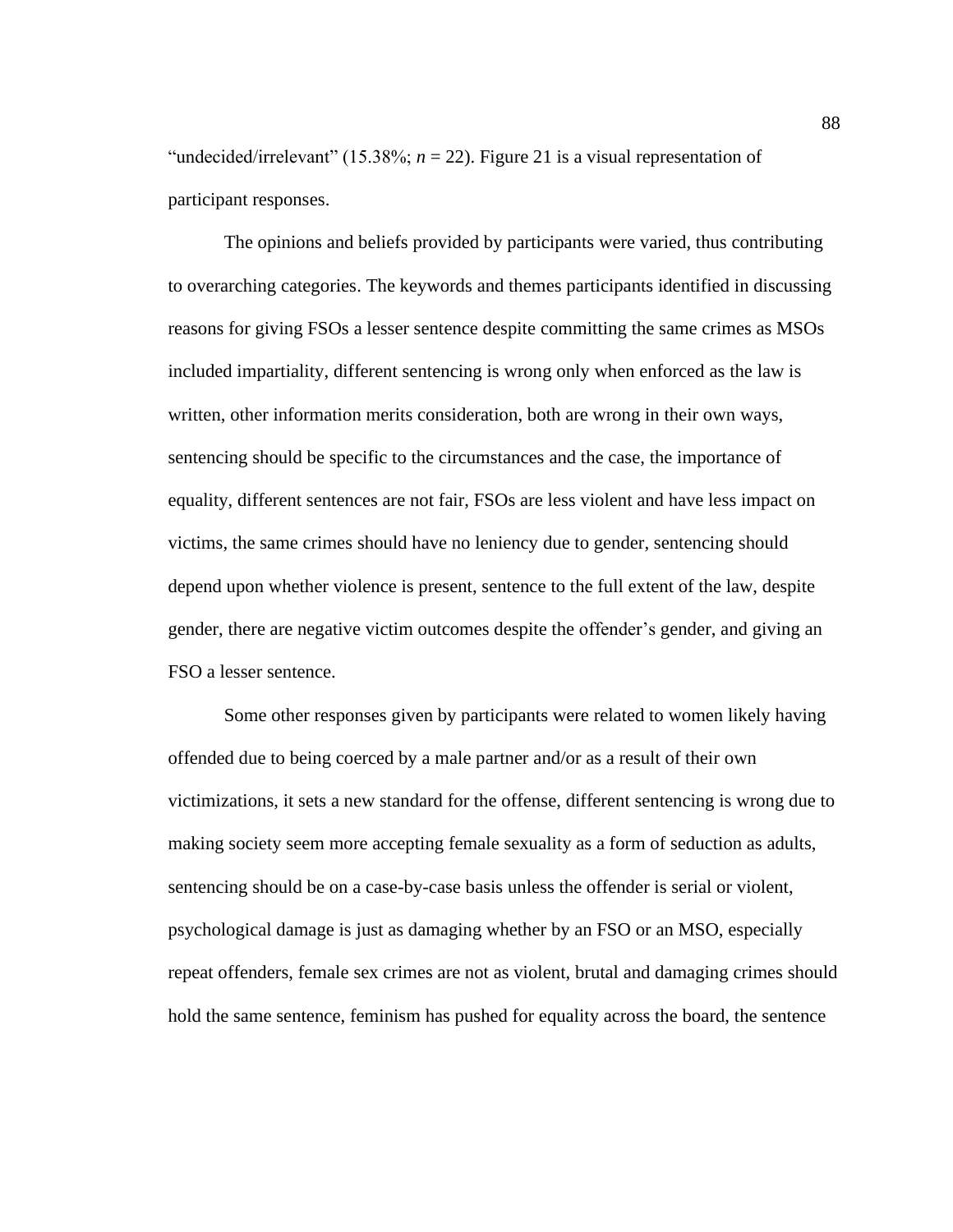"undecided/irrelevant" (15.38%; $n = 22$). Figure 21 is a visual representation of participant responses.

The opinions and beliefs provided by participants were varied, thus contributing to overarching categories. The keywords and themes participants identified in discussing reasons for giving FSOs a lesser sentence despite committing the same crimes as MSOs included impartiality, different sentencing is wrong only when enforced as the law is written, other information merits consideration, both are wrong in their own ways, sentencing should be specific to the circumstances and the case, the importance of equality, different sentences are not fair, FSOs are less violent and have less impact on victims, the same crimes should have no leniency due to gender, sentencing should depend upon whether violence is present, sentence to the full extent of the law, despite gender, there are negative victim outcomes despite the offender's gender, and giving an FSO a lesser sentence.

Some other responses given by participants were related to women likely having offended due to being coerced by a male partner and/or as a result of their own victimizations, it sets a new standard for the offense, different sentencing is wrong due to making society seem more accepting female sexuality as a form of seduction as adults, sentencing should be on a case-by-case basis unless the offender is serial or violent, psychological damage is just as damaging whether by an FSO or an MSO, especially repeat offenders, female sex crimes are not as violent, brutal and damaging crimes should hold the same sentence, feminism has pushed for equality across the board, the sentence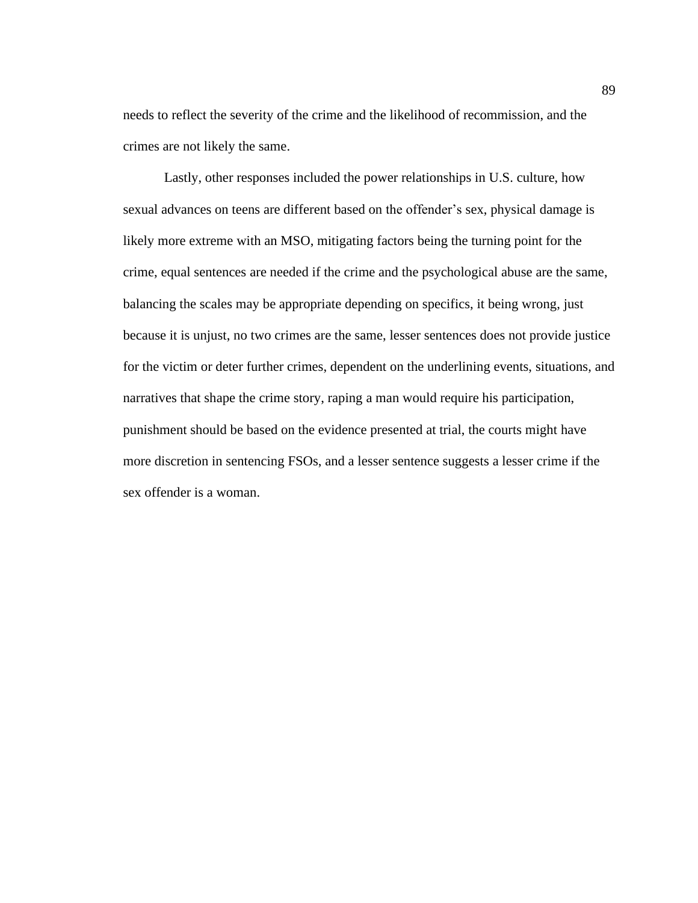needs to reflect the severity of the crime and the likelihood of recommission, and the crimes are not likely the same.

Lastly, other responses included the power relationships in U.S. culture, how sexual advances on teens are different based on the offender's sex, physical damage is likely more extreme with an MSO, mitigating factors being the turning point for the crime, equal sentences are needed if the crime and the psychological abuse are the same, balancing the scales may be appropriate depending on specifics, it being wrong, just because it is unjust, no two crimes are the same, lesser sentences does not provide justice for the victim or deter further crimes, dependent on the underlining events, situations, and narratives that shape the crime story, raping a man would require his participation, punishment should be based on the evidence presented at trial, the courts might have more discretion in sentencing FSOs, and a lesser sentence suggests a lesser crime if the sex offender is a woman.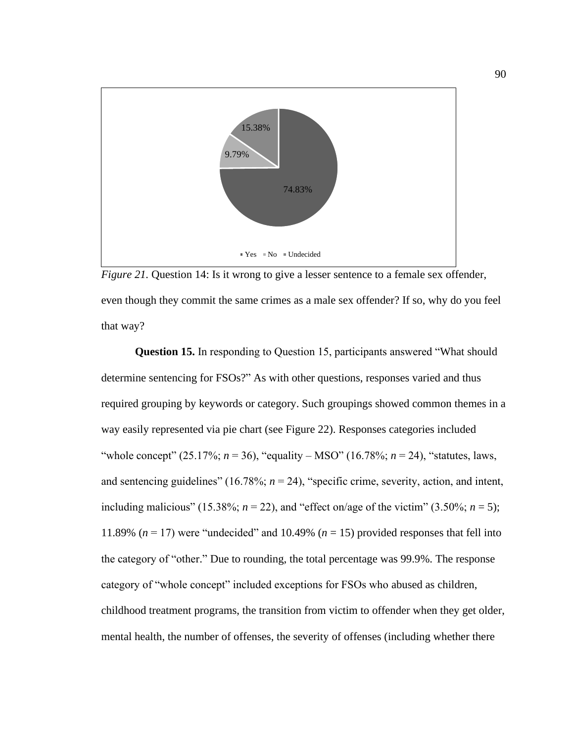15.38%

9.79%

74.83%

▪ Yes ▪ No ▪ Undecided

*Figure 21.* Question 14: Is it wrong to give a lesser sentence to a female sex offender, even though they commit the same crimes as a male sex offender? If so, why do you feel that way?

**Question 15.** In responding to Question 15, participants answered "What should determine sentencing for FSOs?" As with other questions, responses varied and thus required grouping by keywords or category. Such groupings showed common themes in a way easily represented via pie chart (see Figure 22). Responses categories included "whole concept" (25.17%; *n* = 36), "equality – MSO" (16.78%; *n* = 24), "statutes, laws, and sentencing guidelines" (16.78%; *n* = 24), "specific crime, severity, action, and intent, including malicious" (15.38%; *n* = 22), and "effect on/age of the victim" (3.50%; *n* = 5); 11.89% (*n* = 17) were "undecided" and 10.49% (*n* = 15) provided responses that fell into the category of "other." Due to rounding, the total percentage was 99.9%. The response category of "whole concept" included exceptions for FSOs who abused as children, childhood treatment programs, the transition from victim to offender when they get older, mental health, the number of offenses, the severity of offenses (including whether there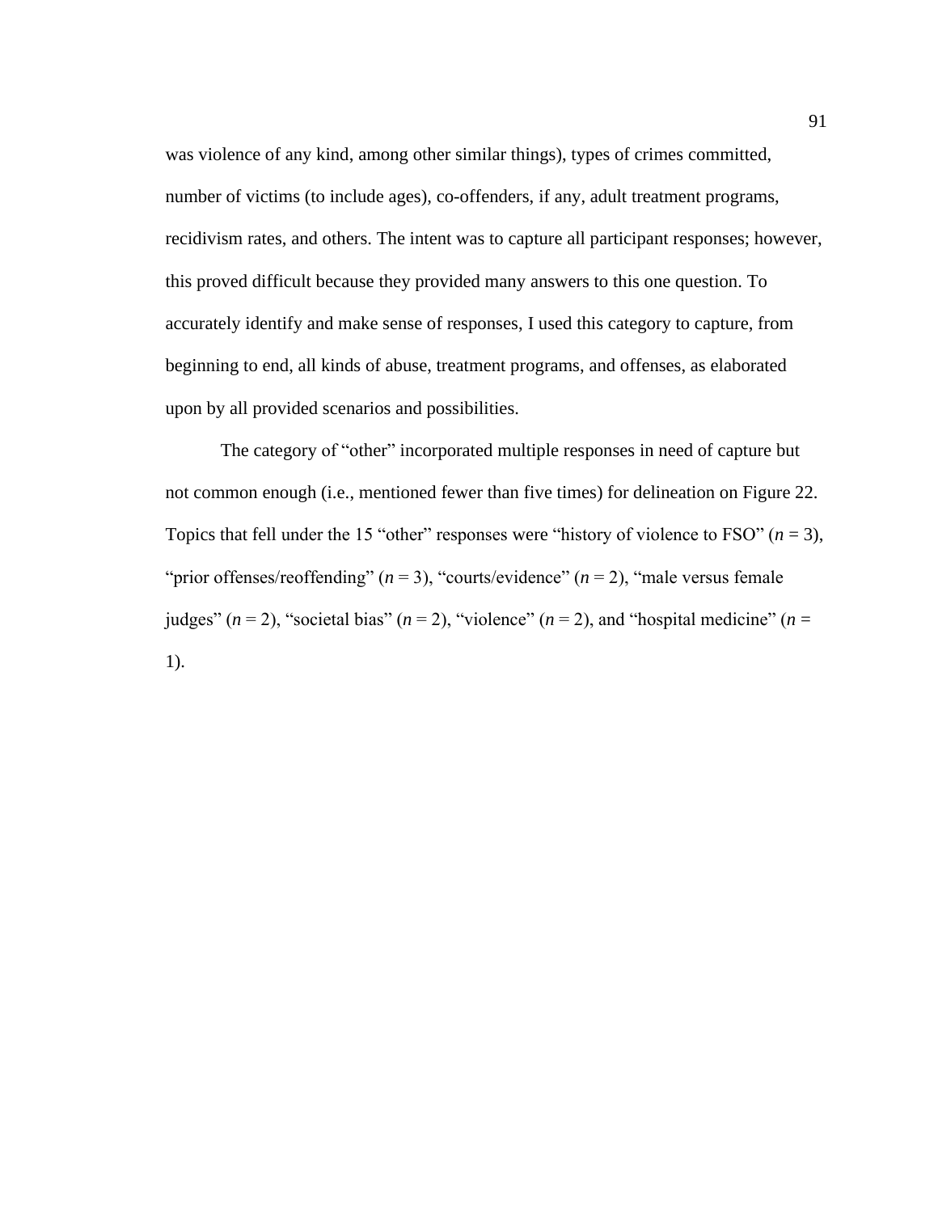was violence of any kind, among other similar things), types of crimes committed, number of victims (to include ages), co-offenders, if any, adult treatment programs, recidivism rates, and others. The intent was to capture all participant responses; however, this proved difficult because they provided many answers to this one question. To accurately identify and make sense of responses, I used this category to capture, from beginning to end, all kinds of abuse, treatment programs, and offenses, as elaborated upon by all provided scenarios and possibilities.

The category of "other" incorporated multiple responses in need of capture but not common enough (i.e., mentioned fewer than five times) for delineation on Figure 22. Topics that fell under the 15 "other" responses were "history of violence to FSO" ($n = 3$), "prior offenses/reoffending" ($n = 3$), "courts/evidence" ($n = 2$), "male versus female judges" ($n = 2$), "societal bias" ($n = 2$), "violence" ($n = 2$), and "hospital medicine" ($n = 1$).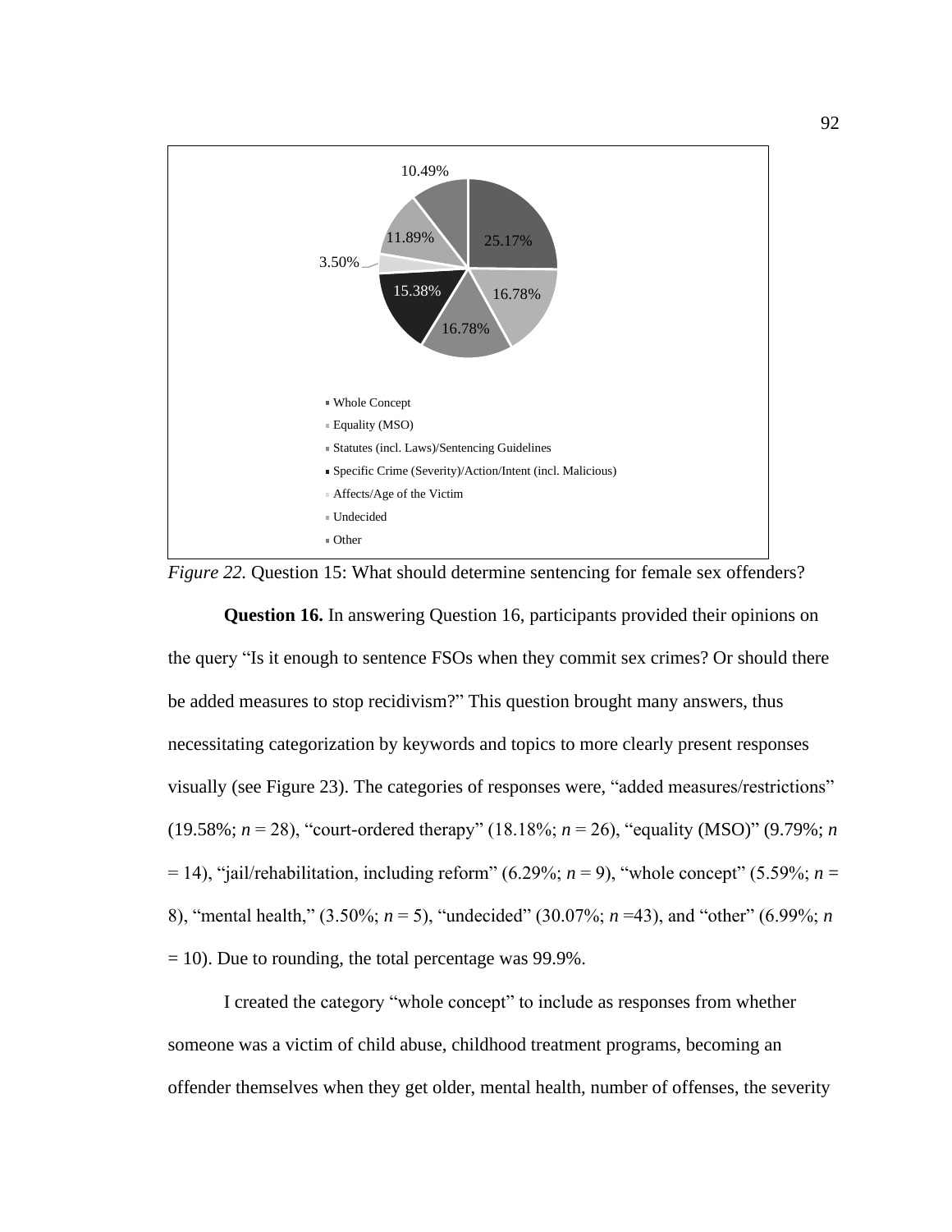10.49%

25.17%

11.89%

3.50%

15.38%

16.78%

16.78%

- Whole Concept
- Equality (MSO)
- Statutes (incl. Laws)/Sentencing Guidelines
- Specific Crime (Severity)/Action/Intent (incl. Malicious)
- Affects/Age of the Victim
- Undecided
- Other

*Figure 22.* Question 15: What should determine sentencing for female sex offenders?

**Question 16.** In answering Question 16, participants provided their opinions on the query "Is it enough to sentence FSOs when they commit sex crimes? Or should there be added measures to stop recidivism?" This question brought many answers, thus necessitating categorization by keywords and topics to more clearly present responses visually (see Figure 23). The categories of responses were, "added measures/restrictions" (19.58%; *n* = 28), "court-ordered therapy" (18.18%; *n* = 26), "equality (MSO)" (9.79%; *n* = 14), "jail/rehabilitation, including reform" (6.29%; *n* = 9), "whole concept" (5.59%; *n* = 8), "mental health," (3.50%; *n* = 5), "undecided" (30.07%; *n* =43), and "other" (6.99%; *n* = 10). Due to rounding, the total percentage was 99.9%.

I created the category "whole concept" to include as responses from whether someone was a victim of child abuse, childhood treatment programs, becoming an offender themselves when they get older, mental health, number of offenses, the severity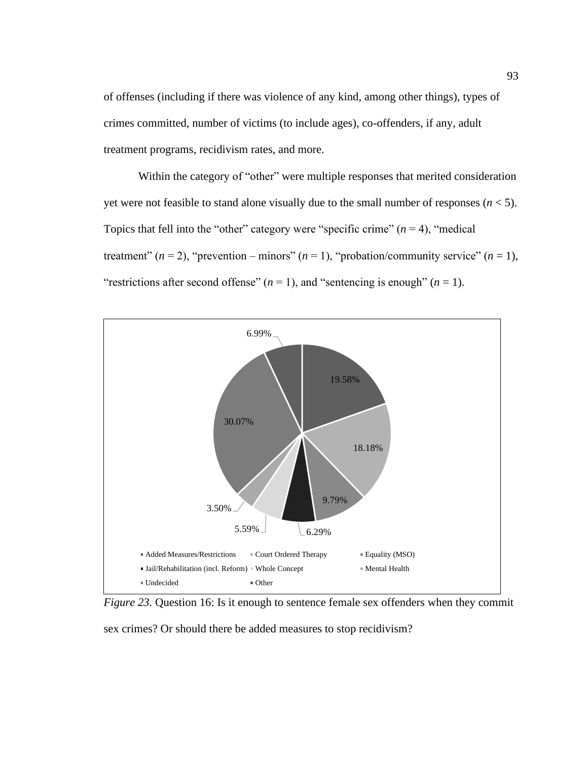of offenses (including if there was violence of any kind, among other things), types of crimes committed, number of victims (to include ages), co-offenders, if any, adult treatment programs, recidivism rates, and more.

Within the category of "other" were multiple responses that merited consideration yet were not feasible to stand alone visually due to the small number of responses ($n < 5$). Topics that fell into the "other" category were "specific crime" ($n = 4$), "medical treatment" ($n = 2$), "prevention – minors" ($n = 1$), "probation/community service" ($n = 1$), "restrictions after second offense" ($n = 1$), and "sentencing is enough" ($n = 1$).

| Category | Percentage |
|---|---|
| Added Measures/Restrictions | 19.58% |
| Court Ordered Therapy | 18.18% |
| Equality (MSO) | 9.79% |
| Jail/Rehabilitation (incl. Reform) | 6.29% |
| Whole Concept | 5.59% |
| Mental Health | 3.50% |
| Undecided | 30.07% |
| Other | 6.99% |

*Figure 23.* Question 16: Is it enough to sentence female sex offenders when they commit sex crimes? Or should there be added measures to stop recidivism?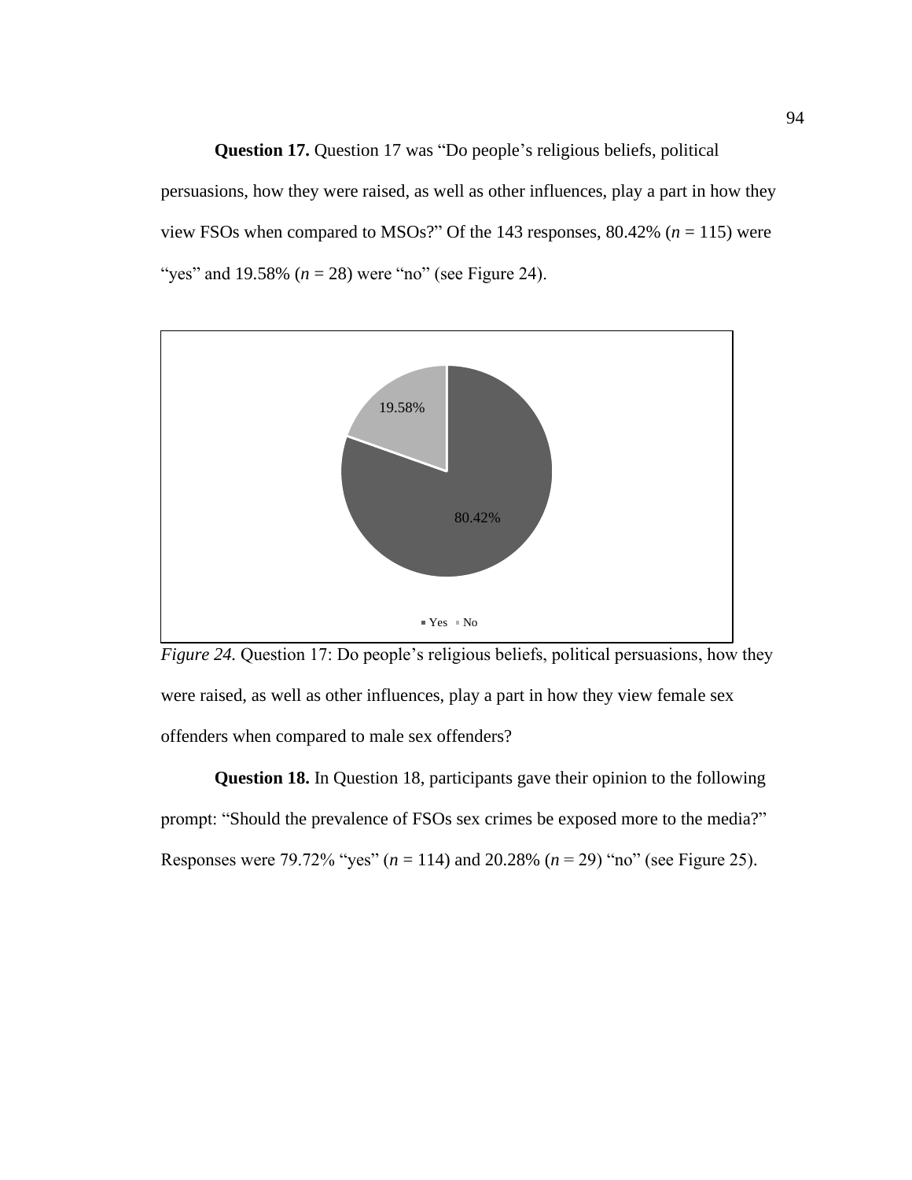**Question 17.** Question 17 was “Do people’s religious beliefs, political persuasions, how they were raised, as well as other influences, play a part in how they view FSOs when compared to MSOs?” Of the 143 responses, 80.42% (*n* = 115) were “yes” and 19.58% (*n* = 28) were “no” (see Figure 24).

*Figure 24.* Question 17: Do people’s religious beliefs, political persuasions, how they were raised, as well as other influences, play a part in how they view female sex offenders when compared to male sex offenders?

**Question 18.** In Question 18, participants gave their opinion to the following prompt: “Should the prevalence of FSOs sex crimes be exposed more to the media?” Responses were 79.72% “yes” (*n* = 114) and 20.28% (*n* = 29) “no” (see Figure 25).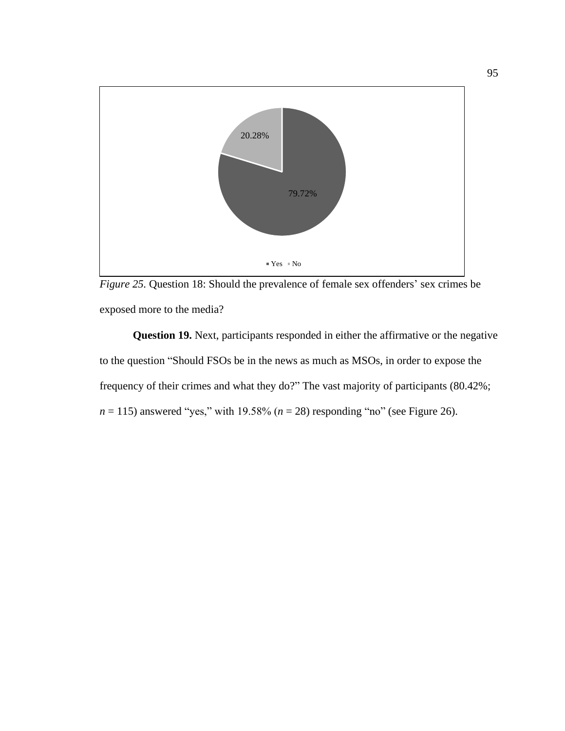20.28%

79.72%

Yes No

*Figure 25.* Question 18: Should the prevalence of female sex offenders' sex crimes be exposed more to the media?

**Question 19.** Next, participants responded in either the affirmative or the negative to the question "Should FSOs be in the news as much as MSOs, in order to expose the frequency of their crimes and what they do?" The vast majority of participants (80.42%; $n$ = 115) answered "yes," with 19.58% ($n$ = 28) responding "no" (see Figure 26).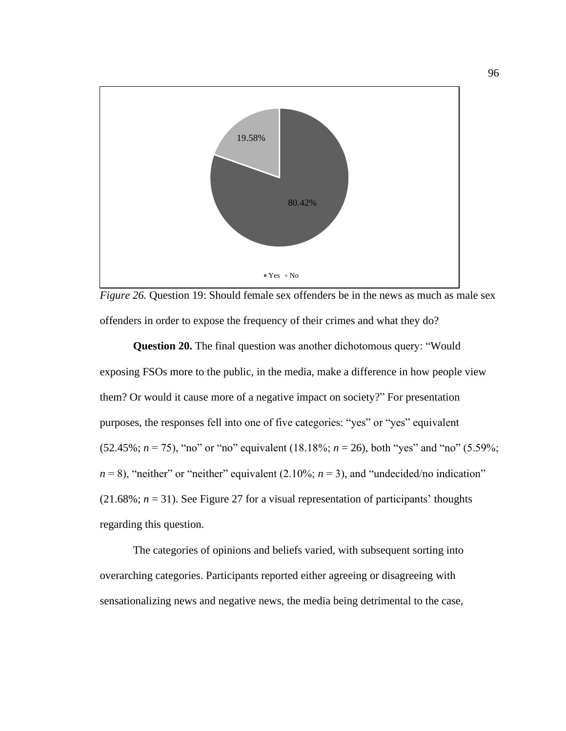*Figure 26.* Question 19: Should female sex offenders be in the news as much as male sex offenders in order to expose the frequency of their crimes and what they do?

**Question 20.** The final question was another dichotomous query: "Would exposing FSOs more to the public, in the media, make a difference in how people view them? Or would it cause more of a negative impact on society?" For presentation purposes, the responses fell into one of five categories: "yes" or "yes" equivalent (52.45%; $n = 75$), "no" or "no" equivalent (18.18%; $n = 26$), both "yes" and "no" (5.59%; $n = 8$), "neither" or "neither" equivalent (2.10%; $n = 3$), and "undecided/no indication" (21.68%; $n = 31$). See Figure 27 for a visual representation of participants' thoughts regarding this question.

The categories of opinions and beliefs varied, with subsequent sorting into overarching categories. Participants reported either agreeing or disagreeing with sensationalizing news and negative news, the media being detrimental to the case,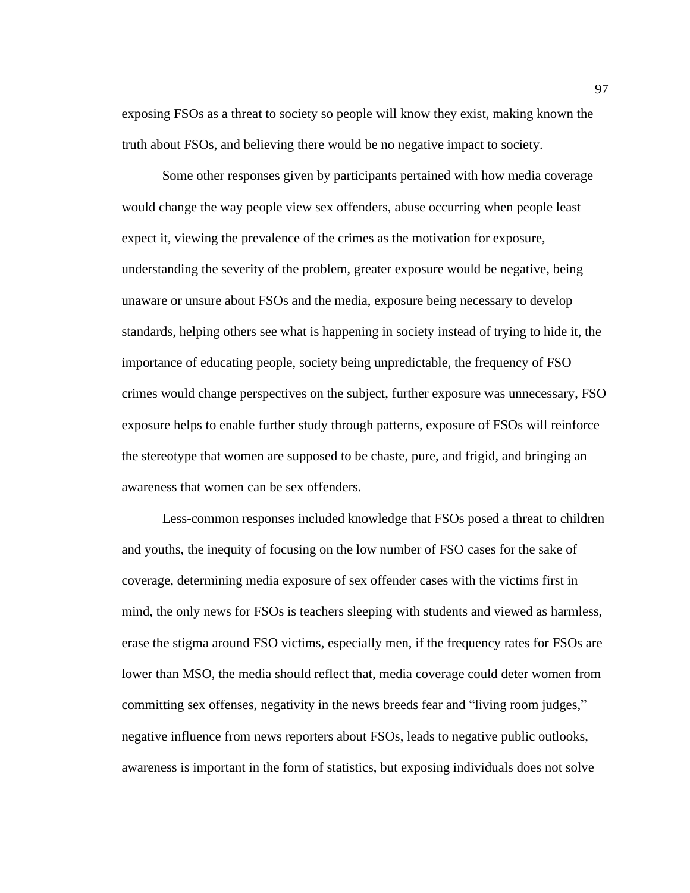exposing FSOs as a threat to society so people will know they exist, making known the truth about FSOs, and believing there would be no negative impact to society.

Some other responses given by participants pertained with how media coverage would change the way people view sex offenders, abuse occurring when people least expect it, viewing the prevalence of the crimes as the motivation for exposure, understanding the severity of the problem, greater exposure would be negative, being unaware or unsure about FSOs and the media, exposure being necessary to develop standards, helping others see what is happening in society instead of trying to hide it, the importance of educating people, society being unpredictable, the frequency of FSO crimes would change perspectives on the subject, further exposure was unnecessary, FSO exposure helps to enable further study through patterns, exposure of FSOs will reinforce the stereotype that women are supposed to be chaste, pure, and frigid, and bringing an awareness that women can be sex offenders.

Less-common responses included knowledge that FSOs posed a threat to children and youths, the inequity of focusing on the low number of FSO cases for the sake of coverage, determining media exposure of sex offender cases with the victims first in mind, the only news for FSOs is teachers sleeping with students and viewed as harmless, erase the stigma around FSO victims, especially men, if the frequency rates for FSOs are lower than MSO, the media should reflect that, media coverage could deter women from committing sex offenses, negativity in the news breeds fear and "living room judges," negative influence from news reporters about FSOs, leads to negative public outlooks, awareness is important in the form of statistics, but exposing individuals does not solve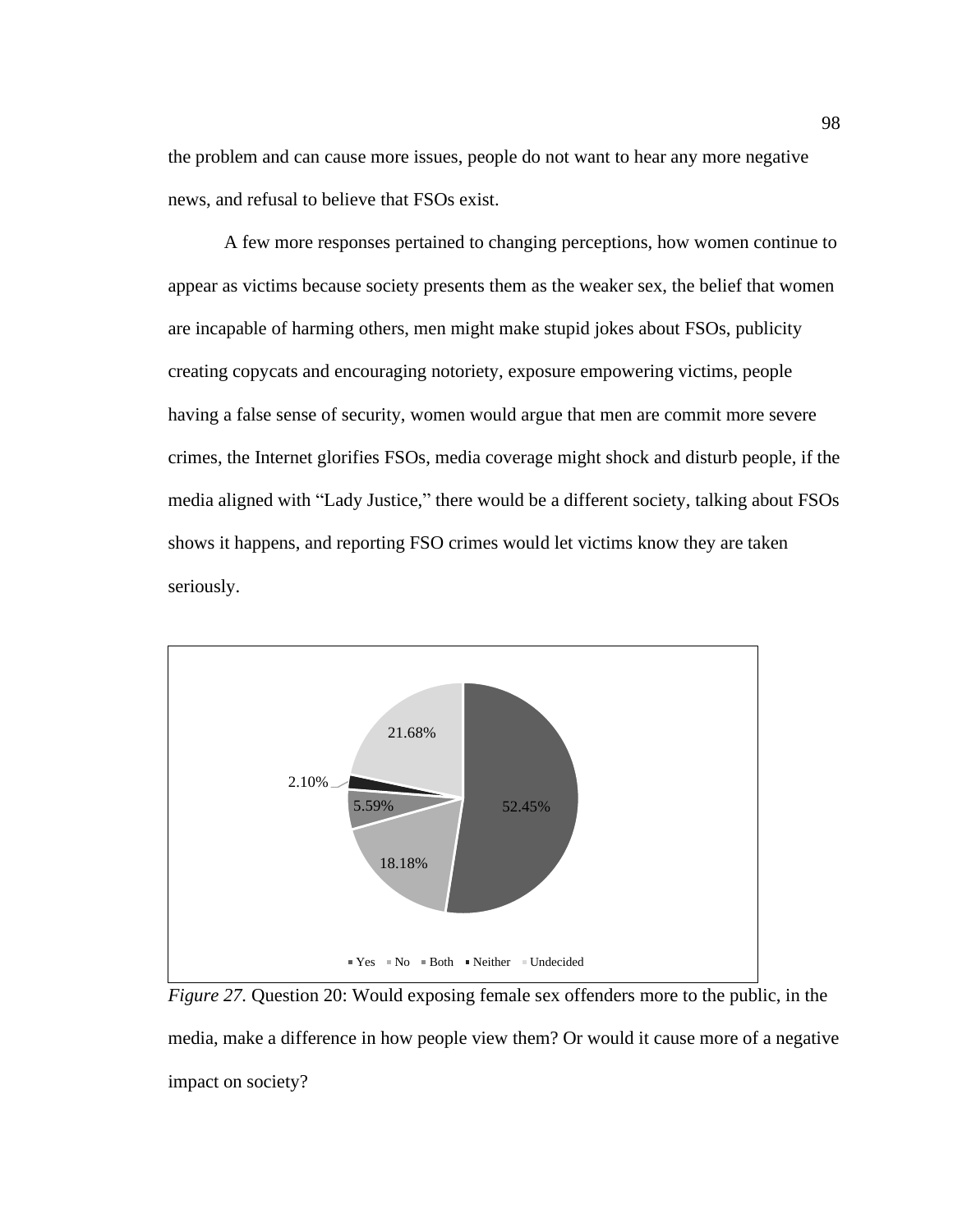the problem and can cause more issues, people do not want to hear any more negative news, and refusal to believe that FSOs exist.

A few more responses pertained to changing perceptions, how women continue to appear as victims because society presents them as the weaker sex, the belief that women are incapable of harming others, men might make stupid jokes about FSOs, publicity creating copycats and encouraging notoriety, exposure empowering victims, people having a false sense of security, women would argue that men are commit more severe crimes, the Internet glorifies FSOs, media coverage might shock and disturb people, if the media aligned with "Lady Justice," there would be a different society, talking about FSOs shows it happens, and reporting FSO crimes would let victims know they are taken seriously.

| Response | Percentage |
| --- | --- |
| Yes | 52.45% |
| No | 18.18% |
| Both | 5.59% |
| Neither | 2.10% |
| Undecided | 21.68% |

*Figure 27.* Question 20: Would exposing female sex offenders more to the public, in the media, make a difference in how people view them? Or would it cause more of a negative impact on society?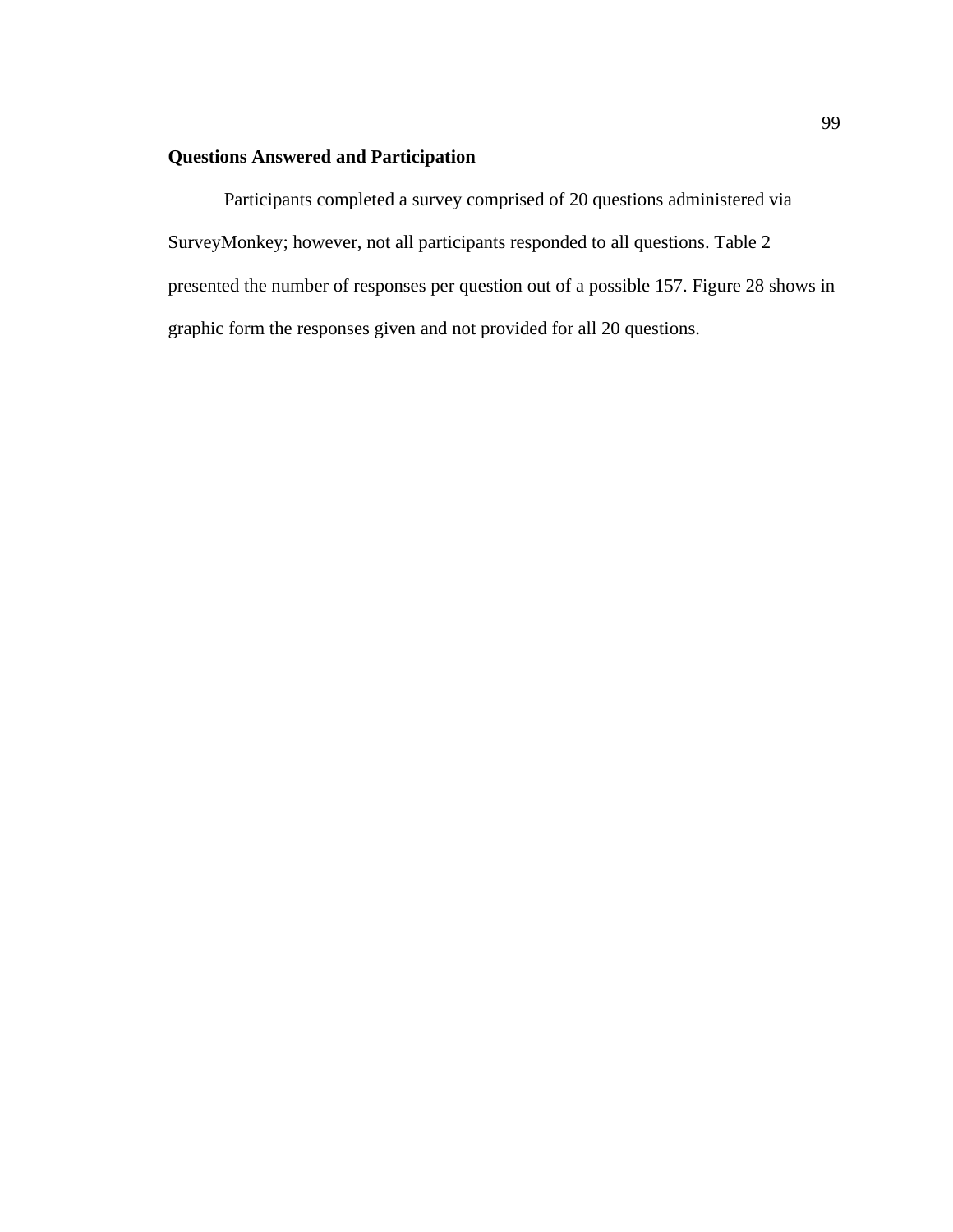## Questions Answered and Participation

Participants completed a survey comprised of 20 questions administered via SurveyMonkey; however, not all participants responded to all questions. Table 2 presented the number of responses per question out of a possible 157. Figure 28 shows in graphic form the responses given and not provided for all 20 questions.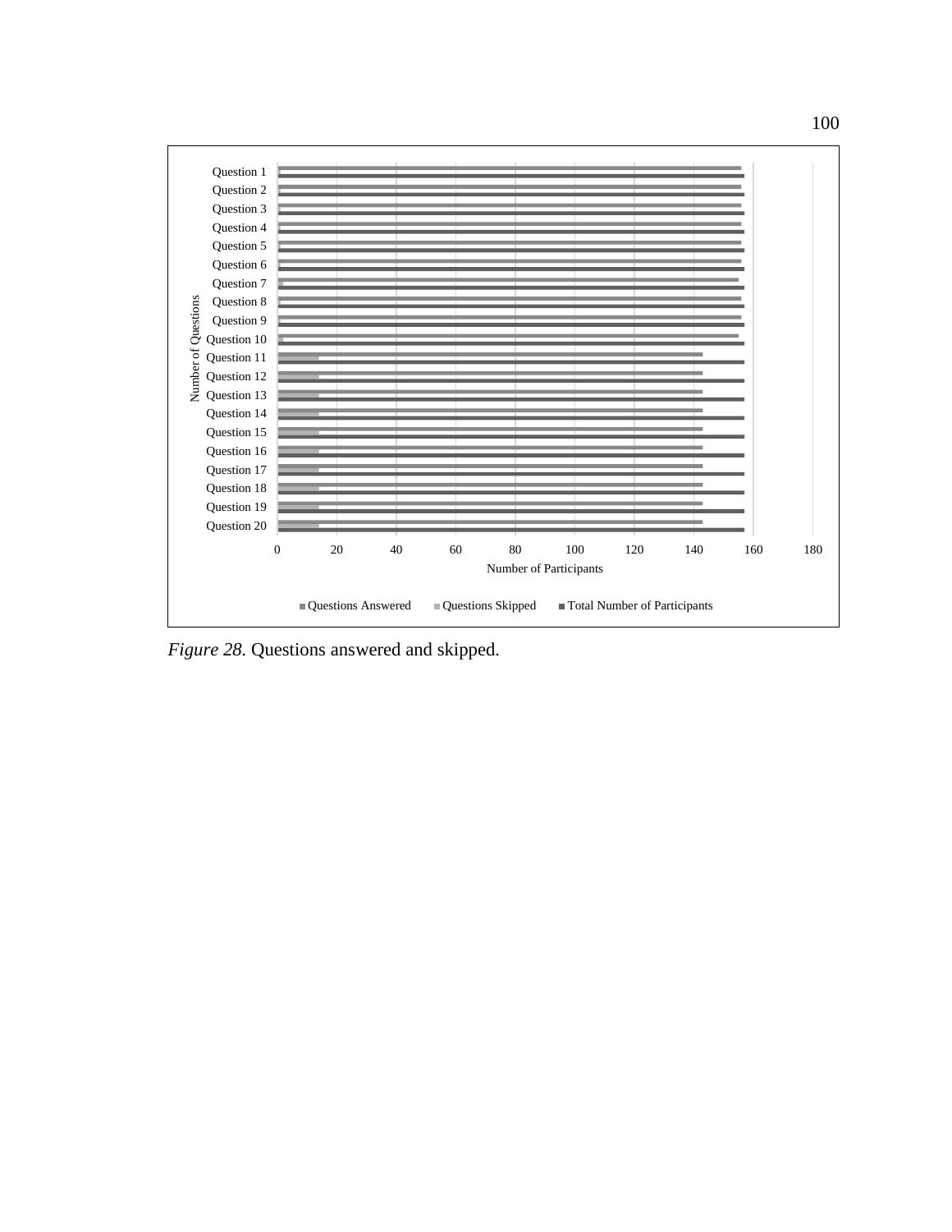*Figure 28.* Questions answered and skipped.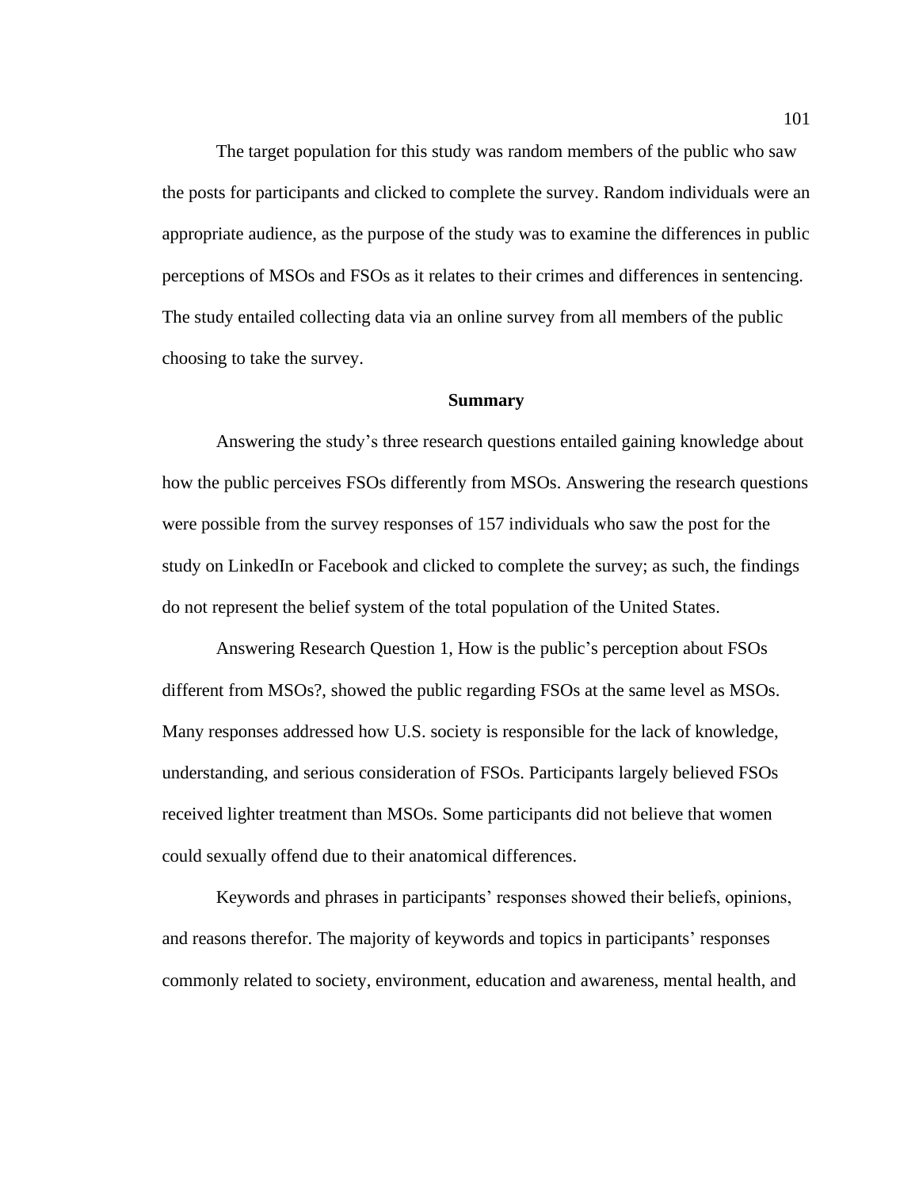The target population for this study was random members of the public who saw the posts for participants and clicked to complete the survey. Random individuals were an appropriate audience, as the purpose of the study was to examine the differences in public perceptions of MSOs and FSOs as it relates to their crimes and differences in sentencing. The study entailed collecting data via an online survey from all members of the public choosing to take the survey.

## Summary

Answering the study's three research questions entailed gaining knowledge about how the public perceives FSOs differently from MSOs. Answering the research questions were possible from the survey responses of 157 individuals who saw the post for the study on LinkedIn or Facebook and clicked to complete the survey; as such, the findings do not represent the belief system of the total population of the United States.

Answering Research Question 1, How is the public's perception about FSOs different from MSOs?, showed the public regarding FSOs at the same level as MSOs. Many responses addressed how U.S. society is responsible for the lack of knowledge, understanding, and serious consideration of FSOs. Participants largely believed FSOs received lighter treatment than MSOs. Some participants did not believe that women could sexually offend due to their anatomical differences.

Keywords and phrases in participants' responses showed their beliefs, opinions, and reasons therefor. The majority of keywords and topics in participants' responses commonly related to society, environment, education and awareness, mental health, and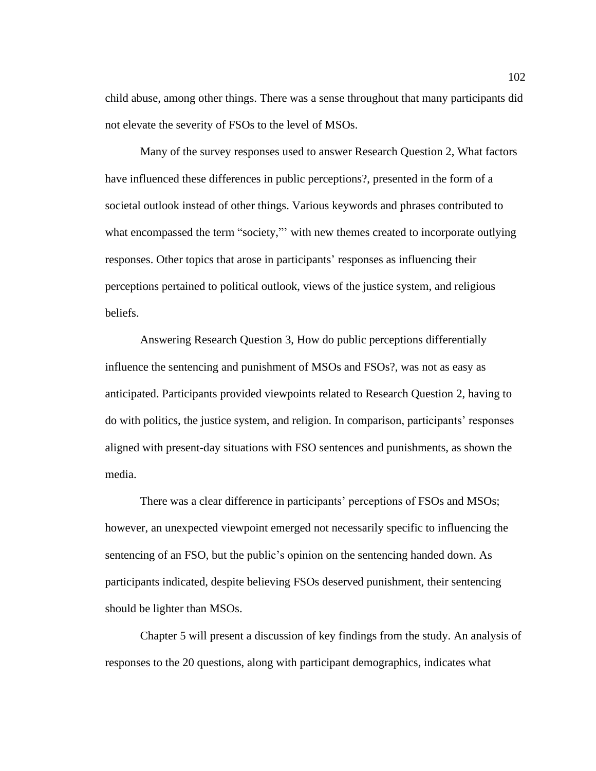child abuse, among other things. There was a sense throughout that many participants did not elevate the severity of FSOs to the level of MSOs.

Many of the survey responses used to answer Research Question 2, What factors have influenced these differences in public perceptions?, presented in the form of a societal outlook instead of other things. Various keywords and phrases contributed to what encompassed the term "society,"' with new themes created to incorporate outlying responses. Other topics that arose in participants' responses as influencing their perceptions pertained to political outlook, views of the justice system, and religious beliefs.

Answering Research Question 3, How do public perceptions differentially influence the sentencing and punishment of MSOs and FSOs?, was not as easy as anticipated. Participants provided viewpoints related to Research Question 2, having to do with politics, the justice system, and religion. In comparison, participants' responses aligned with present-day situations with FSO sentences and punishments, as shown the media.

There was a clear difference in participants' perceptions of FSOs and MSOs; however, an unexpected viewpoint emerged not necessarily specific to influencing the sentencing of an FSO, but the public's opinion on the sentencing handed down. As participants indicated, despite believing FSOs deserved punishment, their sentencing should be lighter than MSOs.

Chapter 5 will present a discussion of key findings from the study. An analysis of responses to the 20 questions, along with participant demographics, indicates what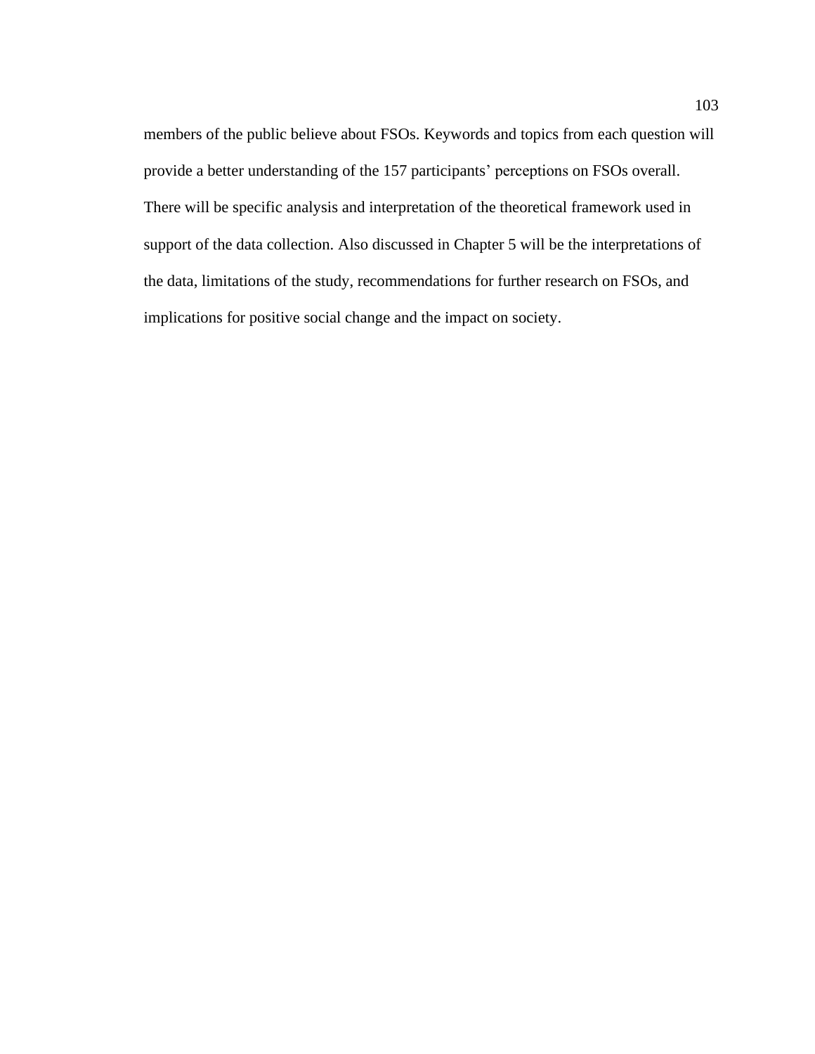members of the public believe about FSOs. Keywords and topics from each question will provide a better understanding of the 157 participants' perceptions on FSOs overall. There will be specific analysis and interpretation of the theoretical framework used in support of the data collection. Also discussed in Chapter 5 will be the interpretations of the data, limitations of the study, recommendations for further research on FSOs, and implications for positive social change and the impact on society.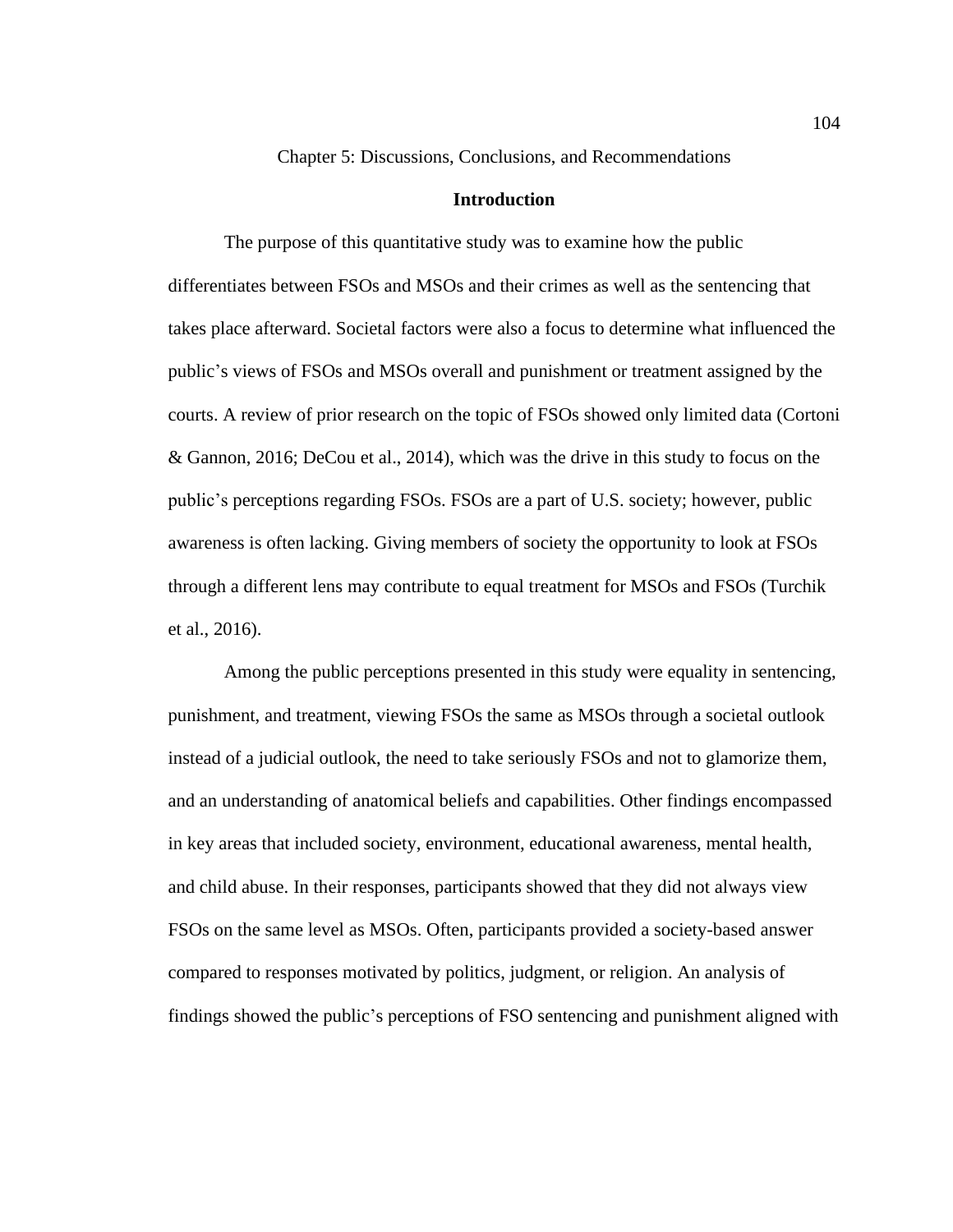# Chapter 5: Discussions, Conclusions, and Recommendations

## Introduction

The purpose of this quantitative study was to examine how the public differentiates between FSOs and MSOs and their crimes as well as the sentencing that takes place afterward. Societal factors were also a focus to determine what influenced the public's views of FSOs and MSOs overall and punishment or treatment assigned by the courts. A review of prior research on the topic of FSOs showed only limited data (Cortoni & Gannon, 2016; DeCou et al., 2014), which was the drive in this study to focus on the public's perceptions regarding FSOs. FSOs are a part of U.S. society; however, public awareness is often lacking. Giving members of society the opportunity to look at FSOs through a different lens may contribute to equal treatment for MSOs and FSOs (Turchik et al., 2016).

Among the public perceptions presented in this study were equality in sentencing, punishment, and treatment, viewing FSOs the same as MSOs through a societal outlook instead of a judicial outlook, the need to take seriously FSOs and not to glamorize them, and an understanding of anatomical beliefs and capabilities. Other findings encompassed in key areas that included society, environment, educational awareness, mental health, and child abuse. In their responses, participants showed that they did not always view FSOs on the same level as MSOs. Often, participants provided a society-based answer compared to responses motivated by politics, judgment, or religion. An analysis of findings showed the public's perceptions of FSO sentencing and punishment aligned with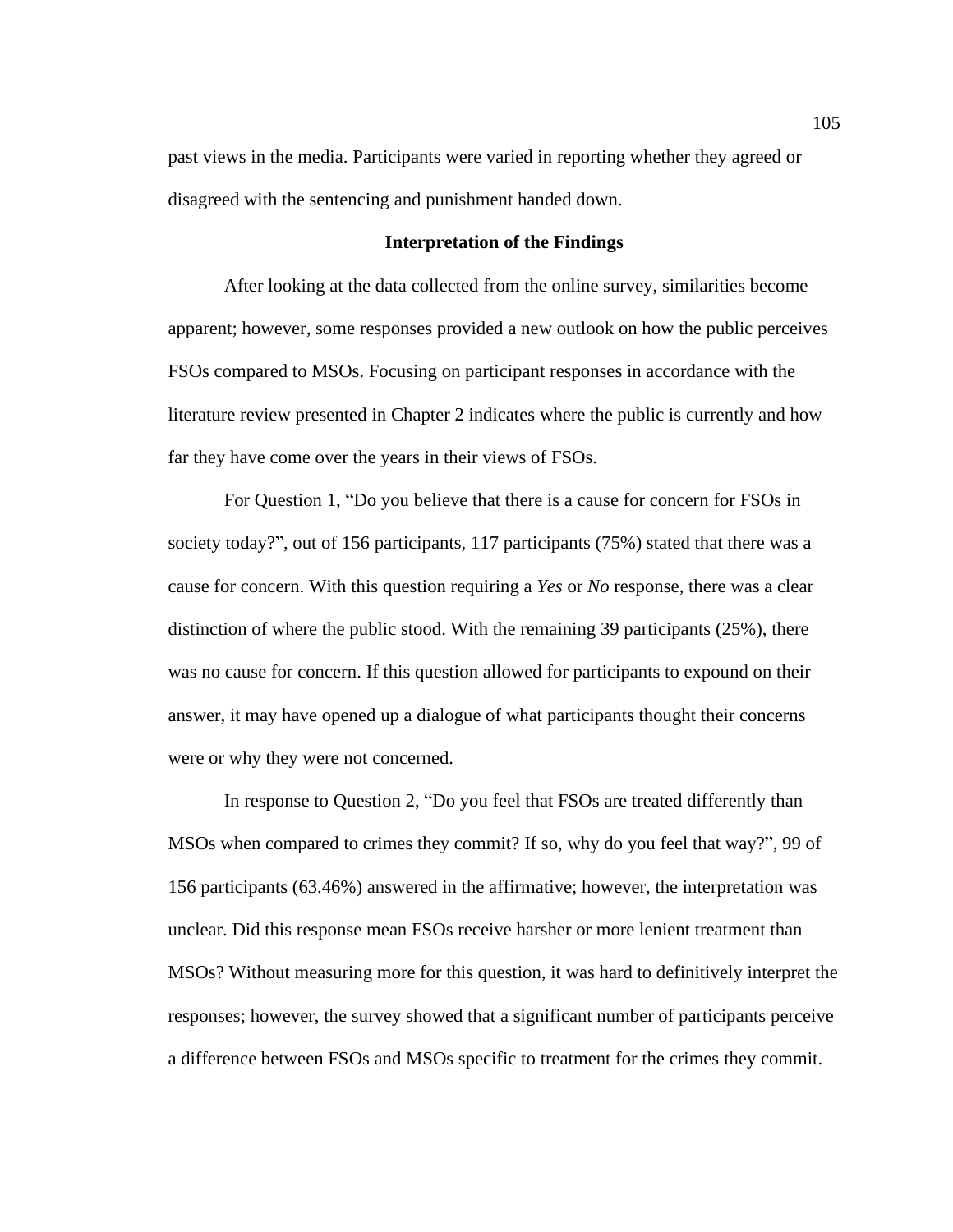past views in the media. Participants were varied in reporting whether they agreed or disagreed with the sentencing and punishment handed down.

## Interpretation of the Findings

After looking at the data collected from the online survey, similarities become apparent; however, some responses provided a new outlook on how the public perceives FSOs compared to MSOs. Focusing on participant responses in accordance with the literature review presented in Chapter 2 indicates where the public is currently and how far they have come over the years in their views of FSOs.

For Question 1, “Do you believe that there is a cause for concern for FSOs in society today?”, out of 156 participants, 117 participants (75%) stated that there was a cause for concern. With this question requiring a *Yes* or *No* response, there was a clear distinction of where the public stood. With the remaining 39 participants (25%), there was no cause for concern. If this question allowed for participants to expound on their answer, it may have opened up a dialogue of what participants thought their concerns were or why they were not concerned.

In response to Question 2, “Do you feel that FSOs are treated differently than MSOs when compared to crimes they commit? If so, why do you feel that way?”, 99 of 156 participants (63.46%) answered in the affirmative; however, the interpretation was unclear. Did this response mean FSOs receive harsher or more lenient treatment than MSOs? Without measuring more for this question, it was hard to definitively interpret the responses; however, the survey showed that a significant number of participants perceive a difference between FSOs and MSOs specific to treatment for the crimes they commit.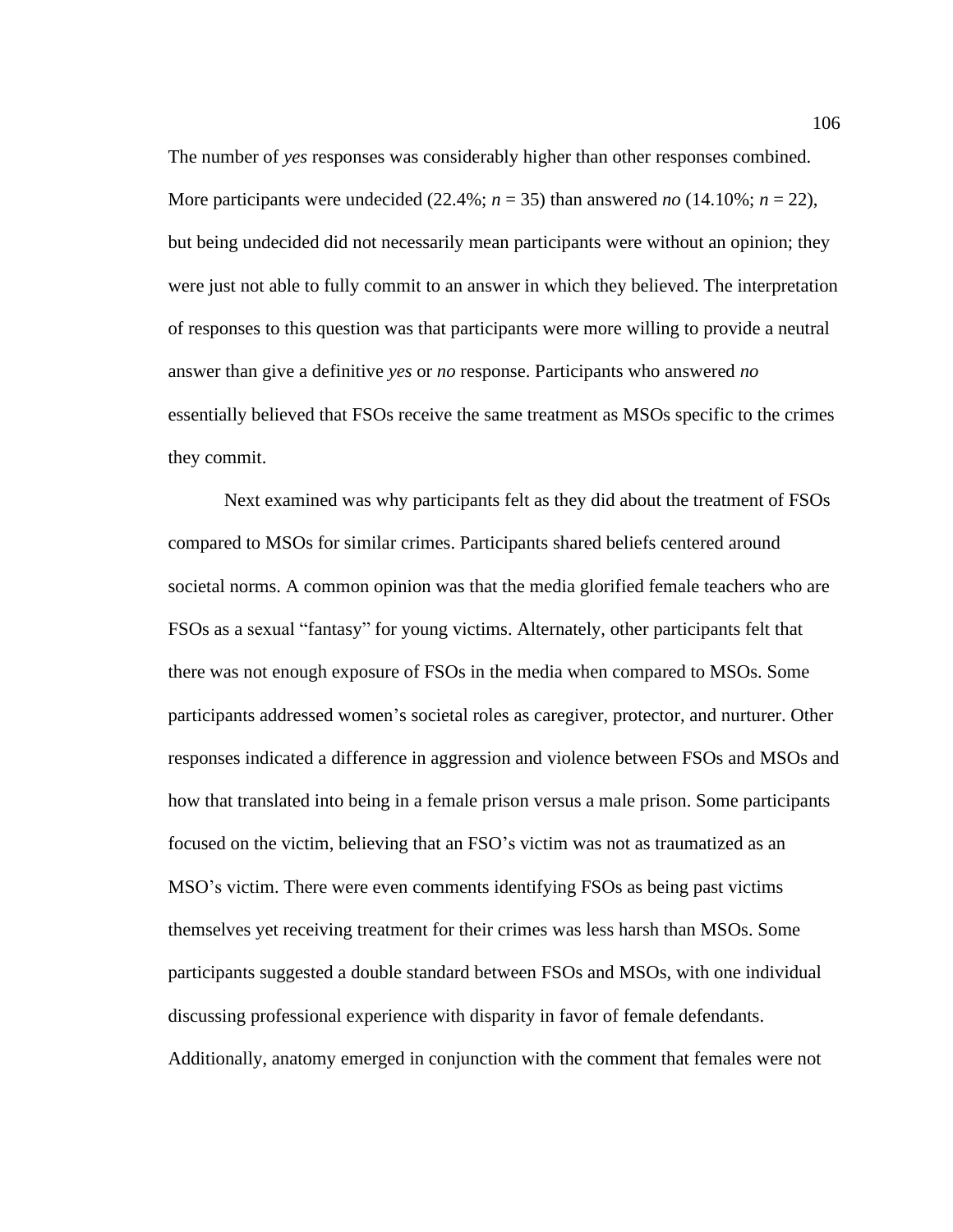The number of *yes* responses was considerably higher than other responses combined. More participants were undecided (22.4%; $n = 35$) than answered *no* (14.10%; $n = 22$), but being undecided did not necessarily mean participants were without an opinion; they were just not able to fully commit to an answer in which they believed. The interpretation of responses to this question was that participants were more willing to provide a neutral answer than give a definitive *yes* or *no* response. Participants who answered *no* essentially believed that FSOs receive the same treatment as MSOs specific to the crimes they commit.

Next examined was why participants felt as they did about the treatment of FSOs compared to MSOs for similar crimes. Participants shared beliefs centered around societal norms. A common opinion was that the media glorified female teachers who are FSOs as a sexual "fantasy" for young victims. Alternately, other participants felt that there was not enough exposure of FSOs in the media when compared to MSOs. Some participants addressed women's societal roles as caregiver, protector, and nurturer. Other responses indicated a difference in aggression and violence between FSOs and MSOs and how that translated into being in a female prison versus a male prison. Some participants focused on the victim, believing that an FSO's victim was not as traumatized as an MSO's victim. There were even comments identifying FSOs as being past victims themselves yet receiving treatment for their crimes was less harsh than MSOs. Some participants suggested a double standard between FSOs and MSOs, with one individual discussing professional experience with disparity in favor of female defendants. Additionally, anatomy emerged in conjunction with the comment that females were not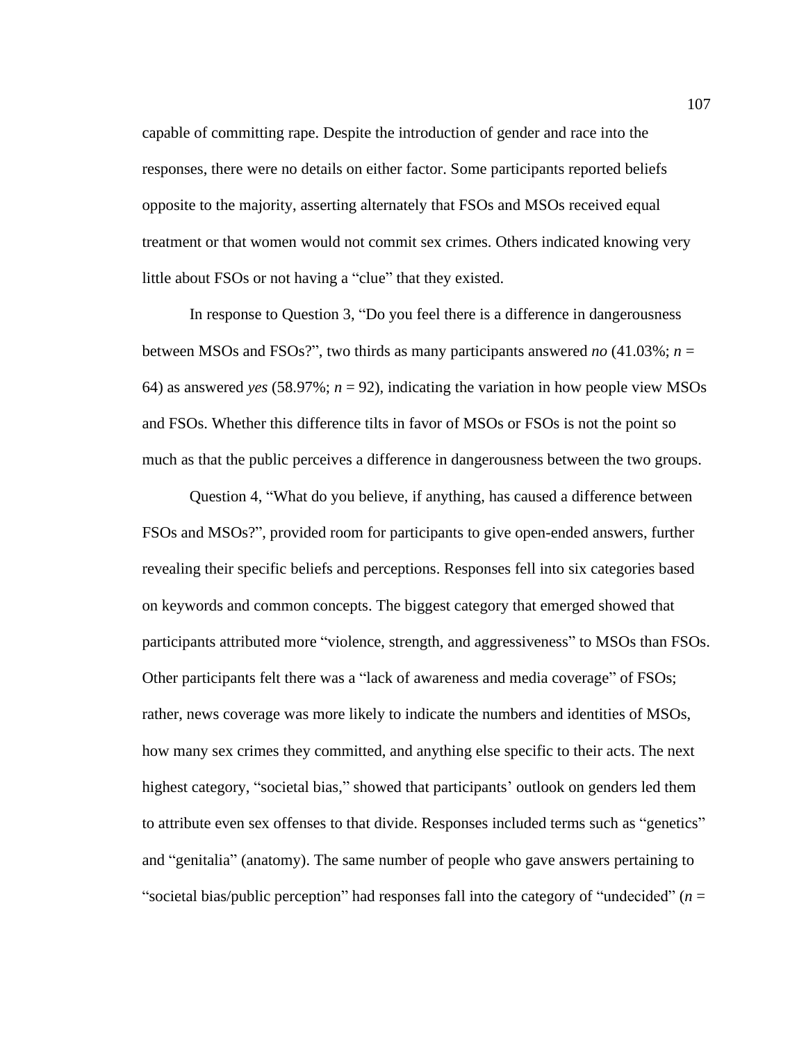capable of committing rape. Despite the introduction of gender and race into the responses, there were no details on either factor. Some participants reported beliefs opposite to the majority, asserting alternately that FSOs and MSOs received equal treatment or that women would not commit sex crimes. Others indicated knowing very little about FSOs or not having a "clue" that they existed.

In response to Question 3, "Do you feel there is a difference in dangerousness between MSOs and FSOs?", two thirds as many participants answered *no* (41.03%; $n$ = 64) as answered *yes* (58.97%; $n$ = 92), indicating the variation in how people view MSOs and FSOs. Whether this difference tilts in favor of MSOs or FSOs is not the point so much as that the public perceives a difference in dangerousness between the two groups.

Question 4, "What do you believe, if anything, has caused a difference between FSOs and MSOs?", provided room for participants to give open-ended answers, further revealing their specific beliefs and perceptions. Responses fell into six categories based on keywords and common concepts. The biggest category that emerged showed that participants attributed more "violence, strength, and aggressiveness" to MSOs than FSOs. Other participants felt there was a "lack of awareness and media coverage" of FSOs; rather, news coverage was more likely to indicate the numbers and identities of MSOs, how many sex crimes they committed, and anything else specific to their acts. The next highest category, "societal bias," showed that participants' outlook on genders led them to attribute even sex offenses to that divide. Responses included terms such as "genetics" and "genitalia" (anatomy). The same number of people who gave answers pertaining to "societal bias/public perception" had responses fall into the category of "undecided" ($n$ =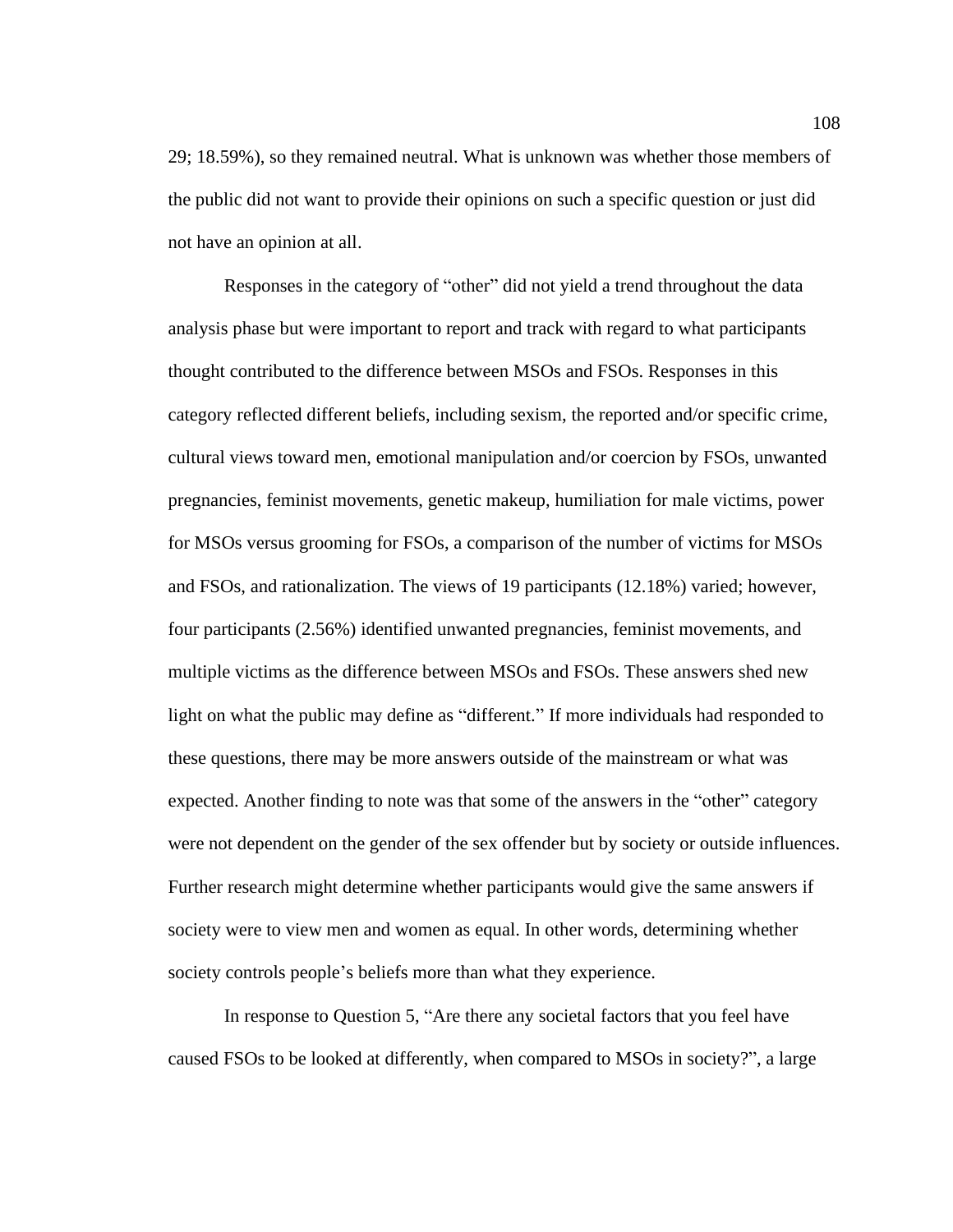29; 18.59%), so they remained neutral. What is unknown was whether those members of the public did not want to provide their opinions on such a specific question or just did not have an opinion at all.

Responses in the category of “other” did not yield a trend throughout the data analysis phase but were important to report and track with regard to what participants thought contributed to the difference between MSOs and FSOs. Responses in this category reflected different beliefs, including sexism, the reported and/or specific crime, cultural views toward men, emotional manipulation and/or coercion by FSOs, unwanted pregnancies, feminist movements, genetic makeup, humiliation for male victims, power for MSOs versus grooming for FSOs, a comparison of the number of victims for MSOs and FSOs, and rationalization. The views of 19 participants (12.18%) varied; however, four participants (2.56%) identified unwanted pregnancies, feminist movements, and multiple victims as the difference between MSOs and FSOs. These answers shed new light on what the public may define as “different.” If more individuals had responded to these questions, there may be more answers outside of the mainstream or what was expected. Another finding to note was that some of the answers in the “other” category were not dependent on the gender of the sex offender but by society or outside influences. Further research might determine whether participants would give the same answers if society were to view men and women as equal. In other words, determining whether society controls people’s beliefs more than what they experience.

In response to Question 5, “Are there any societal factors that you feel have caused FSOs to be looked at differently, when compared to MSOs in society?”, a large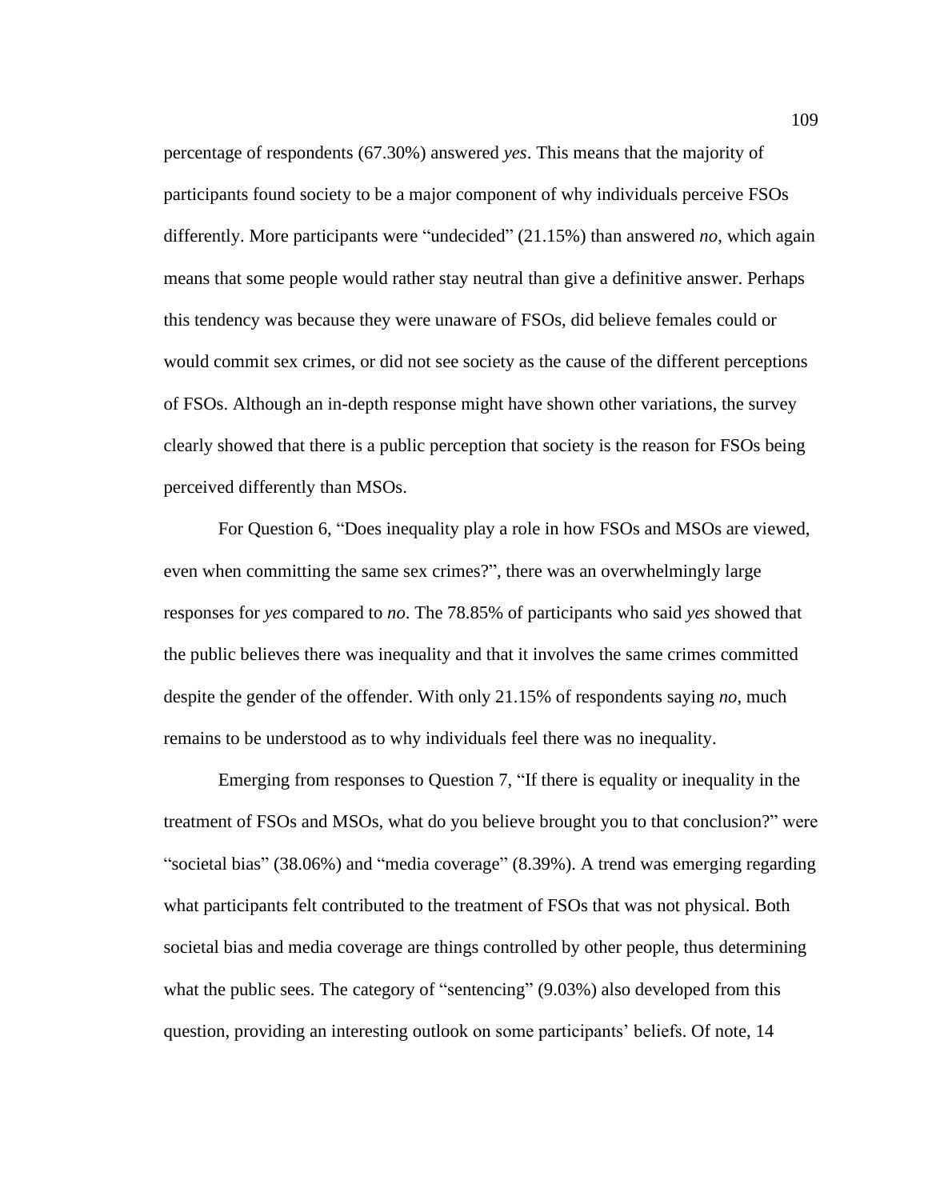percentage of respondents (67.30%) answered *yes*. This means that the majority of participants found society to be a major component of why individuals perceive FSOs differently. More participants were "undecided" (21.15%) than answered *no*, which again means that some people would rather stay neutral than give a definitive answer. Perhaps this tendency was because they were unaware of FSOs, did believe females could or would commit sex crimes, or did not see society as the cause of the different perceptions of FSOs. Although an in-depth response might have shown other variations, the survey clearly showed that there is a public perception that society is the reason for FSOs being perceived differently than MSOs.

For Question 6, "Does inequality play a role in how FSOs and MSOs are viewed, even when committing the same sex crimes?", there was an overwhelmingly large responses for *yes* compared to *no*. The 78.85% of participants who said *yes* showed that the public believes there was inequality and that it involves the same crimes committed despite the gender of the offender. With only 21.15% of respondents saying *no*, much remains to be understood as to why individuals feel there was no inequality.

Emerging from responses to Question 7, "If there is equality or inequality in the treatment of FSOs and MSOs, what do you believe brought you to that conclusion?" were "societal bias" (38.06%) and "media coverage" (8.39%). A trend was emerging regarding what participants felt contributed to the treatment of FSOs that was not physical. Both societal bias and media coverage are things controlled by other people, thus determining what the public sees. The category of "sentencing" (9.03%) also developed from this question, providing an interesting outlook on some participants' beliefs. Of note, 14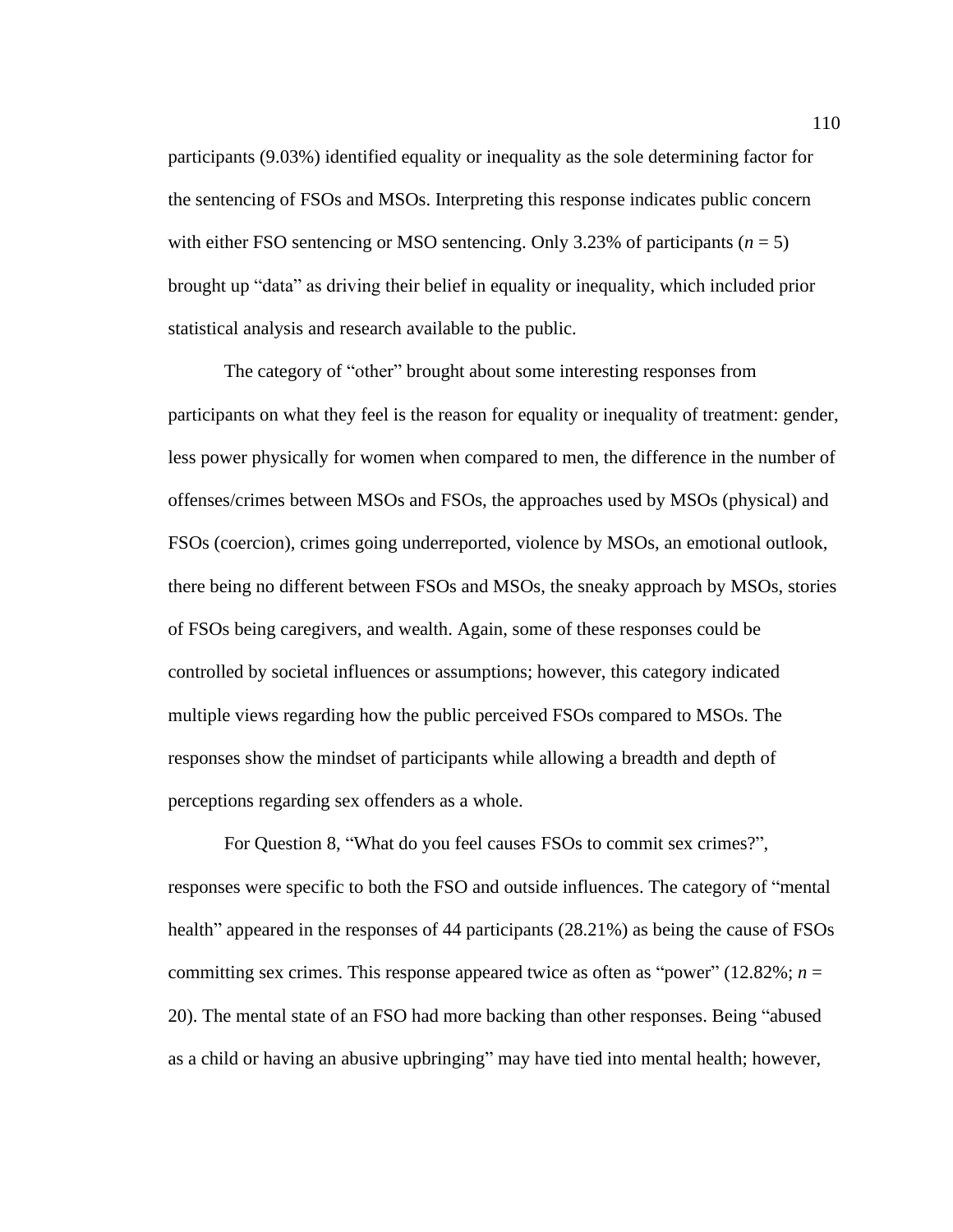participants (9.03%) identified equality or inequality as the sole determining factor for the sentencing of FSOs and MSOs. Interpreting this response indicates public concern with either FSO sentencing or MSO sentencing. Only 3.23% of participants ($n$ = 5) brought up "data" as driving their belief in equality or inequality, which included prior statistical analysis and research available to the public.

The category of "other" brought about some interesting responses from participants on what they feel is the reason for equality or inequality of treatment: gender, less power physically for women when compared to men, the difference in the number of offenses/crimes between MSOs and FSOs, the approaches used by MSOs (physical) and FSOs (coercion), crimes going underreported, violence by MSOs, an emotional outlook, there being no different between FSOs and MSOs, the sneaky approach by MSOs, stories of FSOs being caregivers, and wealth. Again, some of these responses could be controlled by societal influences or assumptions; however, this category indicated multiple views regarding how the public perceived FSOs compared to MSOs. The responses show the mindset of participants while allowing a breadth and depth of perceptions regarding sex offenders as a whole.

For Question 8, "What do you feel causes FSOs to commit sex crimes?", responses were specific to both the FSO and outside influences. The category of "mental health" appeared in the responses of 44 participants (28.21%) as being the cause of FSOs committing sex crimes. This response appeared twice as often as "power" (12.82%; $n$ = 20). The mental state of an FSO had more backing than other responses. Being "abused as a child or having an abusive upbringing" may have tied into mental health; however,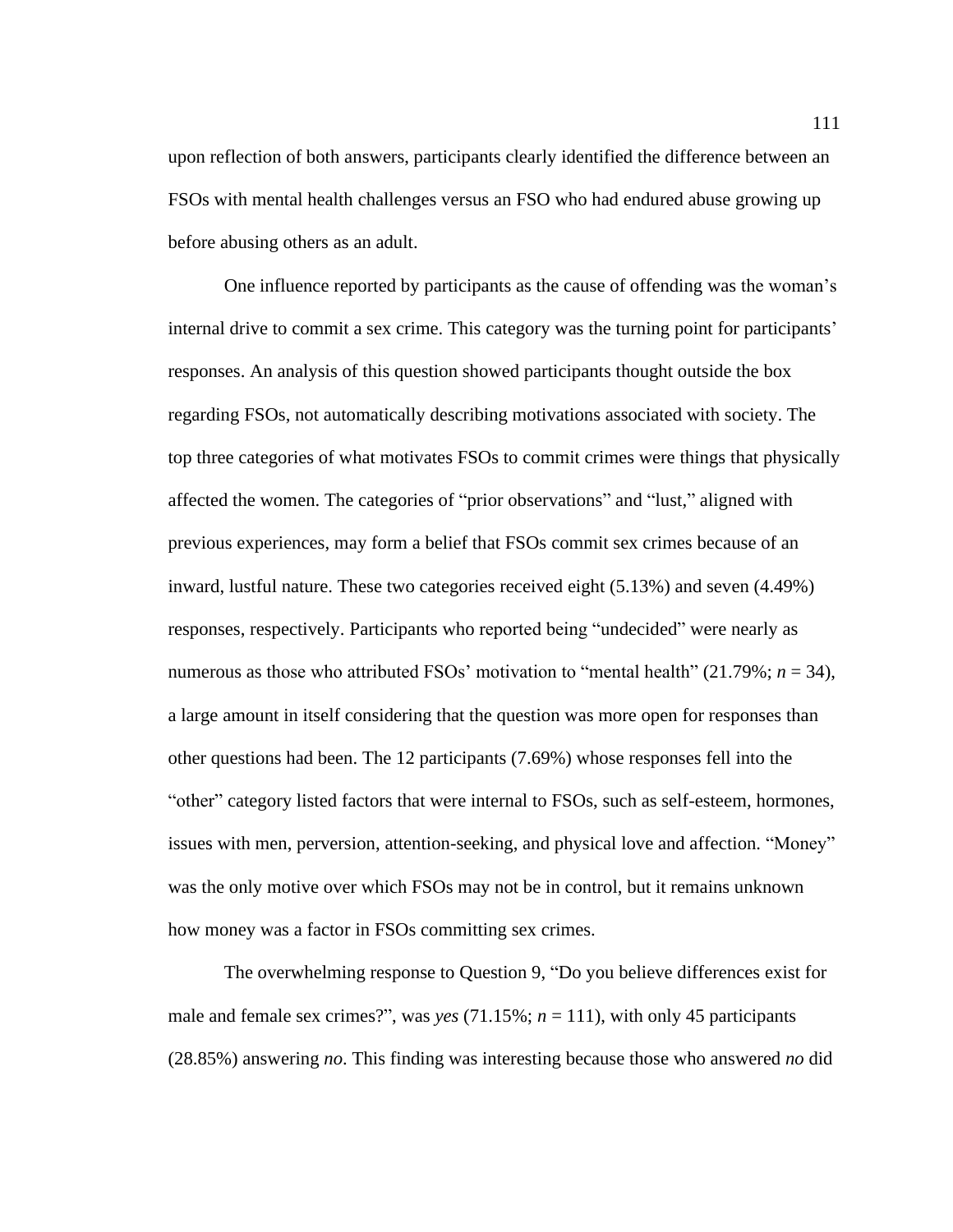upon reflection of both answers, participants clearly identified the difference between an FSOs with mental health challenges versus an FSO who had endured abuse growing up before abusing others as an adult.

One influence reported by participants as the cause of offending was the woman's internal drive to commit a sex crime. This category was the turning point for participants' responses. An analysis of this question showed participants thought outside the box regarding FSOs, not automatically describing motivations associated with society. The top three categories of what motivates FSOs to commit crimes were things that physically affected the women. The categories of "prior observations" and "lust," aligned with previous experiences, may form a belief that FSOs commit sex crimes because of an inward, lustful nature. These two categories received eight (5.13%) and seven (4.49%) responses, respectively. Participants who reported being "undecided" were nearly as numerous as those who attributed FSOs' motivation to "mental health" (21.79%; $n = 34$), a large amount in itself considering that the question was more open for responses than other questions had been. The 12 participants (7.69%) whose responses fell into the "other" category listed factors that were internal to FSOs, such as self-esteem, hormones, issues with men, perversion, attention-seeking, and physical love and affection. "Money" was the only motive over which FSOs may not be in control, but it remains unknown how money was a factor in FSOs committing sex crimes.

The overwhelming response to Question 9, "Do you believe differences exist for male and female sex crimes?", was *yes* (71.15%; $n = 111$), with only 45 participants (28.85%) answering *no*. This finding was interesting because those who answered *no* did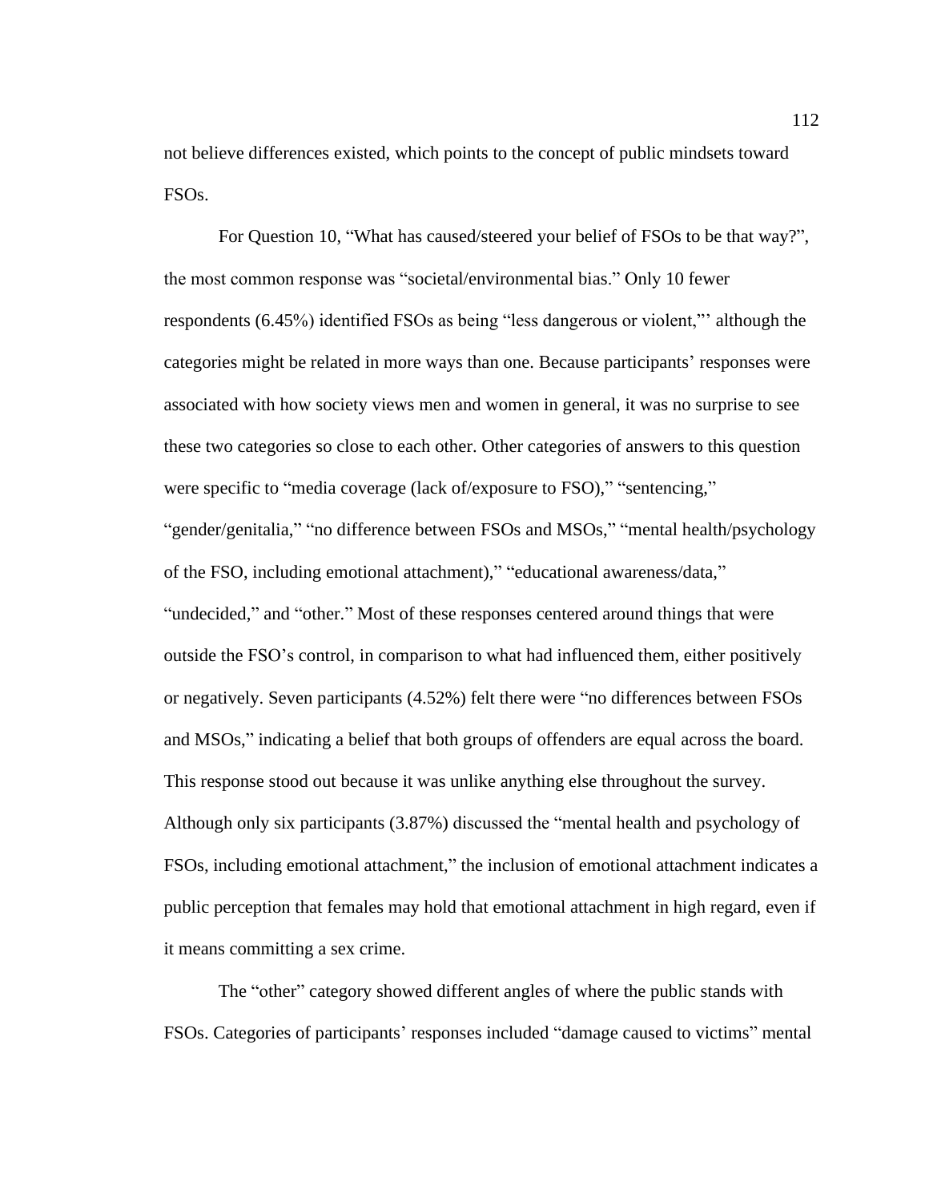not believe differences existed, which points to the concept of public mindsets toward FSOs.

For Question 10, "What has caused/steered your belief of FSOs to be that way?", the most common response was "societal/environmental bias." Only 10 fewer respondents (6.45%) identified FSOs as being "less dangerous or violent,"' although the categories might be related in more ways than one. Because participants' responses were associated with how society views men and women in general, it was no surprise to see these two categories so close to each other. Other categories of answers to this question were specific to "media coverage (lack of/exposure to FSO)," "sentencing," "gender/genitalia," "no difference between FSOs and MSOs," "mental health/psychology of the FSO, including emotional attachment)," "educational awareness/data," "undecided," and "other." Most of these responses centered around things that were outside the FSO's control, in comparison to what had influenced them, either positively or negatively. Seven participants (4.52%) felt there were "no differences between FSOs and MSOs," indicating a belief that both groups of offenders are equal across the board. This response stood out because it was unlike anything else throughout the survey. Although only six participants (3.87%) discussed the "mental health and psychology of FSOs, including emotional attachment," the inclusion of emotional attachment indicates a public perception that females may hold that emotional attachment in high regard, even if it means committing a sex crime.

The "other" category showed different angles of where the public stands with FSOs. Categories of participants' responses included "damage caused to victims" mental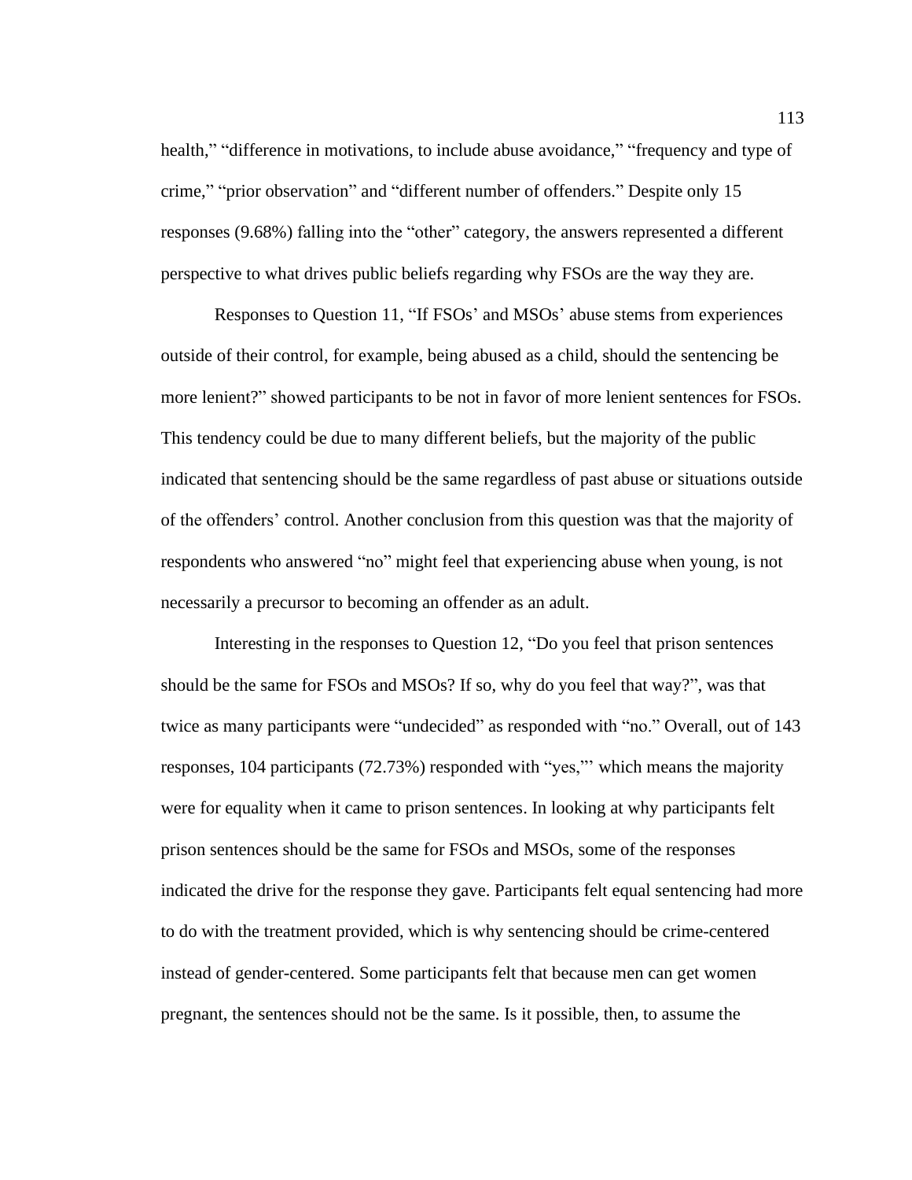health," "difference in motivations, to include abuse avoidance," "frequency and type of crime," "prior observation" and "different number of offenders." Despite only 15 responses (9.68%) falling into the "other" category, the answers represented a different perspective to what drives public beliefs regarding why FSOs are the way they are.

Responses to Question 11, "If FSOs' and MSOs' abuse stems from experiences outside of their control, for example, being abused as a child, should the sentencing be more lenient?" showed participants to be not in favor of more lenient sentences for FSOs. This tendency could be due to many different beliefs, but the majority of the public indicated that sentencing should be the same regardless of past abuse or situations outside of the offenders' control. Another conclusion from this question was that the majority of respondents who answered "no" might feel that experiencing abuse when young, is not necessarily a precursor to becoming an offender as an adult.

Interesting in the responses to Question 12, "Do you feel that prison sentences should be the same for FSOs and MSOs? If so, why do you feel that way?", was that twice as many participants were "undecided" as responded with "no." Overall, out of 143 responses, 104 participants (72.73%) responded with "yes,"' which means the majority were for equality when it came to prison sentences. In looking at why participants felt prison sentences should be the same for FSOs and MSOs, some of the responses indicated the drive for the response they gave. Participants felt equal sentencing had more to do with the treatment provided, which is why sentencing should be crime-centered instead of gender-centered. Some participants felt that because men can get women pregnant, the sentences should not be the same. Is it possible, then, to assume the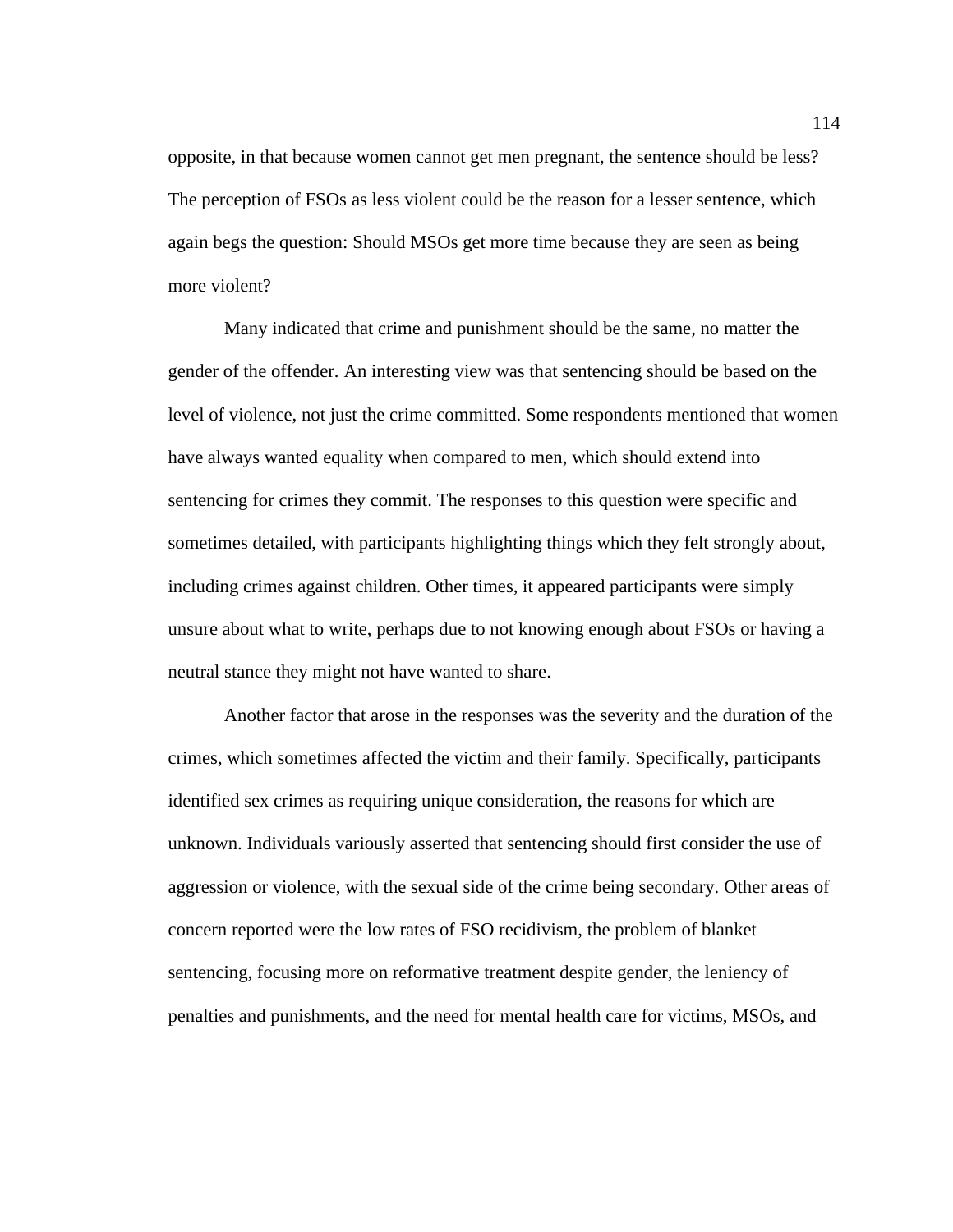opposite, in that because women cannot get men pregnant, the sentence should be less? The perception of FSOs as less violent could be the reason for a lesser sentence, which again begs the question: Should MSOs get more time because they are seen as being more violent?

Many indicated that crime and punishment should be the same, no matter the gender of the offender. An interesting view was that sentencing should be based on the level of violence, not just the crime committed. Some respondents mentioned that women have always wanted equality when compared to men, which should extend into sentencing for crimes they commit. The responses to this question were specific and sometimes detailed, with participants highlighting things which they felt strongly about, including crimes against children. Other times, it appeared participants were simply unsure about what to write, perhaps due to not knowing enough about FSOs or having a neutral stance they might not have wanted to share.

Another factor that arose in the responses was the severity and the duration of the crimes, which sometimes affected the victim and their family. Specifically, participants identified sex crimes as requiring unique consideration, the reasons for which are unknown. Individuals variously asserted that sentencing should first consider the use of aggression or violence, with the sexual side of the crime being secondary. Other areas of concern reported were the low rates of FSO recidivism, the problem of blanket sentencing, focusing more on reformative treatment despite gender, the leniency of penalties and punishments, and the need for mental health care for victims, MSOs, and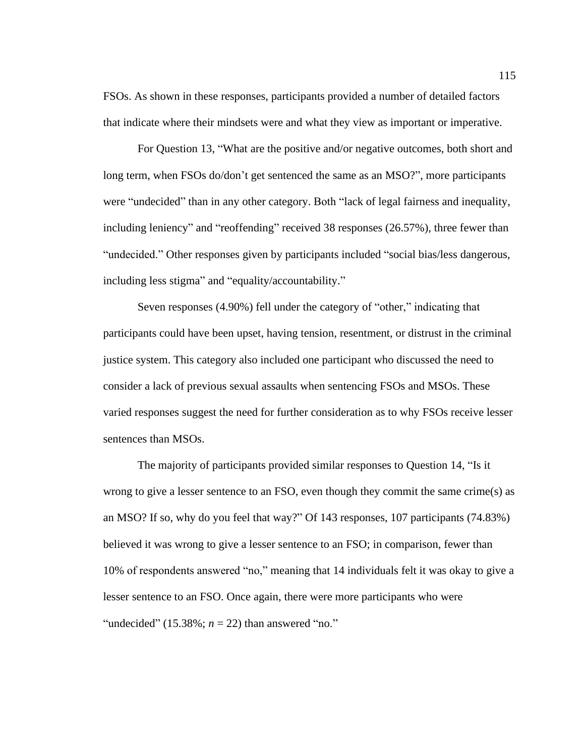FSOs. As shown in these responses, participants provided a number of detailed factors that indicate where their mindsets were and what they view as important or imperative.

For Question 13, "What are the positive and/or negative outcomes, both short and long term, when FSOs do/don't get sentenced the same as an MSO?", more participants were "undecided" than in any other category. Both "lack of legal fairness and inequality, including leniency" and "reoffending" received 38 responses (26.57%), three fewer than "undecided." Other responses given by participants included "social bias/less dangerous, including less stigma" and "equality/accountability."

Seven responses (4.90%) fell under the category of "other," indicating that participants could have been upset, having tension, resentment, or distrust in the criminal justice system. This category also included one participant who discussed the need to consider a lack of previous sexual assaults when sentencing FSOs and MSOs. These varied responses suggest the need for further consideration as to why FSOs receive lesser sentences than MSOs.

The majority of participants provided similar responses to Question 14, "Is it wrong to give a lesser sentence to an FSO, even though they commit the same crime(s) as an MSO? If so, why do you feel that way?" Of 143 responses, 107 participants (74.83%) believed it was wrong to give a lesser sentence to an FSO; in comparison, fewer than 10% of respondents answered "no," meaning that 14 individuals felt it was okay to give a lesser sentence to an FSO. Once again, there were more participants who were "undecided" (15.38%; $n = 22$) than answered "no."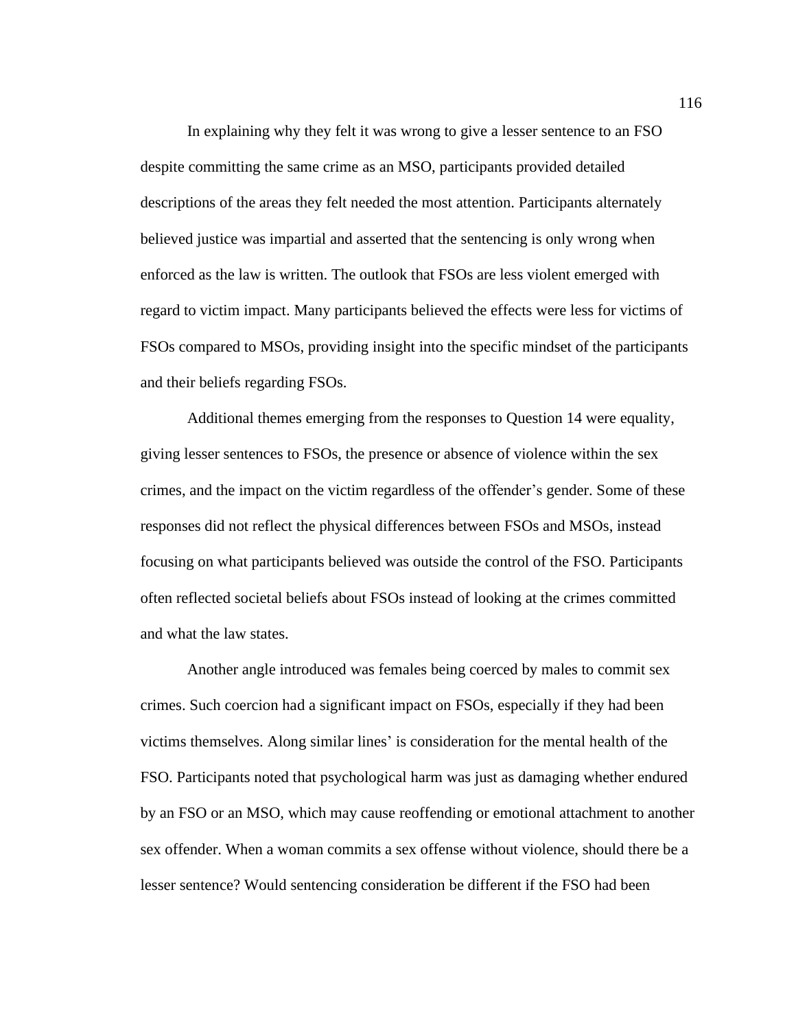In explaining why they felt it was wrong to give a lesser sentence to an FSO despite committing the same crime as an MSO, participants provided detailed descriptions of the areas they felt needed the most attention. Participants alternately believed justice was impartial and asserted that the sentencing is only wrong when enforced as the law is written. The outlook that FSOs are less violent emerged with regard to victim impact. Many participants believed the effects were less for victims of FSOs compared to MSOs, providing insight into the specific mindset of the participants and their beliefs regarding FSOs.

Additional themes emerging from the responses to Question 14 were equality, giving lesser sentences to FSOs, the presence or absence of violence within the sex crimes, and the impact on the victim regardless of the offender's gender. Some of these responses did not reflect the physical differences between FSOs and MSOs, instead focusing on what participants believed was outside the control of the FSO. Participants often reflected societal beliefs about FSOs instead of looking at the crimes committed and what the law states.

Another angle introduced was females being coerced by males to commit sex crimes. Such coercion had a significant impact on FSOs, especially if they had been victims themselves. Along similar lines' is consideration for the mental health of the FSO. Participants noted that psychological harm was just as damaging whether endured by an FSO or an MSO, which may cause reoffending or emotional attachment to another sex offender. When a woman commits a sex offense without violence, should there be a lesser sentence? Would sentencing consideration be different if the FSO had been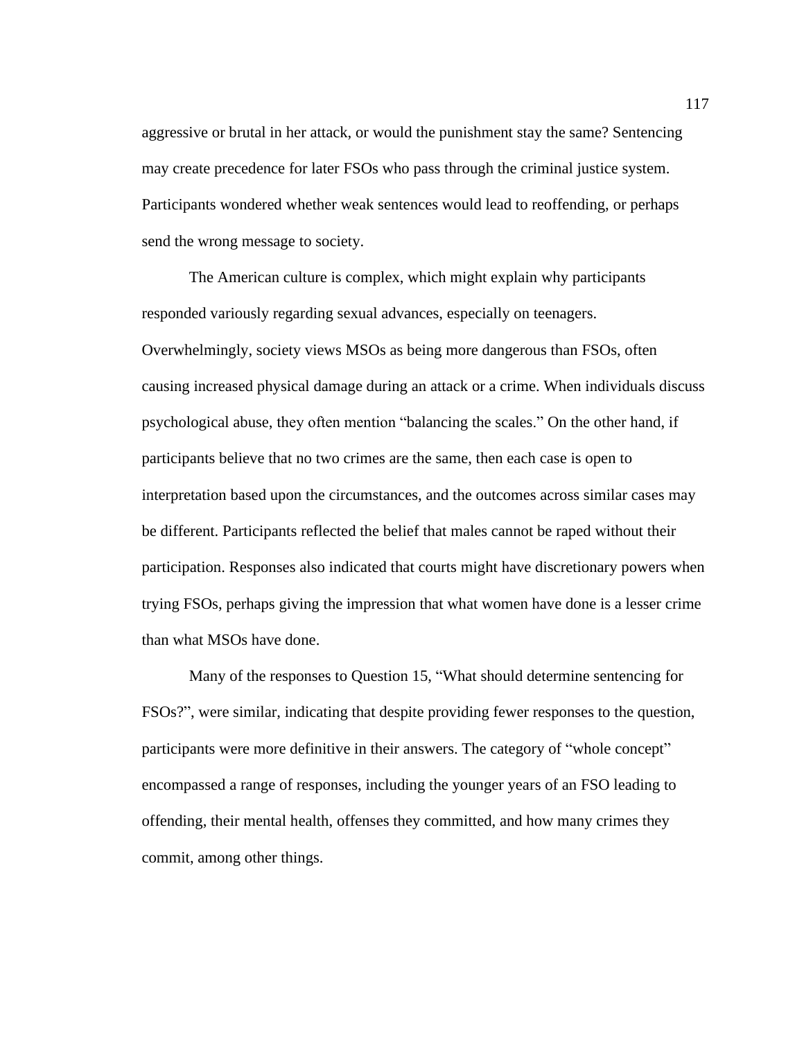aggressive or brutal in her attack, or would the punishment stay the same? Sentencing may create precedence for later FSOs who pass through the criminal justice system. Participants wondered whether weak sentences would lead to reoffending, or perhaps send the wrong message to society.

The American culture is complex, which might explain why participants responded variously regarding sexual advances, especially on teenagers. Overwhelmingly, society views MSOs as being more dangerous than FSOs, often causing increased physical damage during an attack or a crime. When individuals discuss psychological abuse, they often mention "balancing the scales." On the other hand, if participants believe that no two crimes are the same, then each case is open to interpretation based upon the circumstances, and the outcomes across similar cases may be different. Participants reflected the belief that males cannot be raped without their participation. Responses also indicated that courts might have discretionary powers when trying FSOs, perhaps giving the impression that what women have done is a lesser crime than what MSOs have done.

Many of the responses to Question 15, "What should determine sentencing for FSOs?", were similar, indicating that despite providing fewer responses to the question, participants were more definitive in their answers. The category of "whole concept" encompassed a range of responses, including the younger years of an FSO leading to offending, their mental health, offenses they committed, and how many crimes they commit, among other things.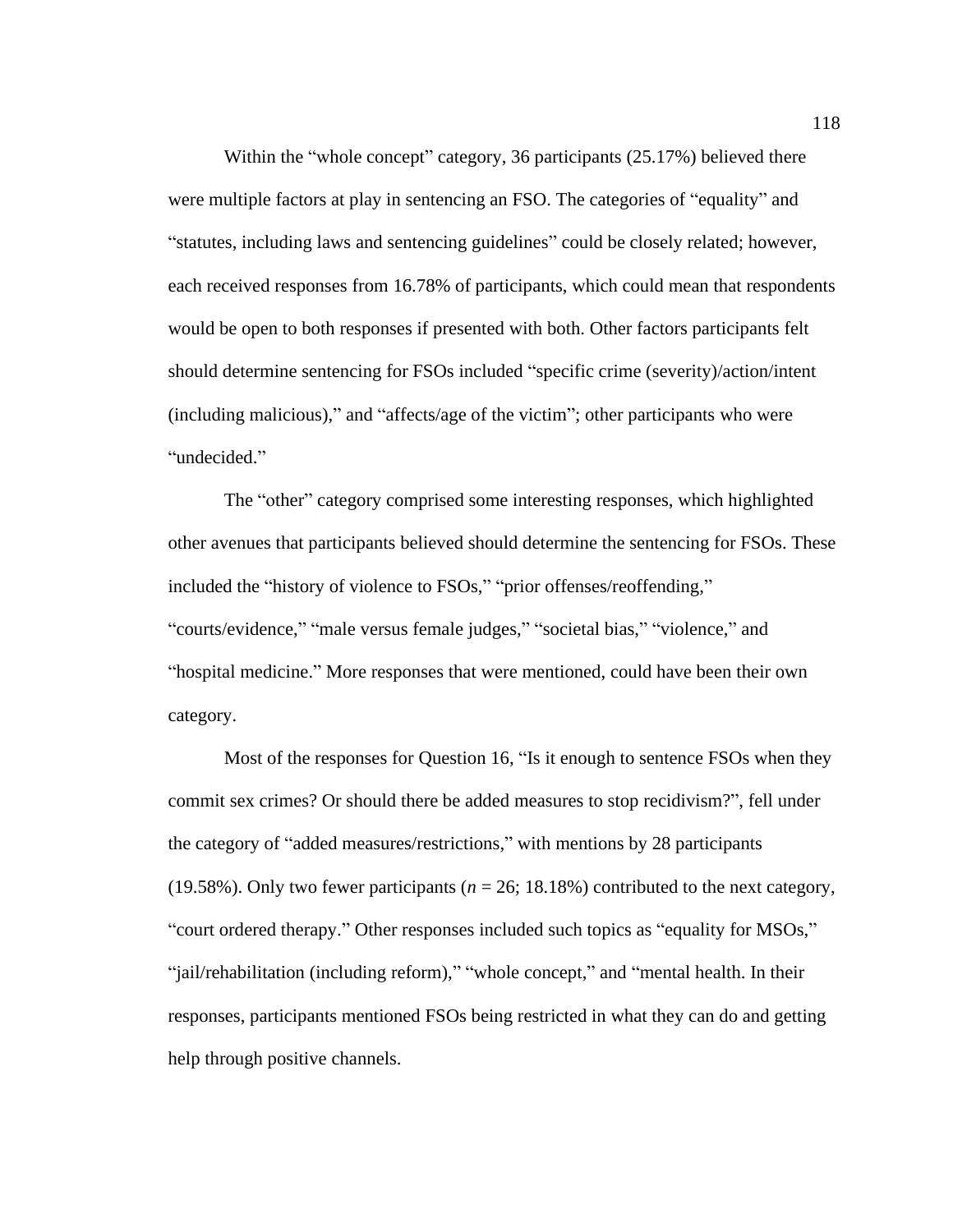Within the “whole concept” category, 36 participants (25.17%) believed there were multiple factors at play in sentencing an FSO. The categories of “equality” and “statutes, including laws and sentencing guidelines” could be closely related; however, each received responses from 16.78% of participants, which could mean that respondents would be open to both responses if presented with both. Other factors participants felt should determine sentencing for FSOs included “specific crime (severity)/action/intent (including malicious),” and “affects/age of the victim”; other participants who were “undecided.”

The “other” category comprised some interesting responses, which highlighted other avenues that participants believed should determine the sentencing for FSOs. These included the “history of violence to FSOs,” “prior offenses/reoffending,” “courts/evidence,” “male versus female judges,” “societal bias,” “violence,” and “hospital medicine.” More responses that were mentioned, could have been their own category.

Most of the responses for Question 16, “Is it enough to sentence FSOs when they commit sex crimes? Or should there be added measures to stop recidivism?”, fell under the category of “added measures/restrictions,” with mentions by 28 participants (19.58%). Only two fewer participants (*n* = 26; 18.18%) contributed to the next category, “court ordered therapy.” Other responses included such topics as “equality for MSOs,” “jail/rehabilitation (including reform),” “whole concept,” and “mental health. In their responses, participants mentioned FSOs being restricted in what they can do and getting help through positive channels.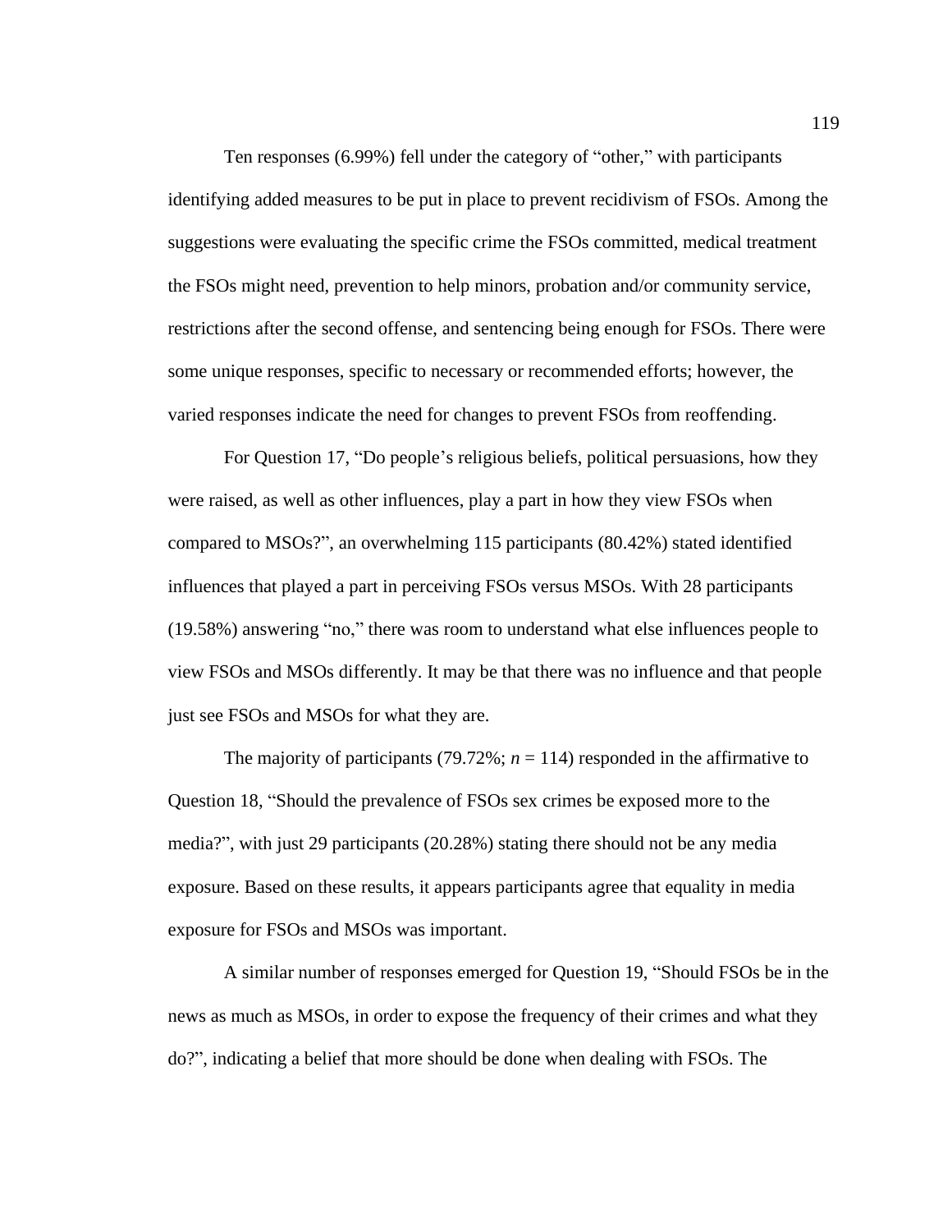Ten responses (6.99%) fell under the category of "other," with participants identifying added measures to be put in place to prevent recidivism of FSOs. Among the suggestions were evaluating the specific crime the FSOs committed, medical treatment the FSOs might need, prevention to help minors, probation and/or community service, restrictions after the second offense, and sentencing being enough for FSOs. There were some unique responses, specific to necessary or recommended efforts; however, the varied responses indicate the need for changes to prevent FSOs from reoffending.

For Question 17, "Do people's religious beliefs, political persuasions, how they were raised, as well as other influences, play a part in how they view FSOs when compared to MSOs?", an overwhelming 115 participants (80.42%) stated identified influences that played a part in perceiving FSOs versus MSOs. With 28 participants (19.58%) answering "no," there was room to understand what else influences people to view FSOs and MSOs differently. It may be that there was no influence and that people just see FSOs and MSOs for what they are.

The majority of participants (79.72%; $n$ = 114) responded in the affirmative to Question 18, "Should the prevalence of FSOs sex crimes be exposed more to the media?", with just 29 participants (20.28%) stating there should not be any media exposure. Based on these results, it appears participants agree that equality in media exposure for FSOs and MSOs was important.

A similar number of responses emerged for Question 19, "Should FSOs be in the news as much as MSOs, in order to expose the frequency of their crimes and what they do?", indicating a belief that more should be done when dealing with FSOs. The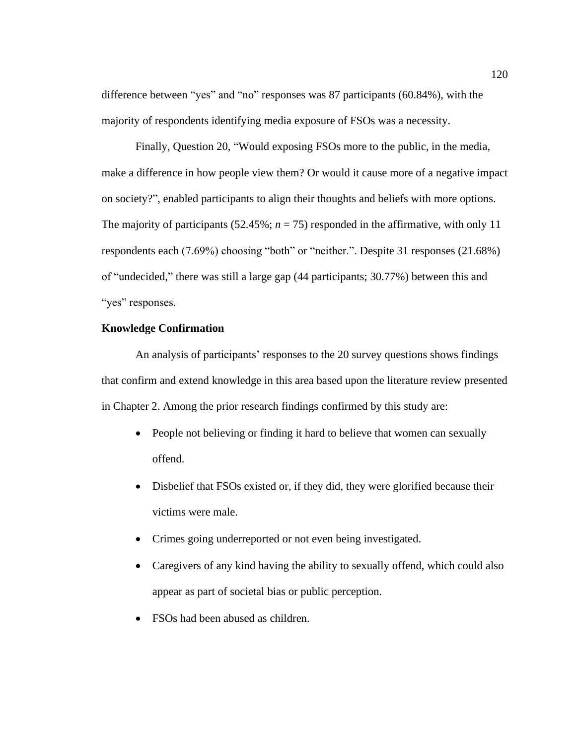difference between "yes" and "no" responses was 87 participants (60.84%), with the majority of respondents identifying media exposure of FSOs was a necessity.

Finally, Question 20, "Would exposing FSOs more to the public, in the media, make a difference in how people view them? Or would it cause more of a negative impact on society?", enabled participants to align their thoughts and beliefs with more options. The majority of participants (52.45%; $n = 75$) responded in the affirmative, with only 11 respondents each (7.69%) choosing "both" or "neither.". Despite 31 responses (21.68%) of "undecided," there was still a large gap (44 participants; 30.77%) between this and "yes" responses.

**Knowledge Confirmation**

An analysis of participants' responses to the 20 survey questions shows findings that confirm and extend knowledge in this area based upon the literature review presented in Chapter 2. Among the prior research findings confirmed by this study are:

- People not believing or finding it hard to believe that women can sexually offend.
- Disbelief that FSOs existed or, if they did, they were glorified because their victims were male.
- Crimes going underreported or not even being investigated.
- Caregivers of any kind having the ability to sexually offend, which could also appear as part of societal bias or public perception.
- FSOs had been abused as children.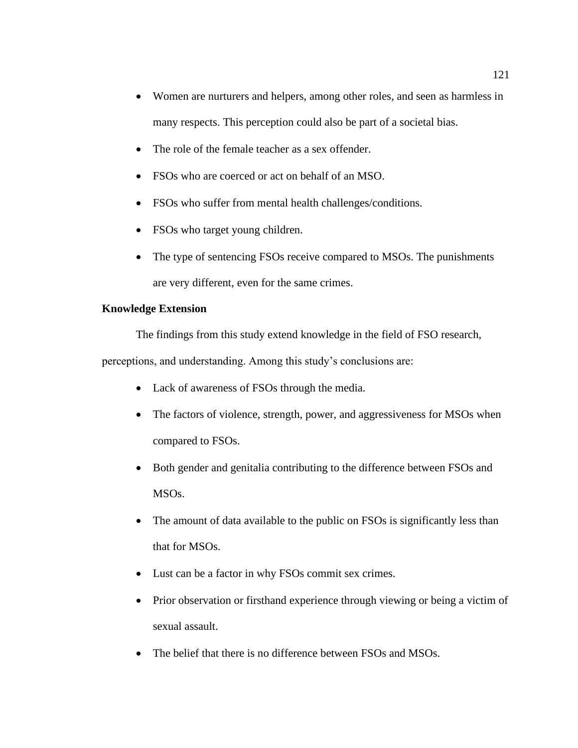- Women are nurturers and helpers, among other roles, and seen as harmless in many respects. This perception could also be part of a societal bias.
- The role of the female teacher as a sex offender.
- FSOs who are coerced or act on behalf of an MSO.
- FSOs who suffer from mental health challenges/conditions.
- FSOs who target young children.
- The type of sentencing FSOs receive compared to MSOs. The punishments are very different, even for the same crimes.

**Knowledge Extension**

The findings from this study extend knowledge in the field of FSO research, perceptions, and understanding. Among this study's conclusions are:

- Lack of awareness of FSOs through the media.
- The factors of violence, strength, power, and aggressiveness for MSOs when compared to FSOs.
- Both gender and genitalia contributing to the difference between FSOs and MSOs.
- The amount of data available to the public on FSOs is significantly less than that for MSOs.
- Lust can be a factor in why FSOs commit sex crimes.
- Prior observation or firsthand experience through viewing or being a victim of sexual assault.
- The belief that there is no difference between FSOs and MSOs.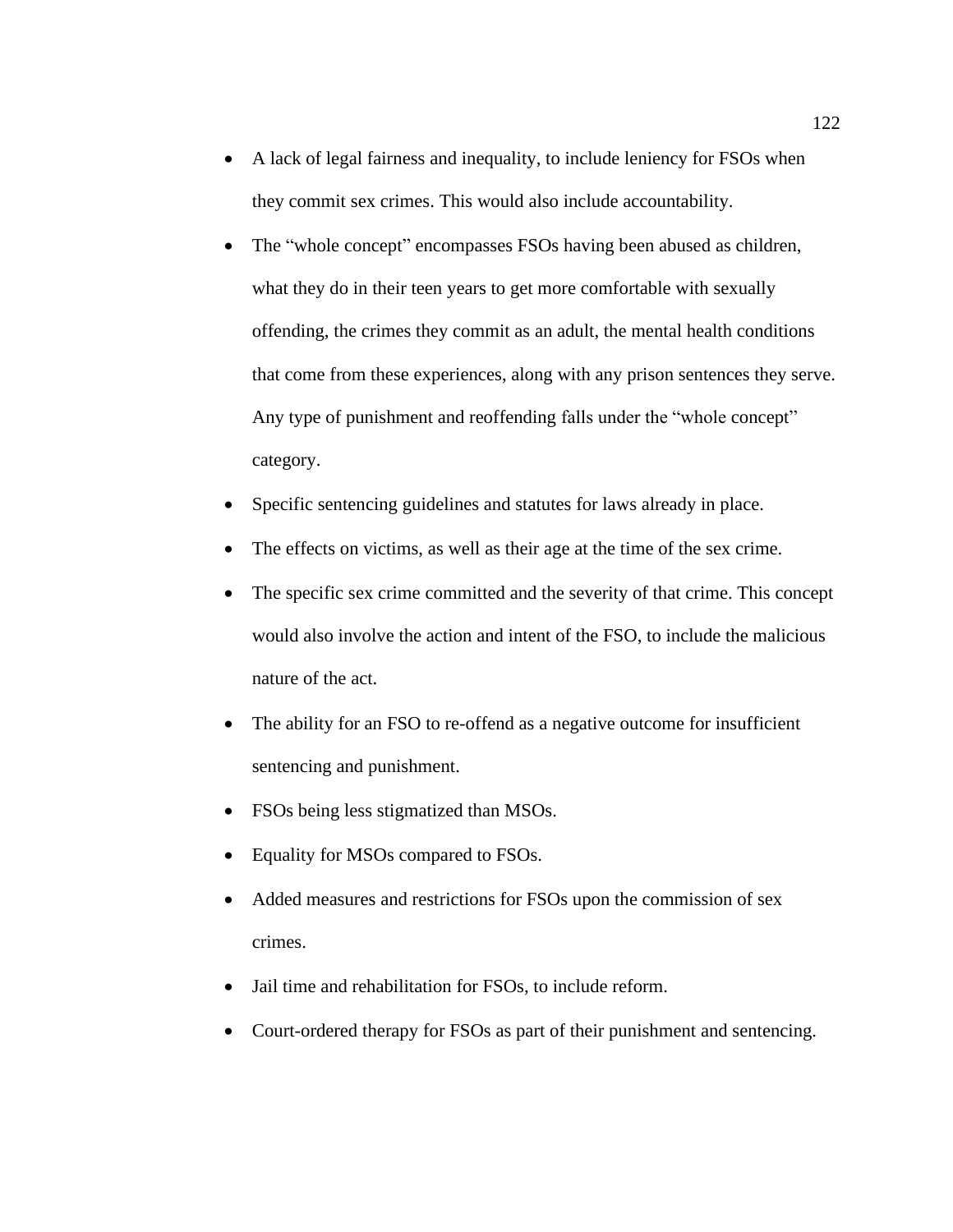- A lack of legal fairness and inequality, to include leniency for FSOs when they commit sex crimes. This would also include accountability.
- The "whole concept" encompasses FSOs having been abused as children, what they do in their teen years to get more comfortable with sexually offending, the crimes they commit as an adult, the mental health conditions that come from these experiences, along with any prison sentences they serve. Any type of punishment and reoffending falls under the "whole concept" category.
- Specific sentencing guidelines and statutes for laws already in place.
- The effects on victims, as well as their age at the time of the sex crime.
- The specific sex crime committed and the severity of that crime. This concept would also involve the action and intent of the FSO, to include the malicious nature of the act.
- The ability for an FSO to re-offend as a negative outcome for insufficient sentencing and punishment.
- FSOs being less stigmatized than MSOs.
- Equality for MSOs compared to FSOs.
- Added measures and restrictions for FSOs upon the commission of sex crimes.
- Jail time and rehabilitation for FSOs, to include reform.
- Court-ordered therapy for FSOs as part of their punishment and sentencing.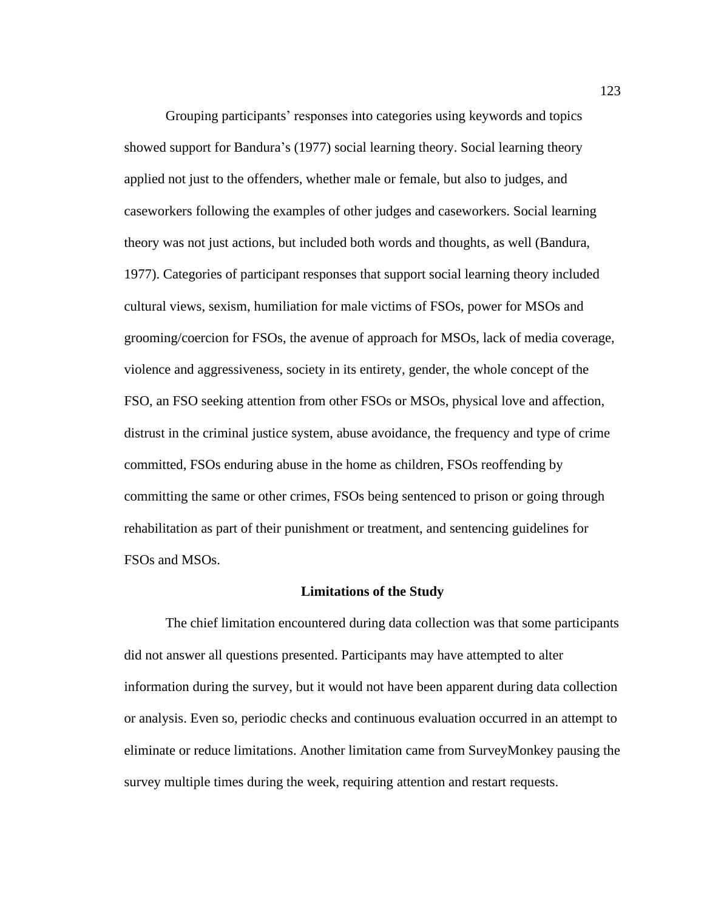Grouping participants' responses into categories using keywords and topics showed support for Bandura's (1977) social learning theory. Social learning theory applied not just to the offenders, whether male or female, but also to judges, and caseworkers following the examples of other judges and caseworkers. Social learning theory was not just actions, but included both words and thoughts, as well (Bandura, 1977). Categories of participant responses that support social learning theory included cultural views, sexism, humiliation for male victims of FSOs, power for MSOs and grooming/coercion for FSOs, the avenue of approach for MSOs, lack of media coverage, violence and aggressiveness, society in its entirety, gender, the whole concept of the FSO, an FSO seeking attention from other FSOs or MSOs, physical love and affection, distrust in the criminal justice system, abuse avoidance, the frequency and type of crime committed, FSOs enduring abuse in the home as children, FSOs reoffending by committing the same or other crimes, FSOs being sentenced to prison or going through rehabilitation as part of their punishment or treatment, and sentencing guidelines for FSOs and MSOs.

## Limitations of the Study

The chief limitation encountered during data collection was that some participants did not answer all questions presented. Participants may have attempted to alter information during the survey, but it would not have been apparent during data collection or analysis. Even so, periodic checks and continuous evaluation occurred in an attempt to eliminate or reduce limitations. Another limitation came from SurveyMonkey pausing the survey multiple times during the week, requiring attention and restart requests.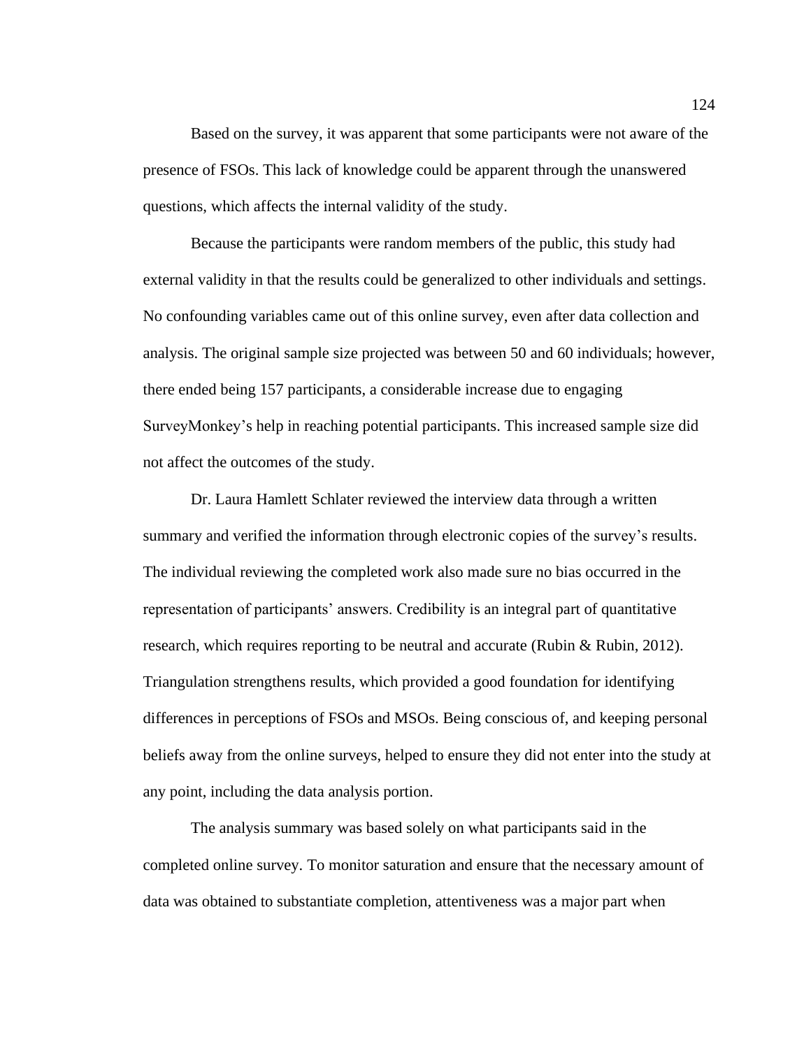Based on the survey, it was apparent that some participants were not aware of the presence of FSOs. This lack of knowledge could be apparent through the unanswered questions, which affects the internal validity of the study.

Because the participants were random members of the public, this study had external validity in that the results could be generalized to other individuals and settings. No confounding variables came out of this online survey, even after data collection and analysis. The original sample size projected was between 50 and 60 individuals; however, there ended being 157 participants, a considerable increase due to engaging SurveyMonkey's help in reaching potential participants. This increased sample size did not affect the outcomes of the study.

Dr. Laura Hamlett Schlater reviewed the interview data through a written summary and verified the information through electronic copies of the survey's results. The individual reviewing the completed work also made sure no bias occurred in the representation of participants' answers. Credibility is an integral part of quantitative research, which requires reporting to be neutral and accurate (Rubin & Rubin, 2012). Triangulation strengthens results, which provided a good foundation for identifying differences in perceptions of FSOs and MSOs. Being conscious of, and keeping personal beliefs away from the online surveys, helped to ensure they did not enter into the study at any point, including the data analysis portion.

The analysis summary was based solely on what participants said in the completed online survey. To monitor saturation and ensure that the necessary amount of data was obtained to substantiate completion, attentiveness was a major part when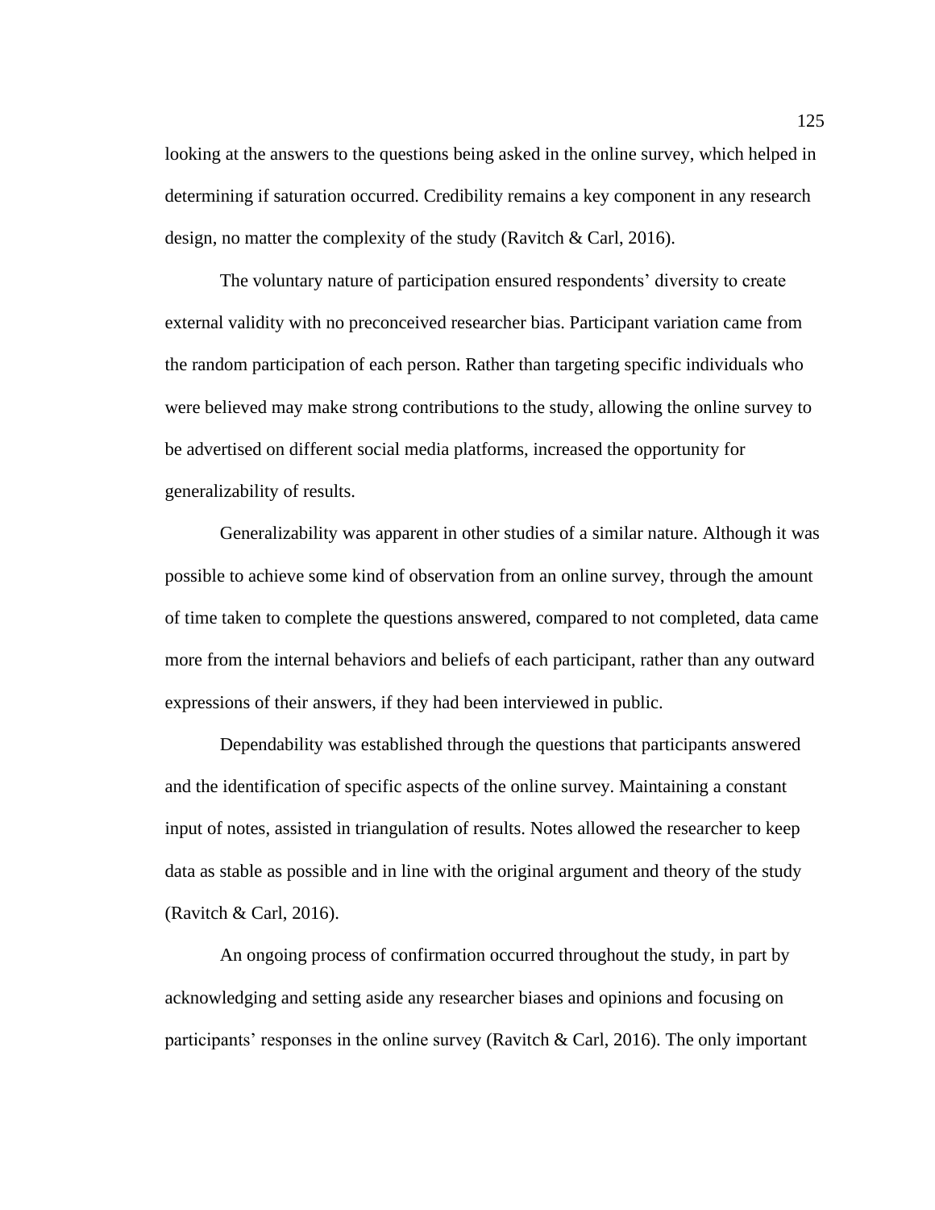looking at the answers to the questions being asked in the online survey, which helped in determining if saturation occurred. Credibility remains a key component in any research design, no matter the complexity of the study (Ravitch & Carl, 2016).

The voluntary nature of participation ensured respondents' diversity to create external validity with no preconceived researcher bias. Participant variation came from the random participation of each person. Rather than targeting specific individuals who were believed may make strong contributions to the study, allowing the online survey to be advertised on different social media platforms, increased the opportunity for generalizability of results.

Generalizability was apparent in other studies of a similar nature. Although it was possible to achieve some kind of observation from an online survey, through the amount of time taken to complete the questions answered, compared to not completed, data came more from the internal behaviors and beliefs of each participant, rather than any outward expressions of their answers, if they had been interviewed in public.

Dependability was established through the questions that participants answered and the identification of specific aspects of the online survey. Maintaining a constant input of notes, assisted in triangulation of results. Notes allowed the researcher to keep data as stable as possible and in line with the original argument and theory of the study (Ravitch & Carl, 2016).

An ongoing process of confirmation occurred throughout the study, in part by acknowledging and setting aside any researcher biases and opinions and focusing on participants' responses in the online survey (Ravitch & Carl, 2016). The only important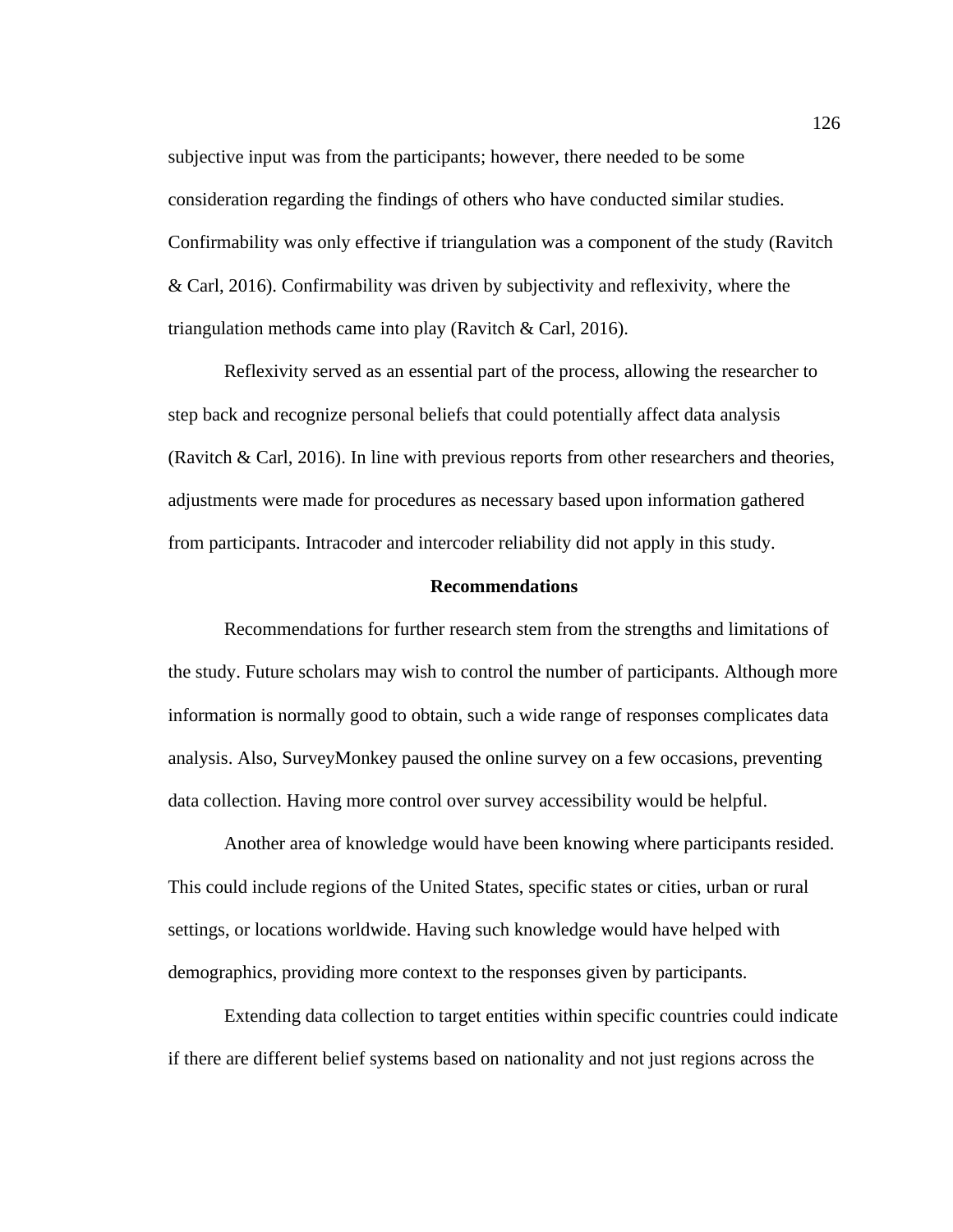subjective input was from the participants; however, there needed to be some consideration regarding the findings of others who have conducted similar studies. Confirmability was only effective if triangulation was a component of the study (Ravitch & Carl, 2016). Confirmability was driven by subjectivity and reflexivity, where the triangulation methods came into play (Ravitch & Carl, 2016).

Reflexivity served as an essential part of the process, allowing the researcher to step back and recognize personal beliefs that could potentially affect data analysis (Ravitch & Carl, 2016). In line with previous reports from other researchers and theories, adjustments were made for procedures as necessary based upon information gathered from participants. Intracoder and intercoder reliability did not apply in this study.

## Recommendations

Recommendations for further research stem from the strengths and limitations of the study. Future scholars may wish to control the number of participants. Although more information is normally good to obtain, such a wide range of responses complicates data analysis. Also, SurveyMonkey paused the online survey on a few occasions, preventing data collection. Having more control over survey accessibility would be helpful.

Another area of knowledge would have been knowing where participants resided. This could include regions of the United States, specific states or cities, urban or rural settings, or locations worldwide. Having such knowledge would have helped with demographics, providing more context to the responses given by participants.

Extending data collection to target entities within specific countries could indicate if there are different belief systems based on nationality and not just regions across the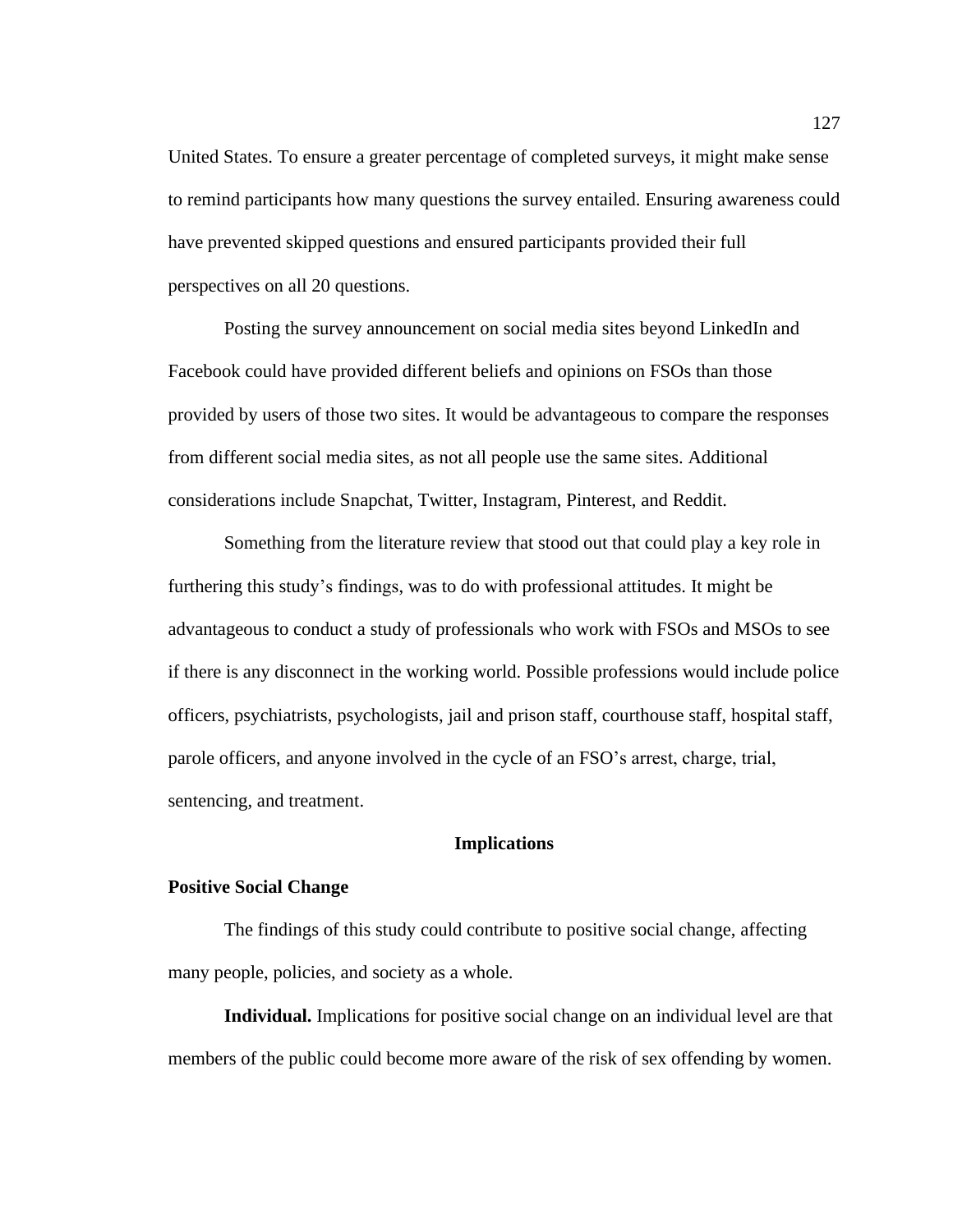United States. To ensure a greater percentage of completed surveys, it might make sense to remind participants how many questions the survey entailed. Ensuring awareness could have prevented skipped questions and ensured participants provided their full perspectives on all 20 questions.

Posting the survey announcement on social media sites beyond LinkedIn and Facebook could have provided different beliefs and opinions on FSOs than those provided by users of those two sites. It would be advantageous to compare the responses from different social media sites, as not all people use the same sites. Additional considerations include Snapchat, Twitter, Instagram, Pinterest, and Reddit.

Something from the literature review that stood out that could play a key role in furthering this study's findings, was to do with professional attitudes. It might be advantageous to conduct a study of professionals who work with FSOs and MSOs to see if there is any disconnect in the working world. Possible professions would include police officers, psychiatrists, psychologists, jail and prison staff, courthouse staff, hospital staff, parole officers, and anyone involved in the cycle of an FSO's arrest, charge, trial, sentencing, and treatment.

## Implications

### Positive Social Change

The findings of this study could contribute to positive social change, affecting many people, policies, and society as a whole.

**Individual.** Implications for positive social change on an individual level are that members of the public could become more aware of the risk of sex offending by women.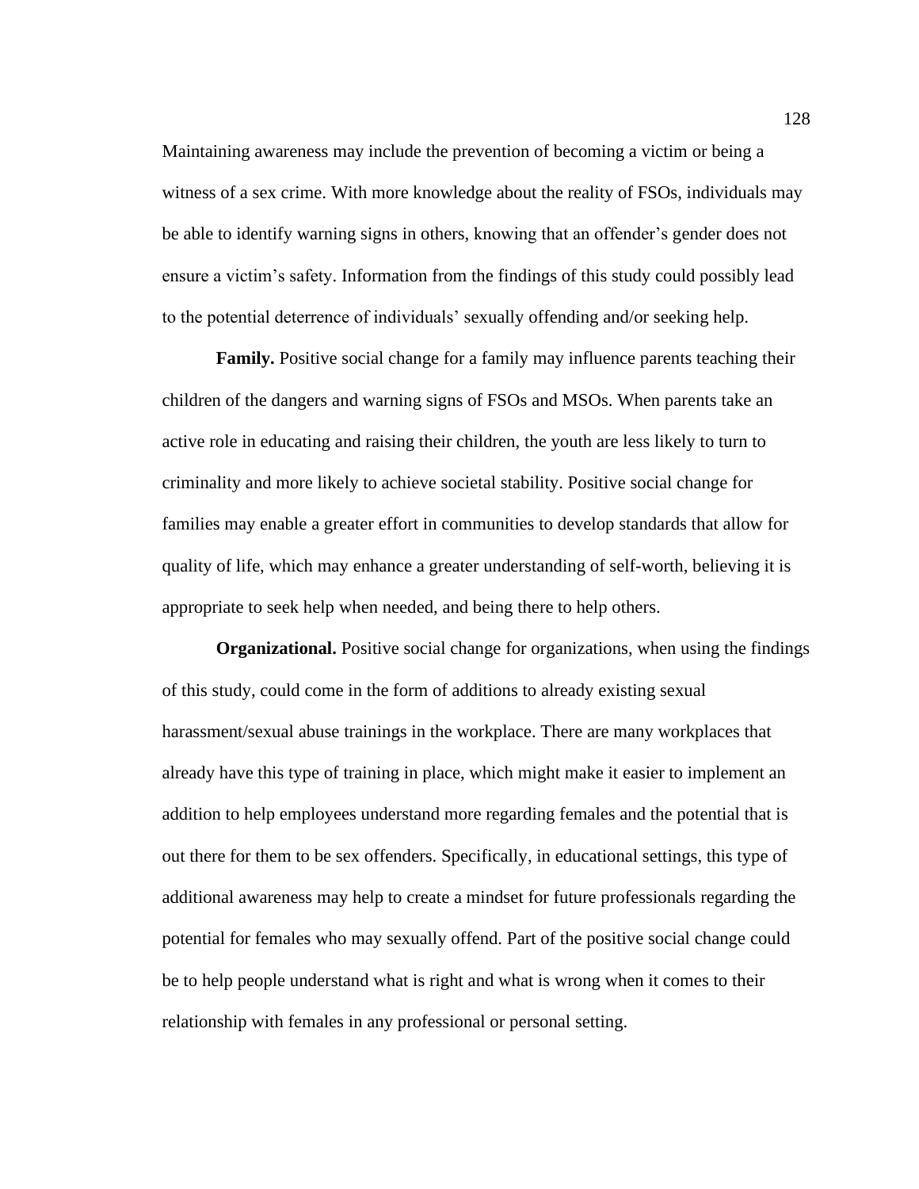Maintaining awareness may include the prevention of becoming a victim or being a witness of a sex crime. With more knowledge about the reality of FSOs, individuals may be able to identify warning signs in others, knowing that an offender's gender does not ensure a victim's safety. Information from the findings of this study could possibly lead to the potential deterrence of individuals' sexually offending and/or seeking help.

**Family.** Positive social change for a family may influence parents teaching their children of the dangers and warning signs of FSOs and MSOs. When parents take an active role in educating and raising their children, the youth are less likely to turn to criminality and more likely to achieve societal stability. Positive social change for families may enable a greater effort in communities to develop standards that allow for quality of life, which may enhance a greater understanding of self-worth, believing it is appropriate to seek help when needed, and being there to help others.

**Organizational.** Positive social change for organizations, when using the findings of this study, could come in the form of additions to already existing sexual harassment/sexual abuse trainings in the workplace. There are many workplaces that already have this type of training in place, which might make it easier to implement an addition to help employees understand more regarding females and the potential that is out there for them to be sex offenders. Specifically, in educational settings, this type of additional awareness may help to create a mindset for future professionals regarding the potential for females who may sexually offend. Part of the positive social change could be to help people understand what is right and what is wrong when it comes to their relationship with females in any professional or personal setting.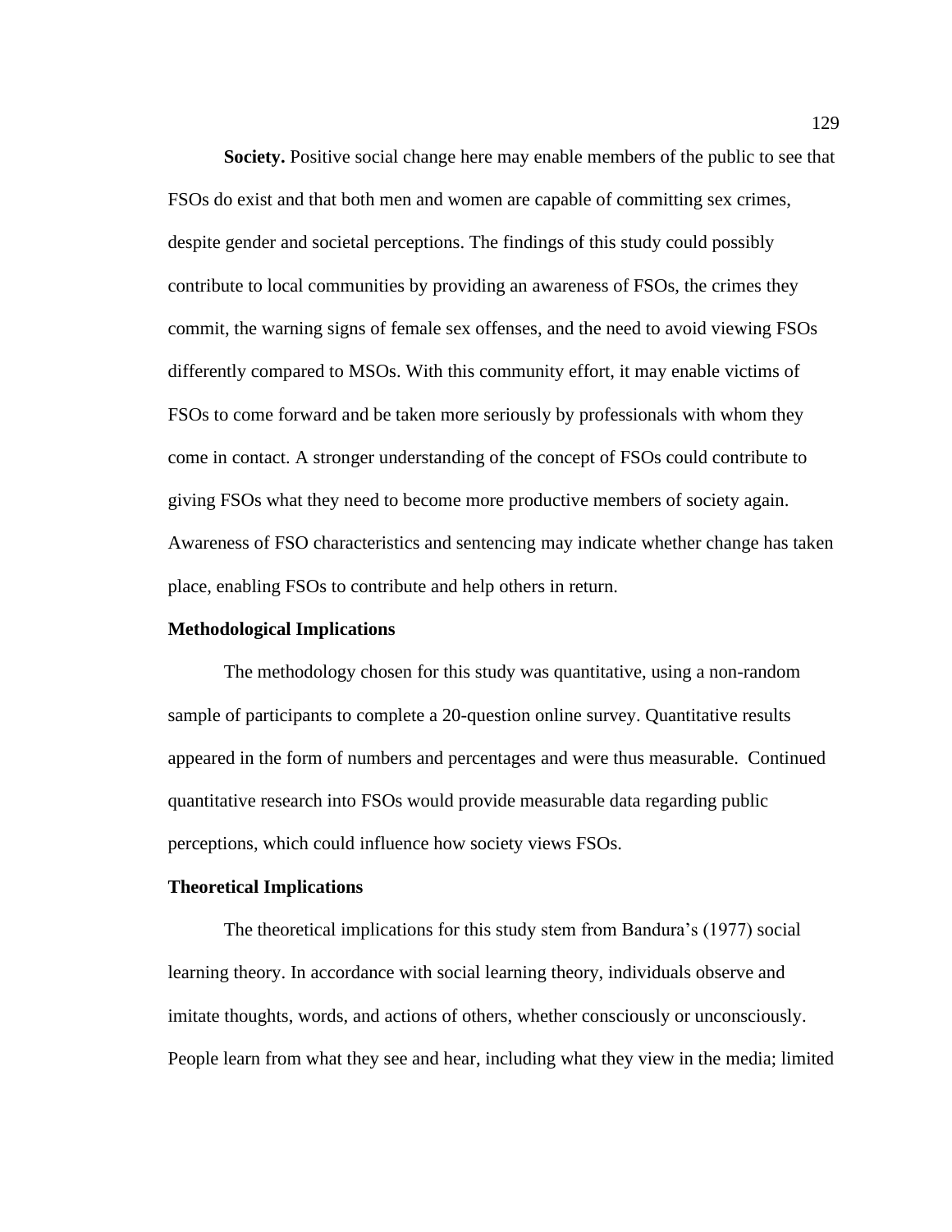**Society.** Positive social change here may enable members of the public to see that FSOs do exist and that both men and women are capable of committing sex crimes, despite gender and societal perceptions. The findings of this study could possibly contribute to local communities by providing an awareness of FSOs, the crimes they commit, the warning signs of female sex offenses, and the need to avoid viewing FSOs differently compared to MSOs. With this community effort, it may enable victims of FSOs to come forward and be taken more seriously by professionals with whom they come in contact. A stronger understanding of the concept of FSOs could contribute to giving FSOs what they need to become more productive members of society again. Awareness of FSO characteristics and sentencing may indicate whether change has taken place, enabling FSOs to contribute and help others in return.

## Methodological Implications

The methodology chosen for this study was quantitative, using a non-random sample of participants to complete a 20-question online survey. Quantitative results appeared in the form of numbers and percentages and were thus measurable. Continued quantitative research into FSOs would provide measurable data regarding public perceptions, which could influence how society views FSOs.

## Theoretical Implications

The theoretical implications for this study stem from Bandura's (1977) social learning theory. In accordance with social learning theory, individuals observe and imitate thoughts, words, and actions of others, whether consciously or unconsciously. People learn from what they see and hear, including what they view in the media; limited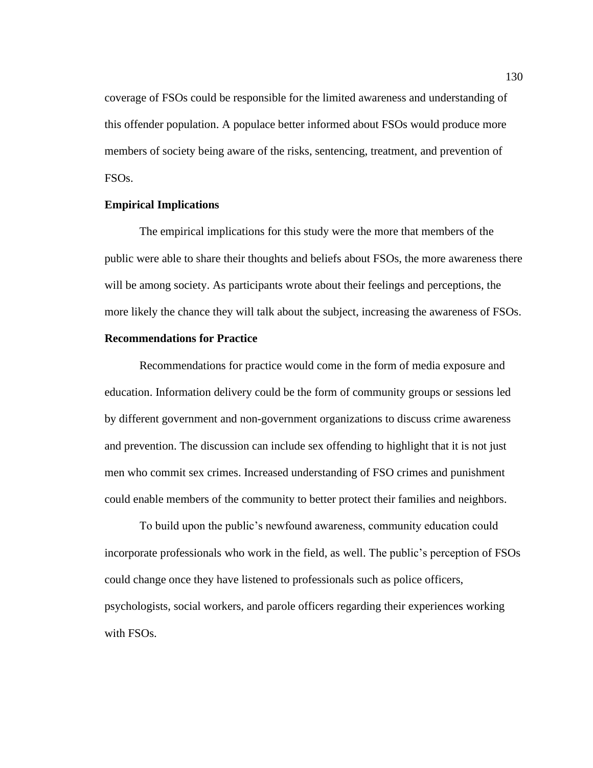coverage of FSOs could be responsible for the limited awareness and understanding of this offender population. A populace better informed about FSOs would produce more members of society being aware of the risks, sentencing, treatment, and prevention of FSOs.

### Empirical Implications

The empirical implications for this study were the more that members of the public were able to share their thoughts and beliefs about FSOs, the more awareness there will be among society. As participants wrote about their feelings and perceptions, the more likely the chance they will talk about the subject, increasing the awareness of FSOs.

### Recommendations for Practice

Recommendations for practice would come in the form of media exposure and education. Information delivery could be the form of community groups or sessions led by different government and non-government organizations to discuss crime awareness and prevention. The discussion can include sex offending to highlight that it is not just men who commit sex crimes. Increased understanding of FSO crimes and punishment could enable members of the community to better protect their families and neighbors.

To build upon the public's newfound awareness, community education could incorporate professionals who work in the field, as well. The public's perception of FSOs could change once they have listened to professionals such as police officers, psychologists, social workers, and parole officers regarding their experiences working with FSOs.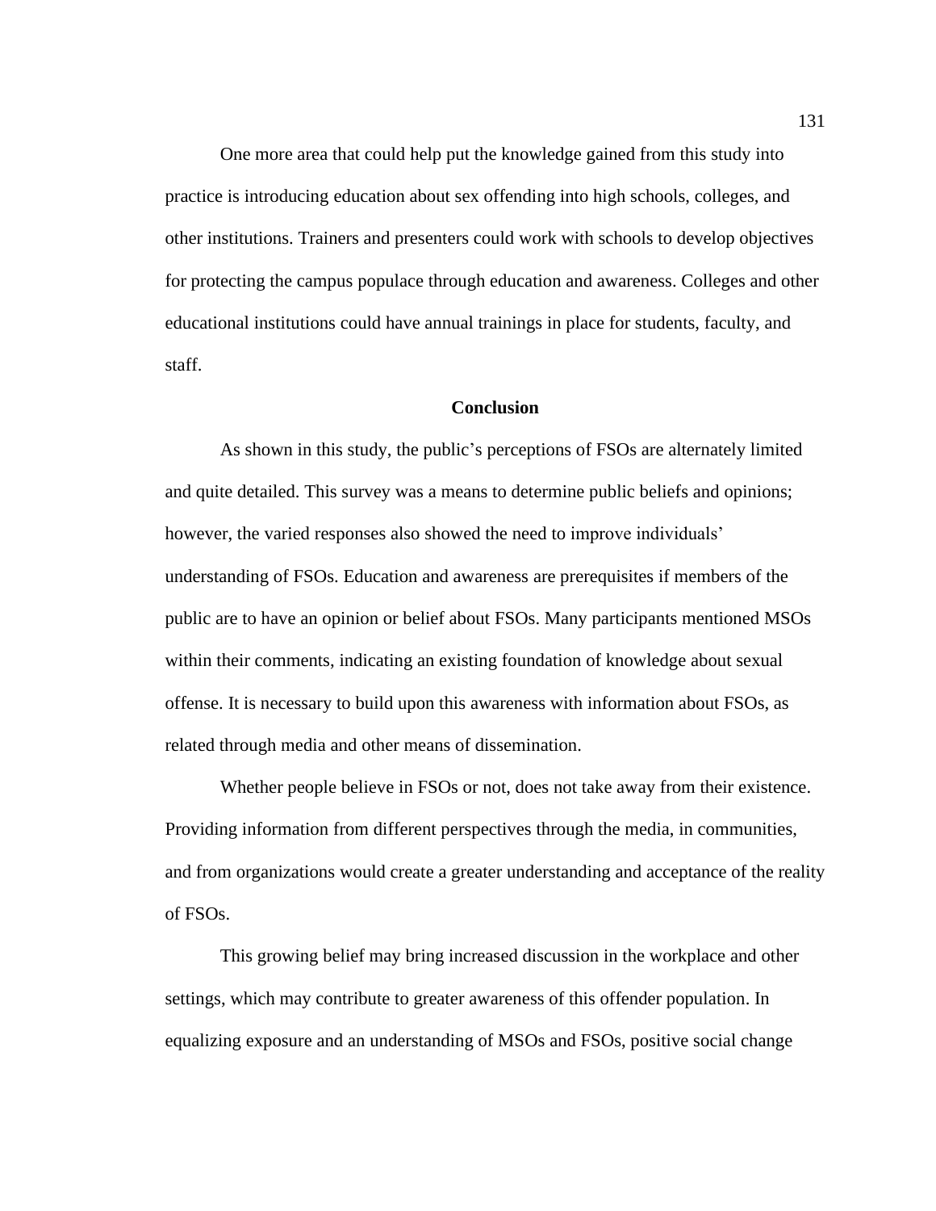One more area that could help put the knowledge gained from this study into practice is introducing education about sex offending into high schools, colleges, and other institutions. Trainers and presenters could work with schools to develop objectives for protecting the campus populace through education and awareness. Colleges and other educational institutions could have annual trainings in place for students, faculty, and staff.

## Conclusion

As shown in this study, the public's perceptions of FSOs are alternately limited and quite detailed. This survey was a means to determine public beliefs and opinions; however, the varied responses also showed the need to improve individuals' understanding of FSOs. Education and awareness are prerequisites if members of the public are to have an opinion or belief about FSOs. Many participants mentioned MSOs within their comments, indicating an existing foundation of knowledge about sexual offense. It is necessary to build upon this awareness with information about FSOs, as related through media and other means of dissemination.

Whether people believe in FSOs or not, does not take away from their existence. Providing information from different perspectives through the media, in communities, and from organizations would create a greater understanding and acceptance of the reality of FSOs.

This growing belief may bring increased discussion in the workplace and other settings, which may contribute to greater awareness of this offender population. In equalizing exposure and an understanding of MSOs and FSOs, positive social change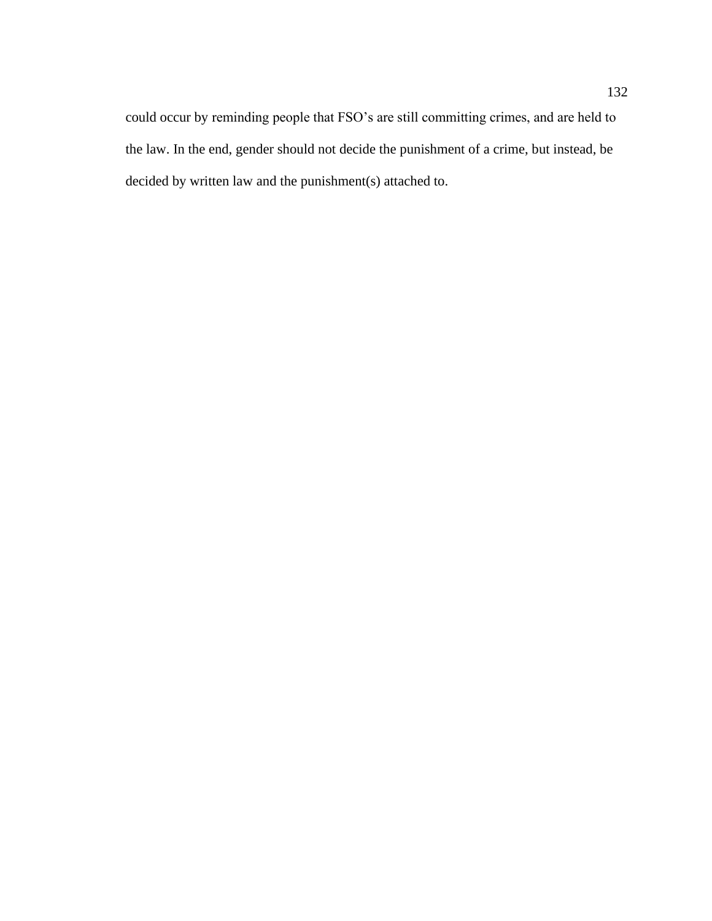could occur by reminding people that FSO's are still committing crimes, and are held to the law. In the end, gender should not decide the punishment of a crime, but instead, be decided by written law and the punishment(s) attached to.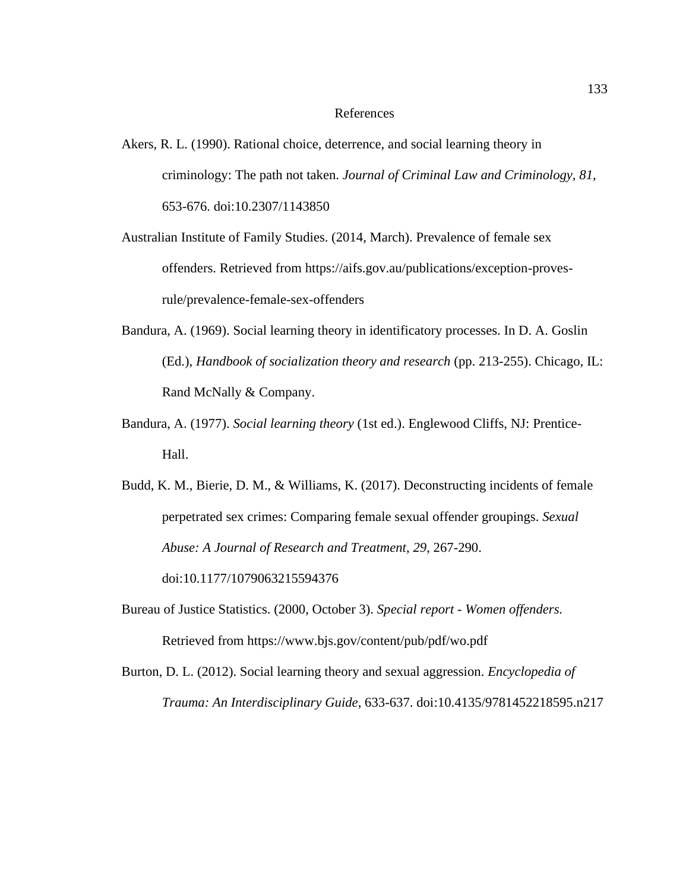# References

Akers, R. L. (1990). Rational choice, deterrence, and social learning theory in criminology: The path not taken. *Journal of Criminal Law and Criminology, 81*, 653-676. doi:10.2307/1143850

Australian Institute of Family Studies. (2014, March). Prevalence of female sex offenders. Retrieved from https://aifs.gov.au/publications/exception-proves-rule/prevalence-female-sex-offenders

Bandura, A. (1969). Social learning theory in identificatory processes. In D. A. Goslin (Ed.), *Handbook of socialization theory and research* (pp. 213-255). Chicago, IL: Rand McNally & Company.

Bandura, A. (1977). *Social learning theory* (1st ed.). Englewood Cliffs, NJ: Prentice-Hall.

Budd, K. M., Bierie, D. M., & Williams, K. (2017). Deconstructing incidents of female perpetrated sex crimes: Comparing female sexual offender groupings. *Sexual Abuse: A Journal of Research and Treatment*, *29*, 267-290. doi:10.1177/1079063215594376

Bureau of Justice Statistics. (2000, October 3). *Special report - Women offenders.* Retrieved from https://www.bjs.gov/content/pub/pdf/wo.pdf

Burton, D. L. (2012). Social learning theory and sexual aggression. *Encyclopedia of Trauma: An Interdisciplinary Guide*, 633-637. doi:10.4135/9781452218595.n217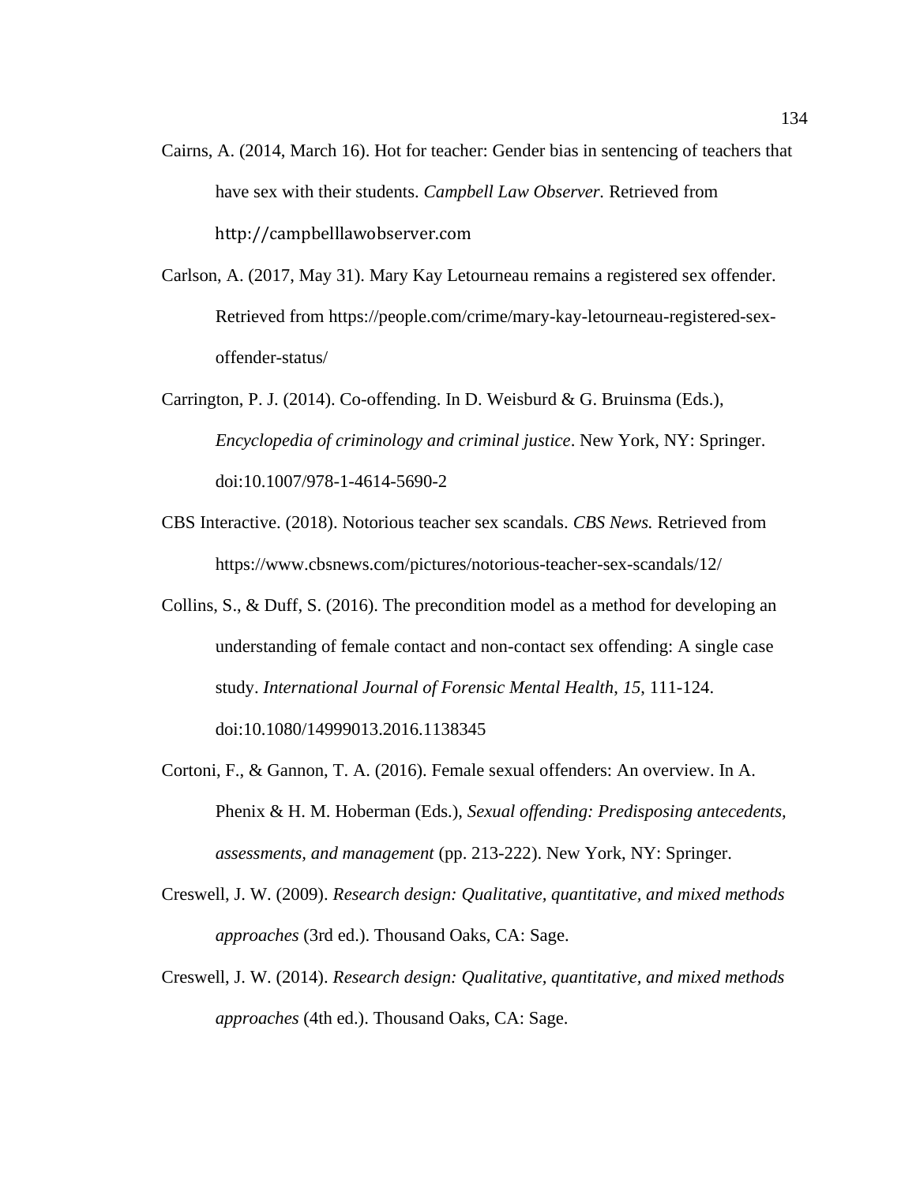Cairns, A. (2014, March 16). Hot for teacher: Gender bias in sentencing of teachers that have sex with their students. *Campbell Law Observer.* Retrieved from http://campbelllawobserver.com

Carlson, A. (2017, May 31). Mary Kay Letourneau remains a registered sex offender. Retrieved from https://people.com/crime/mary-kay-letourneau-registered-sex-offender-status/

Carrington, P. J. (2014). Co-offending. In D. Weisburd & G. Bruinsma (Eds.), *Encyclopedia of criminology and criminal justice*. New York, NY: Springer. doi:10.1007/978-1-4614-5690-2

CBS Interactive. (2018). Notorious teacher sex scandals. *CBS News.* Retrieved from https://www.cbsnews.com/pictures/notorious-teacher-sex-scandals/12/

Collins, S., & Duff, S. (2016). The precondition model as a method for developing an understanding of female contact and non-contact sex offending: A single case study. *International Journal of Forensic Mental Health*, *15*, 111-124. doi:10.1080/14999013.2016.1138345

Cortoni, F., & Gannon, T. A. (2016). Female sexual offenders: An overview. In A. Phenix & H. M. Hoberman (Eds.), *Sexual offending: Predisposing antecedents, assessments, and management* (pp. 213-222). New York, NY: Springer.

Creswell, J. W. (2009). *Research design: Qualitative, quantitative, and mixed methods approaches* (3rd ed.). Thousand Oaks, CA: Sage.

Creswell, J. W. (2014). *Research design: Qualitative, quantitative, and mixed methods approaches* (4th ed.). Thousand Oaks, CA: Sage.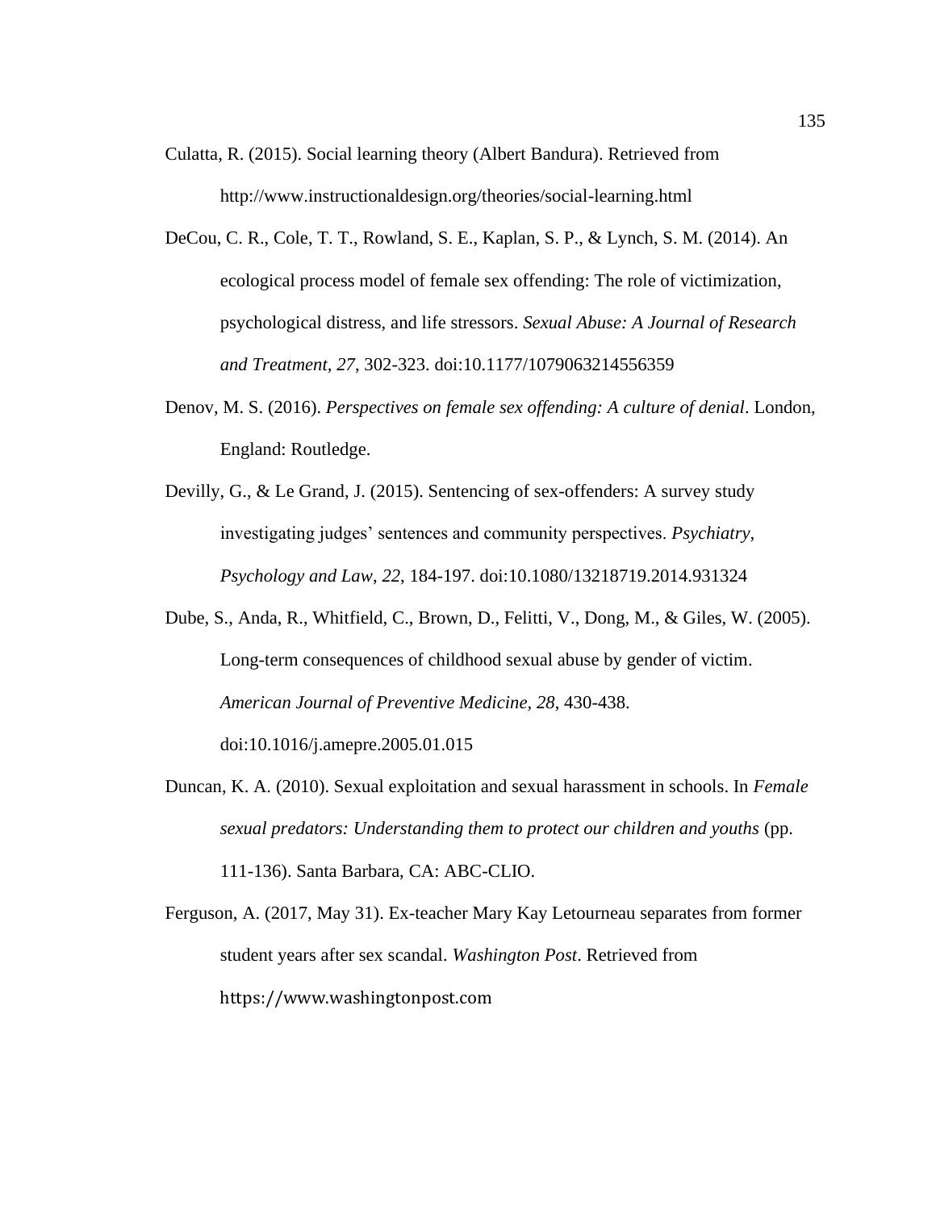Culatta, R. (2015). Social learning theory (Albert Bandura). Retrieved from http://www.instructionaldesign.org/theories/social-learning.html

DeCou, C. R., Cole, T. T., Rowland, S. E., Kaplan, S. P., & Lynch, S. M. (2014). An ecological process model of female sex offending: The role of victimization, psychological distress, and life stressors. *Sexual Abuse: A Journal of Research and Treatment, 27*, 302-323. doi:10.1177/1079063214556359

Denov, M. S. (2016). *Perspectives on female sex offending: A culture of denial*. London, England: Routledge.

Devilly, G., & Le Grand, J. (2015). Sentencing of sex-offenders: A survey study investigating judges' sentences and community perspectives. *Psychiatry, Psychology and Law, 22*, 184-197. doi:10.1080/13218719.2014.931324

Dube, S., Anda, R., Whitfield, C., Brown, D., Felitti, V., Dong, M., & Giles, W. (2005). Long-term consequences of childhood sexual abuse by gender of victim. *American Journal of Preventive Medicine, 28*, 430-438. doi:10.1016/j.amepre.2005.01.015

Duncan, K. A. (2010). Sexual exploitation and sexual harassment in schools. In *Female sexual predators: Understanding them to protect our children and youths* (pp. 111-136). Santa Barbara, CA: ABC-CLIO.

Ferguson, A. (2017, May 31). Ex-teacher Mary Kay Letourneau separates from former student years after sex scandal. *Washington Post*. Retrieved from https://www.washingtonpost.com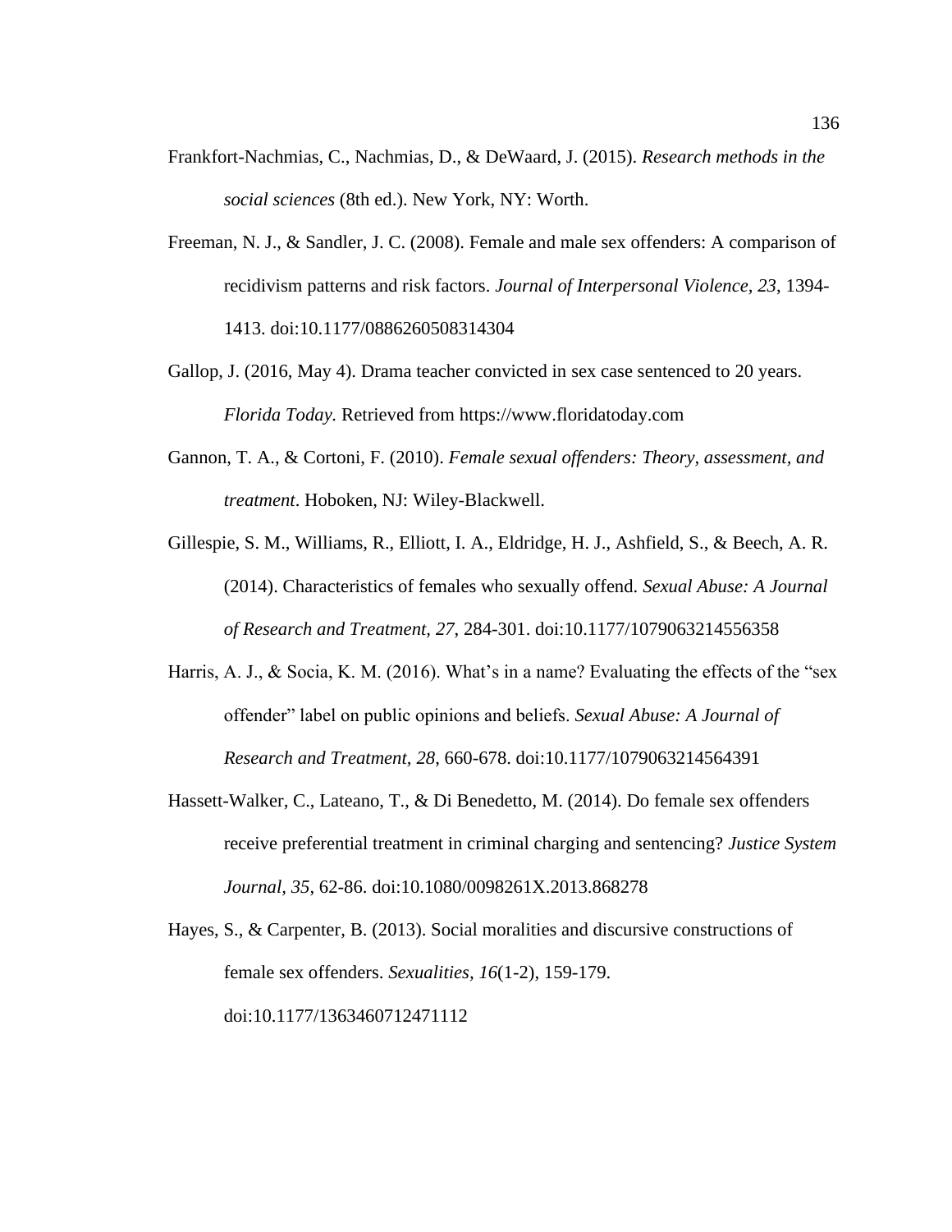Frankfort-Nachmias, C., Nachmias, D., & DeWaard, J. (2015). *Research methods in the social sciences* (8th ed.). New York, NY: Worth.

Freeman, N. J., & Sandler, J. C. (2008). Female and male sex offenders: A comparison of recidivism patterns and risk factors. *Journal of Interpersonal Violence, 23*, 1394-1413. doi:10.1177/0886260508314304

Gallop, J. (2016, May 4). Drama teacher convicted in sex case sentenced to 20 years. *Florida Today.* Retrieved from https://www.floridatoday.com

Gannon, T. A., & Cortoni, F. (2010). *Female sexual offenders: Theory, assessment, and treatment*. Hoboken, NJ: Wiley-Blackwell.

Gillespie, S. M., Williams, R., Elliott, I. A., Eldridge, H. J., Ashfield, S., & Beech, A. R. (2014). Characteristics of females who sexually offend. *Sexual Abuse: A Journal of Research and Treatment, 27*, 284-301. doi:10.1177/1079063214556358

Harris, A. J., & Socia, K. M. (2016). What's in a name? Evaluating the effects of the "sex offender" label on public opinions and beliefs. *Sexual Abuse: A Journal of Research and Treatment, 28*, 660-678. doi:10.1177/1079063214564391

Hassett-Walker, C., Lateano, T., & Di Benedetto, M. (2014). Do female sex offenders receive preferential treatment in criminal charging and sentencing? *Justice System Journal, 35*, 62-86. doi:10.1080/0098261X.2013.868278

Hayes, S., & Carpenter, B. (2013). Social moralities and discursive constructions of female sex offenders. *Sexualities, 16*(1-2), 159-179. doi:10.1177/1363460712471112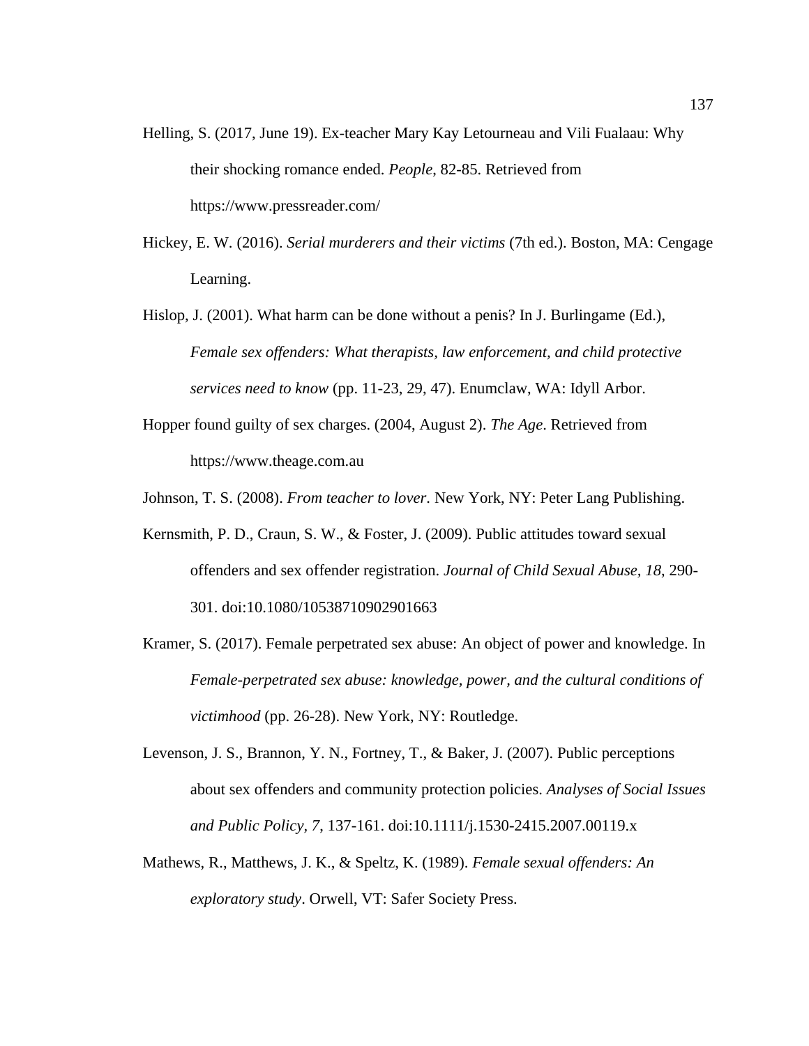Helling, S. (2017, June 19). Ex-teacher Mary Kay Letourneau and Vili Fualaau: Why their shocking romance ended. *People*, 82-85. Retrieved from https://www.pressreader.com/

Hickey, E. W. (2016). *Serial murderers and their victims* (7th ed.). Boston, MA: Cengage Learning.

Hislop, J. (2001). What harm can be done without a penis? In J. Burlingame (Ed.), *Female sex offenders: What therapists, law enforcement, and child protective services need to know* (pp. 11-23, 29, 47). Enumclaw, WA: Idyll Arbor.

Hopper found guilty of sex charges. (2004, August 2). *The Age*. Retrieved from https://www.theage.com.au

Johnson, T. S. (2008). *From teacher to lover*. New York, NY: Peter Lang Publishing.

Kernsmith, P. D., Craun, S. W., & Foster, J. (2009). Public attitudes toward sexual offenders and sex offender registration. *Journal of Child Sexual Abuse, 18*, 290-301. doi:10.1080/10538710902901663

Kramer, S. (2017). Female perpetrated sex abuse: An object of power and knowledge. In *Female-perpetrated sex abuse: knowledge, power, and the cultural conditions of victimhood* (pp. 26-28). New York, NY: Routledge.

Levenson, J. S., Brannon, Y. N., Fortney, T., & Baker, J. (2007). Public perceptions about sex offenders and community protection policies. *Analyses of Social Issues and Public Policy, 7*, 137-161. doi:10.1111/j.1530-2415.2007.00119.x

Mathews, R., Matthews, J. K., & Speltz, K. (1989). *Female sexual offenders: An exploratory study*. Orwell, VT: Safer Society Press.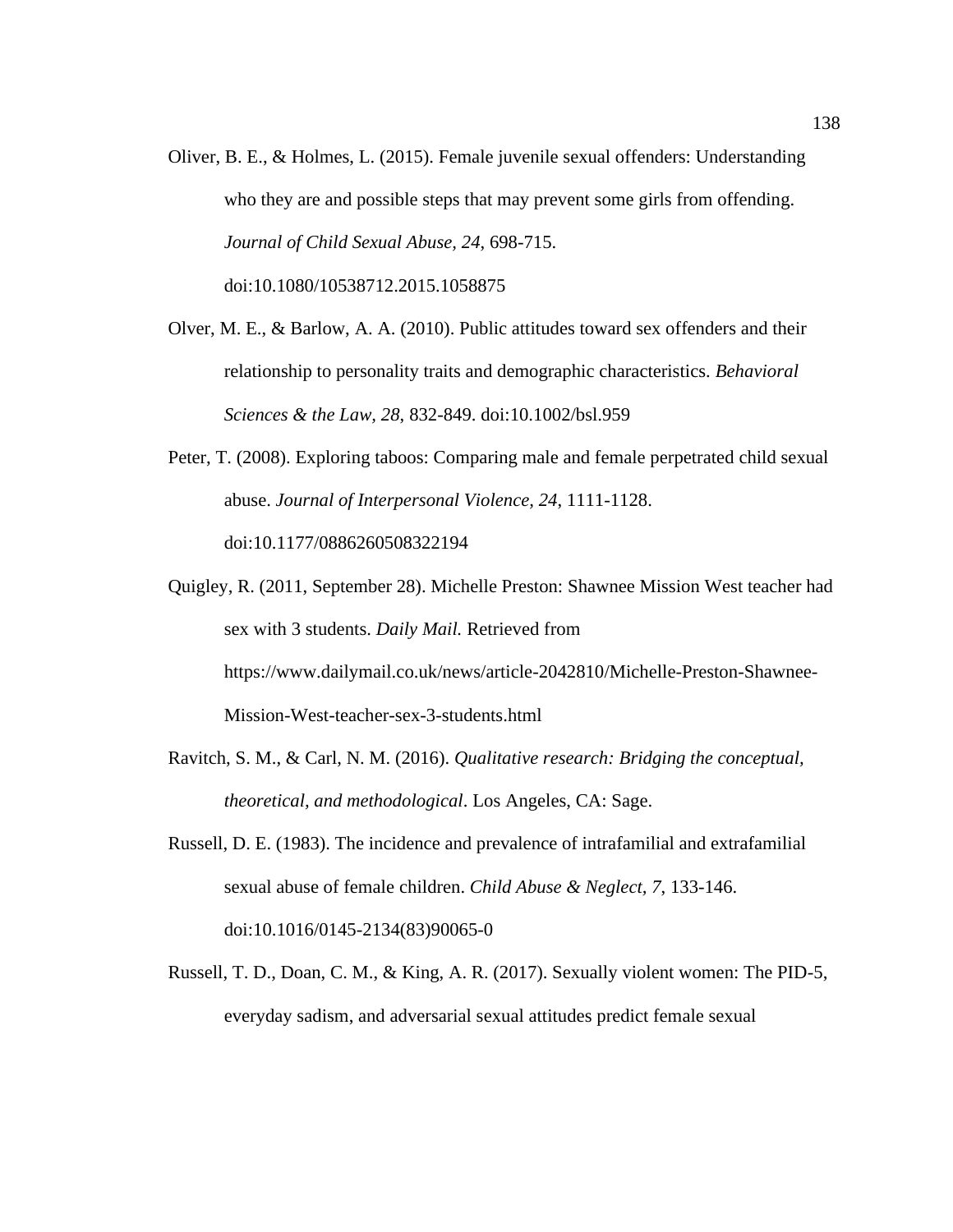Oliver, B. E., & Holmes, L. (2015). Female juvenile sexual offenders: Understanding who they are and possible steps that may prevent some girls from offending. *Journal of Child Sexual Abuse, 24*, 698-715. doi:10.1080/10538712.2015.1058875

Olver, M. E., & Barlow, A. A. (2010). Public attitudes toward sex offenders and their relationship to personality traits and demographic characteristics. *Behavioral Sciences & the Law, 28*, 832-849. doi:10.1002/bsl.959

Peter, T. (2008). Exploring taboos: Comparing male and female perpetrated child sexual abuse. *Journal of Interpersonal Violence, 24,* 1111-1128. doi:10.1177/0886260508322194

Quigley, R. (2011, September 28). Michelle Preston: Shawnee Mission West teacher had sex with 3 students. *Daily Mail.* Retrieved from https://www.dailymail.co.uk/news/article-2042810/Michelle-Preston-Shawnee-Mission-West-teacher-sex-3-students.html

Ravitch, S. M., & Carl, N. M. (2016). *Qualitative research: Bridging the conceptual, theoretical, and methodological*. Los Angeles, CA: Sage.

Russell, D. E. (1983). The incidence and prevalence of intrafamilial and extrafamilial sexual abuse of female children. *Child Abuse & Neglect, 7*, 133-146. doi:10.1016/0145-2134(83)90065-0

Russell, T. D., Doan, C. M., & King, A. R. (2017). Sexually violent women: The PID-5, everyday sadism, and adversarial sexual attitudes predict female sexual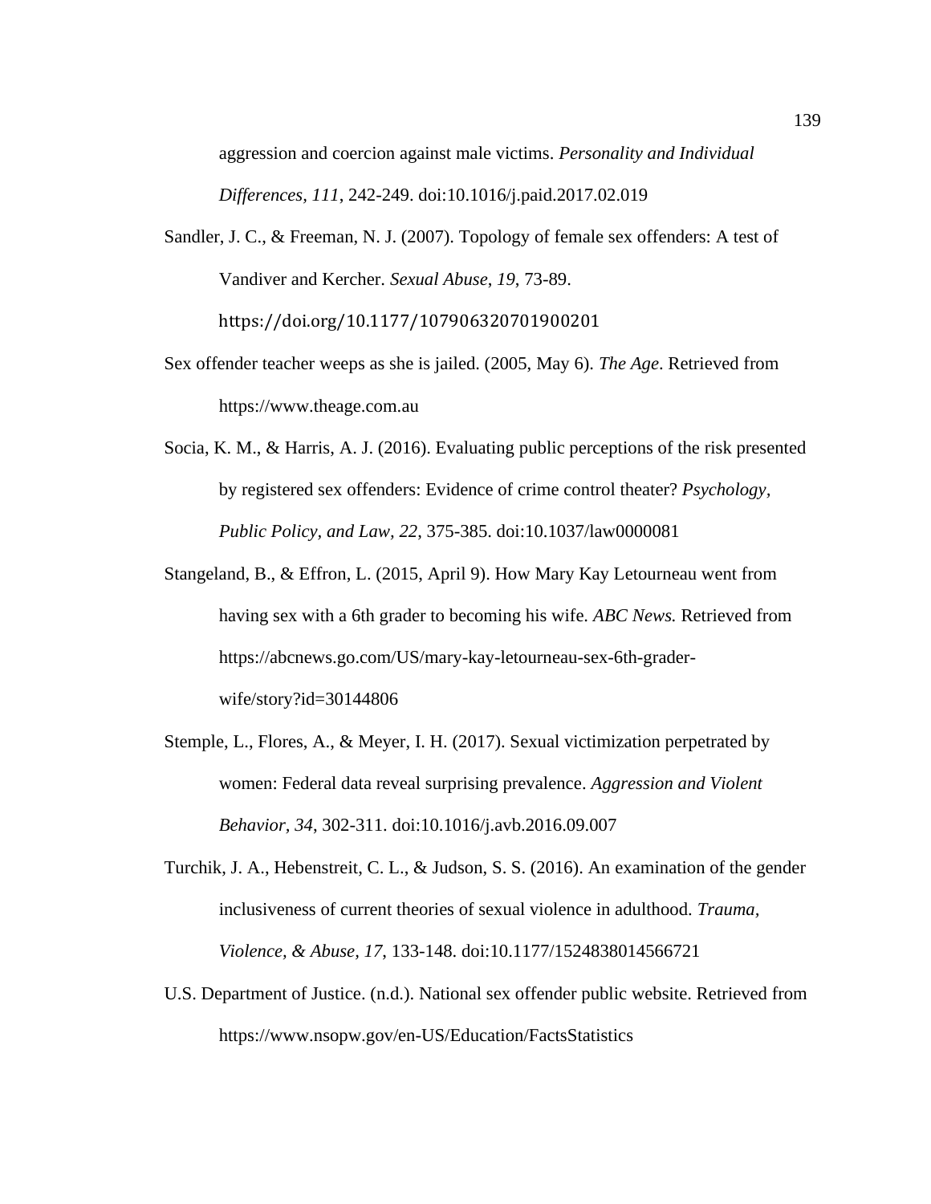aggression and coercion against male victims. *Personality and Individual Differences, 111*, 242-249. doi:10.1016/j.paid.2017.02.019

Sandler, J. C., & Freeman, N. J. (2007). Topology of female sex offenders: A test of Vandiver and Kercher. *Sexual Abuse, 19*, 73-89. https://doi.org/10.1177/107906320701900201

Sex offender teacher weeps as she is jailed. (2005, May 6). *The Age*. Retrieved from https://www.theage.com.au

Socia, K. M., & Harris, A. J. (2016). Evaluating public perceptions of the risk presented by registered sex offenders: Evidence of crime control theater? *Psychology, Public Policy, and Law, 22*, 375-385. doi:10.1037/law0000081

Stangeland, B., & Effron, L. (2015, April 9). How Mary Kay Letourneau went from having sex with a 6th grader to becoming his wife. *ABC News.* Retrieved from https://abcnews.go.com/US/mary-kay-letourneau-sex-6th-grader-wife/story?id=30144806

Stemple, L., Flores, A., & Meyer, I. H. (2017). Sexual victimization perpetrated by women: Federal data reveal surprising prevalence. *Aggression and Violent Behavior, 34*, 302-311. doi:10.1016/j.avb.2016.09.007

Turchik, J. A., Hebenstreit, C. L., & Judson, S. S. (2016). An examination of the gender inclusiveness of current theories of sexual violence in adulthood. *Trauma, Violence, & Abuse, 17*, 133-148. doi:10.1177/1524838014566721

U.S. Department of Justice. (n.d.). National sex offender public website. Retrieved from https://www.nsopw.gov/en-US/Education/FactsStatistics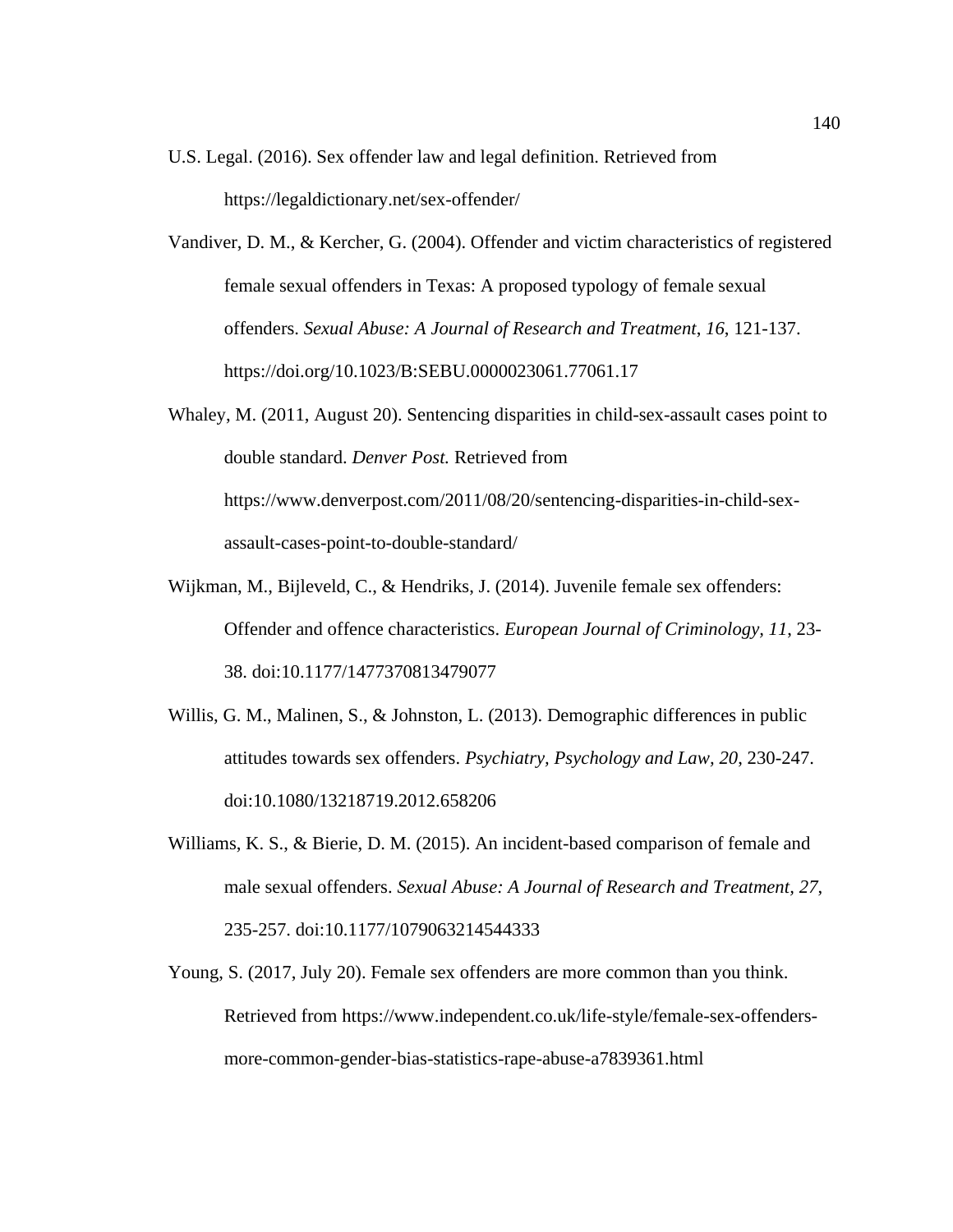U.S. Legal. (2016). Sex offender law and legal definition. Retrieved from https://legaldictionary.net/sex-offender/

Vandiver, D. M., & Kercher, G. (2004). Offender and victim characteristics of registered female sexual offenders in Texas: A proposed typology of female sexual offenders. *Sexual Abuse: A Journal of Research and Treatment*, *16*, 121-137. https://doi.org/10.1023/B:SEBU.0000023061.77061.17

Whaley, M. (2011, August 20). Sentencing disparities in child-sex-assault cases point to double standard. *Denver Post.* Retrieved from https://www.denverpost.com/2011/08/20/sentencing-disparities-in-child-sex-assault-cases-point-to-double-standard/

Wijkman, M., Bijleveld, C., & Hendriks, J. (2014). Juvenile female sex offenders: Offender and offence characteristics. *European Journal of Criminology, 11*, 23-38. doi:10.1177/1477370813479077

Willis, G. M., Malinen, S., & Johnston, L. (2013). Demographic differences in public attitudes towards sex offenders. *Psychiatry, Psychology and Law, 20*, 230-247. doi:10.1080/13218719.2012.658206

Williams, K. S., & Bierie, D. M. (2015). An incident-based comparison of female and male sexual offenders. *Sexual Abuse: A Journal of Research and Treatment, 27*, 235-257. doi:10.1177/1079063214544333

Young, S. (2017, July 20). Female sex offenders are more common than you think. Retrieved from https://www.independent.co.uk/life-style/female-sex-offenders-more-common-gender-bias-statistics-rape-abuse-a7839361.html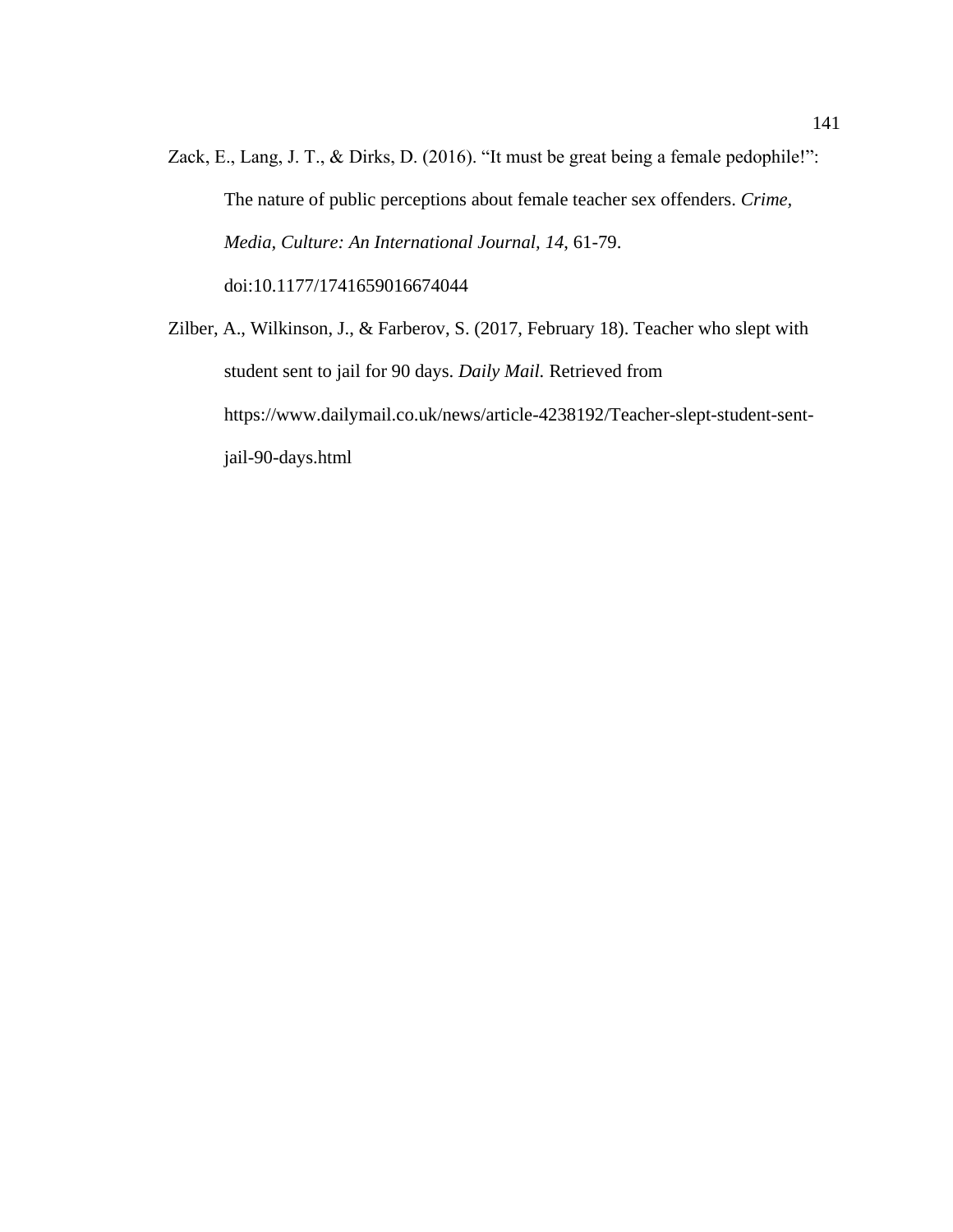Zack, E., Lang, J. T., & Dirks, D. (2016). “It must be great being a female pedophile!”: The nature of public perceptions about female teacher sex offenders. *Crime, Media, Culture: An International Journal*, *14*, 61-79. doi:10.1177/1741659016674044

Zilber, A., Wilkinson, J., & Farberov, S. (2017, February 18). Teacher who slept with student sent to jail for 90 days. *Daily Mail.* Retrieved from https://www.dailymail.co.uk/news/article-4238192/Teacher-slept-student-sent-jail-90-days.html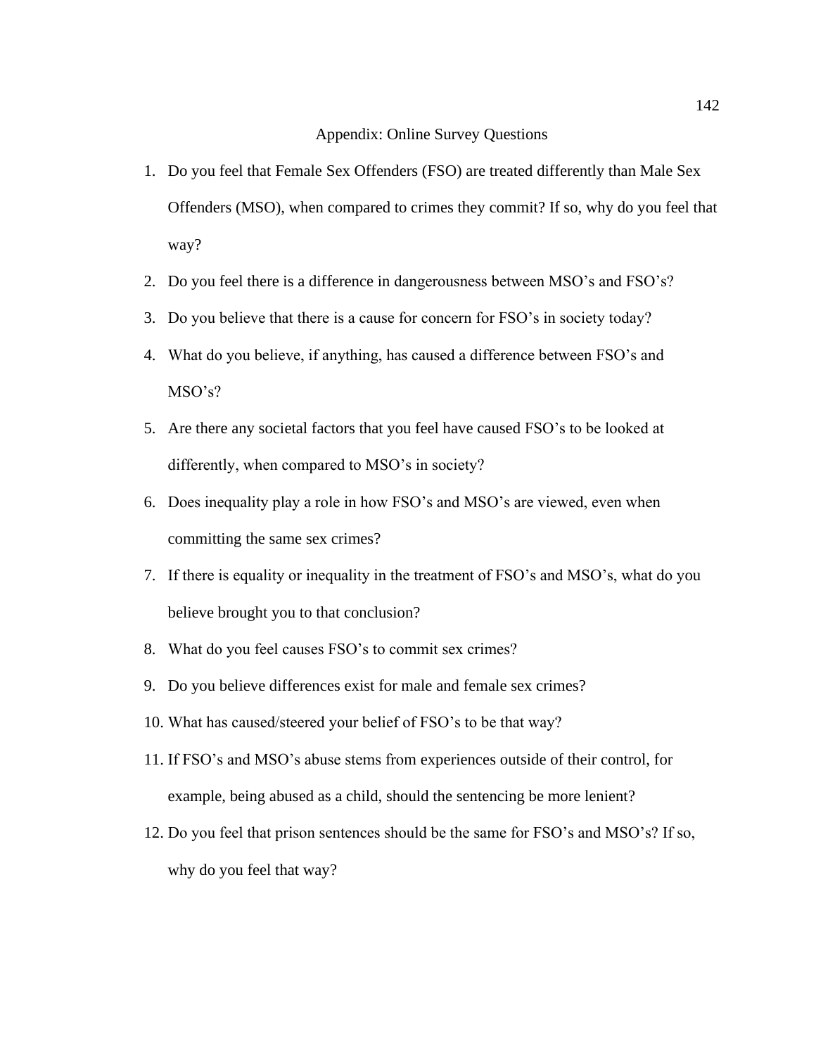# Appendix: Online Survey Questions

1. Do you feel that Female Sex Offenders (FSO) are treated differently than Male Sex Offenders (MSO), when compared to crimes they commit? If so, why do you feel that way?
2. Do you feel there is a difference in dangerousness between MSO's and FSO's?
3. Do you believe that there is a cause for concern for FSO's in society today?
4. What do you believe, if anything, has caused a difference between FSO's and MSO's?
5. Are there any societal factors that you feel have caused FSO's to be looked at differently, when compared to MSO's in society?
6. Does inequality play a role in how FSO's and MSO's are viewed, even when committing the same sex crimes?
7. If there is equality or inequality in the treatment of FSO's and MSO's, what do you believe brought you to that conclusion?
8. What do you feel causes FSO's to commit sex crimes?
9. Do you believe differences exist for male and female sex crimes?
10. What has caused/steered your belief of FSO's to be that way?
11. If FSO's and MSO's abuse stems from experiences outside of their control, for example, being abused as a child, should the sentencing be more lenient?
12. Do you feel that prison sentences should be the same for FSO's and MSO's? If so, why do you feel that way?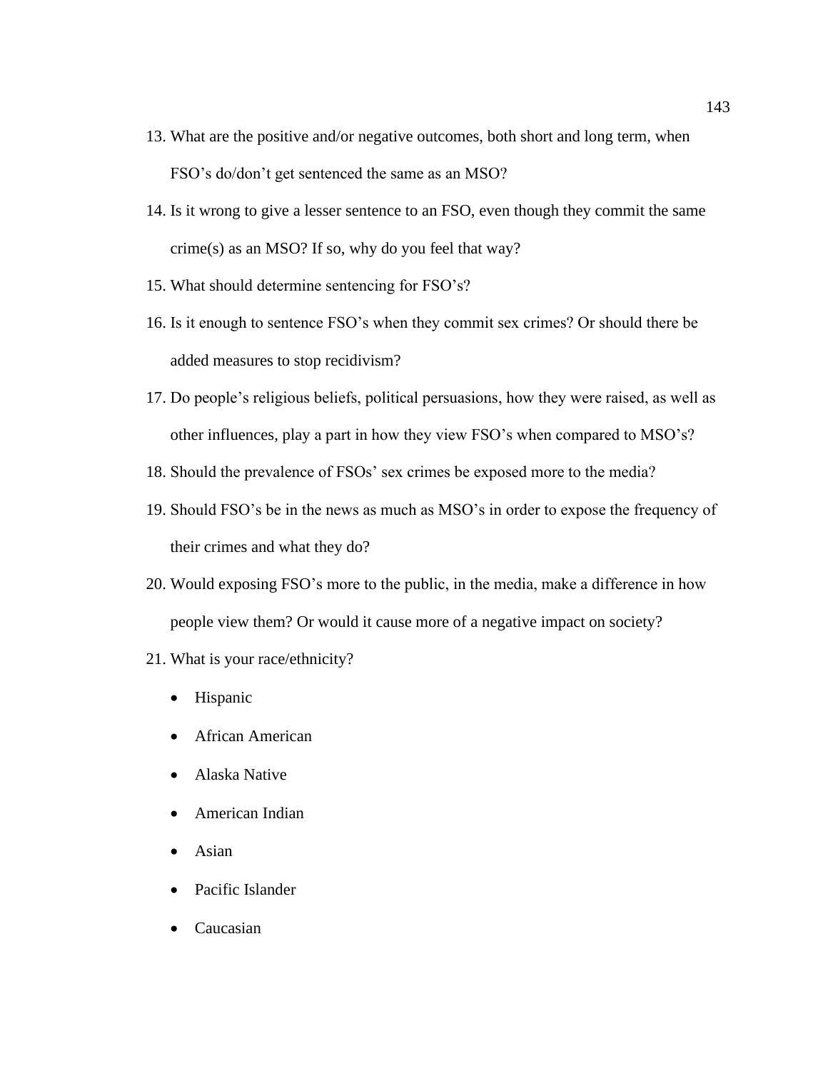13. What are the positive and/or negative outcomes, both short and long term, when FSO's do/don't get sentenced the same as an MSO?
14. Is it wrong to give a lesser sentence to an FSO, even though they commit the same crime(s) as an MSO? If so, why do you feel that way?
15. What should determine sentencing for FSO's?
16. Is it enough to sentence FSO's when they commit sex crimes? Or should there be added measures to stop recidivism?
17. Do people's religious beliefs, political persuasions, how they were raised, as well as other influences, play a part in how they view FSO's when compared to MSO's?
18. Should the prevalence of FSOs' sex crimes be exposed more to the media?
19. Should FSO's be in the news as much as MSO's in order to expose the frequency of their crimes and what they do?
20. Would exposing FSO's more to the public, in the media, make a difference in how people view them? Or would it cause more of a negative impact on society?
21. What is your race/ethnicity?
    - Hispanic
    - African American
    - Alaska Native
    - American Indian
    - Asian
    - Pacific Islander
    - Caucasian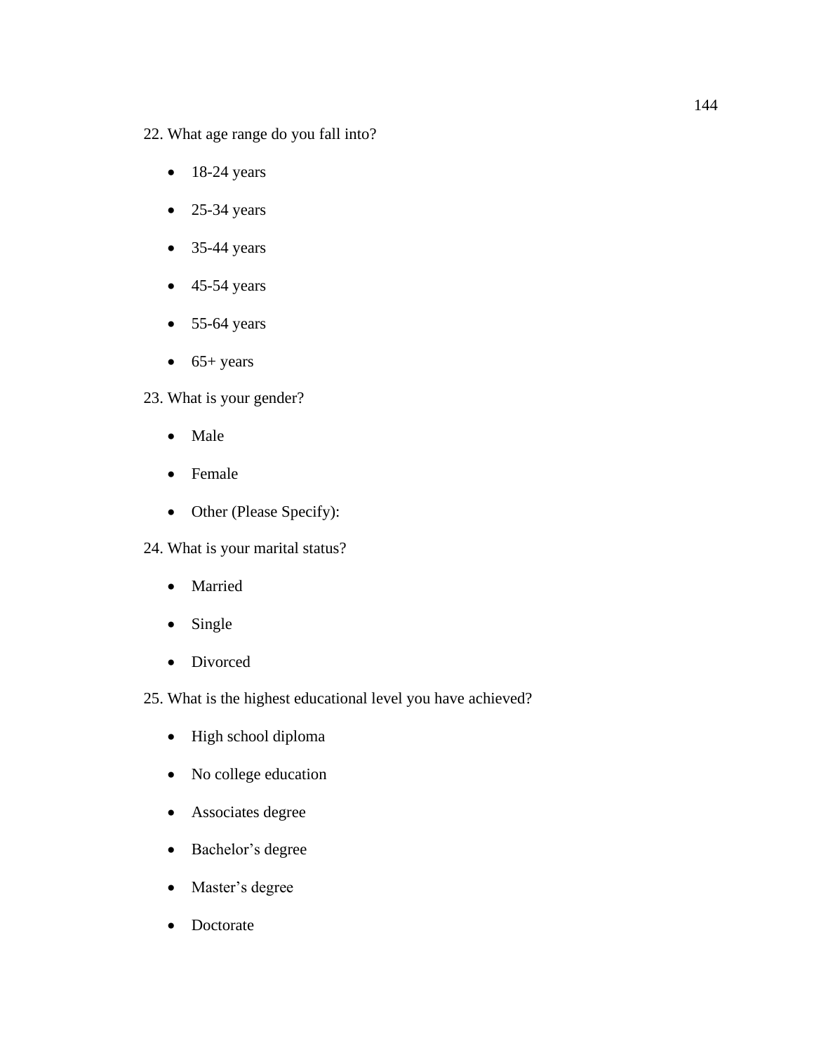22. What age range do you fall into?

- 18-24 years
- 25-34 years
- 35-44 years
- 45-54 years
- 55-64 years
- 65+ years

23. What is your gender?

- Male
- Female
- Other (Please Specify):

24. What is your marital status?

- Married
- Single
- Divorced

25. What is the highest educational level you have achieved?

- High school diploma
- No college education
- Associates degree
- Bachelor’s degree
- Master’s degree
- Doctorate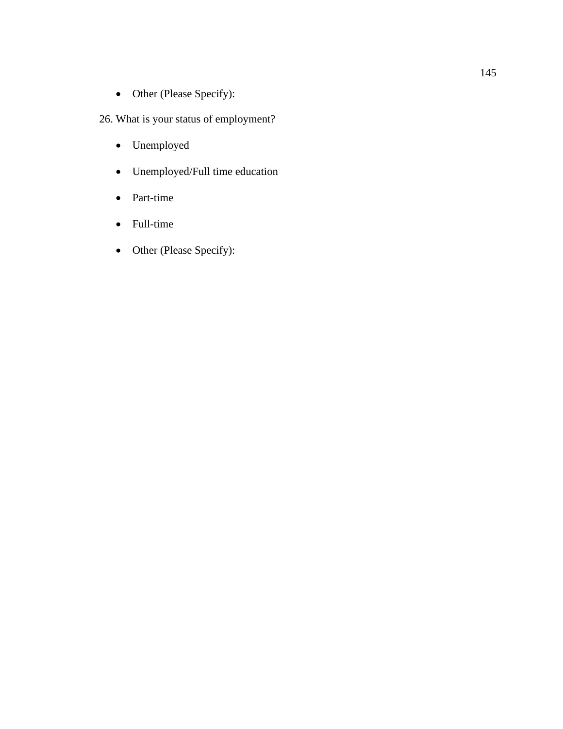- Other (Please Specify):

26. What is your status of employment?

- Unemployed
- Unemployed/Full time education
- Part-time
- Full-time
- Other (Please Specify):